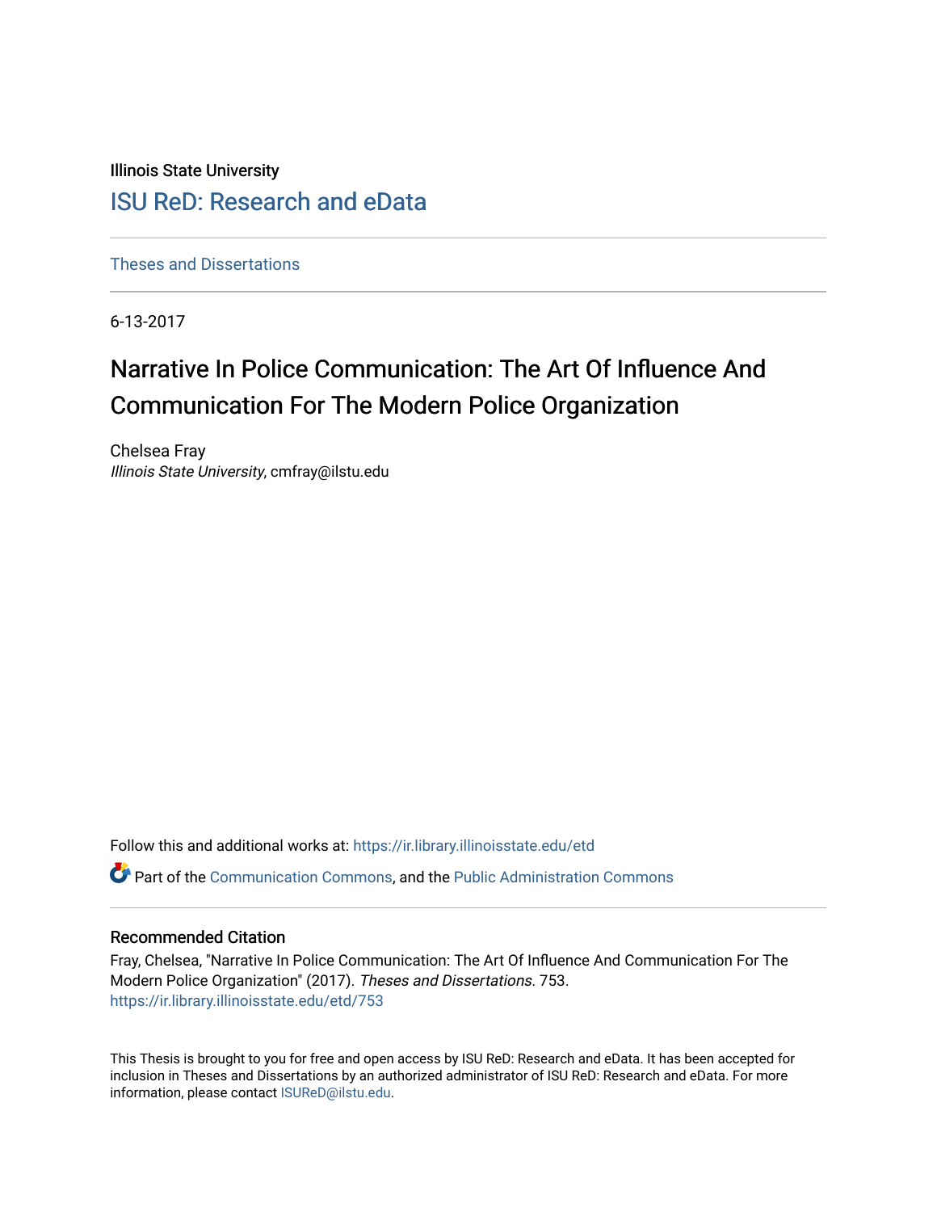Illinois State University

## ISU ReD: Research and eData

Theses and Dissertations

6-13-2017

# Narrative In Police Communication: The Art Of Influence And Communication For The Modern Police Organization

Chelsea Fray
*Illinois State University*, cmfray@ilstu.edu

Follow this and additional works at: https://ir.library.illinoisstate.edu/etd

Part of the Communication Commons, and the Public Administration Commons

### Recommended Citation

Fray, Chelsea, "Narrative In Police Communication: The Art Of Influence And Communication For The Modern Police Organization" (2017). *Theses and Dissertations*. 753.
https://ir.library.illinoisstate.edu/etd/753

This Thesis is brought to you for free and open access by ISU ReD: Research and eData. It has been accepted for inclusion in Theses and Dissertations by an authorized administrator of ISU ReD: Research and eData. For more information, please contact ISUReD@ilstu.edu.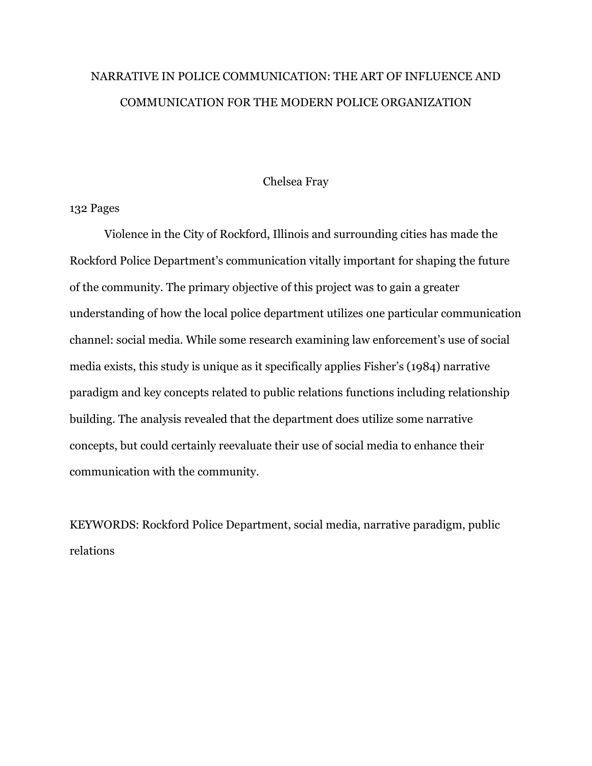# NARRATIVE IN POLICE COMMUNICATION: THE ART OF INFLUENCE AND COMMUNICATION FOR THE MODERN POLICE ORGANIZATION

Chelsea Fray

132 Pages

Violence in the City of Rockford, Illinois and surrounding cities has made the Rockford Police Department's communication vitally important for shaping the future of the community. The primary objective of this project was to gain a greater understanding of how the local police department utilizes one particular communication channel: social media. While some research examining law enforcement's use of social media exists, this study is unique as it specifically applies Fisher's (1984) narrative paradigm and key concepts related to public relations functions including relationship building. The analysis revealed that the department does utilize some narrative concepts, but could certainly reevaluate their use of social media to enhance their communication with the community.

KEYWORDS: Rockford Police Department, social media, narrative paradigm, public relations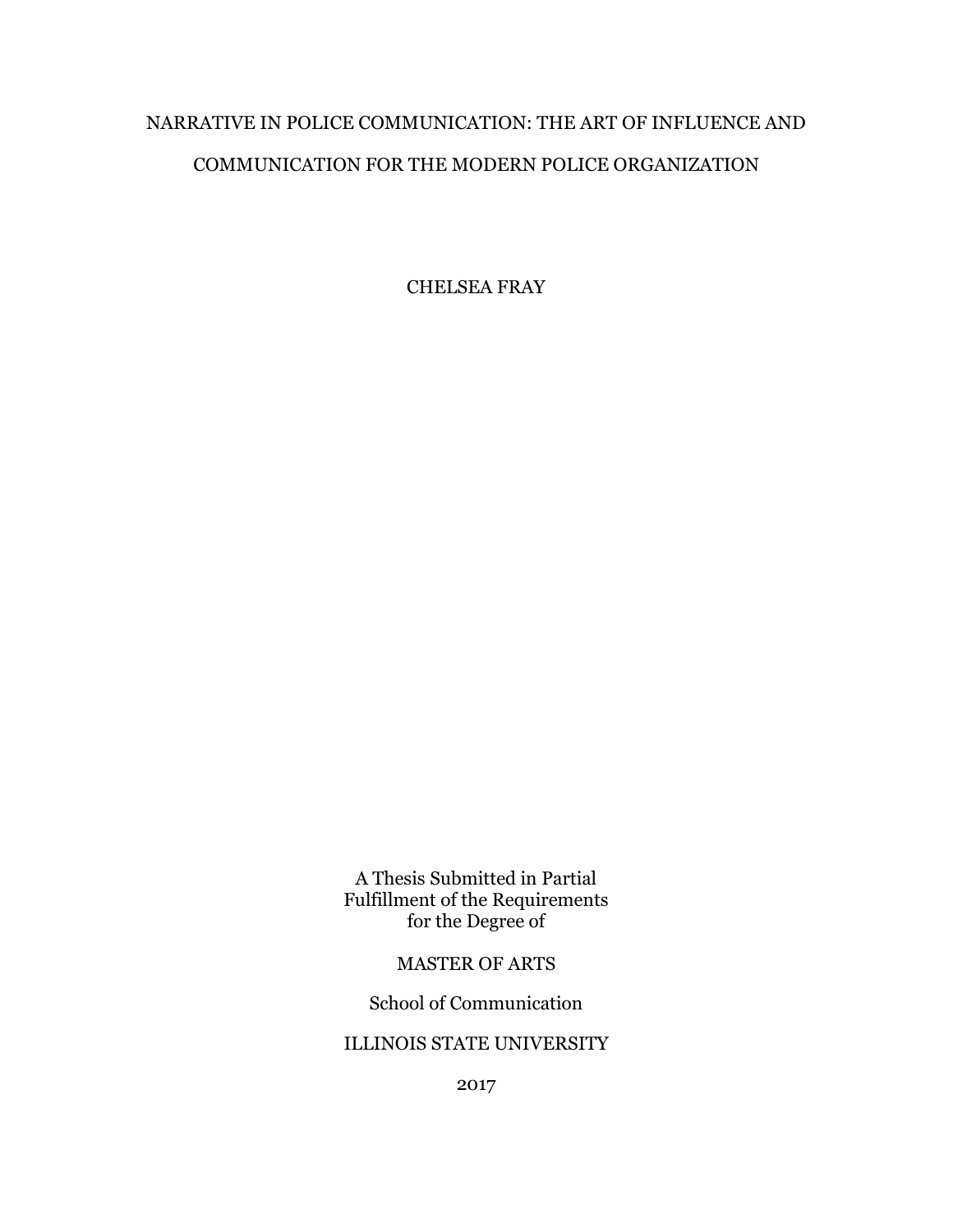# NARRATIVE IN POLICE COMMUNICATION: THE ART OF INFLUENCE AND COMMUNICATION FOR THE MODERN POLICE ORGANIZATION

CHELSEA FRAY

A Thesis Submitted in Partial
Fulfillment of the Requirements
for the Degree of

MASTER OF ARTS

School of Communication

ILLINOIS STATE UNIVERSITY

2017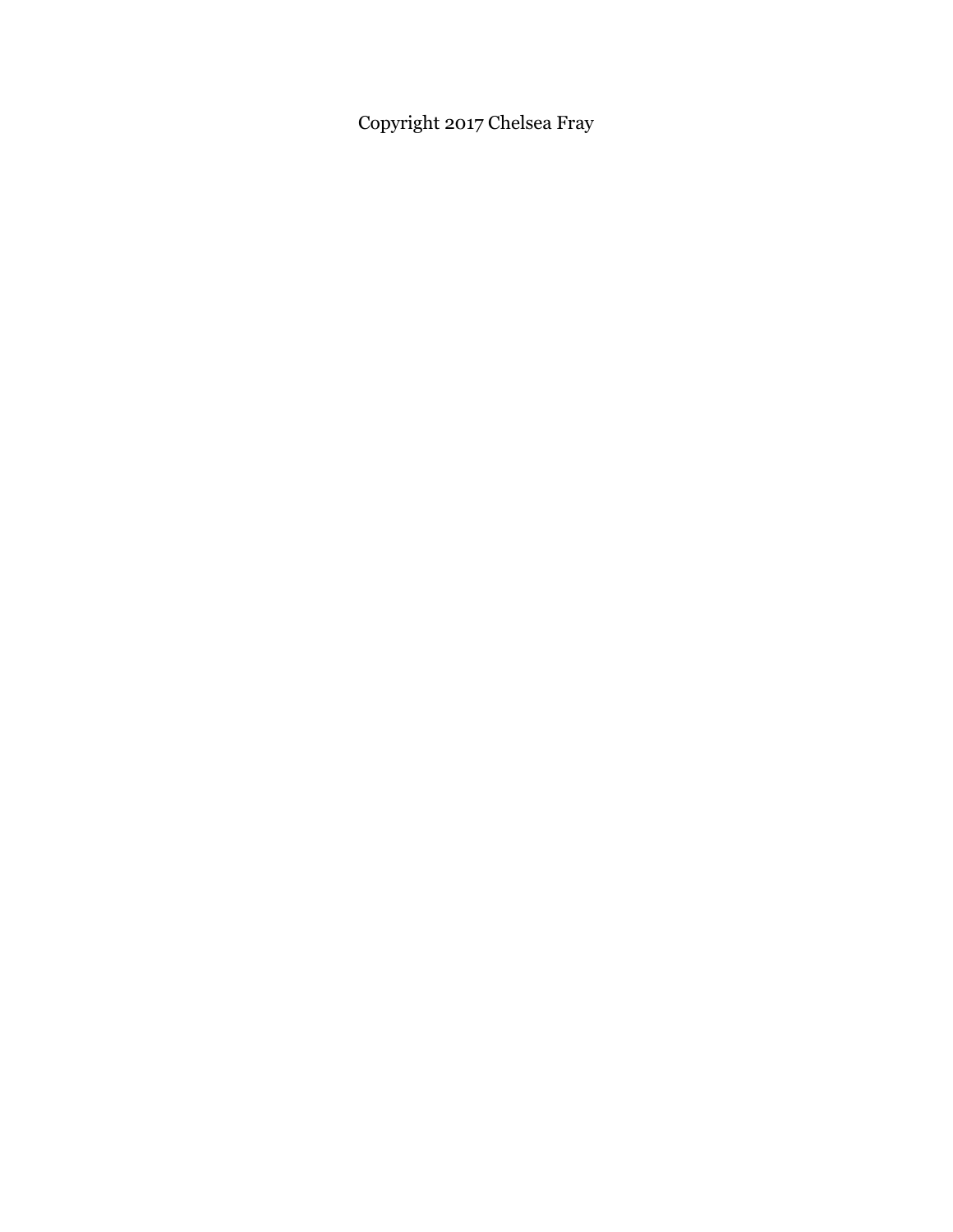Copyright 2017 Chelsea Fray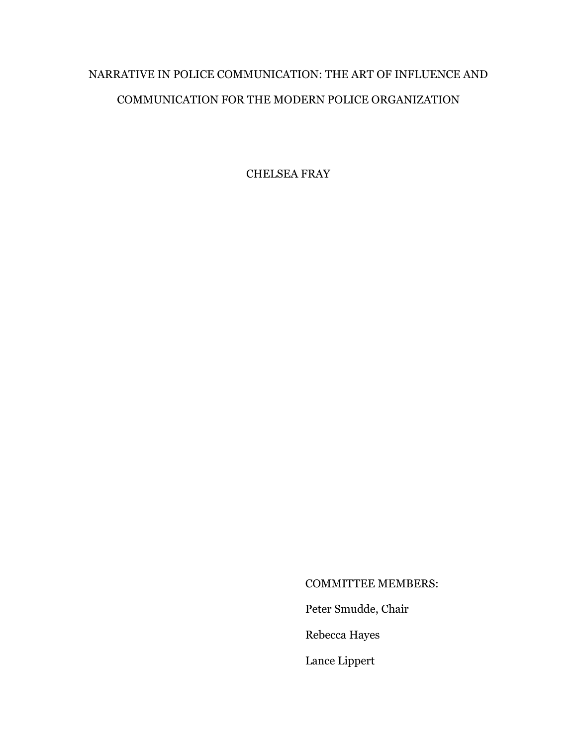NARRATIVE IN POLICE COMMUNICATION: THE ART OF INFLUENCE AND COMMUNICATION FOR THE MODERN POLICE ORGANIZATION

CHELSEA FRAY

COMMITTEE MEMBERS:

Peter Smudde, Chair

Rebecca Hayes

Lance Lippert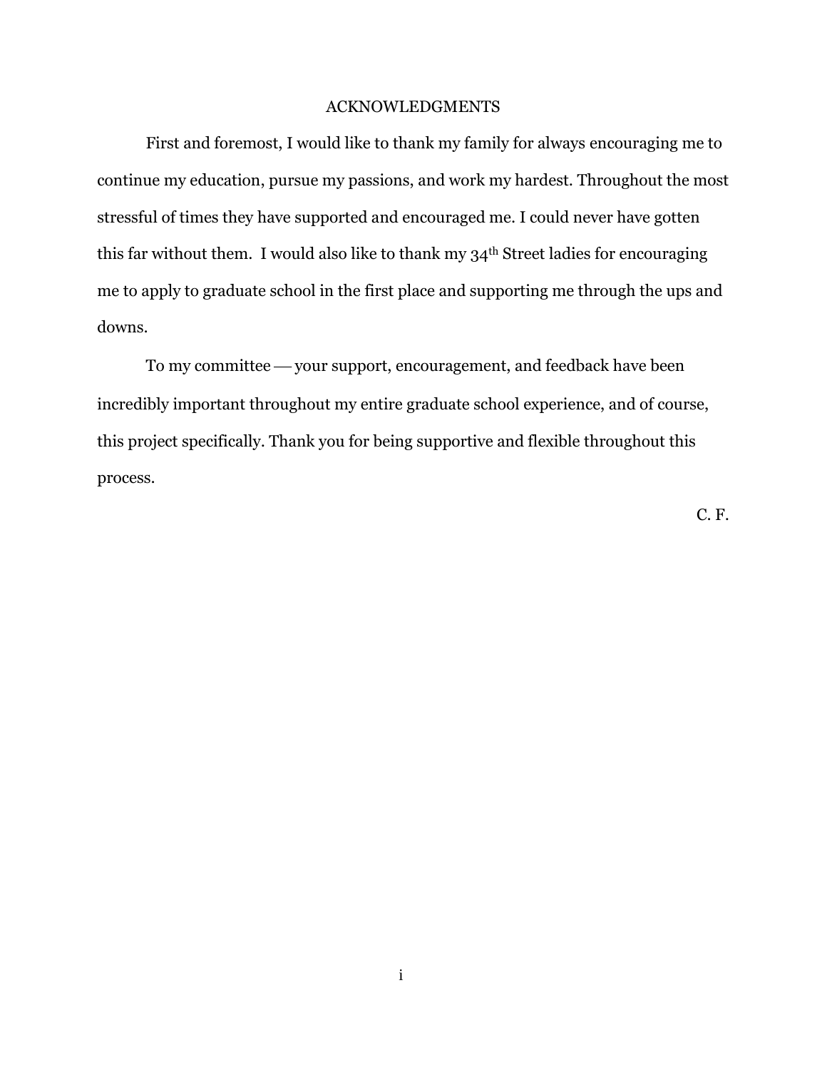# ACKNOWLEDGMENTS

First and foremost, I would like to thank my family for always encouraging me to continue my education, pursue my passions, and work my hardest. Throughout the most stressful of times they have supported and encouraged me. I could never have gotten this far without them. I would also like to thank my 34th Street ladies for encouraging me to apply to graduate school in the first place and supporting me through the ups and downs.

To my committee — your support, encouragement, and feedback have been incredibly important throughout my entire graduate school experience, and of course, this project specifically. Thank you for being supportive and flexible throughout this process.

C. F.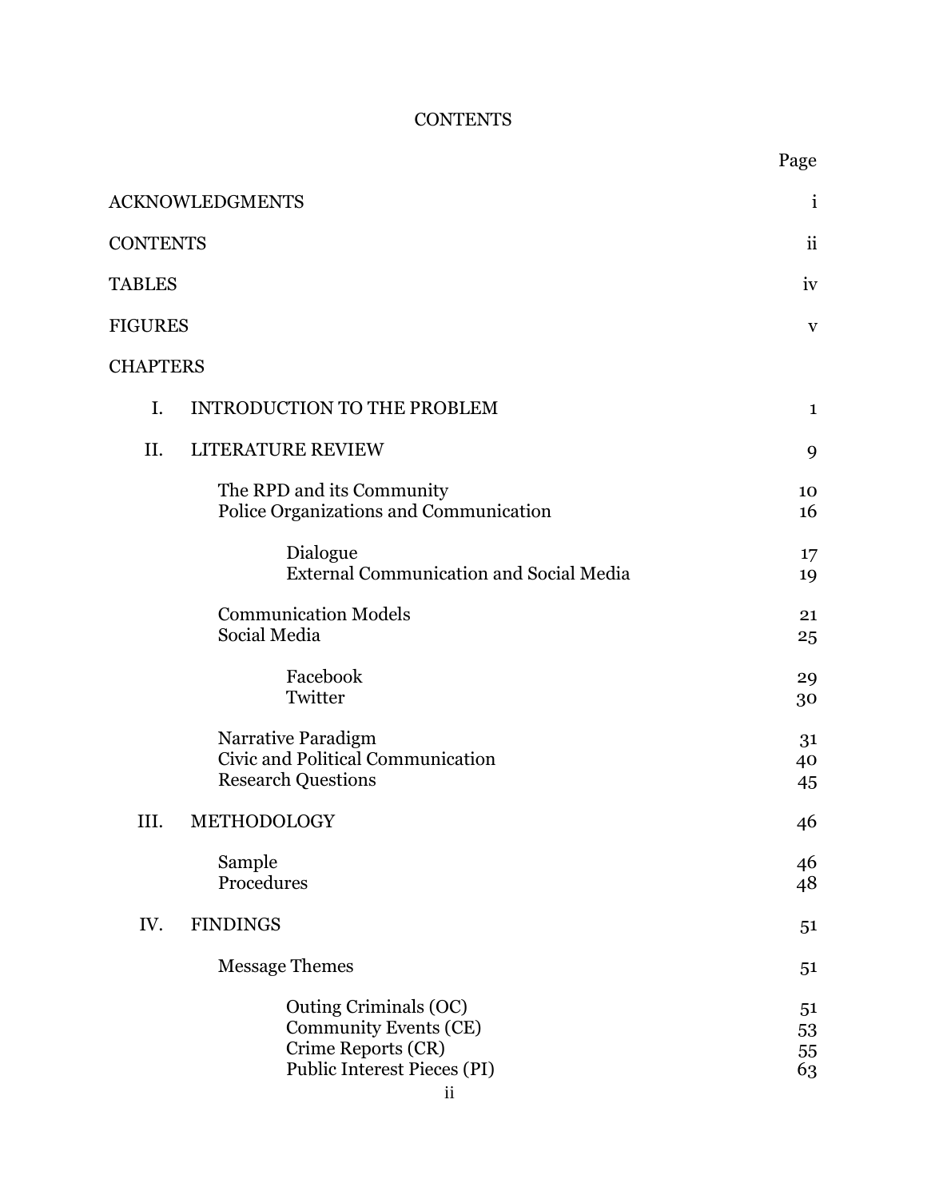# CONTENTS

| | Page |
|---|---|
| ACKNOWLEDGMENTS | i |
| CONTENTS | ii |
| TABLES | iv |
| FIGURES | v |
| CHAPTERS | |
| I. INTRODUCTION TO THE PROBLEM | 1 |
| II. LITERATURE REVIEW | 9 |
| The RPD and its Community | 10 |
| Police Organizations and Communication | 16 |
| Dialogue | 17 |
| External Communication and Social Media | 19 |
| Communication Models | 21 |
| Social Media | 25 |
| Facebook | 29 |
| Twitter | 30 |
| Narrative Paradigm | 31 |
| Civic and Political Communication | 40 |
| Research Questions | 45 |
| III. METHODOLOGY | 46 |
| Sample | 46 |
| Procedures | 48 |
| IV. FINDINGS | 51 |
| Message Themes | 51 |
| Outing Criminals (OC) | 51 |
| Community Events (CE) | 53 |
| Crime Reports (CR) | 55 |
| Public Interest Pieces (PI) | 63 |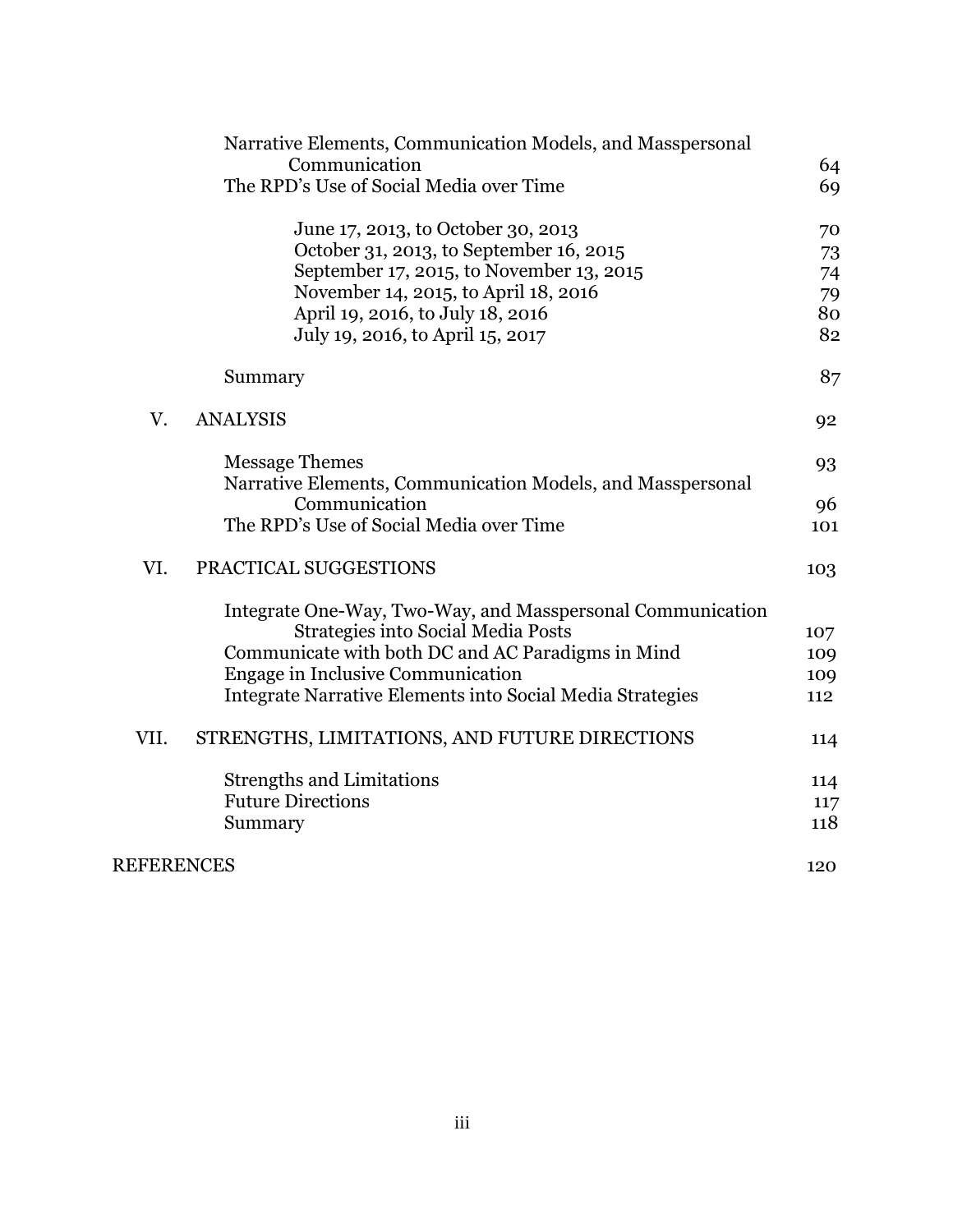| | | |
|---|---|---|
| | Narrative Elements, Communication Models, and Masspersonal Communication | 64 |
| | The RPD's Use of Social Media over Time | 69 |
| | June 17, 2013, to October 30, 2013 | 70 |
| | October 31, 2013, to September 16, 2015 | 73 |
| | September 17, 2015, to November 13, 2015 | 74 |
| | November 14, 2015, to April 18, 2016 | 79 |
| | April 19, 2016, to July 18, 2016 | 80 |
| | July 19, 2016, to April 15, 2017 | 82 |
| | Summary | 87 |
| V. | ANALYSIS | 92 |
| | Message Themes | 93 |
| | Narrative Elements, Communication Models, and Masspersonal Communication | 96 |
| | The RPD's Use of Social Media over Time | 101 |
| VI. | PRACTICAL SUGGESTIONS | 103 |
| | Integrate One-Way, Two-Way, and Masspersonal Communication Strategies into Social Media Posts | 107 |
| | Communicate with both DC and AC Paradigms in Mind | 109 |
| | Engage in Inclusive Communication | 109 |
| | Integrate Narrative Elements into Social Media Strategies | 112 |
| VII. | STRENGTHS, LIMITATIONS, AND FUTURE DIRECTIONS | 114 |
| | Strengths and Limitations | 114 |
| | Future Directions | 117 |
| | Summary | 118 |
| REFERENCES | | 120 |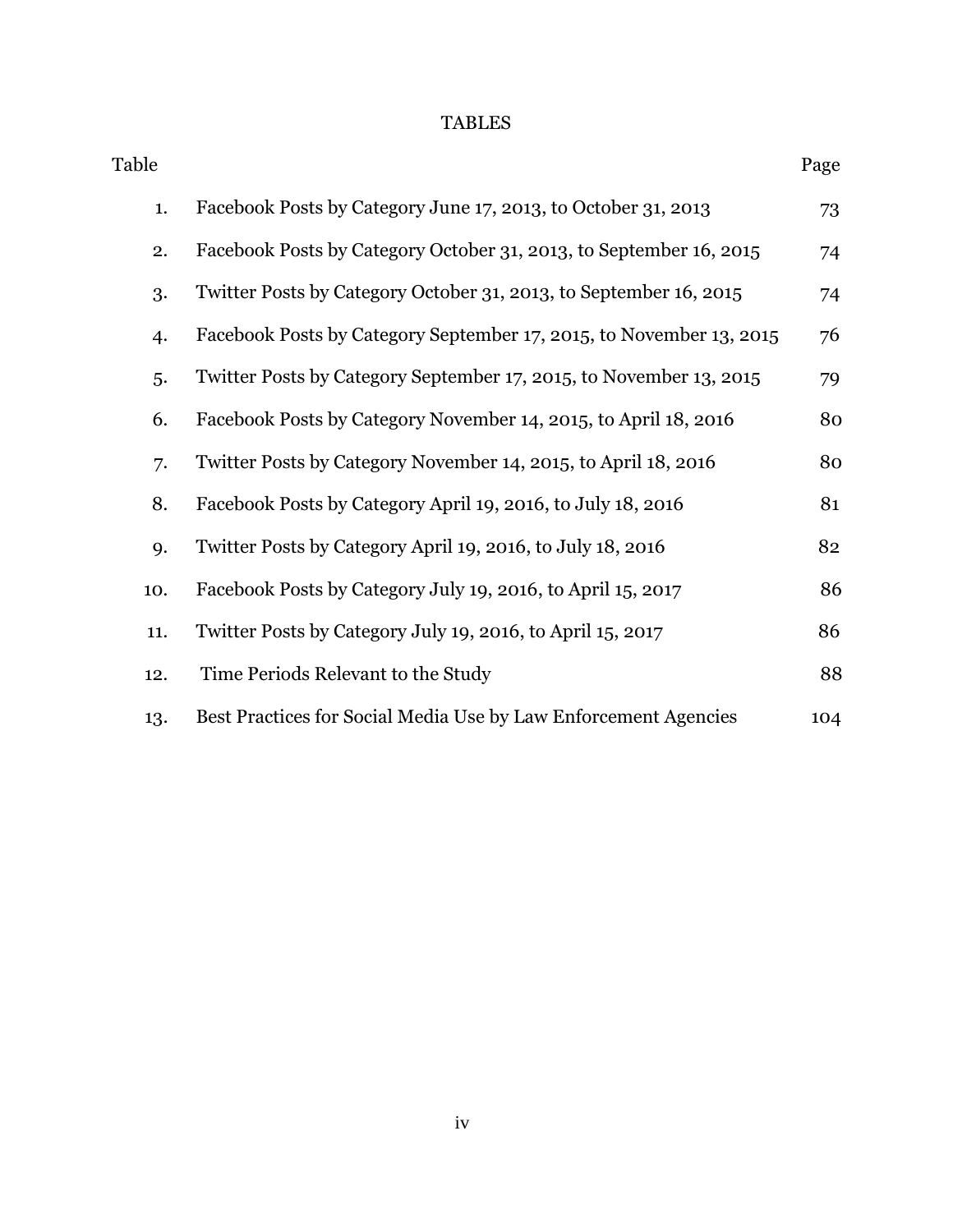# TABLES

| Table | | Page |
|---|---|---|
| 1. | Facebook Posts by Category June 17, 2013, to October 31, 2013 | 73 |
| 2. | Facebook Posts by Category October 31, 2013, to September 16, 2015 | 74 |
| 3. | Twitter Posts by Category October 31, 2013, to September 16, 2015 | 74 |
| 4. | Facebook Posts by Category September 17, 2015, to November 13, 2015 | 76 |
| 5. | Twitter Posts by Category September 17, 2015, to November 13, 2015 | 79 |
| 6. | Facebook Posts by Category November 14, 2015, to April 18, 2016 | 80 |
| 7. | Twitter Posts by Category November 14, 2015, to April 18, 2016 | 80 |
| 8. | Facebook Posts by Category April 19, 2016, to July 18, 2016 | 81 |
| 9. | Twitter Posts by Category April 19, 2016, to July 18, 2016 | 82 |
| 10. | Facebook Posts by Category July 19, 2016, to April 15, 2017 | 86 |
| 11. | Twitter Posts by Category July 19, 2016, to April 15, 2017 | 86 |
| 12. | Time Periods Relevant to the Study | 88 |
| 13. | Best Practices for Social Media Use by Law Enforcement Agencies | 104 |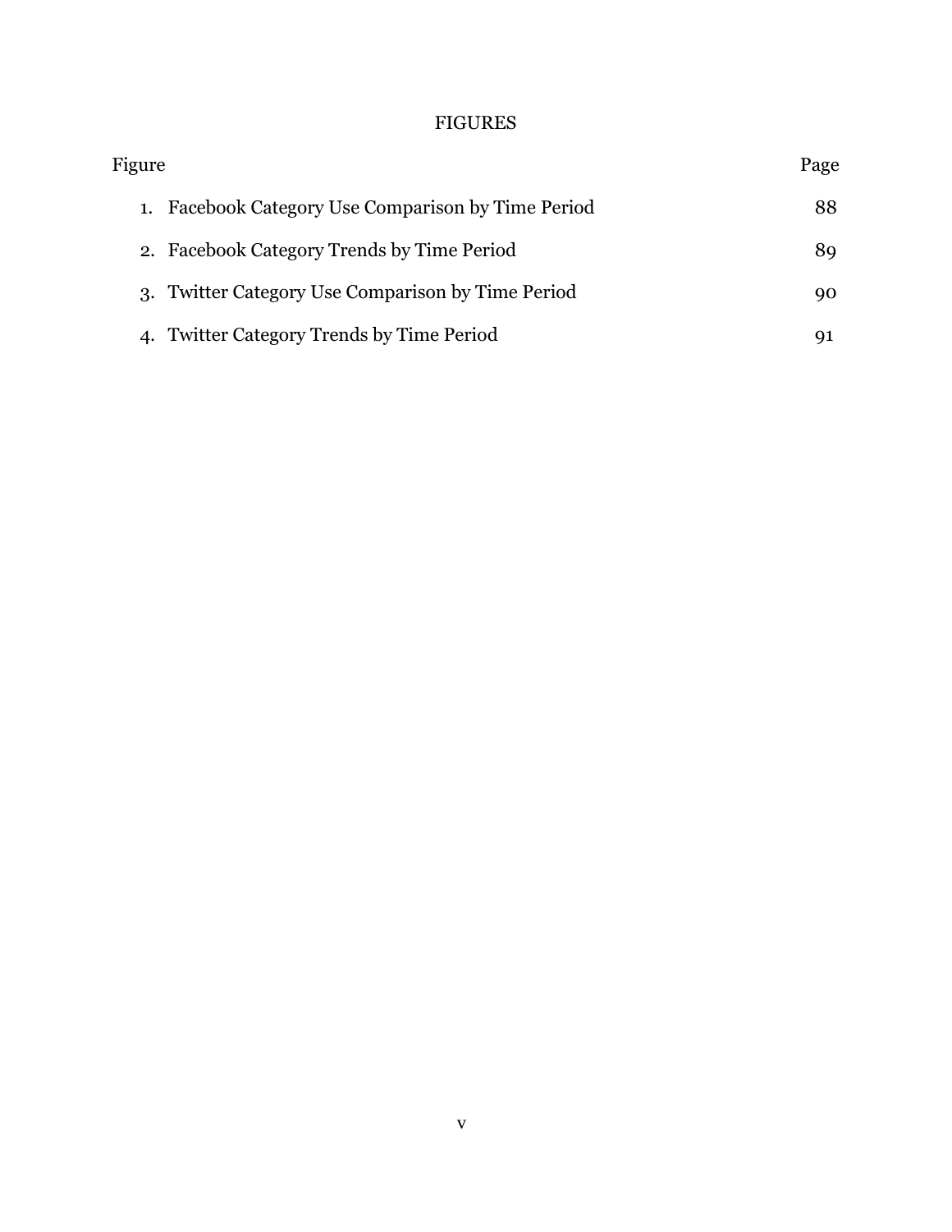# FIGURES

| Figure | Page |
| --- | --- |
| 1. Facebook Category Use Comparison by Time Period | 88 |
| 2. Facebook Category Trends by Time Period | 89 |
| 3. Twitter Category Use Comparison by Time Period | 90 |
| 4. Twitter Category Trends by Time Period | 91 |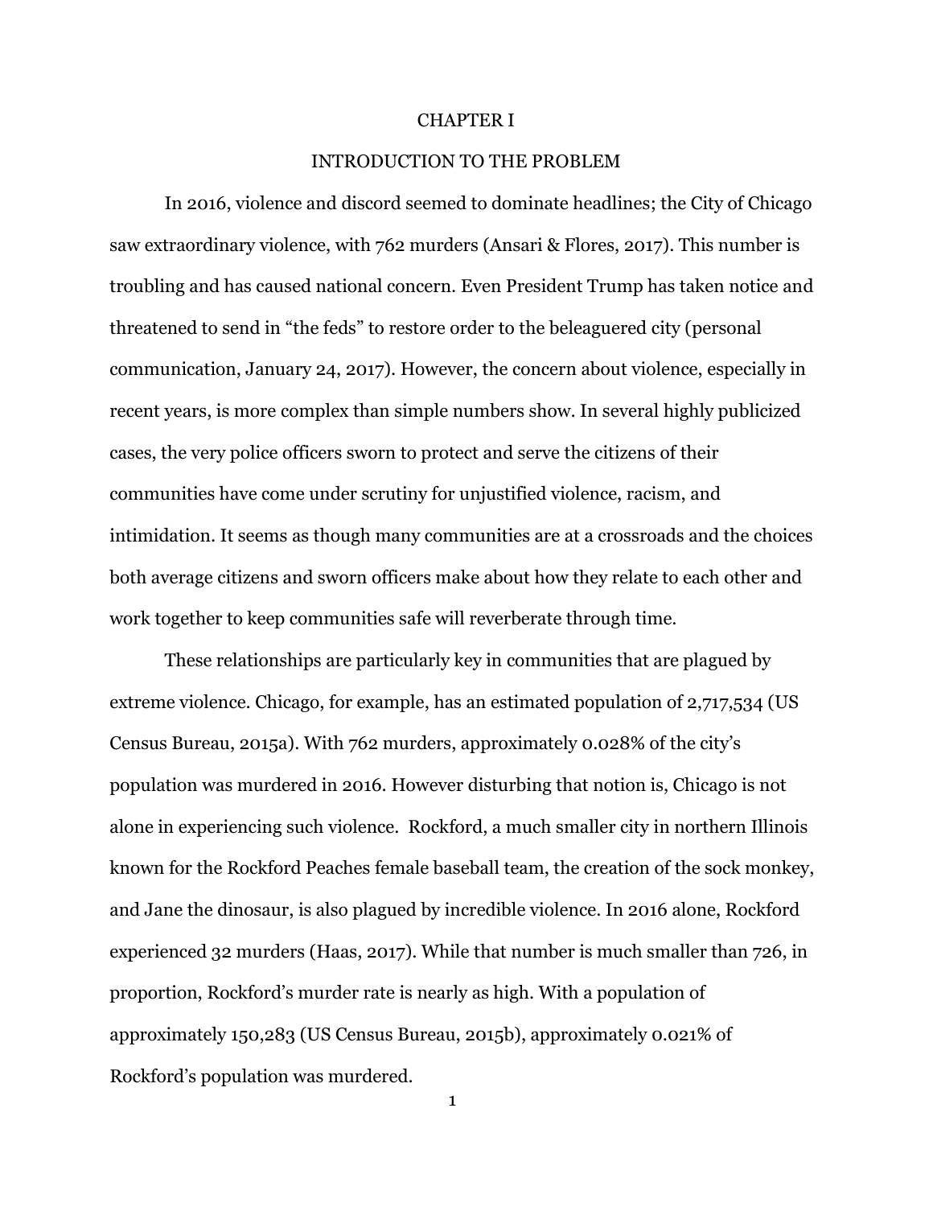# CHAPTER I

## INTRODUCTION TO THE PROBLEM

In 2016, violence and discord seemed to dominate headlines; the City of Chicago saw extraordinary violence, with 762 murders (Ansari & Flores, 2017). This number is troubling and has caused national concern. Even President Trump has taken notice and threatened to send in "the feds" to restore order to the beleaguered city (personal communication, January 24, 2017). However, the concern about violence, especially in recent years, is more complex than simple numbers show. In several highly publicized cases, the very police officers sworn to protect and serve the citizens of their communities have come under scrutiny for unjustified violence, racism, and intimidation. It seems as though many communities are at a crossroads and the choices both average citizens and sworn officers make about how they relate to each other and work together to keep communities safe will reverberate through time.

These relationships are particularly key in communities that are plagued by extreme violence. Chicago, for example, has an estimated population of 2,717,534 (US Census Bureau, 2015a). With 762 murders, approximately 0.028% of the city's population was murdered in 2016. However disturbing that notion is, Chicago is not alone in experiencing such violence. Rockford, a much smaller city in northern Illinois known for the Rockford Peaches female baseball team, the creation of the sock monkey, and Jane the dinosaur, is also plagued by incredible violence. In 2016 alone, Rockford experienced 32 murders (Haas, 2017). While that number is much smaller than 726, in proportion, Rockford's murder rate is nearly as high. With a population of approximately 150,283 (US Census Bureau, 2015b), approximately 0.021% of Rockford's population was murdered.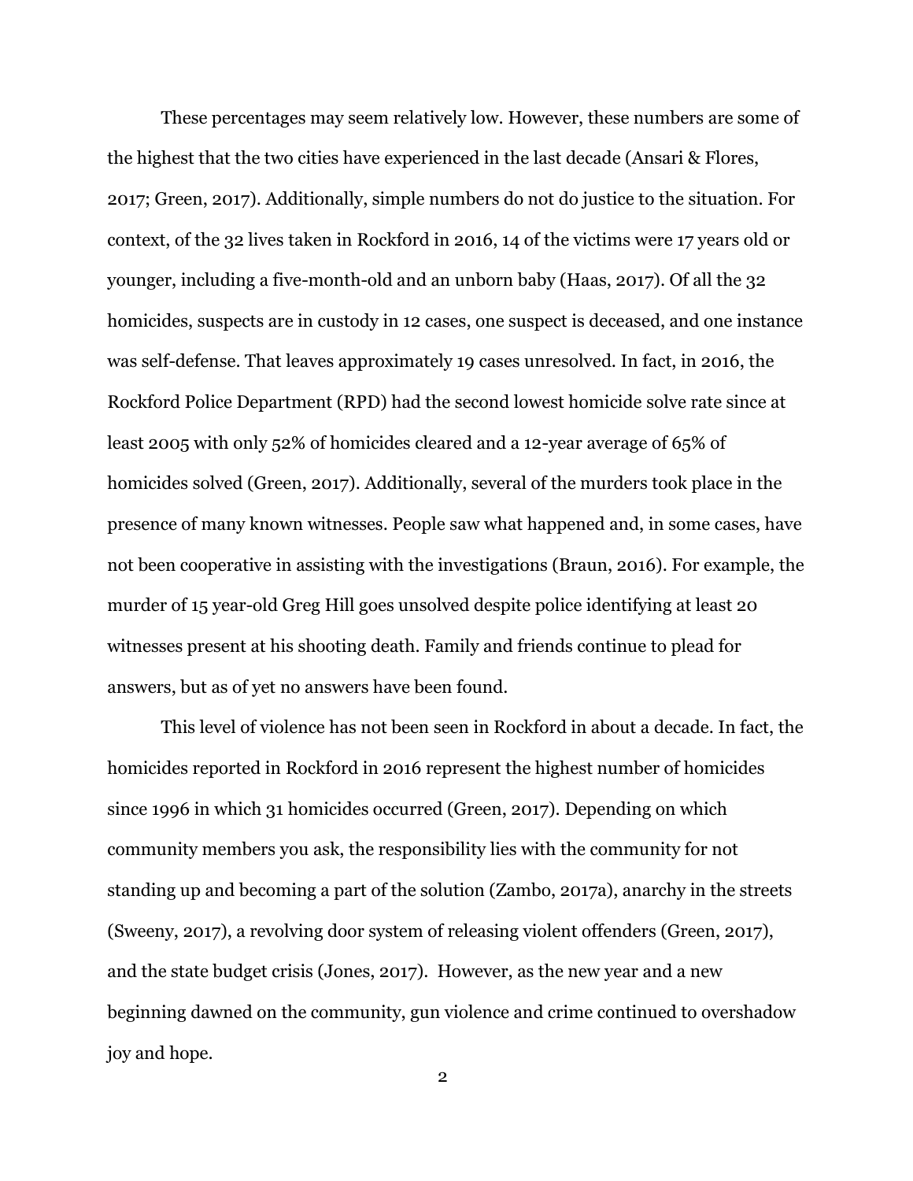These percentages may seem relatively low. However, these numbers are some of the highest that the two cities have experienced in the last decade (Ansari & Flores, 2017; Green, 2017). Additionally, simple numbers do not do justice to the situation. For context, of the 32 lives taken in Rockford in 2016, 14 of the victims were 17 years old or younger, including a five-month-old and an unborn baby (Haas, 2017). Of all the 32 homicides, suspects are in custody in 12 cases, one suspect is deceased, and one instance was self-defense. That leaves approximately 19 cases unresolved. In fact, in 2016, the Rockford Police Department (RPD) had the second lowest homicide solve rate since at least 2005 with only 52% of homicides cleared and a 12-year average of 65% of homicides solved (Green, 2017). Additionally, several of the murders took place in the presence of many known witnesses. People saw what happened and, in some cases, have not been cooperative in assisting with the investigations (Braun, 2016). For example, the murder of 15 year-old Greg Hill goes unsolved despite police identifying at least 20 witnesses present at his shooting death. Family and friends continue to plead for answers, but as of yet no answers have been found.

This level of violence has not been seen in Rockford in about a decade. In fact, the homicides reported in Rockford in 2016 represent the highest number of homicides since 1996 in which 31 homicides occurred (Green, 2017). Depending on which community members you ask, the responsibility lies with the community for not standing up and becoming a part of the solution (Zambo, 2017a), anarchy in the streets (Sweeny, 2017), a revolving door system of releasing violent offenders (Green, 2017), and the state budget crisis (Jones, 2017). However, as the new year and a new beginning dawned on the community, gun violence and crime continued to overshadow joy and hope.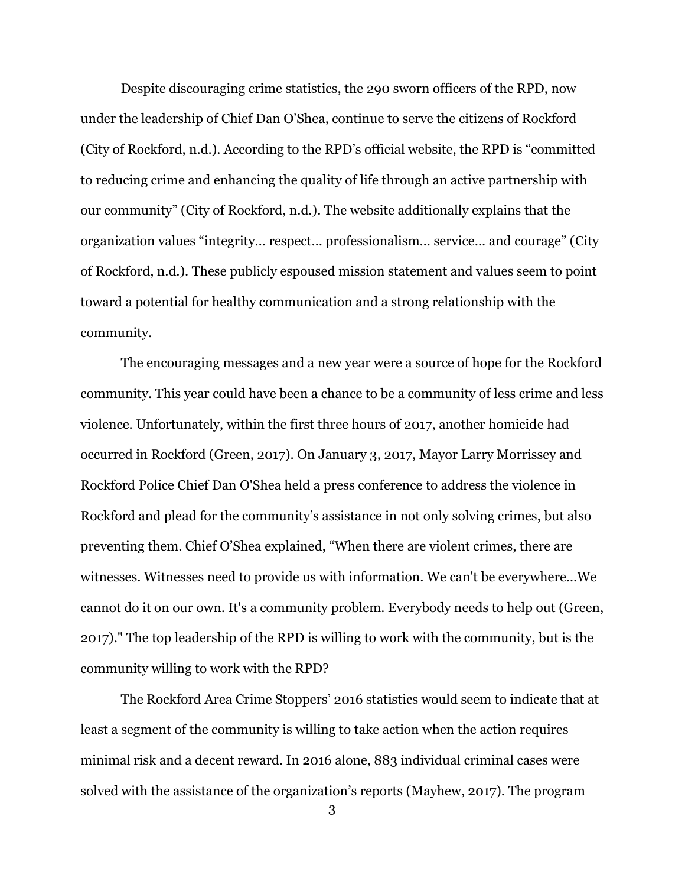Despite discouraging crime statistics, the 290 sworn officers of the RPD, now under the leadership of Chief Dan O'Shea, continue to serve the citizens of Rockford (City of Rockford, n.d.). According to the RPD's official website, the RPD is "committed to reducing crime and enhancing the quality of life through an active partnership with our community" (City of Rockford, n.d.). The website additionally explains that the organization values "integrity… respect… professionalism… service… and courage" (City of Rockford, n.d.). These publicly espoused mission statement and values seem to point toward a potential for healthy communication and a strong relationship with the community.

The encouraging messages and a new year were a source of hope for the Rockford community. This year could have been a chance to be a community of less crime and less violence. Unfortunately, within the first three hours of 2017, another homicide had occurred in Rockford (Green, 2017). On January 3, 2017, Mayor Larry Morrissey and Rockford Police Chief Dan O'Shea held a press conference to address the violence in Rockford and plead for the community's assistance in not only solving crimes, but also preventing them. Chief O'Shea explained, "When there are violent crimes, there are witnesses. Witnesses need to provide us with information. We can't be everywhere…We cannot do it on our own. It's a community problem. Everybody needs to help out (Green, 2017)." The top leadership of the RPD is willing to work with the community, but is the community willing to work with the RPD?

The Rockford Area Crime Stoppers' 2016 statistics would seem to indicate that at least a segment of the community is willing to take action when the action requires minimal risk and a decent reward. In 2016 alone, 883 individual criminal cases were solved with the assistance of the organization's reports (Mayhew, 2017). The program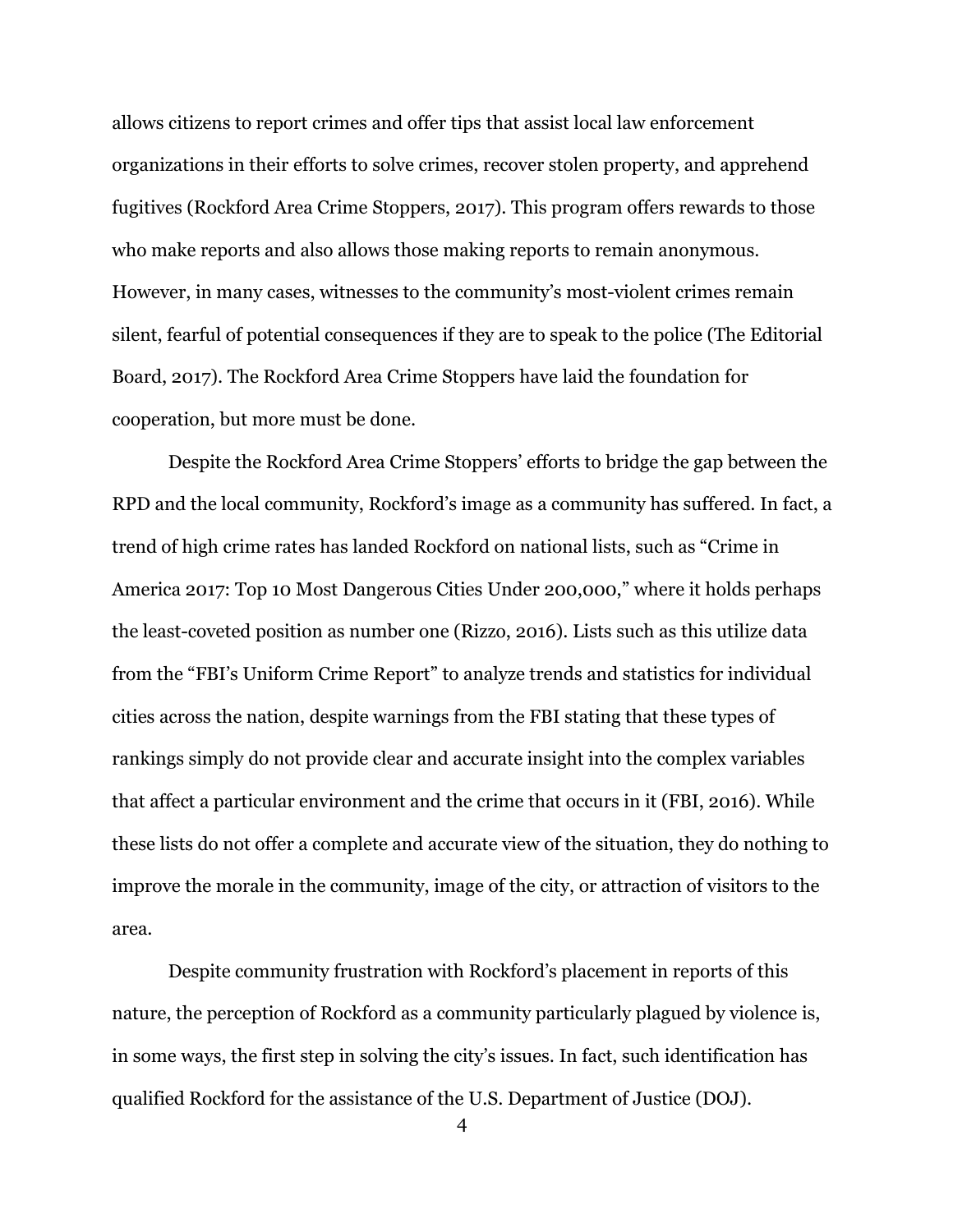allows citizens to report crimes and offer tips that assist local law enforcement organizations in their efforts to solve crimes, recover stolen property, and apprehend fugitives (Rockford Area Crime Stoppers, 2017). This program offers rewards to those who make reports and also allows those making reports to remain anonymous. However, in many cases, witnesses to the community's most-violent crimes remain silent, fearful of potential consequences if they are to speak to the police (The Editorial Board, 2017). The Rockford Area Crime Stoppers have laid the foundation for cooperation, but more must be done.

Despite the Rockford Area Crime Stoppers' efforts to bridge the gap between the RPD and the local community, Rockford's image as a community has suffered. In fact, a trend of high crime rates has landed Rockford on national lists, such as "Crime in America 2017: Top 10 Most Dangerous Cities Under 200,000," where it holds perhaps the least-coveted position as number one (Rizzo, 2016). Lists such as this utilize data from the "FBI's Uniform Crime Report" to analyze trends and statistics for individual cities across the nation, despite warnings from the FBI stating that these types of rankings simply do not provide clear and accurate insight into the complex variables that affect a particular environment and the crime that occurs in it (FBI, 2016). While these lists do not offer a complete and accurate view of the situation, they do nothing to improve the morale in the community, image of the city, or attraction of visitors to the area.

Despite community frustration with Rockford's placement in reports of this nature, the perception of Rockford as a community particularly plagued by violence is, in some ways, the first step in solving the city's issues. In fact, such identification has qualified Rockford for the assistance of the U.S. Department of Justice (DOJ).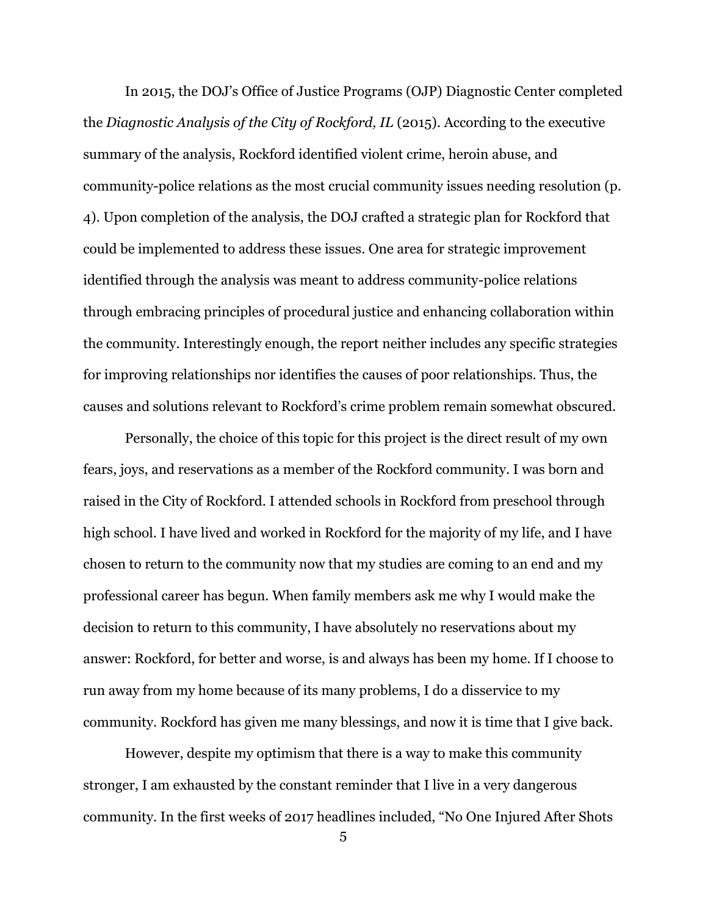In 2015, the DOJ's Office of Justice Programs (OJP) Diagnostic Center completed the *Diagnostic Analysis of the City of Rockford, IL* (2015). According to the executive summary of the analysis, Rockford identified violent crime, heroin abuse, and community-police relations as the most crucial community issues needing resolution (p. 4). Upon completion of the analysis, the DOJ crafted a strategic plan for Rockford that could be implemented to address these issues. One area for strategic improvement identified through the analysis was meant to address community-police relations through embracing principles of procedural justice and enhancing collaboration within the community. Interestingly enough, the report neither includes any specific strategies for improving relationships nor identifies the causes of poor relationships. Thus, the causes and solutions relevant to Rockford's crime problem remain somewhat obscured.

Personally, the choice of this topic for this project is the direct result of my own fears, joys, and reservations as a member of the Rockford community. I was born and raised in the City of Rockford. I attended schools in Rockford from preschool through high school. I have lived and worked in Rockford for the majority of my life, and I have chosen to return to the community now that my studies are coming to an end and my professional career has begun. When family members ask me why I would make the decision to return to this community, I have absolutely no reservations about my answer: Rockford, for better and worse, is and always has been my home. If I choose to run away from my home because of its many problems, I do a disservice to my community. Rockford has given me many blessings, and now it is time that I give back.

However, despite my optimism that there is a way to make this community stronger, I am exhausted by the constant reminder that I live in a very dangerous community. In the first weeks of 2017 headlines included, "No One Injured After Shots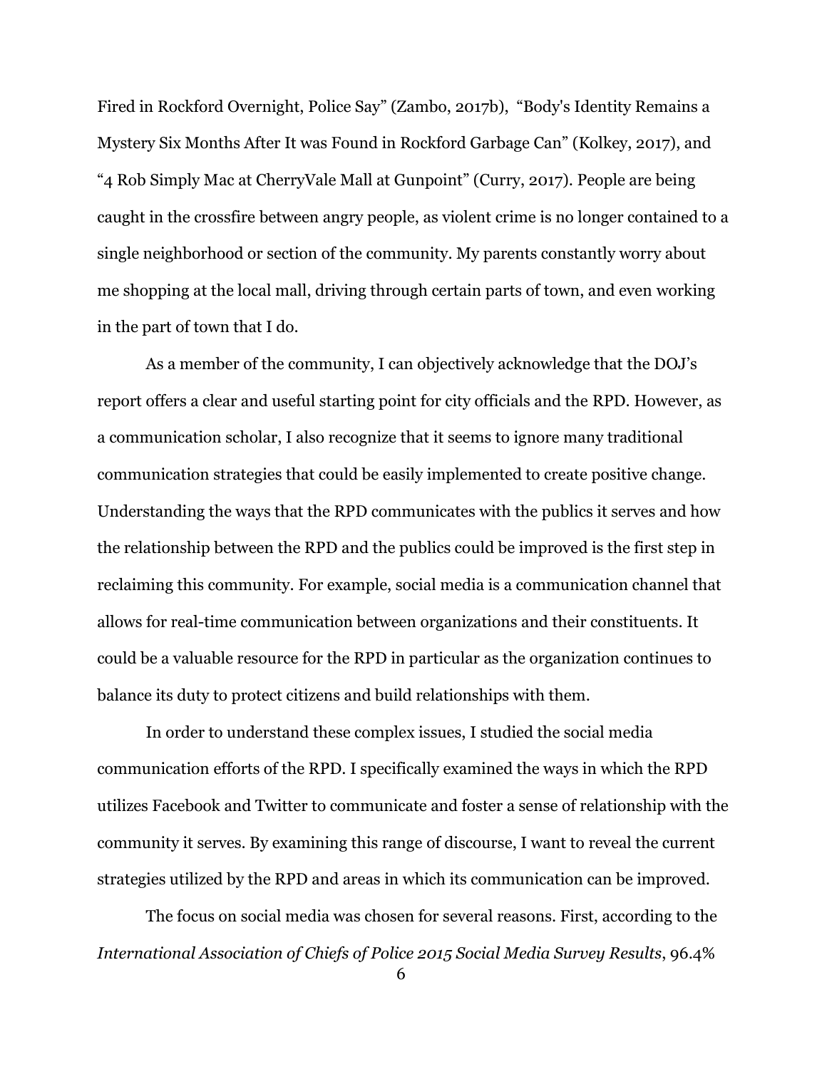Fired in Rockford Overnight, Police Say" (Zambo, 2017b), "Body's Identity Remains a Mystery Six Months After It was Found in Rockford Garbage Can" (Kolkey, 2017), and "4 Rob Simply Mac at CherryVale Mall at Gunpoint" (Curry, 2017). People are being caught in the crossfire between angry people, as violent crime is no longer contained to a single neighborhood or section of the community. My parents constantly worry about me shopping at the local mall, driving through certain parts of town, and even working in the part of town that I do.

As a member of the community, I can objectively acknowledge that the DOJ's report offers a clear and useful starting point for city officials and the RPD. However, as a communication scholar, I also recognize that it seems to ignore many traditional communication strategies that could be easily implemented to create positive change. Understanding the ways that the RPD communicates with the publics it serves and how the relationship between the RPD and the publics could be improved is the first step in reclaiming this community. For example, social media is a communication channel that allows for real-time communication between organizations and their constituents. It could be a valuable resource for the RPD in particular as the organization continues to balance its duty to protect citizens and build relationships with them.

In order to understand these complex issues, I studied the social media communication efforts of the RPD. I specifically examined the ways in which the RPD utilizes Facebook and Twitter to communicate and foster a sense of relationship with the community it serves. By examining this range of discourse, I want to reveal the current strategies utilized by the RPD and areas in which its communication can be improved.

The focus on social media was chosen for several reasons. First, according to the *International Association of Chiefs of Police 2015 Social Media Survey Results*, 96.4%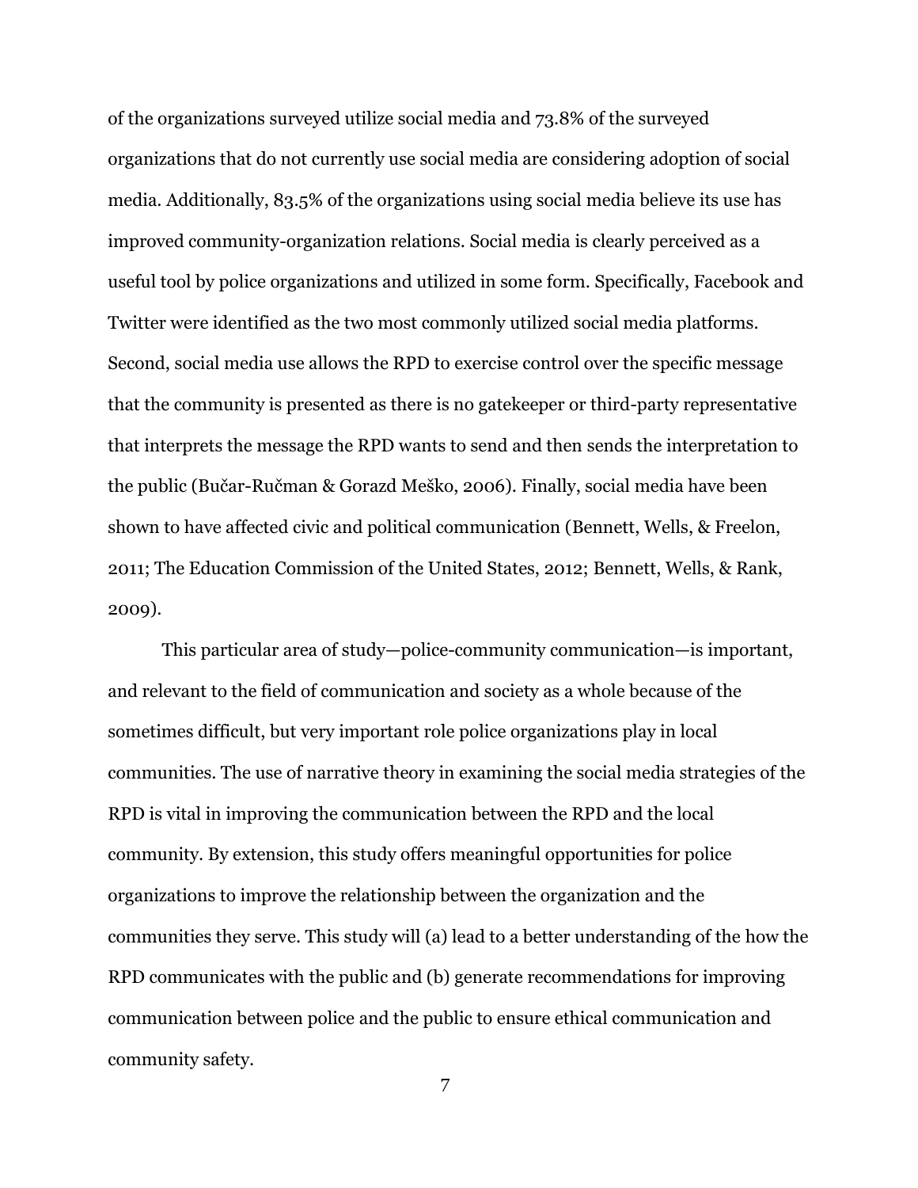of the organizations surveyed utilize social media and 73.8% of the surveyed organizations that do not currently use social media are considering adoption of social media. Additionally, 83.5% of the organizations using social media believe its use has improved community-organization relations. Social media is clearly perceived as a useful tool by police organizations and utilized in some form. Specifically, Facebook and Twitter were identified as the two most commonly utilized social media platforms. Second, social media use allows the RPD to exercise control over the specific message that the community is presented as there is no gatekeeper or third-party representative that interprets the message the RPD wants to send and then sends the interpretation to the public (Bučar-Ručman & Gorazd Meško, 2006). Finally, social media have been shown to have affected civic and political communication (Bennett, Wells, & Freelon, 2011; The Education Commission of the United States, 2012; Bennett, Wells, & Rank, 2009).

This particular area of study—police-community communication—is important, and relevant to the field of communication and society as a whole because of the sometimes difficult, but very important role police organizations play in local communities. The use of narrative theory in examining the social media strategies of the RPD is vital in improving the communication between the RPD and the local community. By extension, this study offers meaningful opportunities for police organizations to improve the relationship between the organization and the communities they serve. This study will (a) lead to a better understanding of the how the RPD communicates with the public and (b) generate recommendations for improving communication between police and the public to ensure ethical communication and community safety.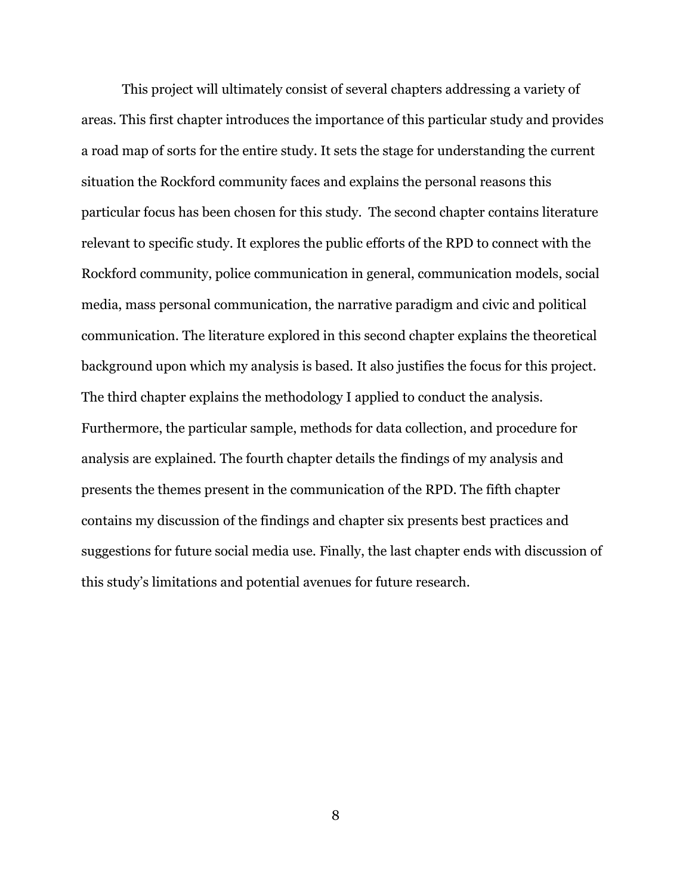This project will ultimately consist of several chapters addressing a variety of areas. This first chapter introduces the importance of this particular study and provides a road map of sorts for the entire study. It sets the stage for understanding the current situation the Rockford community faces and explains the personal reasons this particular focus has been chosen for this study.  The second chapter contains literature relevant to specific study. It explores the public efforts of the RPD to connect with the Rockford community, police communication in general, communication models, social media, mass personal communication, the narrative paradigm and civic and political communication. The literature explored in this second chapter explains the theoretical background upon which my analysis is based. It also justifies the focus for this project. The third chapter explains the methodology I applied to conduct the analysis. Furthermore, the particular sample, methods for data collection, and procedure for analysis are explained. The fourth chapter details the findings of my analysis and presents the themes present in the communication of the RPD. The fifth chapter contains my discussion of the findings and chapter six presents best practices and suggestions for future social media use. Finally, the last chapter ends with discussion of this study's limitations and potential avenues for future research.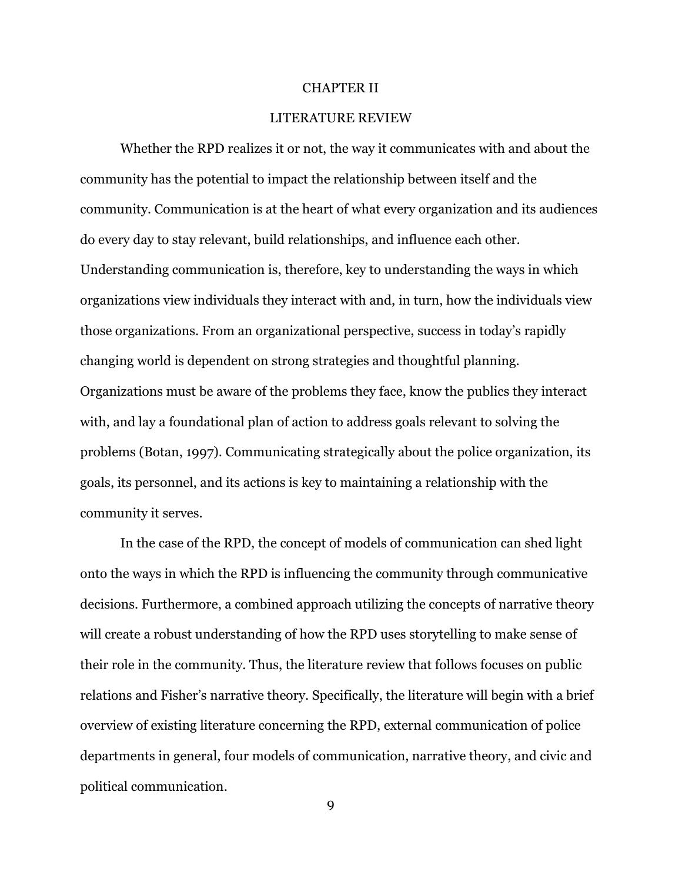# CHAPTER II

## LITERATURE REVIEW

Whether the RPD realizes it or not, the way it communicates with and about the community has the potential to impact the relationship between itself and the community. Communication is at the heart of what every organization and its audiences do every day to stay relevant, build relationships, and influence each other. Understanding communication is, therefore, key to understanding the ways in which organizations view individuals they interact with and, in turn, how the individuals view those organizations. From an organizational perspective, success in today's rapidly changing world is dependent on strong strategies and thoughtful planning. Organizations must be aware of the problems they face, know the publics they interact with, and lay a foundational plan of action to address goals relevant to solving the problems (Botan, 1997). Communicating strategically about the police organization, its goals, its personnel, and its actions is key to maintaining a relationship with the community it serves.

In the case of the RPD, the concept of models of communication can shed light onto the ways in which the RPD is influencing the community through communicative decisions. Furthermore, a combined approach utilizing the concepts of narrative theory will create a robust understanding of how the RPD uses storytelling to make sense of their role in the community. Thus, the literature review that follows focuses on public relations and Fisher's narrative theory. Specifically, the literature will begin with a brief overview of existing literature concerning the RPD, external communication of police departments in general, four models of communication, narrative theory, and civic and political communication.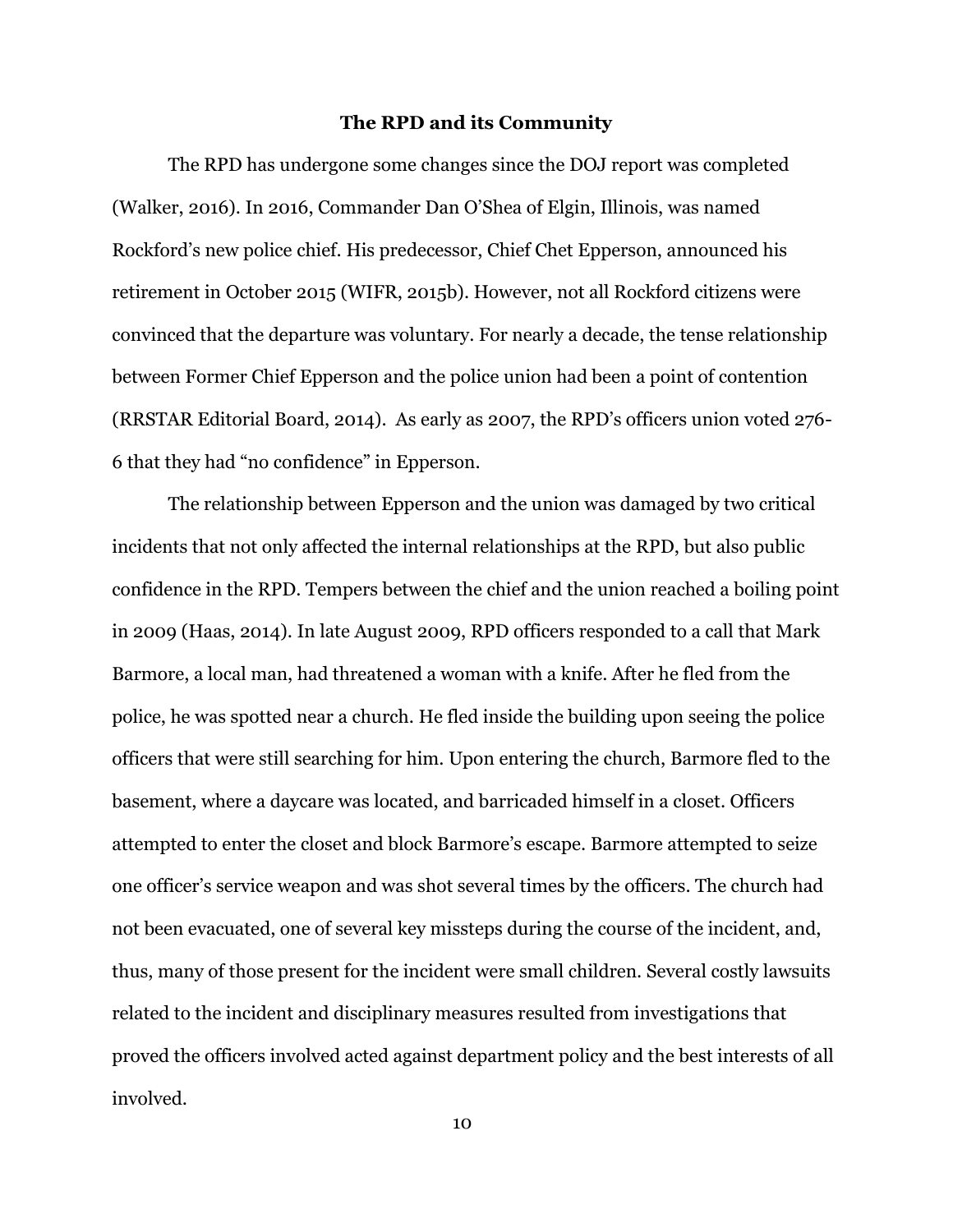## The RPD and its Community

The RPD has undergone some changes since the DOJ report was completed (Walker, 2016). In 2016, Commander Dan O'Shea of Elgin, Illinois, was named Rockford's new police chief. His predecessor, Chief Chet Epperson, announced his retirement in October 2015 (WIFR, 2015b). However, not all Rockford citizens were convinced that the departure was voluntary. For nearly a decade, the tense relationship between Former Chief Epperson and the police union had been a point of contention (RRSTAR Editorial Board, 2014). As early as 2007, the RPD's officers union voted 276-6 that they had "no confidence" in Epperson.

The relationship between Epperson and the union was damaged by two critical incidents that not only affected the internal relationships at the RPD, but also public confidence in the RPD. Tempers between the chief and the union reached a boiling point in 2009 (Haas, 2014). In late August 2009, RPD officers responded to a call that Mark Barmore, a local man, had threatened a woman with a knife. After he fled from the police, he was spotted near a church. He fled inside the building upon seeing the police officers that were still searching for him. Upon entering the church, Barmore fled to the basement, where a daycare was located, and barricaded himself in a closet. Officers attempted to enter the closet and block Barmore's escape. Barmore attempted to seize one officer's service weapon and was shot several times by the officers. The church had not been evacuated, one of several key missteps during the course of the incident, and, thus, many of those present for the incident were small children. Several costly lawsuits related to the incident and disciplinary measures resulted from investigations that proved the officers involved acted against department policy and the best interests of all involved.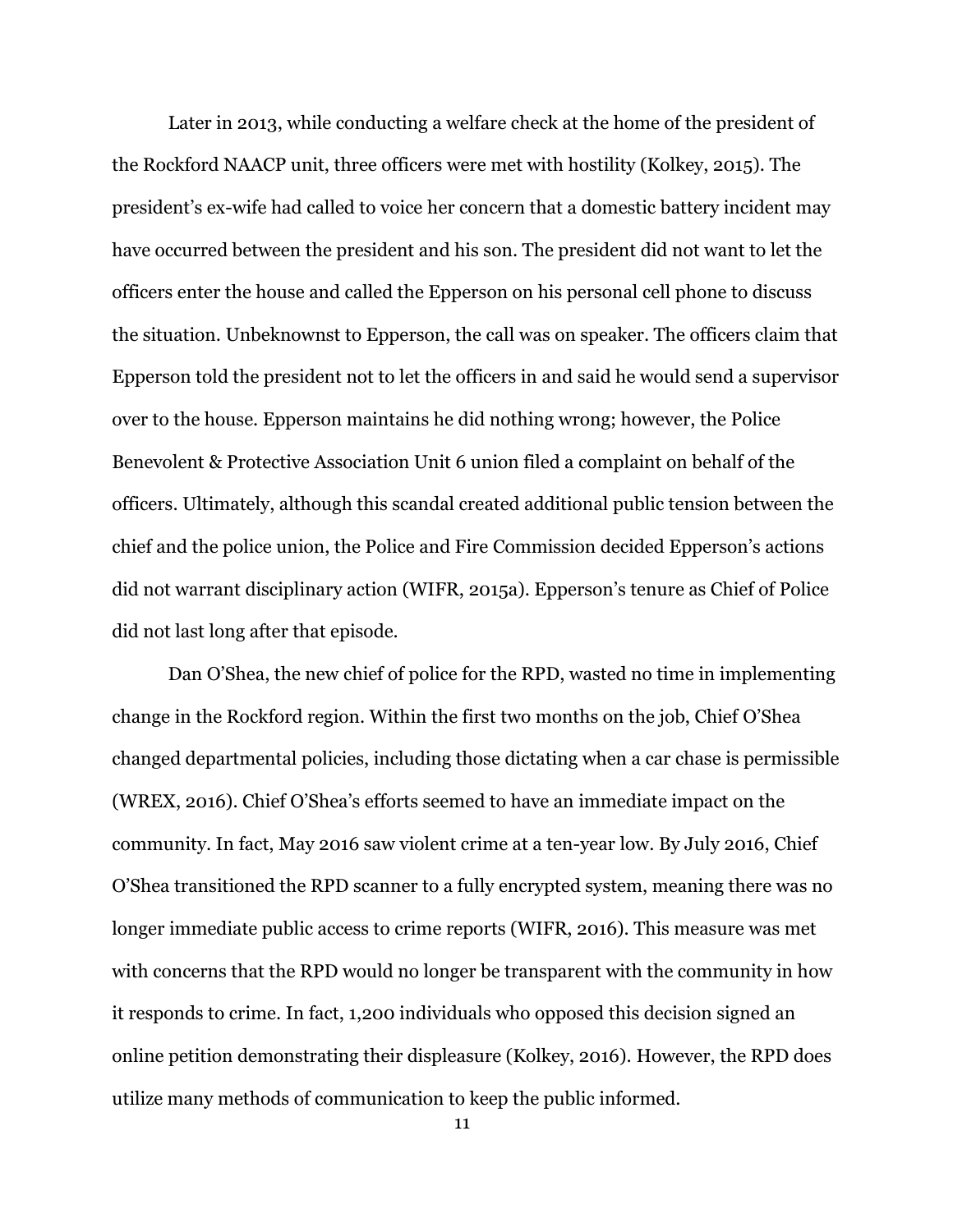Later in 2013, while conducting a welfare check at the home of the president of the Rockford NAACP unit, three officers were met with hostility (Kolkey, 2015). The president's ex-wife had called to voice her concern that a domestic battery incident may have occurred between the president and his son. The president did not want to let the officers enter the house and called the Epperson on his personal cell phone to discuss the situation. Unbeknownst to Epperson, the call was on speaker. The officers claim that Epperson told the president not to let the officers in and said he would send a supervisor over to the house. Epperson maintains he did nothing wrong; however, the Police Benevolent & Protective Association Unit 6 union filed a complaint on behalf of the officers. Ultimately, although this scandal created additional public tension between the chief and the police union, the Police and Fire Commission decided Epperson's actions did not warrant disciplinary action (WIFR, 2015a). Epperson's tenure as Chief of Police did not last long after that episode.

Dan O'Shea, the new chief of police for the RPD, wasted no time in implementing change in the Rockford region. Within the first two months on the job, Chief O'Shea changed departmental policies, including those dictating when a car chase is permissible (WREX, 2016). Chief O'Shea's efforts seemed to have an immediate impact on the community. In fact, May 2016 saw violent crime at a ten-year low. By July 2016, Chief O'Shea transitioned the RPD scanner to a fully encrypted system, meaning there was no longer immediate public access to crime reports (WIFR, 2016). This measure was met with concerns that the RPD would no longer be transparent with the community in how it responds to crime. In fact, 1,200 individuals who opposed this decision signed an online petition demonstrating their displeasure (Kolkey, 2016). However, the RPD does utilize many methods of communication to keep the public informed.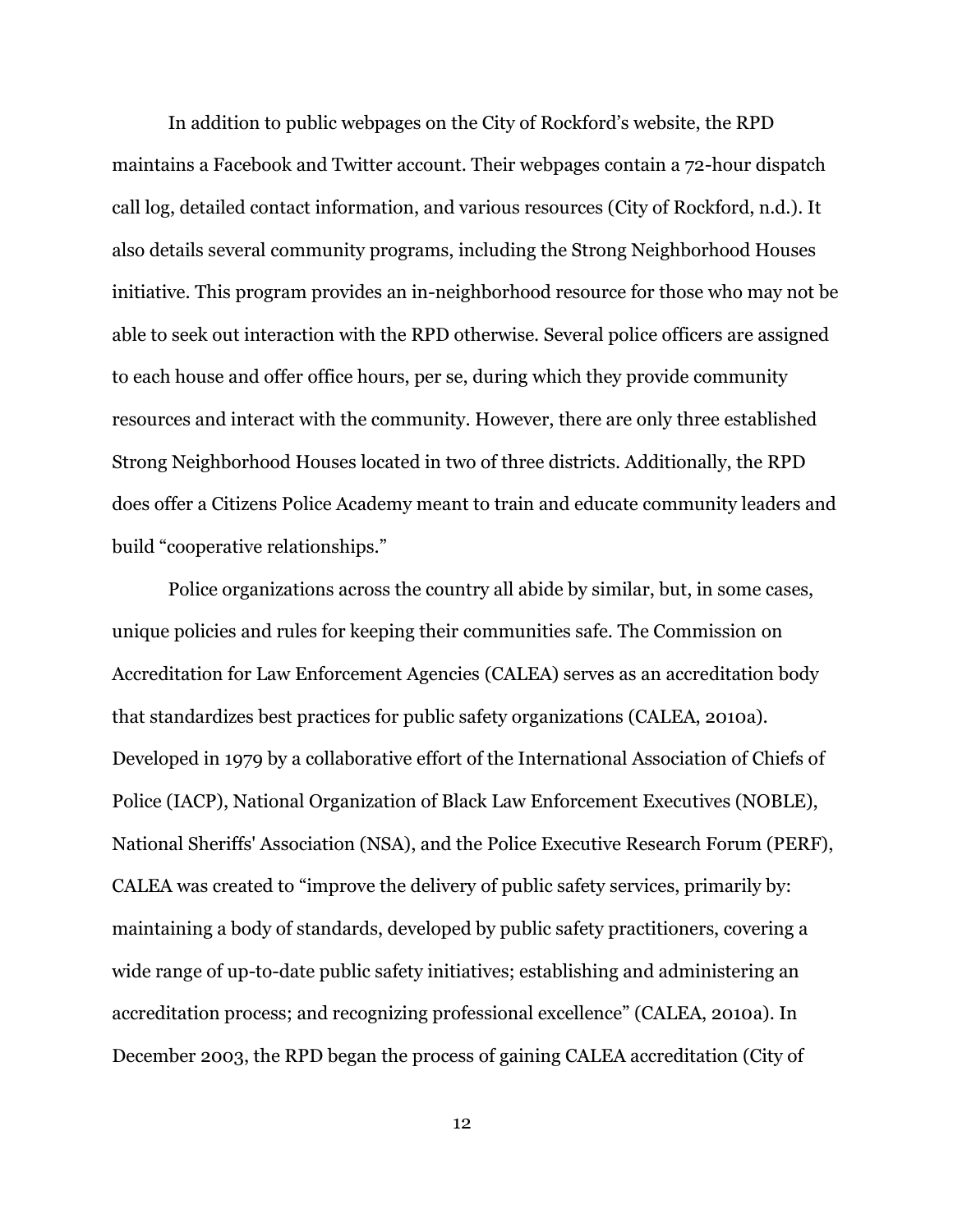In addition to public webpages on the City of Rockford's website, the RPD maintains a Facebook and Twitter account. Their webpages contain a 72-hour dispatch call log, detailed contact information, and various resources (City of Rockford, n.d.). It also details several community programs, including the Strong Neighborhood Houses initiative. This program provides an in-neighborhood resource for those who may not be able to seek out interaction with the RPD otherwise. Several police officers are assigned to each house and offer office hours, per se, during which they provide community resources and interact with the community. However, there are only three established Strong Neighborhood Houses located in two of three districts. Additionally, the RPD does offer a Citizens Police Academy meant to train and educate community leaders and build "cooperative relationships."

Police organizations across the country all abide by similar, but, in some cases, unique policies and rules for keeping their communities safe. The Commission on Accreditation for Law Enforcement Agencies (CALEA) serves as an accreditation body that standardizes best practices for public safety organizations (CALEA, 2010a). Developed in 1979 by a collaborative effort of the International Association of Chiefs of Police (IACP), National Organization of Black Law Enforcement Executives (NOBLE), National Sheriffs' Association (NSA), and the Police Executive Research Forum (PERF), CALEA was created to "improve the delivery of public safety services, primarily by: maintaining a body of standards, developed by public safety practitioners, covering a wide range of up-to-date public safety initiatives; establishing and administering an accreditation process; and recognizing professional excellence" (CALEA, 2010a). In December 2003, the RPD began the process of gaining CALEA accreditation (City of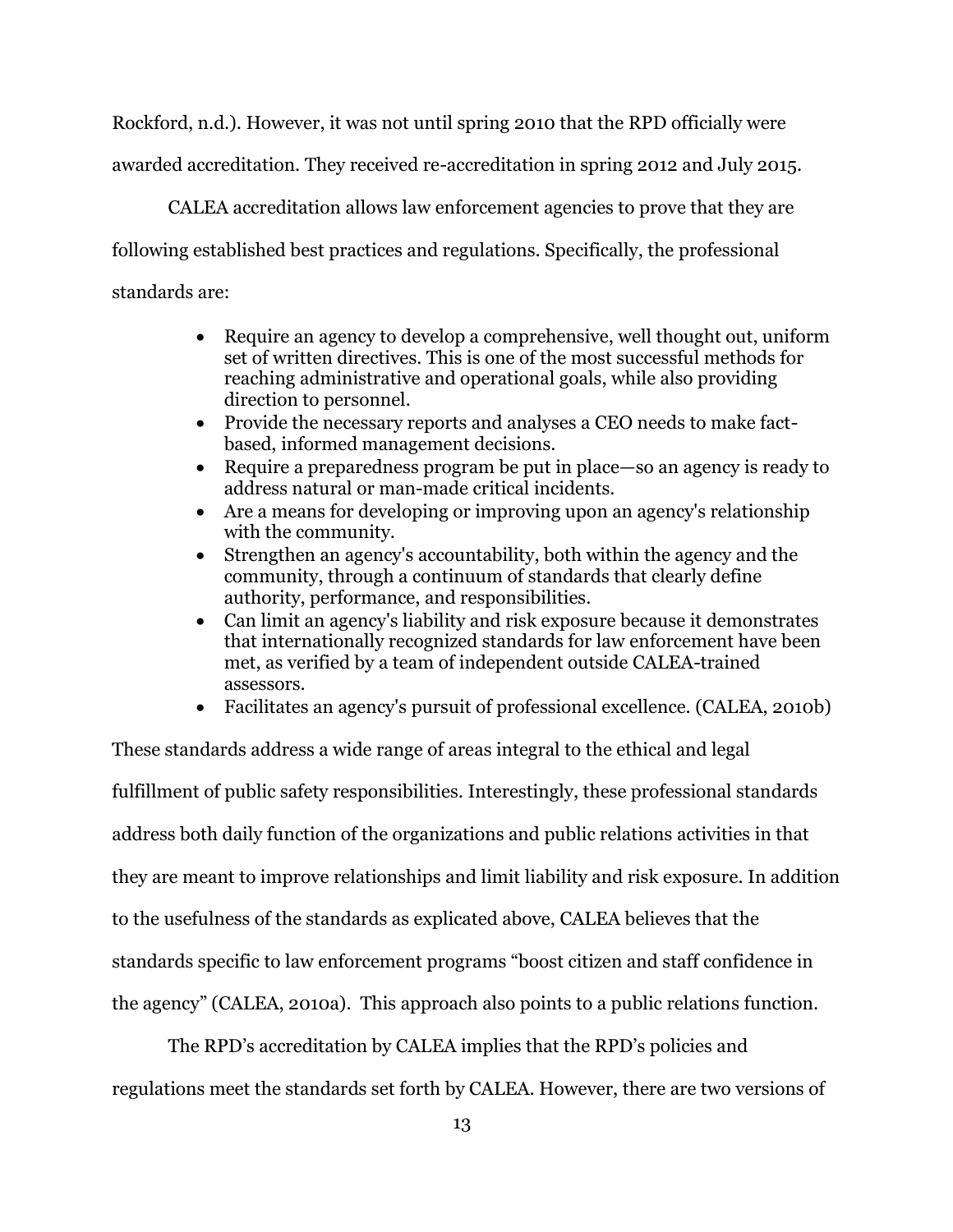Rockford, n.d.). However, it was not until spring 2010 that the RPD officially were awarded accreditation. They received re-accreditation in spring 2012 and July 2015.

CALEA accreditation allows law enforcement agencies to prove that they are following established best practices and regulations. Specifically, the professional standards are:

> - Require an agency to develop a comprehensive, well thought out, uniform set of written directives. This is one of the most successful methods for reaching administrative and operational goals, while also providing direction to personnel.
> - Provide the necessary reports and analyses a CEO needs to make fact-based, informed management decisions.
> - Require a preparedness program be put in place—so an agency is ready to address natural or man-made critical incidents.
> - Are a means for developing or improving upon an agency's relationship with the community.
> - Strengthen an agency's accountability, both within the agency and the community, through a continuum of standards that clearly define authority, performance, and responsibilities.
> - Can limit an agency's liability and risk exposure because it demonstrates that internationally recognized standards for law enforcement have been met, as verified by a team of independent outside CALEA-trained assessors.
> - Facilitates an agency's pursuit of professional excellence. (CALEA, 2010b)

These standards address a wide range of areas integral to the ethical and legal fulfillment of public safety responsibilities. Interestingly, these professional standards address both daily function of the organizations and public relations activities in that they are meant to improve relationships and limit liability and risk exposure. In addition to the usefulness of the standards as explicated above, CALEA believes that the standards specific to law enforcement programs "boost citizen and staff confidence in the agency" (CALEA, 2010a). This approach also points to a public relations function.

The RPD's accreditation by CALEA implies that the RPD's policies and regulations meet the standards set forth by CALEA. However, there are two versions of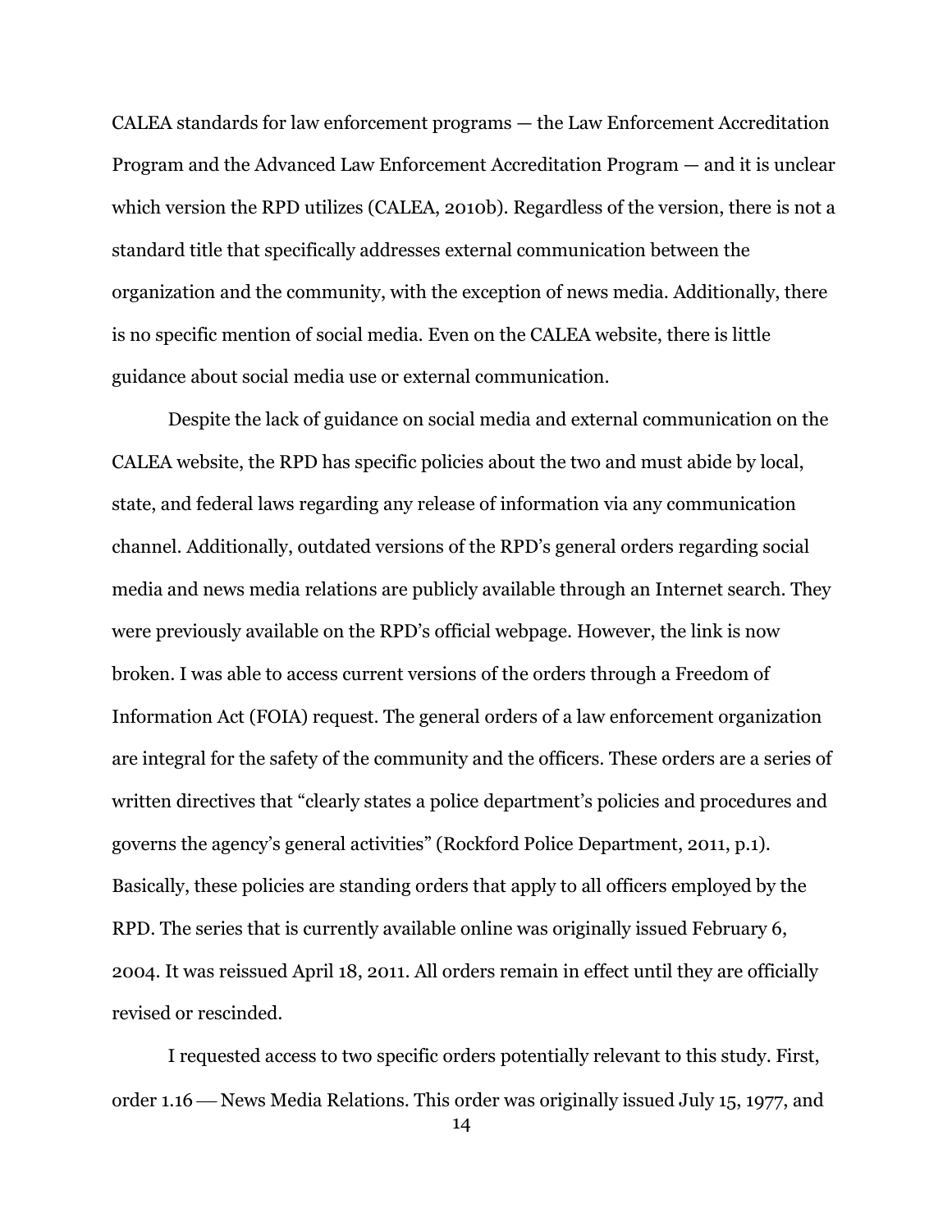CALEA standards for law enforcement programs — the Law Enforcement Accreditation Program and the Advanced Law Enforcement Accreditation Program — and it is unclear which version the RPD utilizes (CALEA, 2010b). Regardless of the version, there is not a standard title that specifically addresses external communication between the organization and the community, with the exception of news media. Additionally, there is no specific mention of social media. Even on the CALEA website, there is little guidance about social media use or external communication.

Despite the lack of guidance on social media and external communication on the CALEA website, the RPD has specific policies about the two and must abide by local, state, and federal laws regarding any release of information via any communication channel. Additionally, outdated versions of the RPD's general orders regarding social media and news media relations are publicly available through an Internet search. They were previously available on the RPD's official webpage. However, the link is now broken. I was able to access current versions of the orders through a Freedom of Information Act (FOIA) request. The general orders of a law enforcement organization are integral for the safety of the community and the officers. These orders are a series of written directives that "clearly states a police department's policies and procedures and governs the agency's general activities" (Rockford Police Department, 2011, p.1). Basically, these policies are standing orders that apply to all officers employed by the RPD. The series that is currently available online was originally issued February 6, 2004. It was reissued April 18, 2011. All orders remain in effect until they are officially revised or rescinded.

I requested access to two specific orders potentially relevant to this study. First, order 1.16 — News Media Relations. This order was originally issued July 15, 1977, and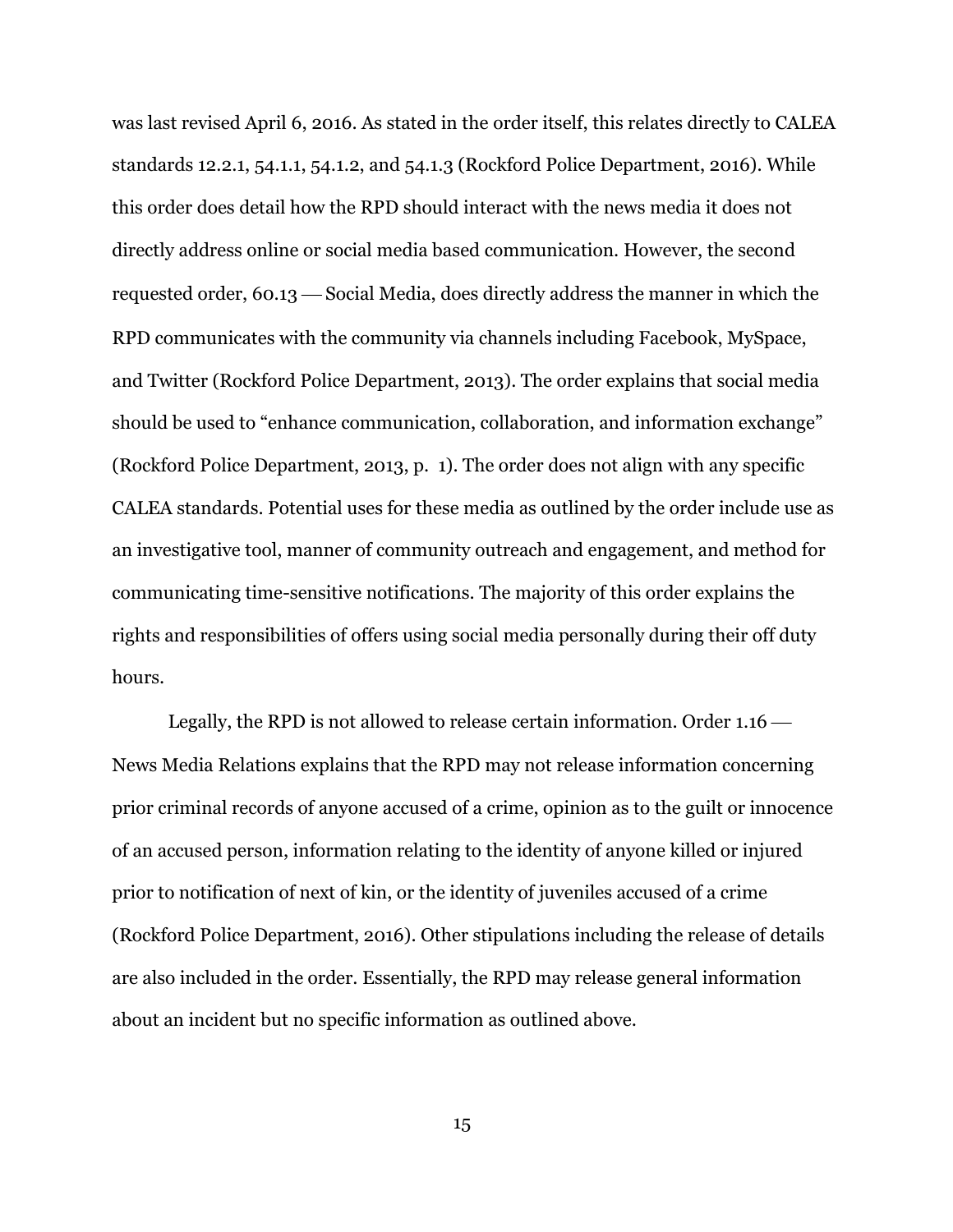was last revised April 6, 2016. As stated in the order itself, this relates directly to CALEA standards 12.2.1, 54.1.1, 54.1.2, and 54.1.3 (Rockford Police Department, 2016). While this order does detail how the RPD should interact with the news media it does not directly address online or social media based communication. However, the second requested order, 60.13 — Social Media, does directly address the manner in which the RPD communicates with the community via channels including Facebook, MySpace, and Twitter (Rockford Police Department, 2013). The order explains that social media should be used to "enhance communication, collaboration, and information exchange" (Rockford Police Department, 2013, p. 1). The order does not align with any specific CALEA standards. Potential uses for these media as outlined by the order include use as an investigative tool, manner of community outreach and engagement, and method for communicating time-sensitive notifications. The majority of this order explains the rights and responsibilities of offers using social media personally during their off duty hours.

Legally, the RPD is not allowed to release certain information. Order 1.16 — News Media Relations explains that the RPD may not release information concerning prior criminal records of anyone accused of a crime, opinion as to the guilt or innocence of an accused person, information relating to the identity of anyone killed or injured prior to notification of next of kin, or the identity of juveniles accused of a crime (Rockford Police Department, 2016). Other stipulations including the release of details are also included in the order. Essentially, the RPD may release general information about an incident but no specific information as outlined above.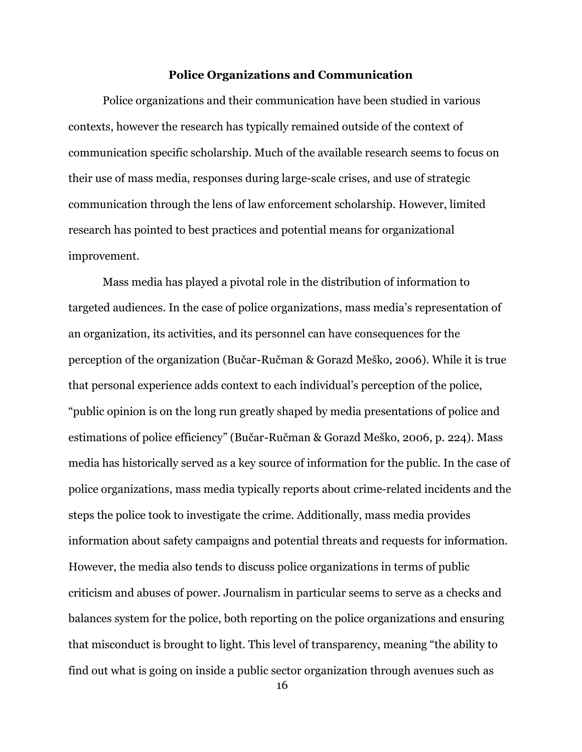## Police Organizations and Communication

Police organizations and their communication have been studied in various contexts, however the research has typically remained outside of the context of communication specific scholarship. Much of the available research seems to focus on their use of mass media, responses during large-scale crises, and use of strategic communication through the lens of law enforcement scholarship. However, limited research has pointed to best practices and potential means for organizational improvement.

Mass media has played a pivotal role in the distribution of information to targeted audiences. In the case of police organizations, mass media's representation of an organization, its activities, and its personnel can have consequences for the perception of the organization (Bučar-Ručman & Gorazd Meško, 2006). While it is true that personal experience adds context to each individual's perception of the police, "public opinion is on the long run greatly shaped by media presentations of police and estimations of police efficiency" (Bučar-Ručman & Gorazd Meško, 2006, p. 224). Mass media has historically served as a key source of information for the public. In the case of police organizations, mass media typically reports about crime-related incidents and the steps the police took to investigate the crime. Additionally, mass media provides information about safety campaigns and potential threats and requests for information. However, the media also tends to discuss police organizations in terms of public criticism and abuses of power. Journalism in particular seems to serve as a checks and balances system for the police, both reporting on the police organizations and ensuring that misconduct is brought to light. This level of transparency, meaning "the ability to find out what is going on inside a public sector organization through avenues such as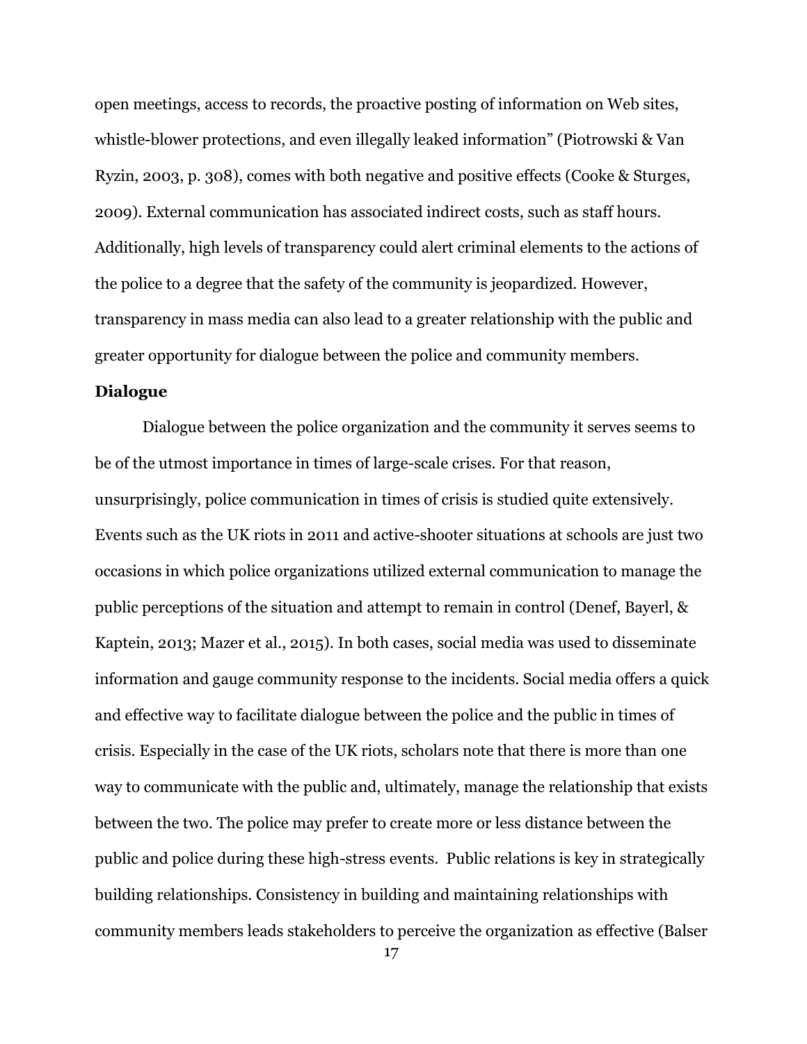open meetings, access to records, the proactive posting of information on Web sites, whistle-blower protections, and even illegally leaked information" (Piotrowski & Van Ryzin, 2003, p. 308), comes with both negative and positive effects (Cooke & Sturges, 2009). External communication has associated indirect costs, such as staff hours. Additionally, high levels of transparency could alert criminal elements to the actions of the police to a degree that the safety of the community is jeopardized. However, transparency in mass media can also lead to a greater relationship with the public and greater opportunity for dialogue between the police and community members.

**Dialogue**

Dialogue between the police organization and the community it serves seems to be of the utmost importance in times of large-scale crises. For that reason, unsurprisingly, police communication in times of crisis is studied quite extensively. Events such as the UK riots in 2011 and active-shooter situations at schools are just two occasions in which police organizations utilized external communication to manage the public perceptions of the situation and attempt to remain in control (Denef, Bayerl, & Kaptein, 2013; Mazer et al., 2015). In both cases, social media was used to disseminate information and gauge community response to the incidents. Social media offers a quick and effective way to facilitate dialogue between the police and the public in times of crisis. Especially in the case of the UK riots, scholars note that there is more than one way to communicate with the public and, ultimately, manage the relationship that exists between the two. The police may prefer to create more or less distance between the public and police during these high-stress events. Public relations is key in strategically building relationships. Consistency in building and maintaining relationships with community members leads stakeholders to perceive the organization as effective (Balser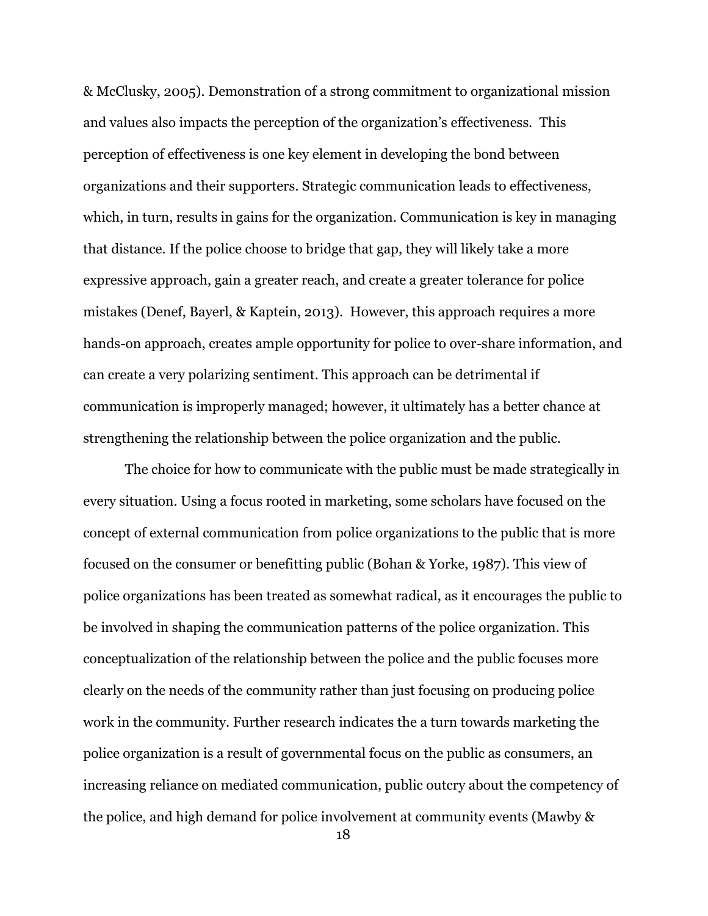& McClusky, 2005). Demonstration of a strong commitment to organizational mission and values also impacts the perception of the organization's effectiveness. This perception of effectiveness is one key element in developing the bond between organizations and their supporters. Strategic communication leads to effectiveness, which, in turn, results in gains for the organization. Communication is key in managing that distance. If the police choose to bridge that gap, they will likely take a more expressive approach, gain a greater reach, and create a greater tolerance for police mistakes (Denef, Bayerl, & Kaptein, 2013). However, this approach requires a more hands-on approach, creates ample opportunity for police to over-share information, and can create a very polarizing sentiment. This approach can be detrimental if communication is improperly managed; however, it ultimately has a better chance at strengthening the relationship between the police organization and the public.

The choice for how to communicate with the public must be made strategically in every situation. Using a focus rooted in marketing, some scholars have focused on the concept of external communication from police organizations to the public that is more focused on the consumer or benefitting public (Bohan & Yorke, 1987). This view of police organizations has been treated as somewhat radical, as it encourages the public to be involved in shaping the communication patterns of the police organization. This conceptualization of the relationship between the police and the public focuses more clearly on the needs of the community rather than just focusing on producing police work in the community. Further research indicates the a turn towards marketing the police organization is a result of governmental focus on the public as consumers, an increasing reliance on mediated communication, public outcry about the competency of the police, and high demand for police involvement at community events (Mawby &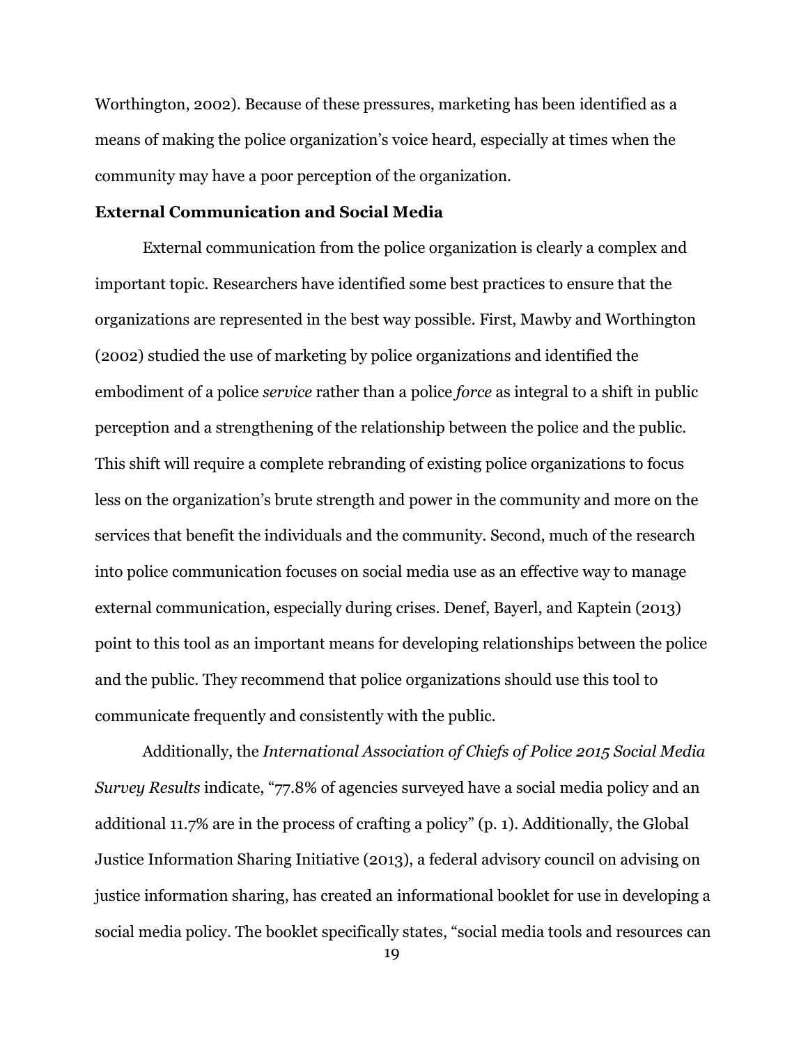Worthington, 2002). Because of these pressures, marketing has been identified as a means of making the police organization's voice heard, especially at times when the community may have a poor perception of the organization.

## External Communication and Social Media

External communication from the police organization is clearly a complex and important topic. Researchers have identified some best practices to ensure that the organizations are represented in the best way possible. First, Mawby and Worthington (2002) studied the use of marketing by police organizations and identified the embodiment of a police *service* rather than a police *force* as integral to a shift in public perception and a strengthening of the relationship between the police and the public. This shift will require a complete rebranding of existing police organizations to focus less on the organization's brute strength and power in the community and more on the services that benefit the individuals and the community. Second, much of the research into police communication focuses on social media use as an effective way to manage external communication, especially during crises. Denef, Bayerl, and Kaptein (2013) point to this tool as an important means for developing relationships between the police and the public. They recommend that police organizations should use this tool to communicate frequently and consistently with the public.

Additionally, the *International Association of Chiefs of Police 2015 Social Media Survey Results* indicate, "77.8% of agencies surveyed have a social media policy and an additional 11.7% are in the process of crafting a policy" (p. 1). Additionally, the Global Justice Information Sharing Initiative (2013), a federal advisory council on advising on justice information sharing, has created an informational booklet for use in developing a social media policy. The booklet specifically states, "social media tools and resources can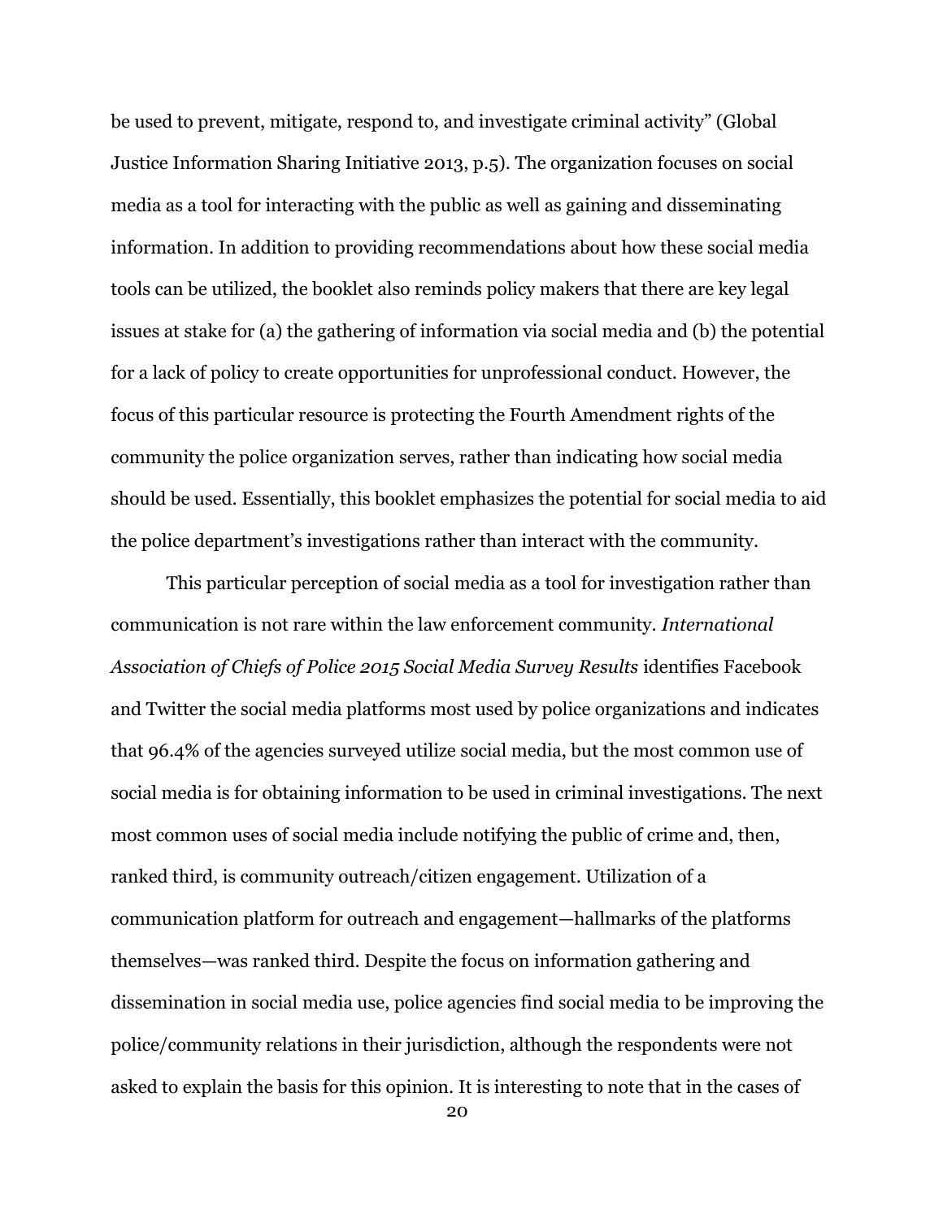be used to prevent, mitigate, respond to, and investigate criminal activity" (Global Justice Information Sharing Initiative 2013, p.5). The organization focuses on social media as a tool for interacting with the public as well as gaining and disseminating information. In addition to providing recommendations about how these social media tools can be utilized, the booklet also reminds policy makers that there are key legal issues at stake for (a) the gathering of information via social media and (b) the potential for a lack of policy to create opportunities for unprofessional conduct. However, the focus of this particular resource is protecting the Fourth Amendment rights of the community the police organization serves, rather than indicating how social media should be used. Essentially, this booklet emphasizes the potential for social media to aid the police department's investigations rather than interact with the community.

This particular perception of social media as a tool for investigation rather than communication is not rare within the law enforcement community. *International Association of Chiefs of Police 2015 Social Media Survey Results* identifies Facebook and Twitter the social media platforms most used by police organizations and indicates that 96.4% of the agencies surveyed utilize social media, but the most common use of social media is for obtaining information to be used in criminal investigations. The next most common uses of social media include notifying the public of crime and, then, ranked third, is community outreach/citizen engagement. Utilization of a communication platform for outreach and engagement—hallmarks of the platforms themselves—was ranked third. Despite the focus on information gathering and dissemination in social media use, police agencies find social media to be improving the police/community relations in their jurisdiction, although the respondents were not asked to explain the basis for this opinion. It is interesting to note that in the cases of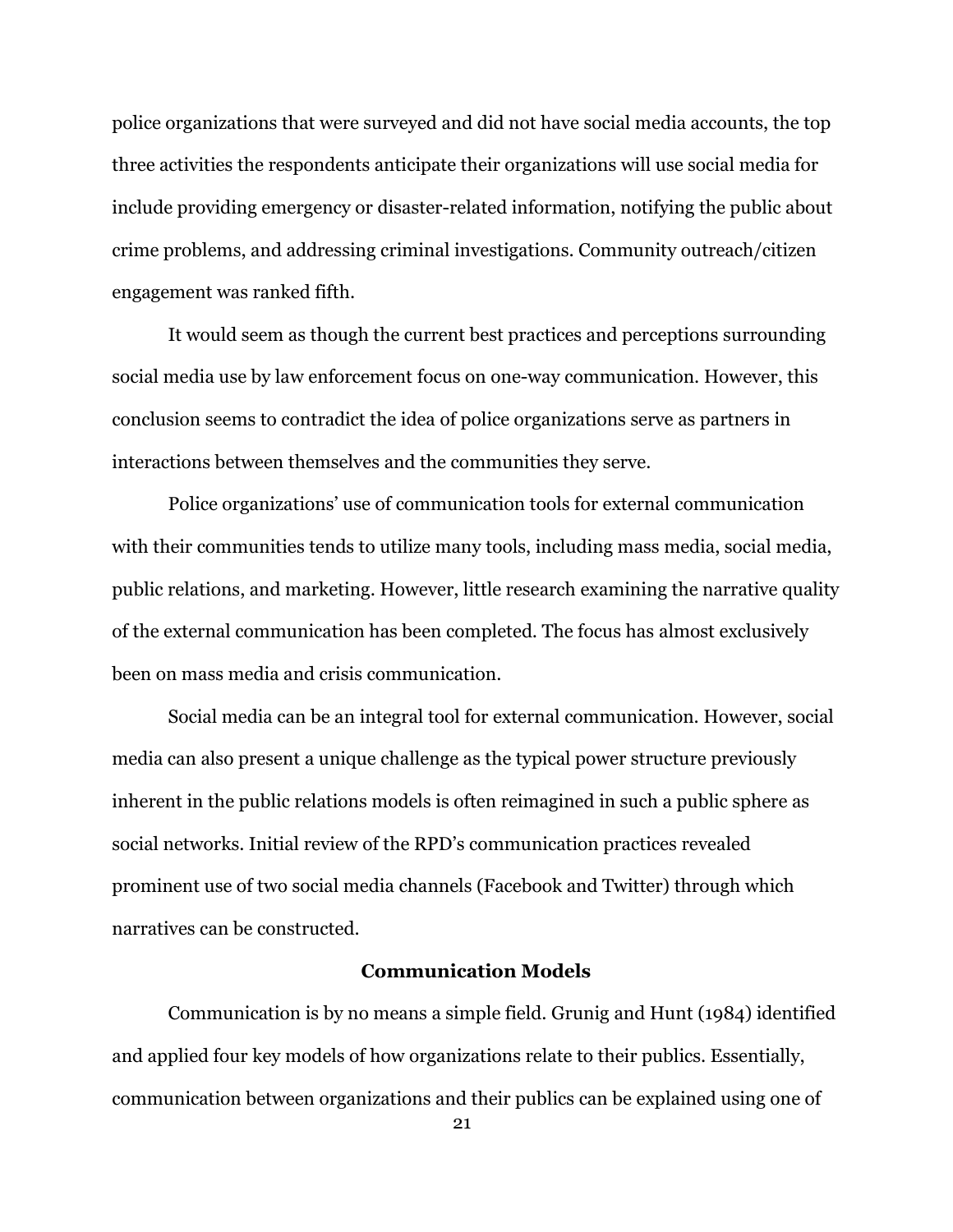police organizations that were surveyed and did not have social media accounts, the top three activities the respondents anticipate their organizations will use social media for include providing emergency or disaster-related information, notifying the public about crime problems, and addressing criminal investigations. Community outreach/citizen engagement was ranked fifth.

It would seem as though the current best practices and perceptions surrounding social media use by law enforcement focus on one-way communication. However, this conclusion seems to contradict the idea of police organizations serve as partners in interactions between themselves and the communities they serve.

Police organizations' use of communication tools for external communication with their communities tends to utilize many tools, including mass media, social media, public relations, and marketing. However, little research examining the narrative quality of the external communication has been completed. The focus has almost exclusively been on mass media and crisis communication.

Social media can be an integral tool for external communication. However, social media can also present a unique challenge as the typical power structure previously inherent in the public relations models is often reimagined in such a public sphere as social networks. Initial review of the RPD's communication practices revealed prominent use of two social media channels (Facebook and Twitter) through which narratives can be constructed.

## Communication Models

Communication is by no means a simple field. Grunig and Hunt (1984) identified and applied four key models of how organizations relate to their publics. Essentially, communication between organizations and their publics can be explained using one of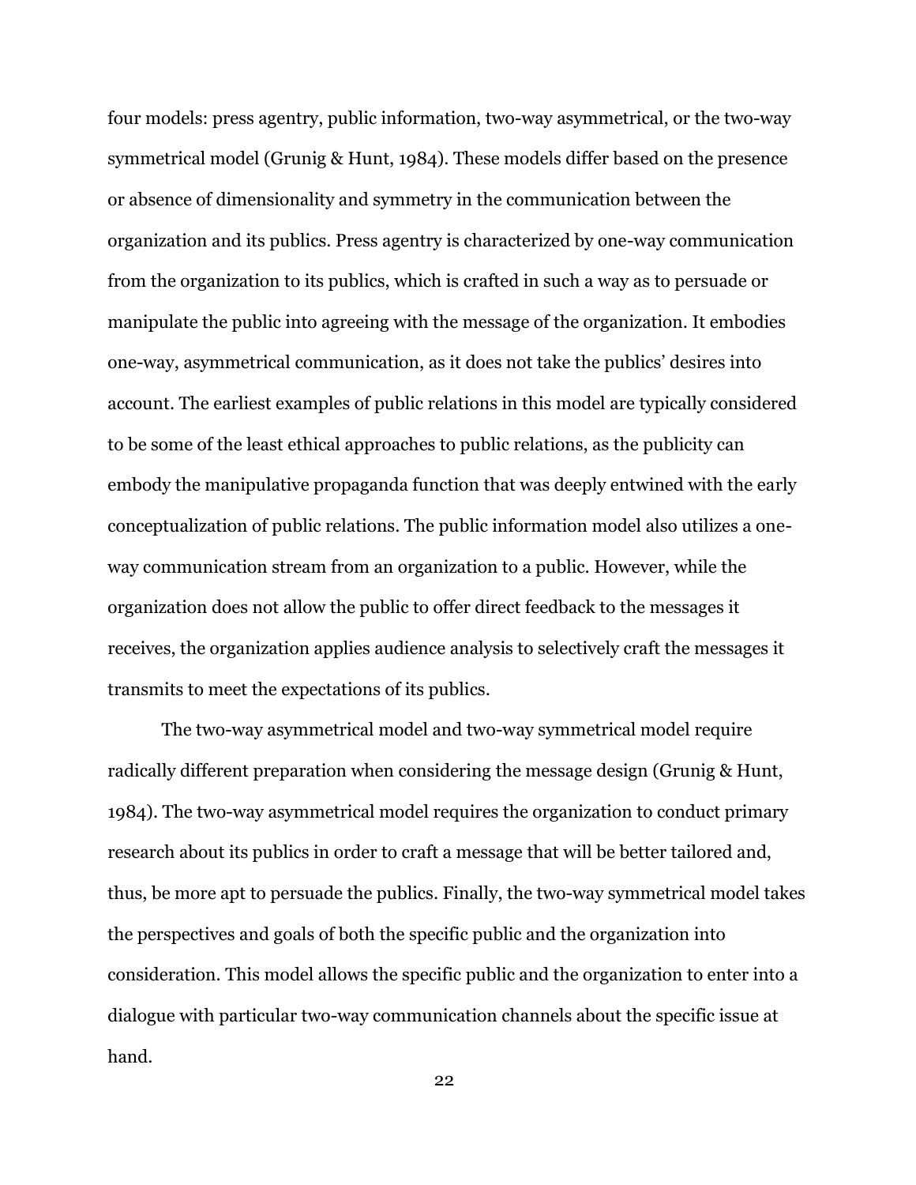four models: press agentry, public information, two-way asymmetrical, or the two-way symmetrical model (Grunig & Hunt, 1984). These models differ based on the presence or absence of dimensionality and symmetry in the communication between the organization and its publics. Press agentry is characterized by one-way communication from the organization to its publics, which is crafted in such a way as to persuade or manipulate the public into agreeing with the message of the organization. It embodies one-way, asymmetrical communication, as it does not take the publics' desires into account. The earliest examples of public relations in this model are typically considered to be some of the least ethical approaches to public relations, as the publicity can embody the manipulative propaganda function that was deeply entwined with the early conceptualization of public relations. The public information model also utilizes a one-way communication stream from an organization to a public. However, while the organization does not allow the public to offer direct feedback to the messages it receives, the organization applies audience analysis to selectively craft the messages it transmits to meet the expectations of its publics.

The two-way asymmetrical model and two-way symmetrical model require radically different preparation when considering the message design (Grunig & Hunt, 1984). The two-way asymmetrical model requires the organization to conduct primary research about its publics in order to craft a message that will be better tailored and, thus, be more apt to persuade the publics. Finally, the two-way symmetrical model takes the perspectives and goals of both the specific public and the organization into consideration. This model allows the specific public and the organization to enter into a dialogue with particular two-way communication channels about the specific issue at hand.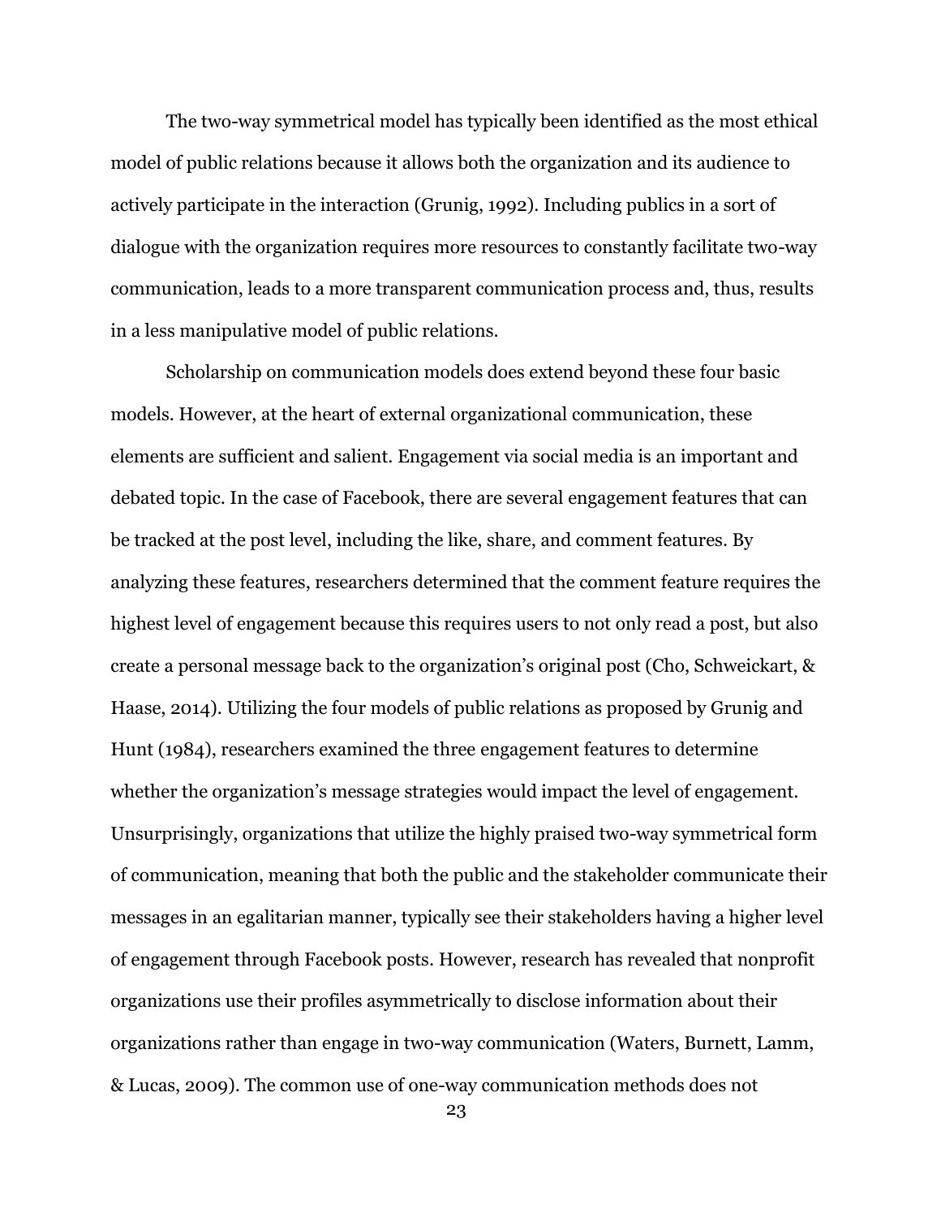The two-way symmetrical model has typically been identified as the most ethical model of public relations because it allows both the organization and its audience to actively participate in the interaction (Grunig, 1992). Including publics in a sort of dialogue with the organization requires more resources to constantly facilitate two-way communication, leads to a more transparent communication process and, thus, results in a less manipulative model of public relations.

Scholarship on communication models does extend beyond these four basic models. However, at the heart of external organizational communication, these elements are sufficient and salient. Engagement via social media is an important and debated topic. In the case of Facebook, there are several engagement features that can be tracked at the post level, including the like, share, and comment features. By analyzing these features, researchers determined that the comment feature requires the highest level of engagement because this requires users to not only read a post, but also create a personal message back to the organization's original post (Cho, Schweickart, & Haase, 2014). Utilizing the four models of public relations as proposed by Grunig and Hunt (1984), researchers examined the three engagement features to determine whether the organization's message strategies would impact the level of engagement. Unsurprisingly, organizations that utilize the highly praised two-way symmetrical form of communication, meaning that both the public and the stakeholder communicate their messages in an egalitarian manner, typically see their stakeholders having a higher level of engagement through Facebook posts. However, research has revealed that nonprofit organizations use their profiles asymmetrically to disclose information about their organizations rather than engage in two-way communication (Waters, Burnett, Lamm, & Lucas, 2009). The common use of one-way communication methods does not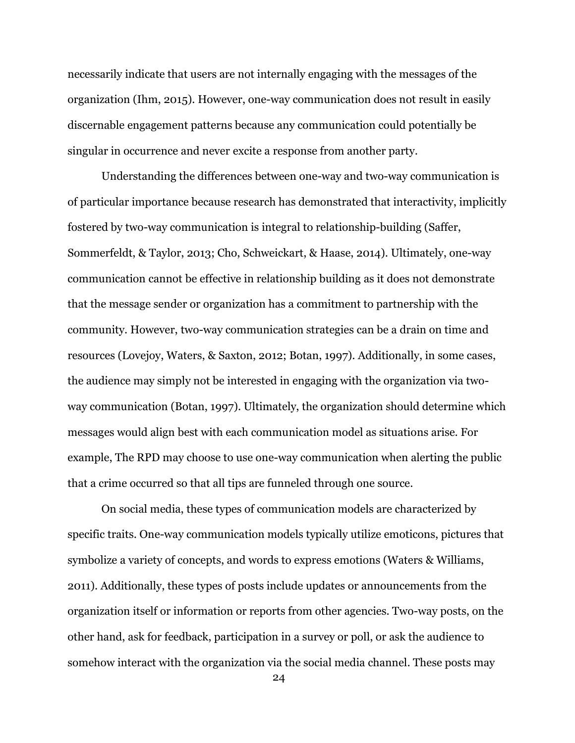necessarily indicate that users are not internally engaging with the messages of the organization (Ihm, 2015). However, one-way communication does not result in easily discernable engagement patterns because any communication could potentially be singular in occurrence and never excite a response from another party.

Understanding the differences between one-way and two-way communication is of particular importance because research has demonstrated that interactivity, implicitly fostered by two-way communication is integral to relationship-building (Saffer, Sommerfeldt, & Taylor, 2013; Cho, Schweickart, & Haase, 2014). Ultimately, one-way communication cannot be effective in relationship building as it does not demonstrate that the message sender or organization has a commitment to partnership with the community. However, two-way communication strategies can be a drain on time and resources (Lovejoy, Waters, & Saxton, 2012; Botan, 1997). Additionally, in some cases, the audience may simply not be interested in engaging with the organization via two-way communication (Botan, 1997). Ultimately, the organization should determine which messages would align best with each communication model as situations arise. For example, The RPD may choose to use one-way communication when alerting the public that a crime occurred so that all tips are funneled through one source.

On social media, these types of communication models are characterized by specific traits. One-way communication models typically utilize emoticons, pictures that symbolize a variety of concepts, and words to express emotions (Waters & Williams, 2011). Additionally, these types of posts include updates or announcements from the organization itself or information or reports from other agencies. Two-way posts, on the other hand, ask for feedback, participation in a survey or poll, or ask the audience to somehow interact with the organization via the social media channel. These posts may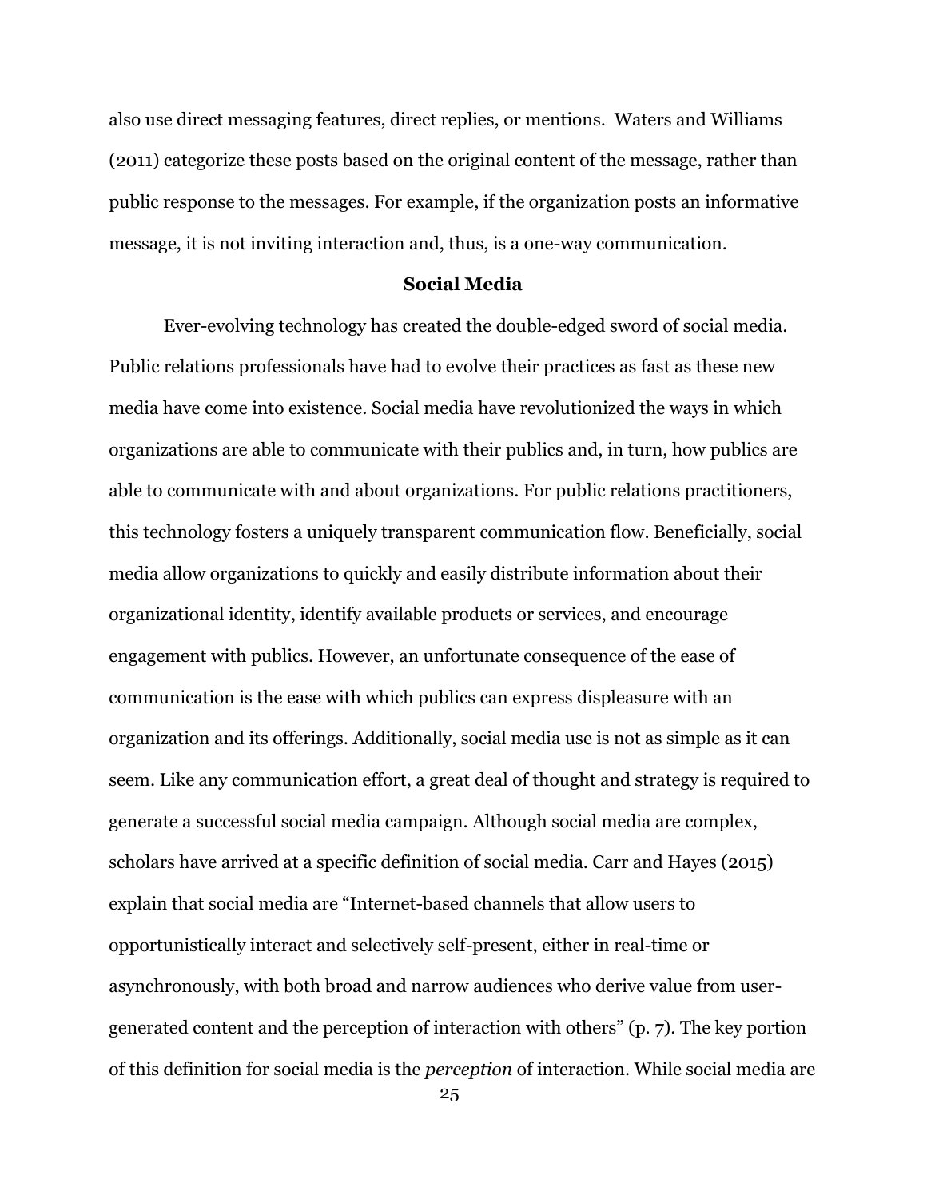also use direct messaging features, direct replies, or mentions. Waters and Williams (2011) categorize these posts based on the original content of the message, rather than public response to the messages. For example, if the organization posts an informative message, it is not inviting interaction and, thus, is a one-way communication.

## Social Media

Ever-evolving technology has created the double-edged sword of social media. Public relations professionals have had to evolve their practices as fast as these new media have come into existence. Social media have revolutionized the ways in which organizations are able to communicate with their publics and, in turn, how publics are able to communicate with and about organizations. For public relations practitioners, this technology fosters a uniquely transparent communication flow. Beneficially, social media allow organizations to quickly and easily distribute information about their organizational identity, identify available products or services, and encourage engagement with publics. However, an unfortunate consequence of the ease of communication is the ease with which publics can express displeasure with an organization and its offerings. Additionally, social media use is not as simple as it can seem. Like any communication effort, a great deal of thought and strategy is required to generate a successful social media campaign. Although social media are complex, scholars have arrived at a specific definition of social media. Carr and Hayes (2015) explain that social media are "Internet-based channels that allow users to opportunistically interact and selectively self-present, either in real-time or asynchronously, with both broad and narrow audiences who derive value from user-generated content and the perception of interaction with others" (p. 7). The key portion of this definition for social media is the *perception* of interaction. While social media are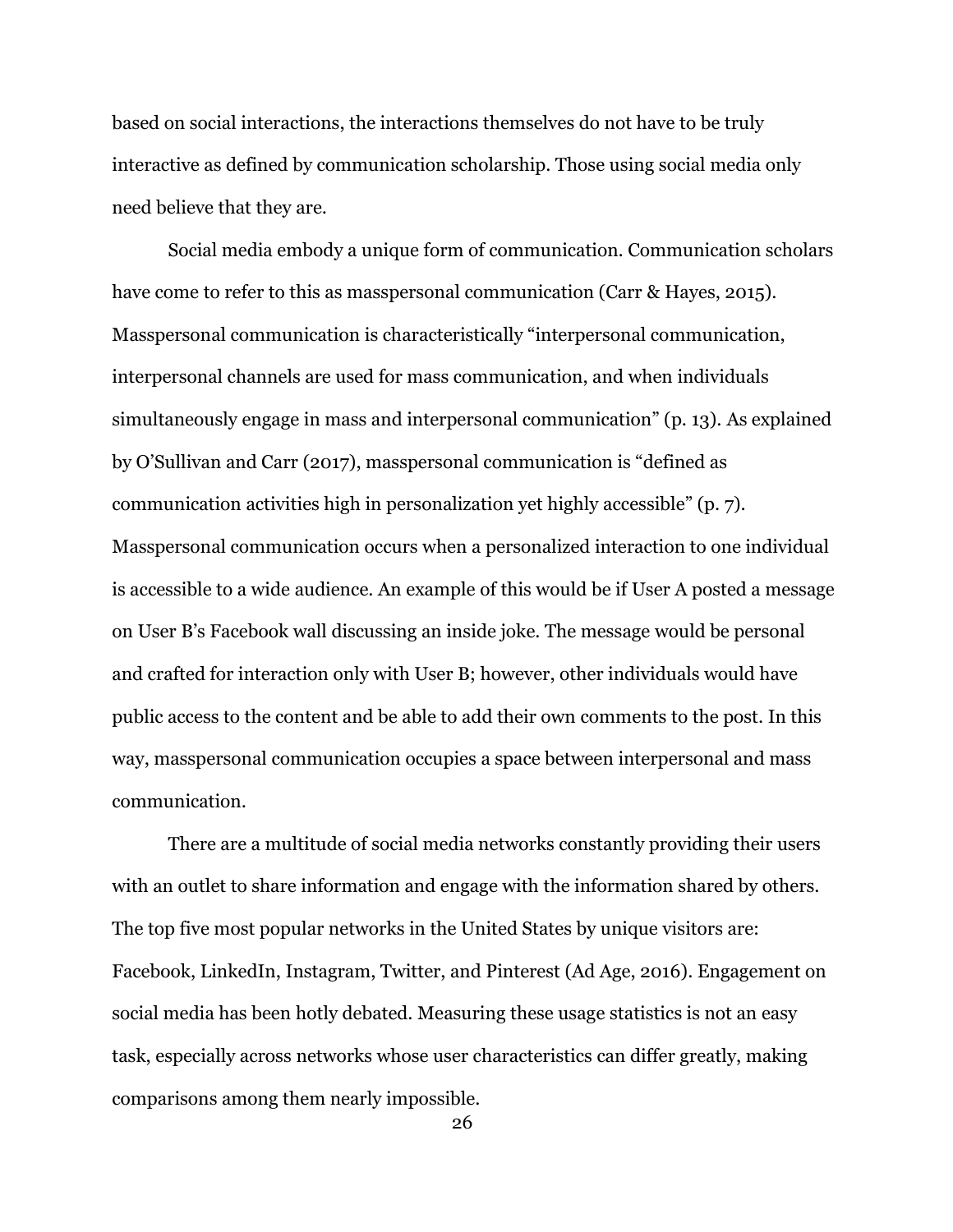based on social interactions, the interactions themselves do not have to be truly interactive as defined by communication scholarship. Those using social media only need believe that they are.

Social media embody a unique form of communication. Communication scholars have come to refer to this as masspersonal communication (Carr & Hayes, 2015). Masspersonal communication is characteristically "interpersonal communication, interpersonal channels are used for mass communication, and when individuals simultaneously engage in mass and interpersonal communication" (p. 13). As explained by O'Sullivan and Carr (2017), masspersonal communication is "defined as communication activities high in personalization yet highly accessible" (p. 7). Masspersonal communication occurs when a personalized interaction to one individual is accessible to a wide audience. An example of this would be if User A posted a message on User B's Facebook wall discussing an inside joke. The message would be personal and crafted for interaction only with User B; however, other individuals would have public access to the content and be able to add their own comments to the post. In this way, masspersonal communication occupies a space between interpersonal and mass communication.

There are a multitude of social media networks constantly providing their users with an outlet to share information and engage with the information shared by others. The top five most popular networks in the United States by unique visitors are: Facebook, LinkedIn, Instagram, Twitter, and Pinterest (Ad Age, 2016). Engagement on social media has been hotly debated. Measuring these usage statistics is not an easy task, especially across networks whose user characteristics can differ greatly, making comparisons among them nearly impossible.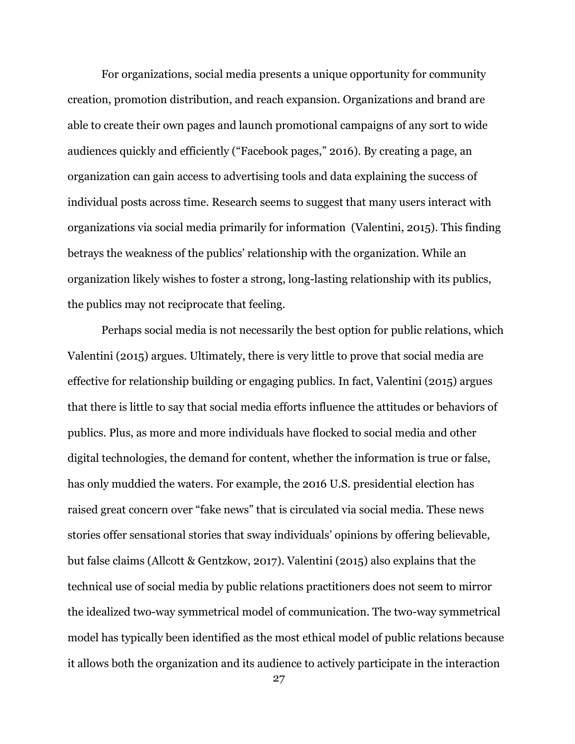For organizations, social media presents a unique opportunity for community creation, promotion distribution, and reach expansion. Organizations and brand are able to create their own pages and launch promotional campaigns of any sort to wide audiences quickly and efficiently ("Facebook pages," 2016). By creating a page, an organization can gain access to advertising tools and data explaining the success of individual posts across time. Research seems to suggest that many users interact with organizations via social media primarily for information (Valentini, 2015). This finding betrays the weakness of the publics' relationship with the organization. While an organization likely wishes to foster a strong, long-lasting relationship with its publics, the publics may not reciprocate that feeling.

Perhaps social media is not necessarily the best option for public relations, which Valentini (2015) argues. Ultimately, there is very little to prove that social media are effective for relationship building or engaging publics. In fact, Valentini (2015) argues that there is little to say that social media efforts influence the attitudes or behaviors of publics. Plus, as more and more individuals have flocked to social media and other digital technologies, the demand for content, whether the information is true or false, has only muddied the waters. For example, the 2016 U.S. presidential election has raised great concern over "fake news" that is circulated via social media. These news stories offer sensational stories that sway individuals' opinions by offering believable, but false claims (Allcott & Gentzkow, 2017). Valentini (2015) also explains that the technical use of social media by public relations practitioners does not seem to mirror the idealized two-way symmetrical model of communication. The two-way symmetrical model has typically been identified as the most ethical model of public relations because it allows both the organization and its audience to actively participate in the interaction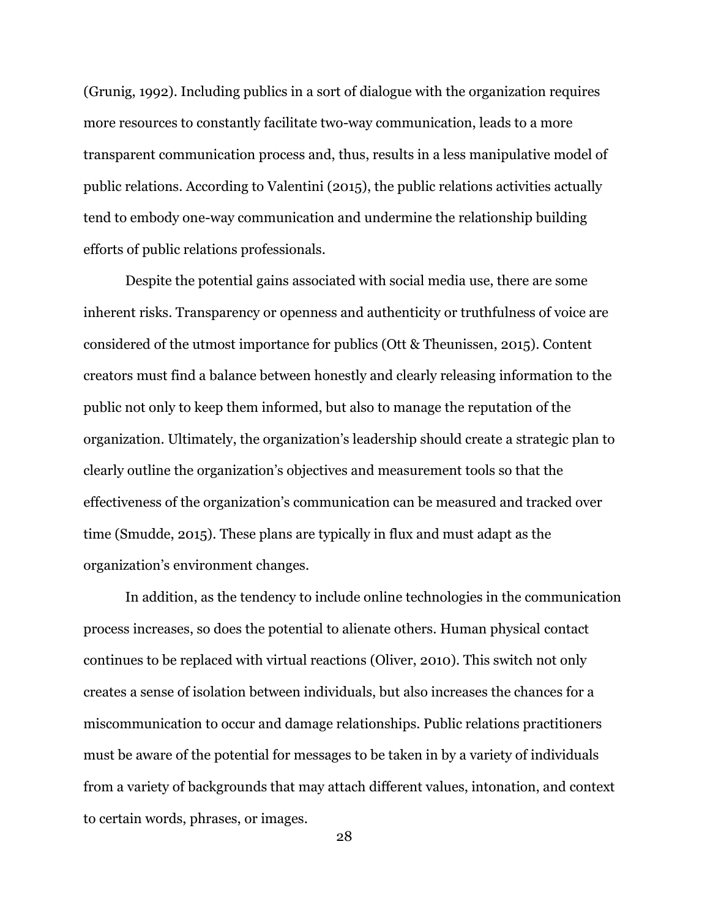(Grunig, 1992). Including publics in a sort of dialogue with the organization requires more resources to constantly facilitate two-way communication, leads to a more transparent communication process and, thus, results in a less manipulative model of public relations. According to Valentini (2015), the public relations activities actually tend to embody one-way communication and undermine the relationship building efforts of public relations professionals.

Despite the potential gains associated with social media use, there are some inherent risks. Transparency or openness and authenticity or truthfulness of voice are considered of the utmost importance for publics (Ott & Theunissen, 2015). Content creators must find a balance between honestly and clearly releasing information to the public not only to keep them informed, but also to manage the reputation of the organization. Ultimately, the organization's leadership should create a strategic plan to clearly outline the organization's objectives and measurement tools so that the effectiveness of the organization's communication can be measured and tracked over time (Smudde, 2015). These plans are typically in flux and must adapt as the organization's environment changes.

In addition, as the tendency to include online technologies in the communication process increases, so does the potential to alienate others. Human physical contact continues to be replaced with virtual reactions (Oliver, 2010). This switch not only creates a sense of isolation between individuals, but also increases the chances for a miscommunication to occur and damage relationships. Public relations practitioners must be aware of the potential for messages to be taken in by a variety of individuals from a variety of backgrounds that may attach different values, intonation, and context to certain words, phrases, or images.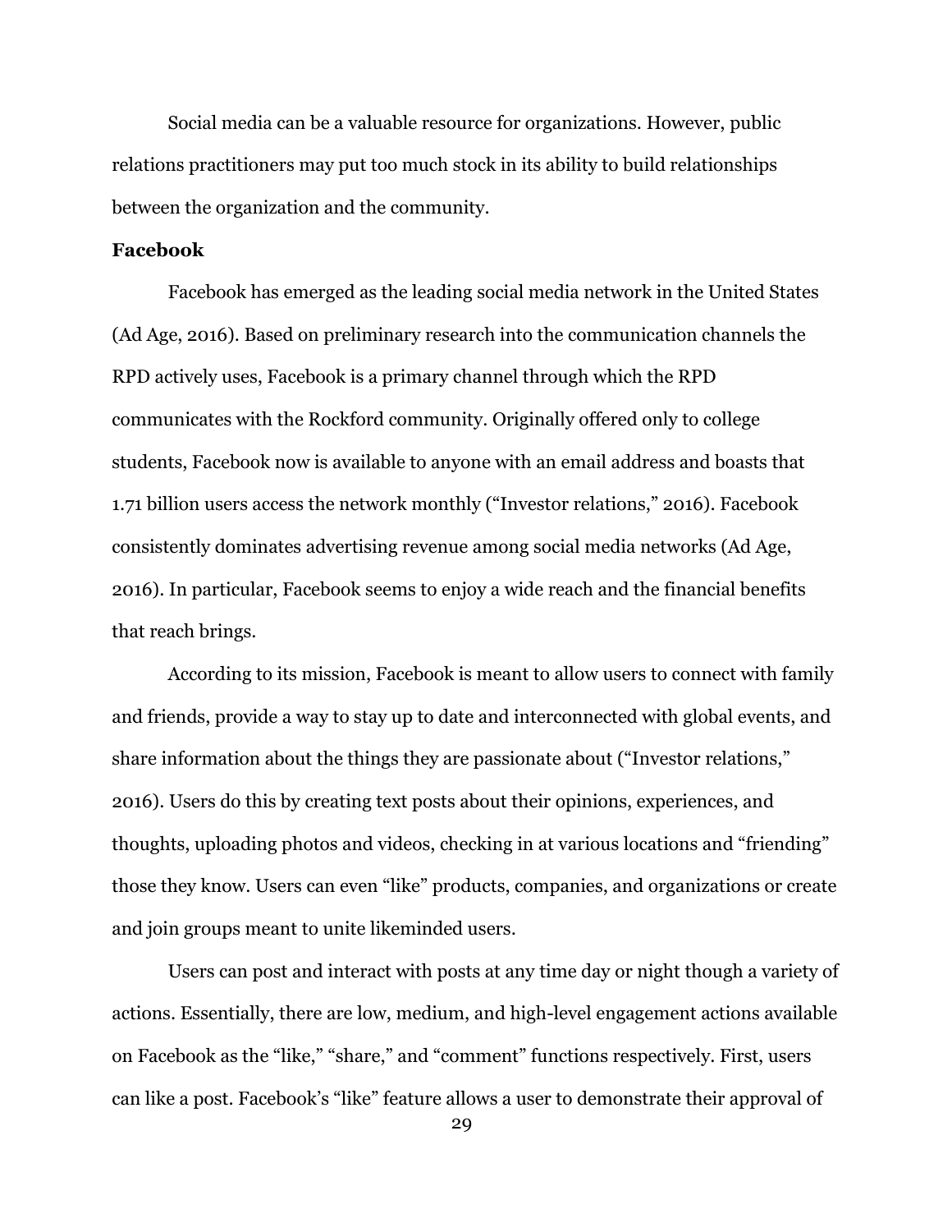Social media can be a valuable resource for organizations. However, public relations practitioners may put too much stock in its ability to build relationships between the organization and the community.

### Facebook

Facebook has emerged as the leading social media network in the United States (Ad Age, 2016). Based on preliminary research into the communication channels the RPD actively uses, Facebook is a primary channel through which the RPD communicates with the Rockford community. Originally offered only to college students, Facebook now is available to anyone with an email address and boasts that 1.71 billion users access the network monthly ("Investor relations," 2016). Facebook consistently dominates advertising revenue among social media networks (Ad Age, 2016). In particular, Facebook seems to enjoy a wide reach and the financial benefits that reach brings.

According to its mission, Facebook is meant to allow users to connect with family and friends, provide a way to stay up to date and interconnected with global events, and share information about the things they are passionate about ("Investor relations," 2016). Users do this by creating text posts about their opinions, experiences, and thoughts, uploading photos and videos, checking in at various locations and "friending" those they know. Users can even "like" products, companies, and organizations or create and join groups meant to unite likeminded users.

Users can post and interact with posts at any time day or night though a variety of actions. Essentially, there are low, medium, and high-level engagement actions available on Facebook as the "like," "share," and "comment" functions respectively. First, users can like a post. Facebook's "like" feature allows a user to demonstrate their approval of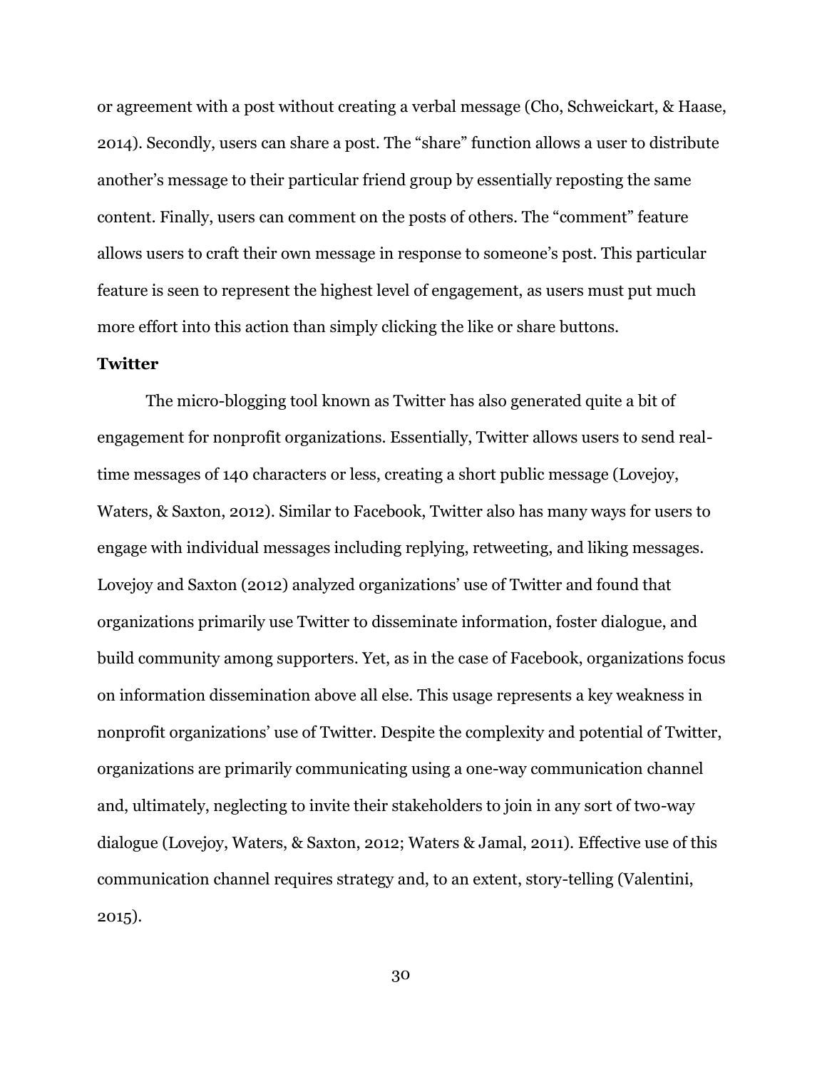or agreement with a post without creating a verbal message (Cho, Schweickart, & Haase, 2014). Secondly, users can share a post. The "share" function allows a user to distribute another's message to their particular friend group by essentially reposting the same content. Finally, users can comment on the posts of others. The "comment" feature allows users to craft their own message in response to someone's post. This particular feature is seen to represent the highest level of engagement, as users must put much more effort into this action than simply clicking the like or share buttons.

### Twitter

The micro-blogging tool known as Twitter has also generated quite a bit of engagement for nonprofit organizations. Essentially, Twitter allows users to send real-time messages of 140 characters or less, creating a short public message (Lovejoy, Waters, & Saxton, 2012). Similar to Facebook, Twitter also has many ways for users to engage with individual messages including replying, retweeting, and liking messages. Lovejoy and Saxton (2012) analyzed organizations' use of Twitter and found that organizations primarily use Twitter to disseminate information, foster dialogue, and build community among supporters. Yet, as in the case of Facebook, organizations focus on information dissemination above all else. This usage represents a key weakness in nonprofit organizations' use of Twitter. Despite the complexity and potential of Twitter, organizations are primarily communicating using a one-way communication channel and, ultimately, neglecting to invite their stakeholders to join in any sort of two-way dialogue (Lovejoy, Waters, & Saxton, 2012; Waters & Jamal, 2011). Effective use of this communication channel requires strategy and, to an extent, story-telling (Valentini, 2015).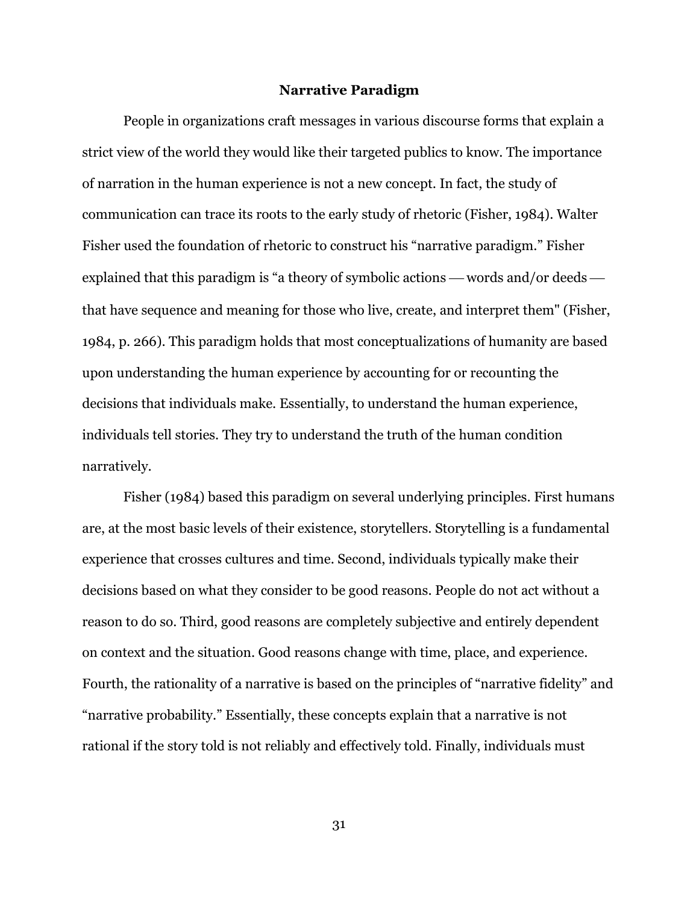## Narrative Paradigm

People in organizations craft messages in various discourse forms that explain a strict view of the world they would like their targeted publics to know. The importance of narration in the human experience is not a new concept. In fact, the study of communication can trace its roots to the early study of rhetoric (Fisher, 1984). Walter Fisher used the foundation of rhetoric to construct his "narrative paradigm." Fisher explained that this paradigm is "a theory of symbolic actions — words and/or deeds — that have sequence and meaning for those who live, create, and interpret them" (Fisher, 1984, p. 266). This paradigm holds that most conceptualizations of humanity are based upon understanding the human experience by accounting for or recounting the decisions that individuals make. Essentially, to understand the human experience, individuals tell stories. They try to understand the truth of the human condition narratively.

Fisher (1984) based this paradigm on several underlying principles. First humans are, at the most basic levels of their existence, storytellers. Storytelling is a fundamental experience that crosses cultures and time. Second, individuals typically make their decisions based on what they consider to be good reasons. People do not act without a reason to do so. Third, good reasons are completely subjective and entirely dependent on context and the situation. Good reasons change with time, place, and experience. Fourth, the rationality of a narrative is based on the principles of "narrative fidelity" and "narrative probability." Essentially, these concepts explain that a narrative is not rational if the story told is not reliably and effectively told. Finally, individuals must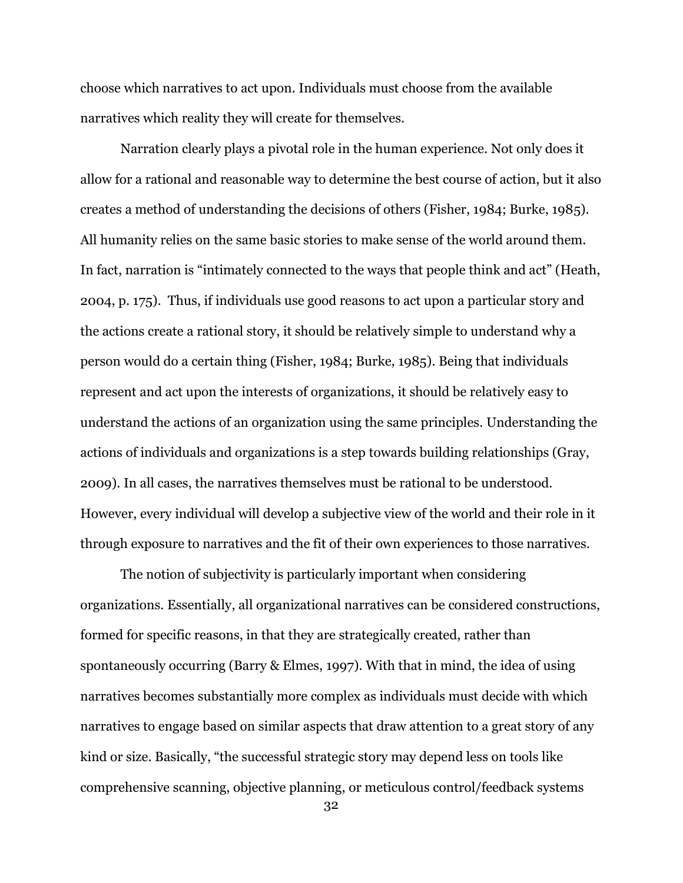choose which narratives to act upon. Individuals must choose from the available narratives which reality they will create for themselves.

Narration clearly plays a pivotal role in the human experience. Not only does it allow for a rational and reasonable way to determine the best course of action, but it also creates a method of understanding the decisions of others (Fisher, 1984; Burke, 1985). All humanity relies on the same basic stories to make sense of the world around them. In fact, narration is "intimately connected to the ways that people think and act" (Heath, 2004, p. 175). Thus, if individuals use good reasons to act upon a particular story and the actions create a rational story, it should be relatively simple to understand why a person would do a certain thing (Fisher, 1984; Burke, 1985). Being that individuals represent and act upon the interests of organizations, it should be relatively easy to understand the actions of an organization using the same principles. Understanding the actions of individuals and organizations is a step towards building relationships (Gray, 2009). In all cases, the narratives themselves must be rational to be understood. However, every individual will develop a subjective view of the world and their role in it through exposure to narratives and the fit of their own experiences to those narratives.

The notion of subjectivity is particularly important when considering organizations. Essentially, all organizational narratives can be considered constructions, formed for specific reasons, in that they are strategically created, rather than spontaneously occurring (Barry & Elmes, 1997). With that in mind, the idea of using narratives becomes substantially more complex as individuals must decide with which narratives to engage based on similar aspects that draw attention to a great story of any kind or size. Basically, "the successful strategic story may depend less on tools like comprehensive scanning, objective planning, or meticulous control/feedback systems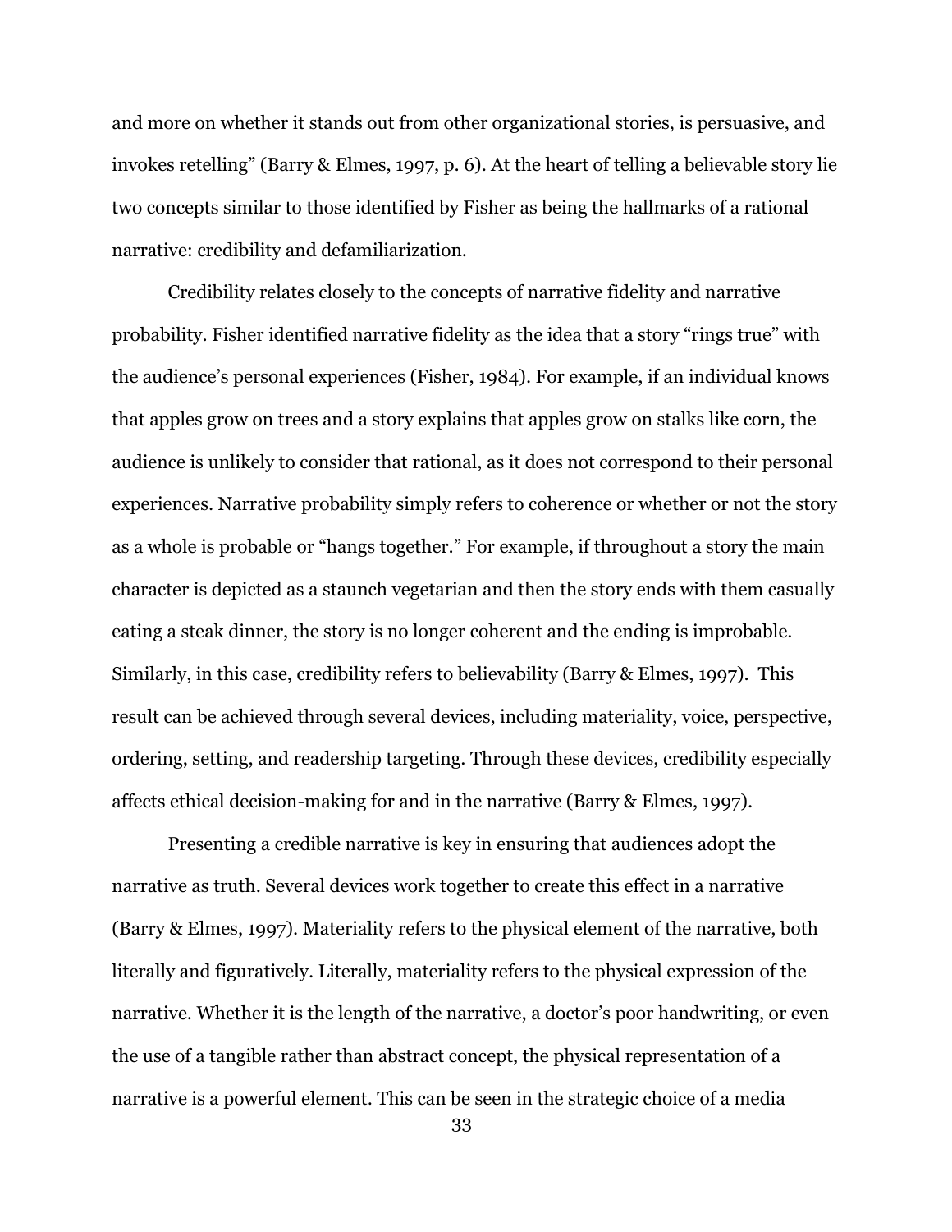and more on whether it stands out from other organizational stories, is persuasive, and invokes retelling" (Barry & Elmes, 1997, p. 6). At the heart of telling a believable story lie two concepts similar to those identified by Fisher as being the hallmarks of a rational narrative: credibility and defamiliarization.

Credibility relates closely to the concepts of narrative fidelity and narrative probability. Fisher identified narrative fidelity as the idea that a story "rings true" with the audience's personal experiences (Fisher, 1984). For example, if an individual knows that apples grow on trees and a story explains that apples grow on stalks like corn, the audience is unlikely to consider that rational, as it does not correspond to their personal experiences. Narrative probability simply refers to coherence or whether or not the story as a whole is probable or "hangs together." For example, if throughout a story the main character is depicted as a staunch vegetarian and then the story ends with them casually eating a steak dinner, the story is no longer coherent and the ending is improbable. Similarly, in this case, credibility refers to believability (Barry & Elmes, 1997). This result can be achieved through several devices, including materiality, voice, perspective, ordering, setting, and readership targeting. Through these devices, credibility especially affects ethical decision-making for and in the narrative (Barry & Elmes, 1997).

Presenting a credible narrative is key in ensuring that audiences adopt the narrative as truth. Several devices work together to create this effect in a narrative (Barry & Elmes, 1997). Materiality refers to the physical element of the narrative, both literally and figuratively. Literally, materiality refers to the physical expression of the narrative. Whether it is the length of the narrative, a doctor's poor handwriting, or even the use of a tangible rather than abstract concept, the physical representation of a narrative is a powerful element. This can be seen in the strategic choice of a media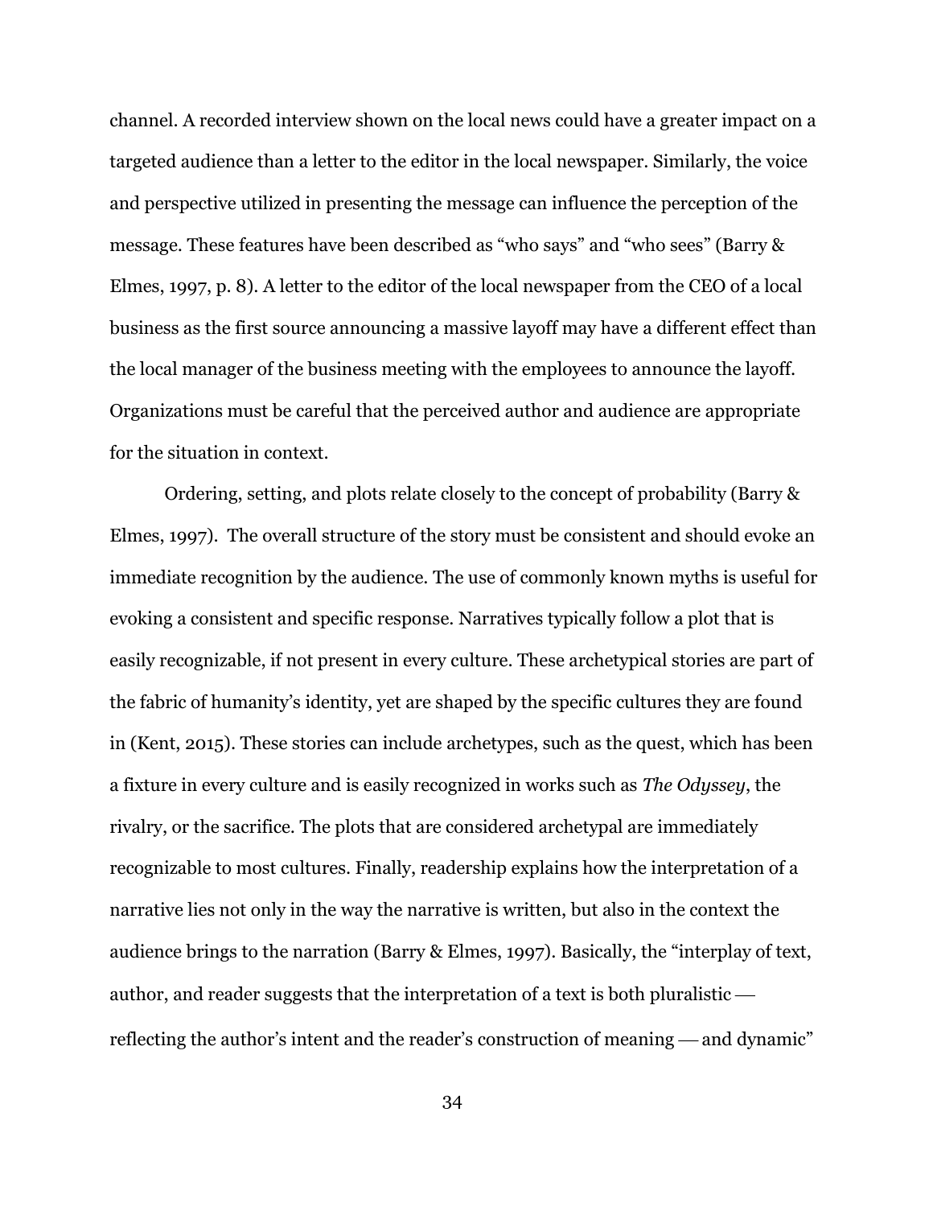channel. A recorded interview shown on the local news could have a greater impact on a targeted audience than a letter to the editor in the local newspaper. Similarly, the voice and perspective utilized in presenting the message can influence the perception of the message. These features have been described as "who says" and "who sees" (Barry & Elmes, 1997, p. 8). A letter to the editor of the local newspaper from the CEO of a local business as the first source announcing a massive layoff may have a different effect than the local manager of the business meeting with the employees to announce the layoff. Organizations must be careful that the perceived author and audience are appropriate for the situation in context.

Ordering, setting, and plots relate closely to the concept of probability (Barry & Elmes, 1997). The overall structure of the story must be consistent and should evoke an immediate recognition by the audience. The use of commonly known myths is useful for evoking a consistent and specific response. Narratives typically follow a plot that is easily recognizable, if not present in every culture. These archetypical stories are part of the fabric of humanity's identity, yet are shaped by the specific cultures they are found in (Kent, 2015). These stories can include archetypes, such as the quest, which has been a fixture in every culture and is easily recognized in works such as *The Odyssey*, the rivalry, or the sacrifice. The plots that are considered archetypal are immediately recognizable to most cultures. Finally, readership explains how the interpretation of a narrative lies not only in the way the narrative is written, but also in the context the audience brings to the narration (Barry & Elmes, 1997). Basically, the "interplay of text, author, and reader suggests that the interpretation of a text is both pluralistic — reflecting the author's intent and the reader's construction of meaning — and dynamic"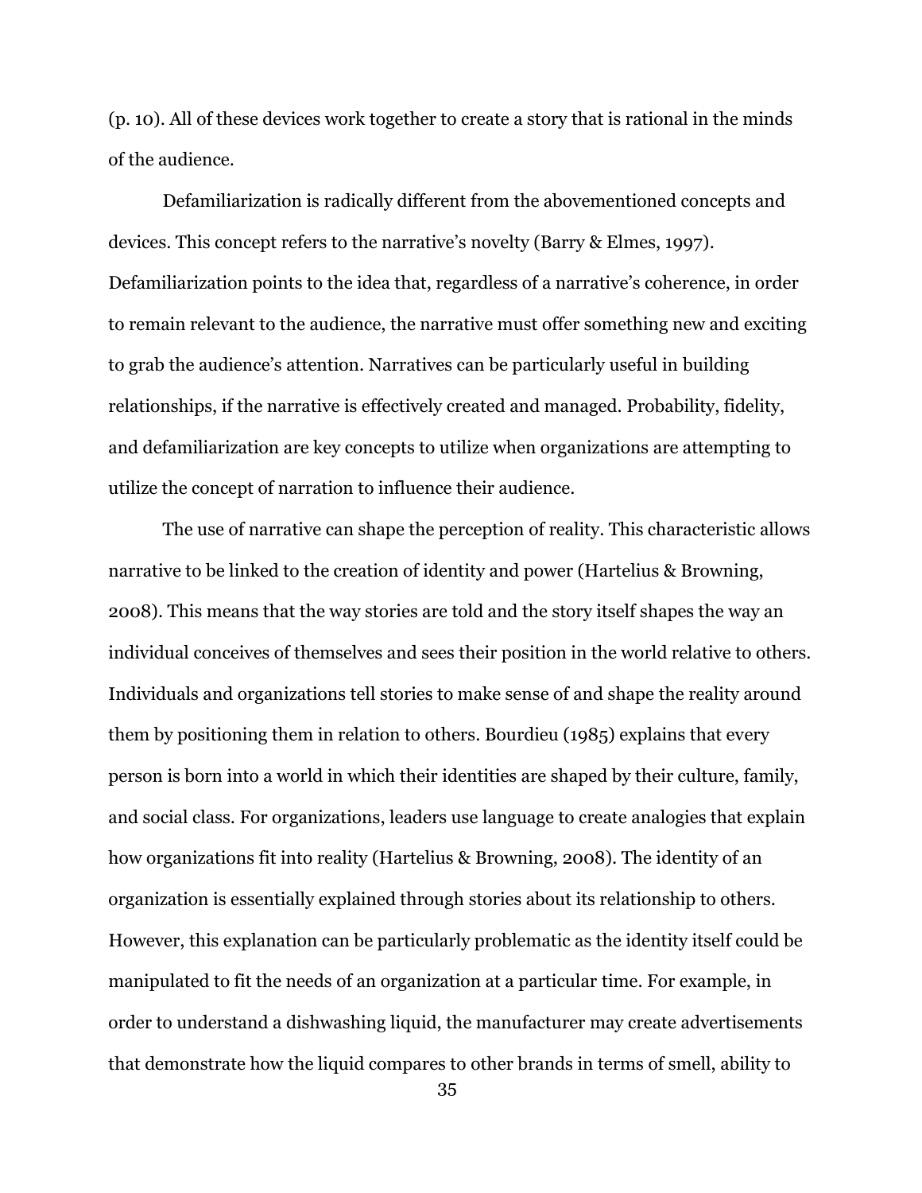(p. 10). All of these devices work together to create a story that is rational in the minds of the audience.

Defamiliarization is radically different from the abovementioned concepts and devices. This concept refers to the narrative's novelty (Barry & Elmes, 1997). Defamiliarization points to the idea that, regardless of a narrative's coherence, in order to remain relevant to the audience, the narrative must offer something new and exciting to grab the audience's attention. Narratives can be particularly useful in building relationships, if the narrative is effectively created and managed. Probability, fidelity, and defamiliarization are key concepts to utilize when organizations are attempting to utilize the concept of narration to influence their audience.

The use of narrative can shape the perception of reality. This characteristic allows narrative to be linked to the creation of identity and power (Hartelius & Browning, 2008). This means that the way stories are told and the story itself shapes the way an individual conceives of themselves and sees their position in the world relative to others. Individuals and organizations tell stories to make sense of and shape the reality around them by positioning them in relation to others. Bourdieu (1985) explains that every person is born into a world in which their identities are shaped by their culture, family, and social class. For organizations, leaders use language to create analogies that explain how organizations fit into reality (Hartelius & Browning, 2008). The identity of an organization is essentially explained through stories about its relationship to others. However, this explanation can be particularly problematic as the identity itself could be manipulated to fit the needs of an organization at a particular time. For example, in order to understand a dishwashing liquid, the manufacturer may create advertisements that demonstrate how the liquid compares to other brands in terms of smell, ability to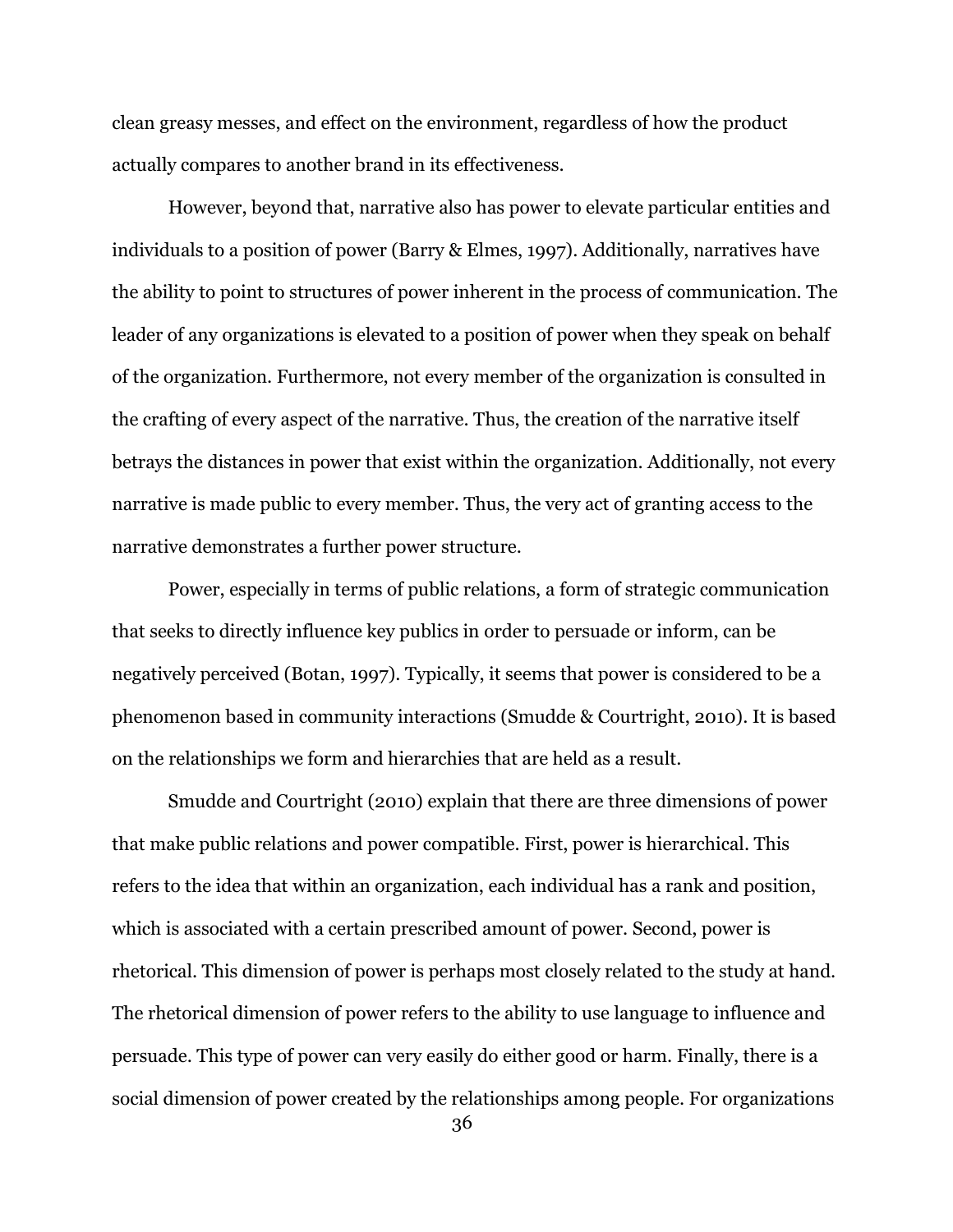clean greasy messes, and effect on the environment, regardless of how the product actually compares to another brand in its effectiveness.

However, beyond that, narrative also has power to elevate particular entities and individuals to a position of power (Barry & Elmes, 1997). Additionally, narratives have the ability to point to structures of power inherent in the process of communication. The leader of any organizations is elevated to a position of power when they speak on behalf of the organization. Furthermore, not every member of the organization is consulted in the crafting of every aspect of the narrative. Thus, the creation of the narrative itself betrays the distances in power that exist within the organization. Additionally, not every narrative is made public to every member. Thus, the very act of granting access to the narrative demonstrates a further power structure.

Power, especially in terms of public relations, a form of strategic communication that seeks to directly influence key publics in order to persuade or inform, can be negatively perceived (Botan, 1997). Typically, it seems that power is considered to be a phenomenon based in community interactions (Smudde & Courtright, 2010). It is based on the relationships we form and hierarchies that are held as a result.

Smudde and Courtright (2010) explain that there are three dimensions of power that make public relations and power compatible. First, power is hierarchical. This refers to the idea that within an organization, each individual has a rank and position, which is associated with a certain prescribed amount of power. Second, power is rhetorical. This dimension of power is perhaps most closely related to the study at hand. The rhetorical dimension of power refers to the ability to use language to influence and persuade. This type of power can very easily do either good or harm. Finally, there is a social dimension of power created by the relationships among people. For organizations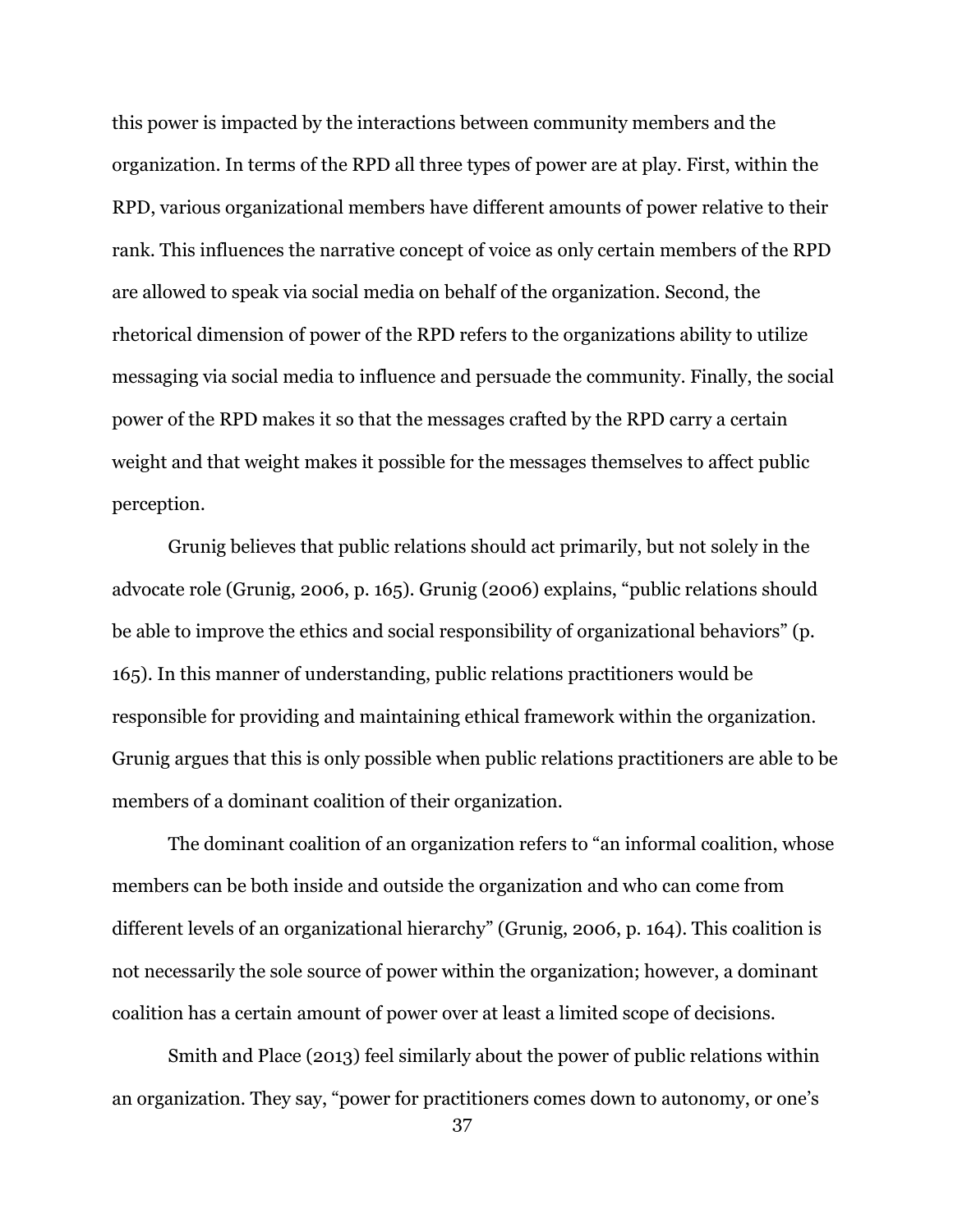this power is impacted by the interactions between community members and the organization. In terms of the RPD all three types of power are at play. First, within the RPD, various organizational members have different amounts of power relative to their rank. This influences the narrative concept of voice as only certain members of the RPD are allowed to speak via social media on behalf of the organization. Second, the rhetorical dimension of power of the RPD refers to the organizations ability to utilize messaging via social media to influence and persuade the community. Finally, the social power of the RPD makes it so that the messages crafted by the RPD carry a certain weight and that weight makes it possible for the messages themselves to affect public perception.

Grunig believes that public relations should act primarily, but not solely in the advocate role (Grunig, 2006, p. 165). Grunig (2006) explains, "public relations should be able to improve the ethics and social responsibility of organizational behaviors" (p. 165). In this manner of understanding, public relations practitioners would be responsible for providing and maintaining ethical framework within the organization. Grunig argues that this is only possible when public relations practitioners are able to be members of a dominant coalition of their organization.

The dominant coalition of an organization refers to "an informal coalition, whose members can be both inside and outside the organization and who can come from different levels of an organizational hierarchy" (Grunig, 2006, p. 164). This coalition is not necessarily the sole source of power within the organization; however, a dominant coalition has a certain amount of power over at least a limited scope of decisions.

Smith and Place (2013) feel similarly about the power of public relations within an organization. They say, "power for practitioners comes down to autonomy, or one's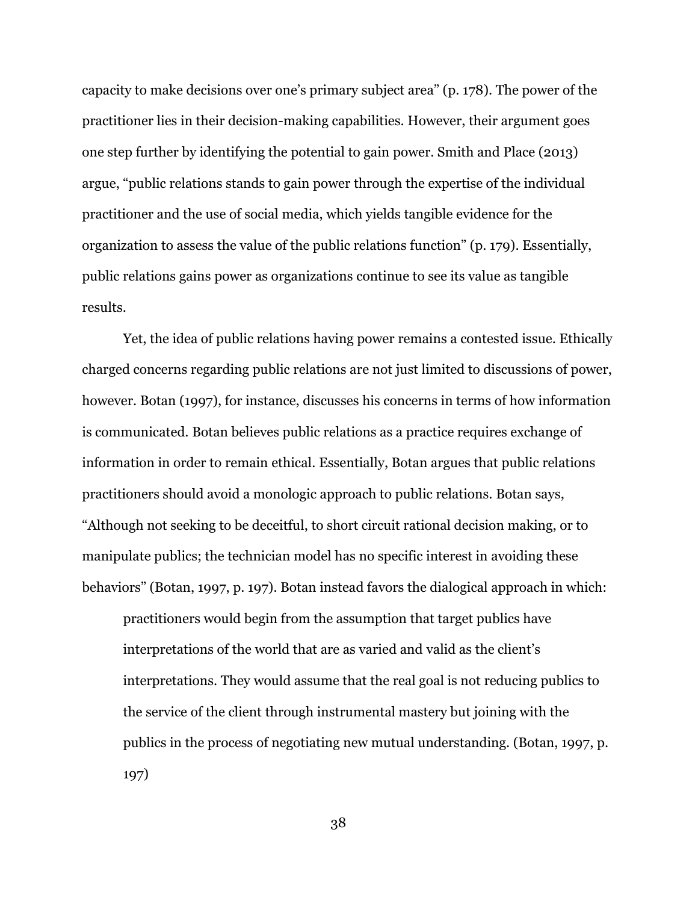capacity to make decisions over one's primary subject area" (p. 178). The power of the practitioner lies in their decision-making capabilities. However, their argument goes one step further by identifying the potential to gain power. Smith and Place (2013) argue, "public relations stands to gain power through the expertise of the individual practitioner and the use of social media, which yields tangible evidence for the organization to assess the value of the public relations function" (p. 179). Essentially, public relations gains power as organizations continue to see its value as tangible results.

Yet, the idea of public relations having power remains a contested issue. Ethically charged concerns regarding public relations are not just limited to discussions of power, however. Botan (1997), for instance, discusses his concerns in terms of how information is communicated. Botan believes public relations as a practice requires exchange of information in order to remain ethical. Essentially, Botan argues that public relations practitioners should avoid a monologic approach to public relations. Botan says, "Although not seeking to be deceitful, to short circuit rational decision making, or to manipulate publics; the technician model has no specific interest in avoiding these behaviors" (Botan, 1997, p. 197). Botan instead favors the dialogical approach in which:

> practitioners would begin from the assumption that target publics have interpretations of the world that are as varied and valid as the client's interpretations. They would assume that the real goal is not reducing publics to the service of the client through instrumental mastery but joining with the publics in the process of negotiating new mutual understanding. (Botan, 1997, p. 197)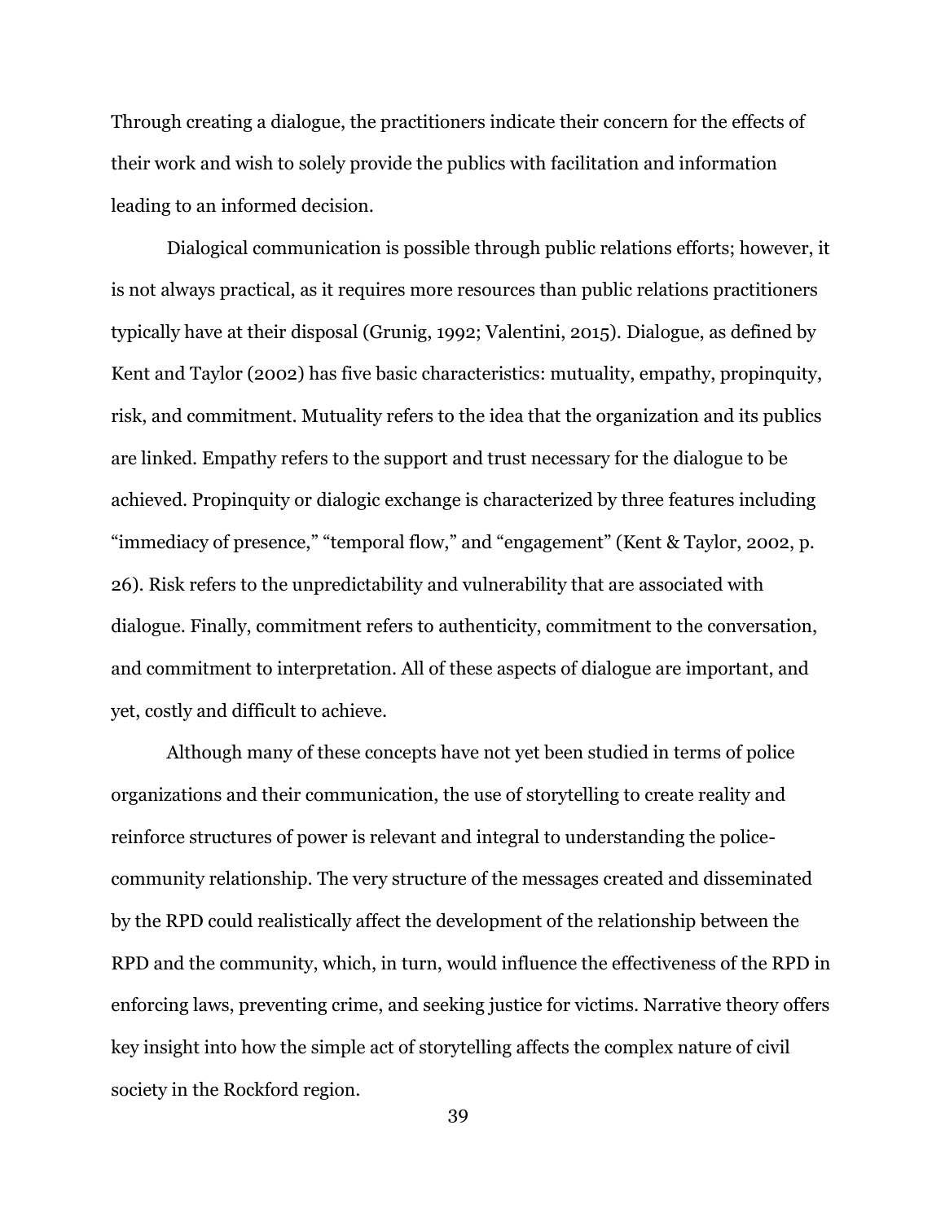Through creating a dialogue, the practitioners indicate their concern for the effects of their work and wish to solely provide the publics with facilitation and information leading to an informed decision.

Dialogical communication is possible through public relations efforts; however, it is not always practical, as it requires more resources than public relations practitioners typically have at their disposal (Grunig, 1992; Valentini, 2015). Dialogue, as defined by Kent and Taylor (2002) has five basic characteristics: mutuality, empathy, propinquity, risk, and commitment. Mutuality refers to the idea that the organization and its publics are linked. Empathy refers to the support and trust necessary for the dialogue to be achieved. Propinquity or dialogic exchange is characterized by three features including "immediacy of presence," "temporal flow," and "engagement" (Kent & Taylor, 2002, p. 26). Risk refers to the unpredictability and vulnerability that are associated with dialogue. Finally, commitment refers to authenticity, commitment to the conversation, and commitment to interpretation. All of these aspects of dialogue are important, and yet, costly and difficult to achieve.

Although many of these concepts have not yet been studied in terms of police organizations and their communication, the use of storytelling to create reality and reinforce structures of power is relevant and integral to understanding the police-community relationship. The very structure of the messages created and disseminated by the RPD could realistically affect the development of the relationship between the RPD and the community, which, in turn, would influence the effectiveness of the RPD in enforcing laws, preventing crime, and seeking justice for victims. Narrative theory offers key insight into how the simple act of storytelling affects the complex nature of civil society in the Rockford region.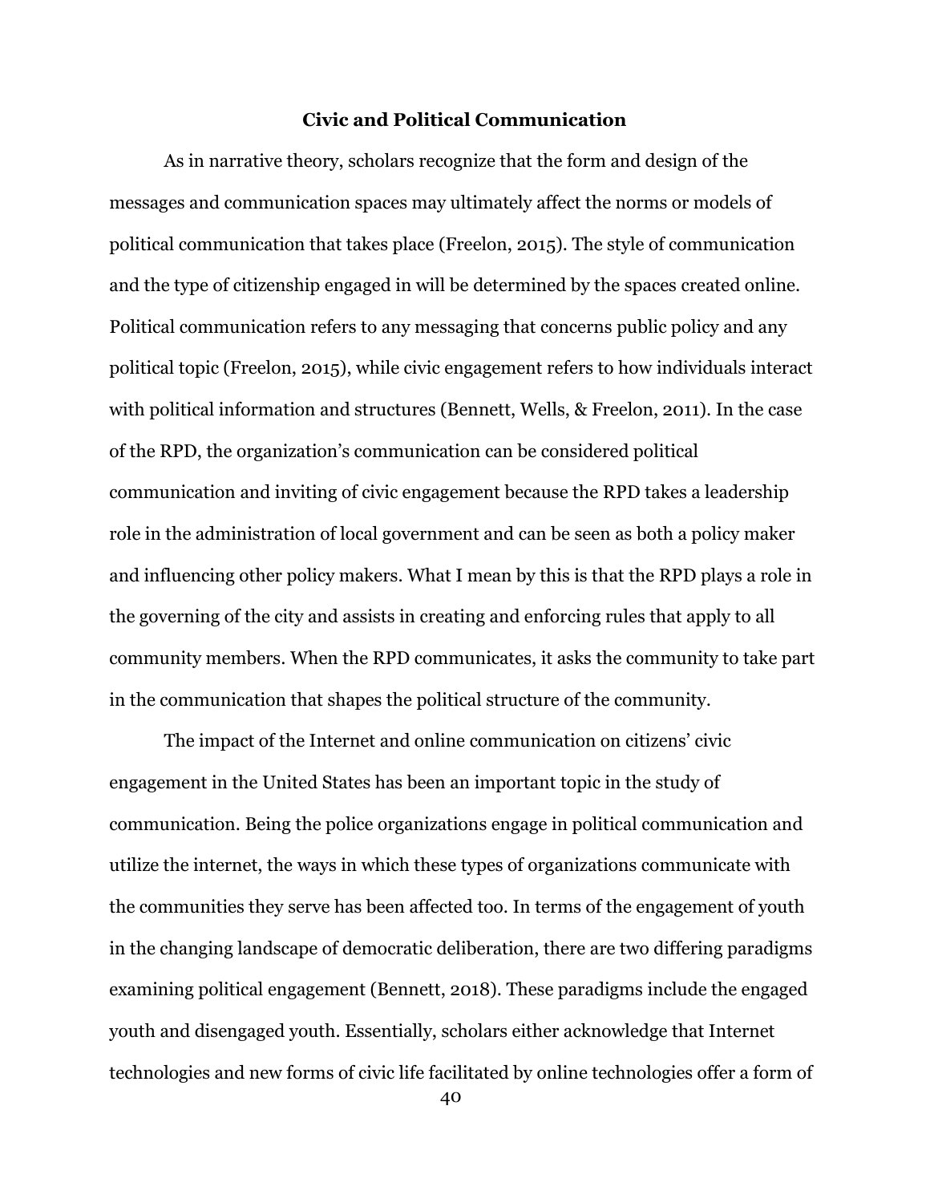## Civic and Political Communication

As in narrative theory, scholars recognize that the form and design of the messages and communication spaces may ultimately affect the norms or models of political communication that takes place (Freelon, 2015). The style of communication and the type of citizenship engaged in will be determined by the spaces created online. Political communication refers to any messaging that concerns public policy and any political topic (Freelon, 2015), while civic engagement refers to how individuals interact with political information and structures (Bennett, Wells, & Freelon, 2011). In the case of the RPD, the organization's communication can be considered political communication and inviting of civic engagement because the RPD takes a leadership role in the administration of local government and can be seen as both a policy maker and influencing other policy makers. What I mean by this is that the RPD plays a role in the governing of the city and assists in creating and enforcing rules that apply to all community members. When the RPD communicates, it asks the community to take part in the communication that shapes the political structure of the community.

The impact of the Internet and online communication on citizens' civic engagement in the United States has been an important topic in the study of communication. Being the police organizations engage in political communication and utilize the internet, the ways in which these types of organizations communicate with the communities they serve has been affected too. In terms of the engagement of youth in the changing landscape of democratic deliberation, there are two differing paradigms examining political engagement (Bennett, 2018). These paradigms include the engaged youth and disengaged youth. Essentially, scholars either acknowledge that Internet technologies and new forms of civic life facilitated by online technologies offer a form of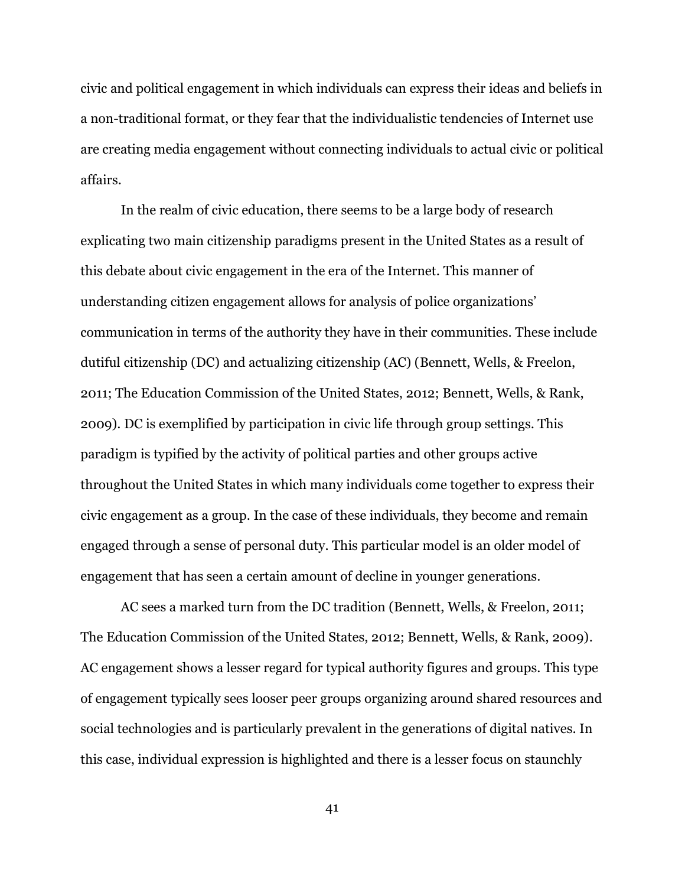civic and political engagement in which individuals can express their ideas and beliefs in a non-traditional format, or they fear that the individualistic tendencies of Internet use are creating media engagement without connecting individuals to actual civic or political affairs.

In the realm of civic education, there seems to be a large body of research explicating two main citizenship paradigms present in the United States as a result of this debate about civic engagement in the era of the Internet. This manner of understanding citizen engagement allows for analysis of police organizations' communication in terms of the authority they have in their communities. These include dutiful citizenship (DC) and actualizing citizenship (AC) (Bennett, Wells, & Freelon, 2011; The Education Commission of the United States, 2012; Bennett, Wells, & Rank, 2009). DC is exemplified by participation in civic life through group settings. This paradigm is typified by the activity of political parties and other groups active throughout the United States in which many individuals come together to express their civic engagement as a group. In the case of these individuals, they become and remain engaged through a sense of personal duty. This particular model is an older model of engagement that has seen a certain amount of decline in younger generations.

AC sees a marked turn from the DC tradition (Bennett, Wells, & Freelon, 2011; The Education Commission of the United States, 2012; Bennett, Wells, & Rank, 2009). AC engagement shows a lesser regard for typical authority figures and groups. This type of engagement typically sees looser peer groups organizing around shared resources and social technologies and is particularly prevalent in the generations of digital natives. In this case, individual expression is highlighted and there is a lesser focus on staunchly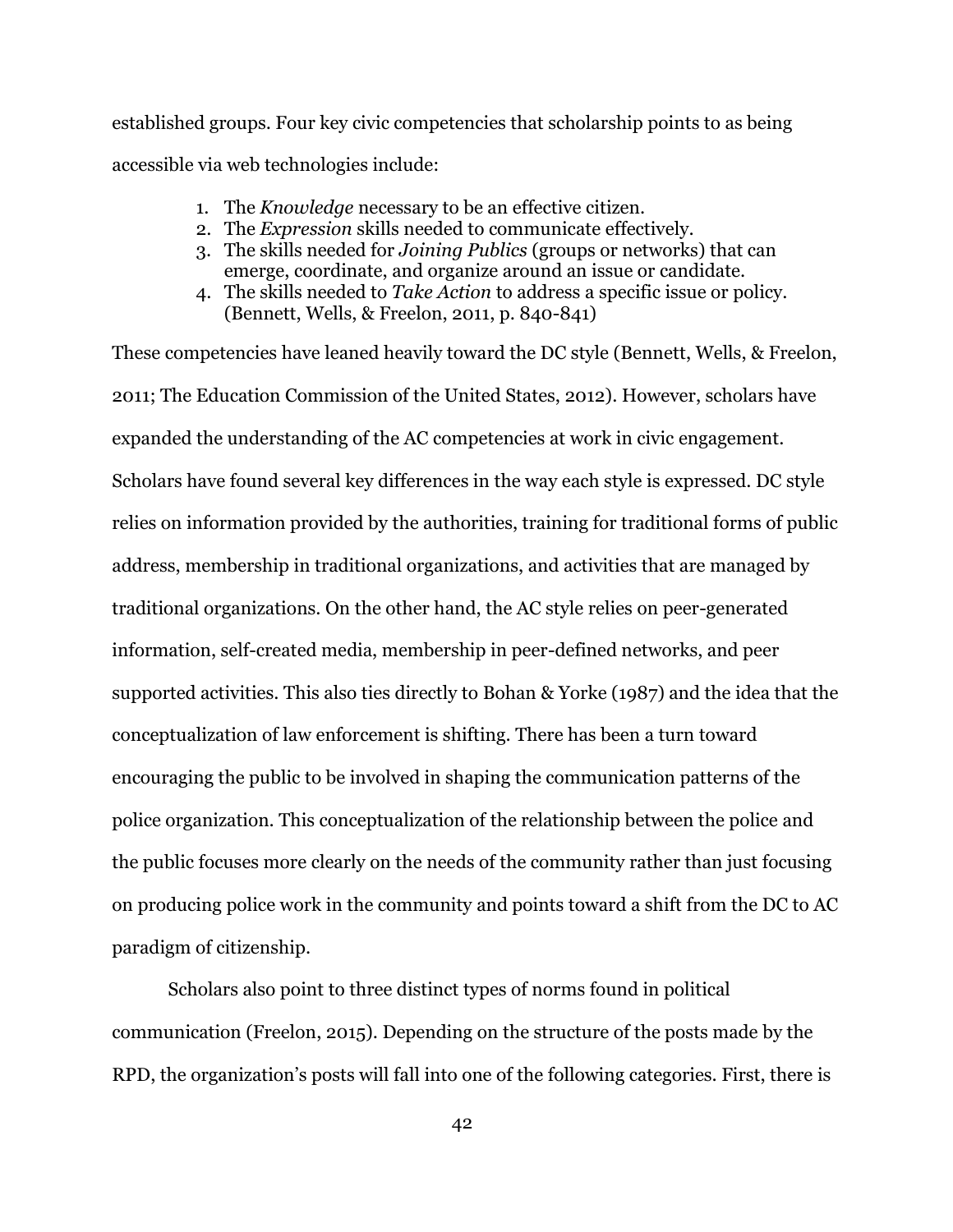established groups. Four key civic competencies that scholarship points to as being accessible via web technologies include:

1. The *Knowledge* necessary to be an effective citizen.
2. The *Expression* skills needed to communicate effectively.
3. The skills needed for *Joining Publics* (groups or networks) that can emerge, coordinate, and organize around an issue or candidate.
4. The skills needed to *Take Action* to address a specific issue or policy. (Bennett, Wells, & Freelon, 2011, p. 840-841)

These competencies have leaned heavily toward the DC style (Bennett, Wells, & Freelon, 2011; The Education Commission of the United States, 2012). However, scholars have expanded the understanding of the AC competencies at work in civic engagement. Scholars have found several key differences in the way each style is expressed. DC style relies on information provided by the authorities, training for traditional forms of public address, membership in traditional organizations, and activities that are managed by traditional organizations. On the other hand, the AC style relies on peer-generated information, self-created media, membership in peer-defined networks, and peer supported activities. This also ties directly to Bohan & Yorke (1987) and the idea that the conceptualization of law enforcement is shifting. There has been a turn toward encouraging the public to be involved in shaping the communication patterns of the police organization. This conceptualization of the relationship between the police and the public focuses more clearly on the needs of the community rather than just focusing on producing police work in the community and points toward a shift from the DC to AC paradigm of citizenship.

Scholars also point to three distinct types of norms found in political communication (Freelon, 2015). Depending on the structure of the posts made by the RPD, the organization's posts will fall into one of the following categories. First, there is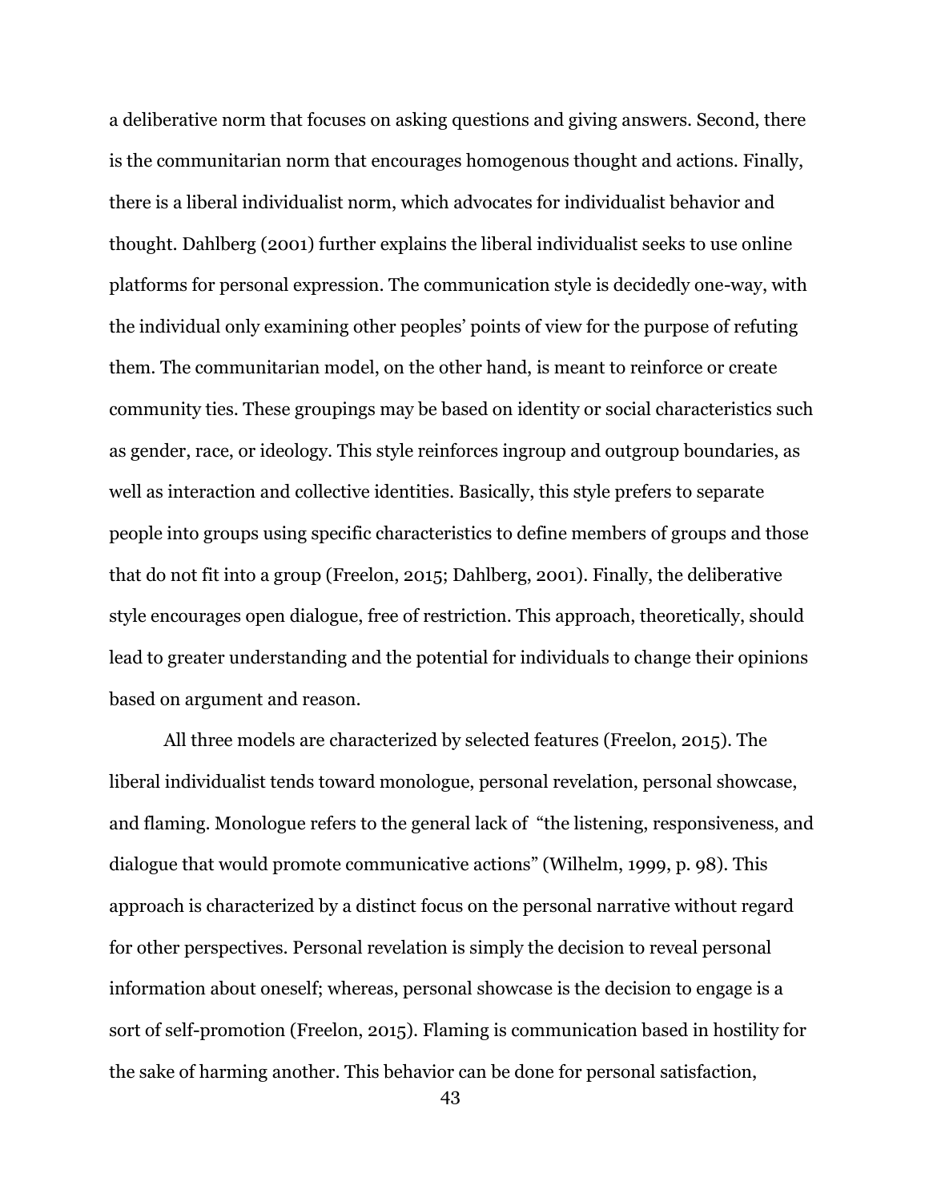a deliberative norm that focuses on asking questions and giving answers. Second, there is the communitarian norm that encourages homogenous thought and actions. Finally, there is a liberal individualist norm, which advocates for individualist behavior and thought. Dahlberg (2001) further explains the liberal individualist seeks to use online platforms for personal expression. The communication style is decidedly one-way, with the individual only examining other peoples' points of view for the purpose of refuting them. The communitarian model, on the other hand, is meant to reinforce or create community ties. These groupings may be based on identity or social characteristics such as gender, race, or ideology. This style reinforces ingroup and outgroup boundaries, as well as interaction and collective identities. Basically, this style prefers to separate people into groups using specific characteristics to define members of groups and those that do not fit into a group (Freelon, 2015; Dahlberg, 2001). Finally, the deliberative style encourages open dialogue, free of restriction. This approach, theoretically, should lead to greater understanding and the potential for individuals to change their opinions based on argument and reason.

All three models are characterized by selected features (Freelon, 2015). The liberal individualist tends toward monologue, personal revelation, personal showcase, and flaming. Monologue refers to the general lack of "the listening, responsiveness, and dialogue that would promote communicative actions" (Wilhelm, 1999, p. 98). This approach is characterized by a distinct focus on the personal narrative without regard for other perspectives. Personal revelation is simply the decision to reveal personal information about oneself; whereas, personal showcase is the decision to engage is a sort of self-promotion (Freelon, 2015). Flaming is communication based in hostility for the sake of harming another. This behavior can be done for personal satisfaction,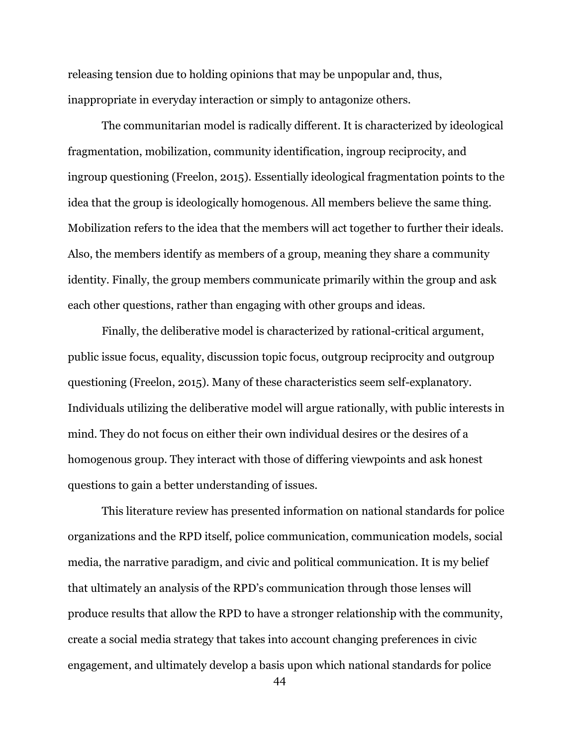releasing tension due to holding opinions that may be unpopular and, thus, inappropriate in everyday interaction or simply to antagonize others.

The communitarian model is radically different. It is characterized by ideological fragmentation, mobilization, community identification, ingroup reciprocity, and ingroup questioning (Freelon, 2015). Essentially ideological fragmentation points to the idea that the group is ideologically homogenous. All members believe the same thing. Mobilization refers to the idea that the members will act together to further their ideals. Also, the members identify as members of a group, meaning they share a community identity. Finally, the group members communicate primarily within the group and ask each other questions, rather than engaging with other groups and ideas.

Finally, the deliberative model is characterized by rational-critical argument, public issue focus, equality, discussion topic focus, outgroup reciprocity and outgroup questioning (Freelon, 2015). Many of these characteristics seem self-explanatory. Individuals utilizing the deliberative model will argue rationally, with public interests in mind. They do not focus on either their own individual desires or the desires of a homogenous group. They interact with those of differing viewpoints and ask honest questions to gain a better understanding of issues.

This literature review has presented information on national standards for police organizations and the RPD itself, police communication, communication models, social media, the narrative paradigm, and civic and political communication. It is my belief that ultimately an analysis of the RPD's communication through those lenses will produce results that allow the RPD to have a stronger relationship with the community, create a social media strategy that takes into account changing preferences in civic engagement, and ultimately develop a basis upon which national standards for police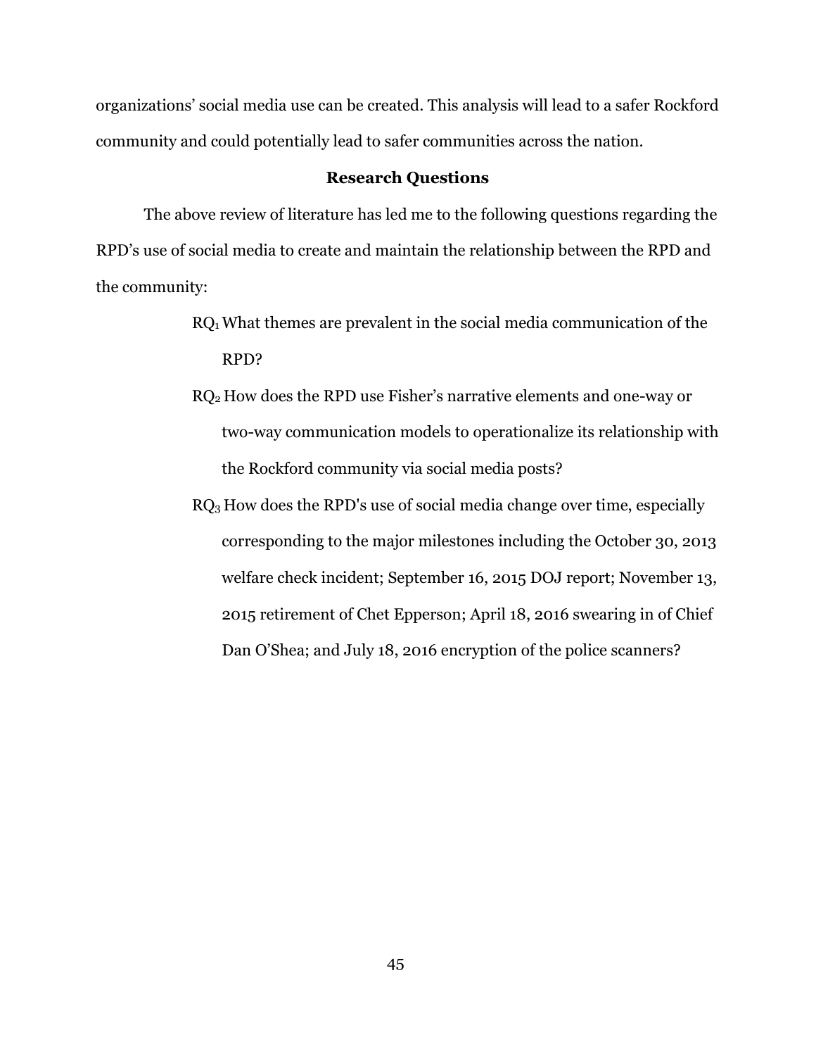organizations' social media use can be created. This analysis will lead to a safer Rockford community and could potentially lead to safer communities across the nation.

## Research Questions

The above review of literature has led me to the following questions regarding the RPD's use of social media to create and maintain the relationship between the RPD and the community:

> $RQ_1$ What themes are prevalent in the social media communication of the RPD?
>
> $RQ_2$ How does the RPD use Fisher's narrative elements and one-way or two-way communication models to operationalize its relationship with the Rockford community via social media posts?
>
> $RQ_3$ How does the RPD's use of social media change over time, especially corresponding to the major milestones including the October 30, 2013 welfare check incident; September 16, 2015 DOJ report; November 13, 2015 retirement of Chet Epperson; April 18, 2016 swearing in of Chief Dan O'Shea; and July 18, 2016 encryption of the police scanners?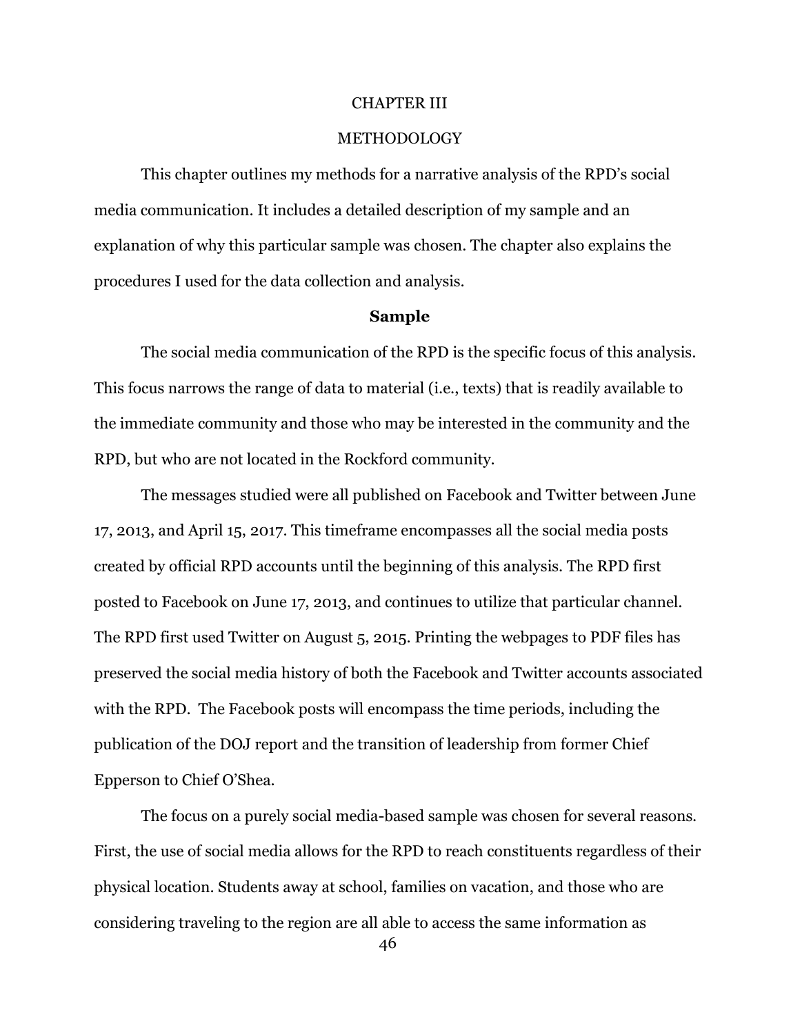# CHAPTER III

# METHODOLOGY

This chapter outlines my methods for a narrative analysis of the RPD's social media communication. It includes a detailed description of my sample and an explanation of why this particular sample was chosen. The chapter also explains the procedures I used for the data collection and analysis.

## Sample

The social media communication of the RPD is the specific focus of this analysis. This focus narrows the range of data to material (i.e., texts) that is readily available to the immediate community and those who may be interested in the community and the RPD, but who are not located in the Rockford community.

The messages studied were all published on Facebook and Twitter between June 17, 2013, and April 15, 2017. This timeframe encompasses all the social media posts created by official RPD accounts until the beginning of this analysis. The RPD first posted to Facebook on June 17, 2013, and continues to utilize that particular channel. The RPD first used Twitter on August 5, 2015. Printing the webpages to PDF files has preserved the social media history of both the Facebook and Twitter accounts associated with the RPD. The Facebook posts will encompass the time periods, including the publication of the DOJ report and the transition of leadership from former Chief Epperson to Chief O'Shea.

The focus on a purely social media-based sample was chosen for several reasons. First, the use of social media allows for the RPD to reach constituents regardless of their physical location. Students away at school, families on vacation, and those who are considering traveling to the region are all able to access the same information as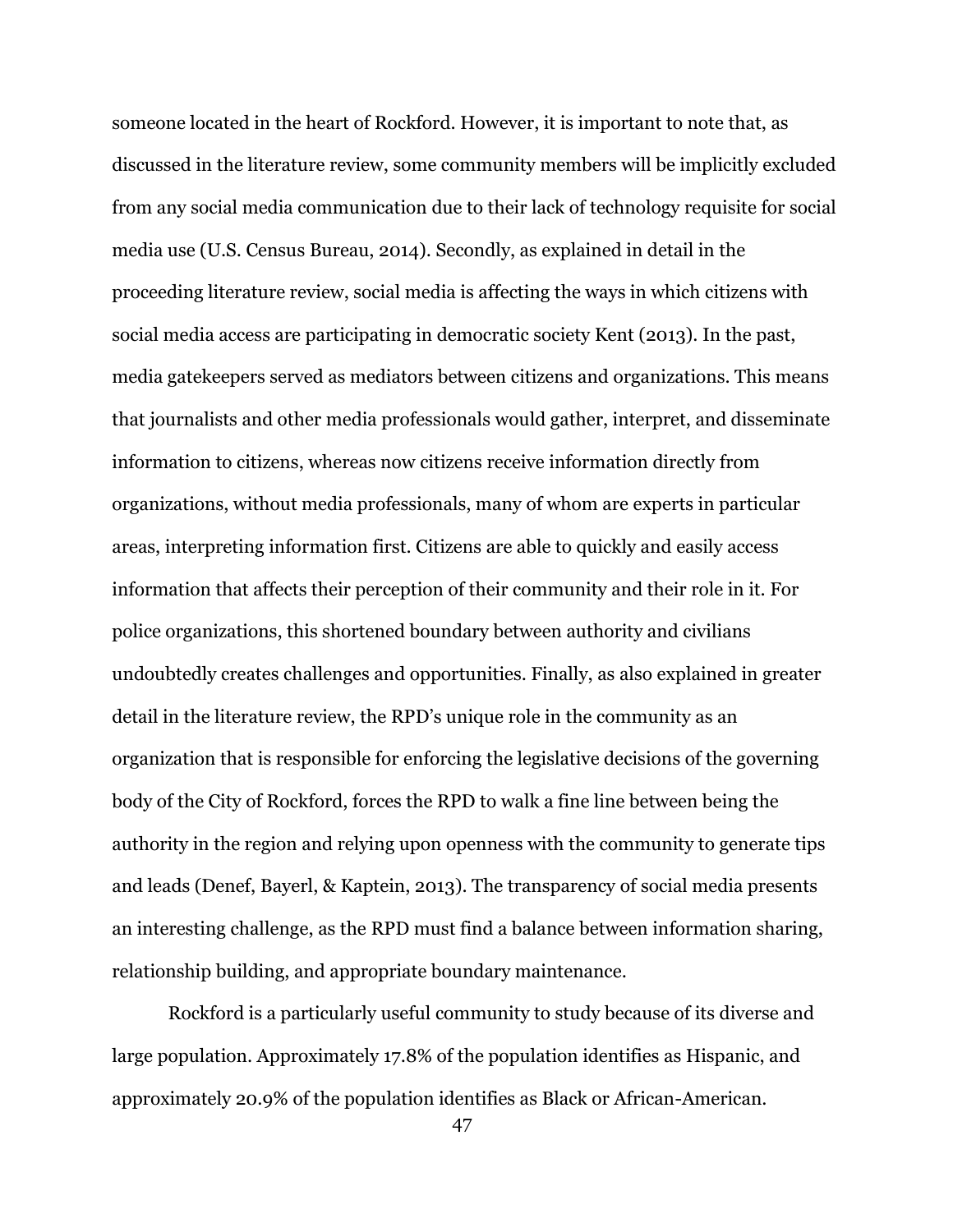someone located in the heart of Rockford. However, it is important to note that, as discussed in the literature review, some community members will be implicitly excluded from any social media communication due to their lack of technology requisite for social media use (U.S. Census Bureau, 2014). Secondly, as explained in detail in the proceeding literature review, social media is affecting the ways in which citizens with social media access are participating in democratic society Kent (2013). In the past, media gatekeepers served as mediators between citizens and organizations. This means that journalists and other media professionals would gather, interpret, and disseminate information to citizens, whereas now citizens receive information directly from organizations, without media professionals, many of whom are experts in particular areas, interpreting information first. Citizens are able to quickly and easily access information that affects their perception of their community and their role in it. For police organizations, this shortened boundary between authority and civilians undoubtedly creates challenges and opportunities. Finally, as also explained in greater detail in the literature review, the RPD's unique role in the community as an organization that is responsible for enforcing the legislative decisions of the governing body of the City of Rockford, forces the RPD to walk a fine line between being the authority in the region and relying upon openness with the community to generate tips and leads (Denef, Bayerl, & Kaptein, 2013). The transparency of social media presents an interesting challenge, as the RPD must find a balance between information sharing, relationship building, and appropriate boundary maintenance.

Rockford is a particularly useful community to study because of its diverse and large population. Approximately 17.8% of the population identifies as Hispanic, and approximately 20.9% of the population identifies as Black or African-American.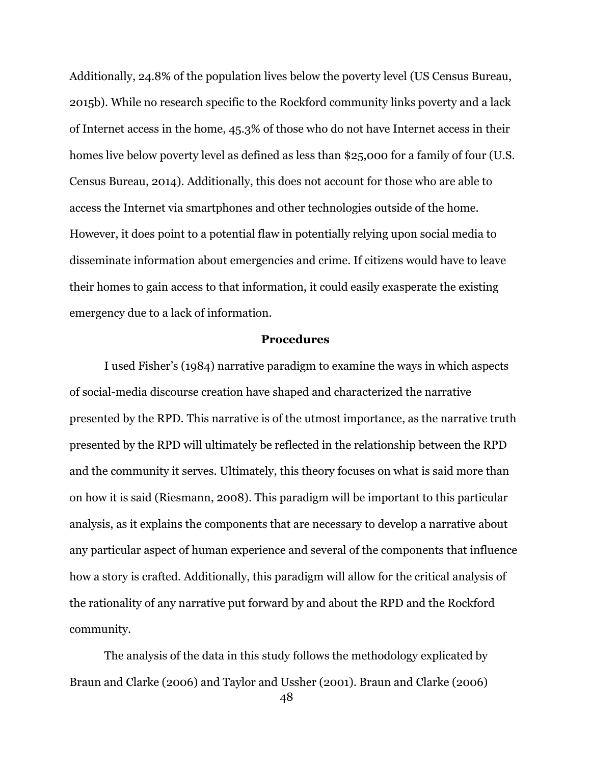Additionally, 24.8% of the population lives below the poverty level (US Census Bureau, 2015b). While no research specific to the Rockford community links poverty and a lack of Internet access in the home, 45.3% of those who do not have Internet access in their homes live below poverty level as defined as less than $25,000 for a family of four (U.S. Census Bureau, 2014). Additionally, this does not account for those who are able to access the Internet via smartphones and other technologies outside of the home. However, it does point to a potential flaw in potentially relying upon social media to disseminate information about emergencies and crime. If citizens would have to leave their homes to gain access to that information, it could easily exasperate the existing emergency due to a lack of information.

## Procedures

I used Fisher's (1984) narrative paradigm to examine the ways in which aspects of social-media discourse creation have shaped and characterized the narrative presented by the RPD. This narrative is of the utmost importance, as the narrative truth presented by the RPD will ultimately be reflected in the relationship between the RPD and the community it serves. Ultimately, this theory focuses on what is said more than on how it is said (Riesmann, 2008). This paradigm will be important to this particular analysis, as it explains the components that are necessary to develop a narrative about any particular aspect of human experience and several of the components that influence how a story is crafted. Additionally, this paradigm will allow for the critical analysis of the rationality of any narrative put forward by and about the RPD and the Rockford community.

The analysis of the data in this study follows the methodology explicated by Braun and Clarke (2006) and Taylor and Ussher (2001). Braun and Clarke (2006)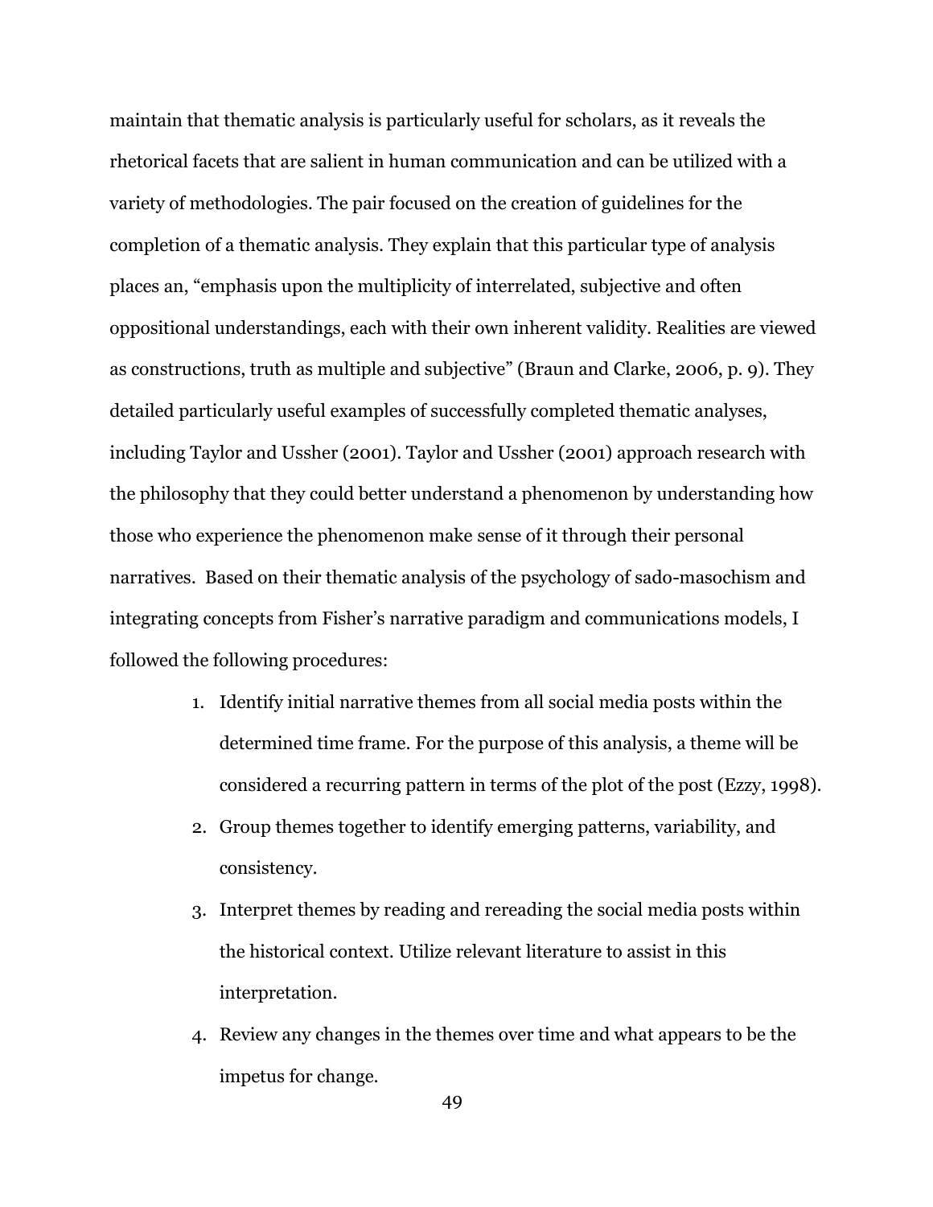maintain that thematic analysis is particularly useful for scholars, as it reveals the rhetorical facets that are salient in human communication and can be utilized with a variety of methodologies. The pair focused on the creation of guidelines for the completion of a thematic analysis. They explain that this particular type of analysis places an, "emphasis upon the multiplicity of interrelated, subjective and often oppositional understandings, each with their own inherent validity. Realities are viewed as constructions, truth as multiple and subjective" (Braun and Clarke, 2006, p. 9). They detailed particularly useful examples of successfully completed thematic analyses, including Taylor and Ussher (2001). Taylor and Ussher (2001) approach research with the philosophy that they could better understand a phenomenon by understanding how those who experience the phenomenon make sense of it through their personal narratives. Based on their thematic analysis of the psychology of sado-masochism and integrating concepts from Fisher's narrative paradigm and communications models, I followed the following procedures:

1. Identify initial narrative themes from all social media posts within the determined time frame. For the purpose of this analysis, a theme will be considered a recurring pattern in terms of the plot of the post (Ezzy, 1998).
2. Group themes together to identify emerging patterns, variability, and consistency.
3. Interpret themes by reading and rereading the social media posts within the historical context. Utilize relevant literature to assist in this interpretation.
4. Review any changes in the themes over time and what appears to be the impetus for change.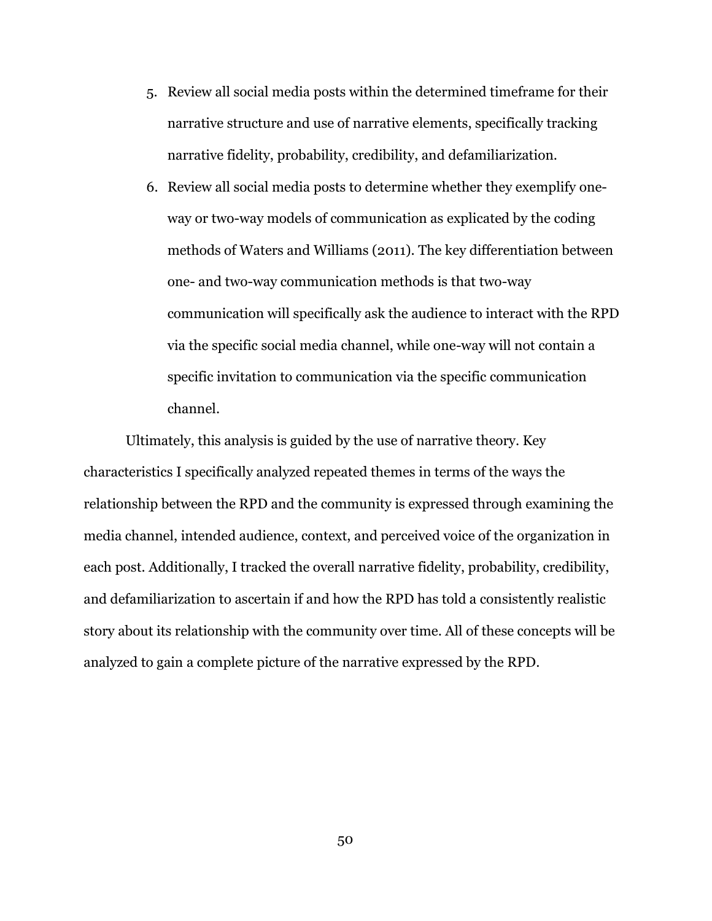5. Review all social media posts within the determined timeframe for their narrative structure and use of narrative elements, specifically tracking narrative fidelity, probability, credibility, and defamiliarization.
6. Review all social media posts to determine whether they exemplify one-way or two-way models of communication as explicated by the coding methods of Waters and Williams (2011). The key differentiation between one- and two-way communication methods is that two-way communication will specifically ask the audience to interact with the RPD via the specific social media channel, while one-way will not contain a specific invitation to communication via the specific communication channel.

Ultimately, this analysis is guided by the use of narrative theory. Key characteristics I specifically analyzed repeated themes in terms of the ways the relationship between the RPD and the community is expressed through examining the media channel, intended audience, context, and perceived voice of the organization in each post. Additionally, I tracked the overall narrative fidelity, probability, credibility, and defamiliarization to ascertain if and how the RPD has told a consistently realistic story about its relationship with the community over time. All of these concepts will be analyzed to gain a complete picture of the narrative expressed by the RPD.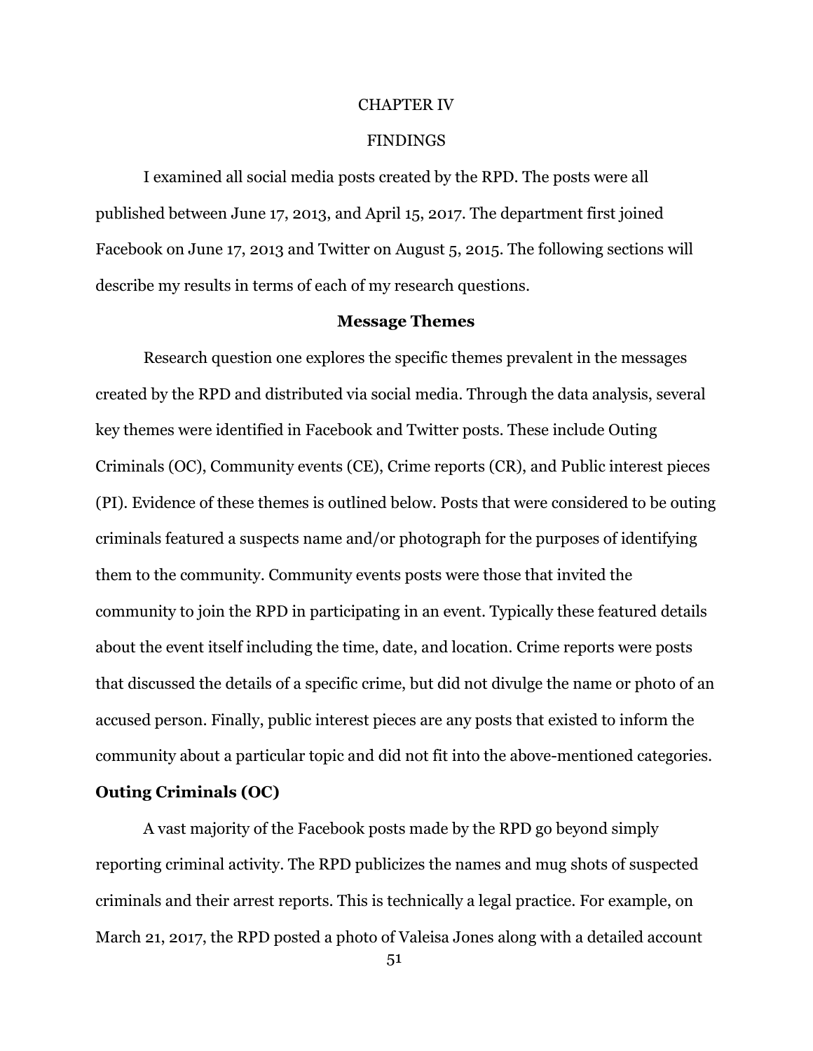# CHAPTER IV

# FINDINGS

I examined all social media posts created by the RPD. The posts were all published between June 17, 2013, and April 15, 2017. The department first joined Facebook on June 17, 2013 and Twitter on August 5, 2015. The following sections will describe my results in terms of each of my research questions.

## Message Themes

Research question one explores the specific themes prevalent in the messages created by the RPD and distributed via social media. Through the data analysis, several key themes were identified in Facebook and Twitter posts. These include Outing Criminals (OC), Community events (CE), Crime reports (CR), and Public interest pieces (PI). Evidence of these themes is outlined below. Posts that were considered to be outing criminals featured a suspects name and/or photograph for the purposes of identifying them to the community. Community events posts were those that invited the community to join the RPD in participating in an event. Typically these featured details about the event itself including the time, date, and location. Crime reports were posts that discussed the details of a specific crime, but did not divulge the name or photo of an accused person. Finally, public interest pieces are any posts that existed to inform the community about a particular topic and did not fit into the above-mentioned categories.

### Outing Criminals (OC)

A vast majority of the Facebook posts made by the RPD go beyond simply reporting criminal activity. The RPD publicizes the names and mug shots of suspected criminals and their arrest reports. This is technically a legal practice. For example, on March 21, 2017, the RPD posted a photo of Valeisa Jones along with a detailed account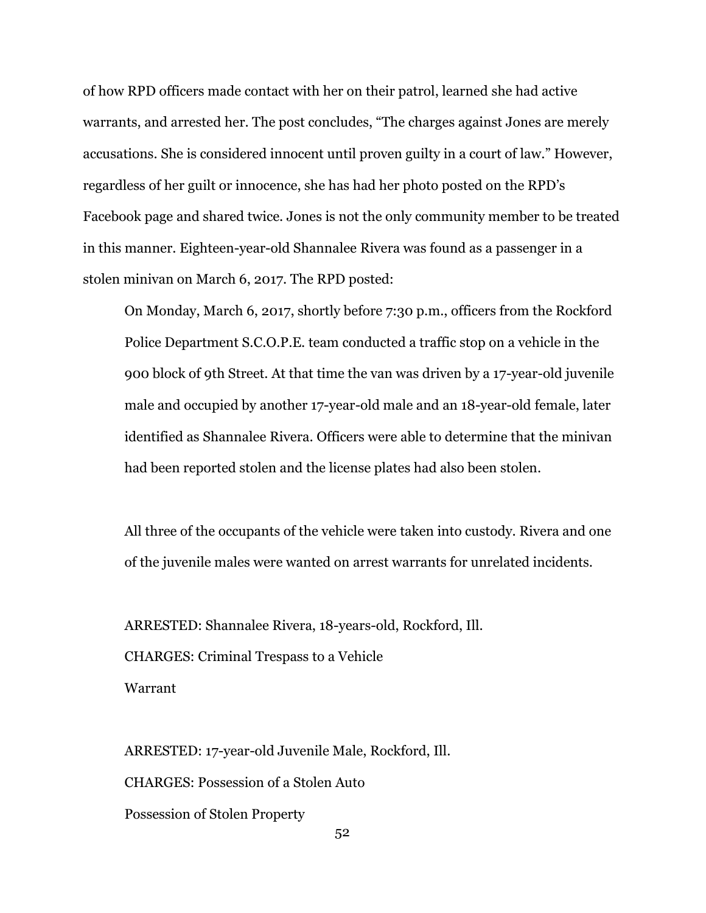of how RPD officers made contact with her on their patrol, learned she had active warrants, and arrested her. The post concludes, "The charges against Jones are merely accusations. She is considered innocent until proven guilty in a court of law." However, regardless of her guilt or innocence, she has had her photo posted on the RPD's Facebook page and shared twice. Jones is not the only community member to be treated in this manner. Eighteen-year-old Shannalee Rivera was found as a passenger in a stolen minivan on March 6, 2017. The RPD posted:

> On Monday, March 6, 2017, shortly before 7:30 p.m., officers from the Rockford Police Department S.C.O.P.E. team conducted a traffic stop on a vehicle in the 900 block of 9th Street. At that time the van was driven by a 17-year-old juvenile male and occupied by another 17-year-old male and an 18-year-old female, later identified as Shannalee Rivera. Officers were able to determine that the minivan had been reported stolen and the license plates had also been stolen.
>
> All three of the occupants of the vehicle were taken into custody. Rivera and one of the juvenile males were wanted on arrest warrants for unrelated incidents.
>
> ARRESTED: Shannalee Rivera, 18-years-old, Rockford, Ill.
> CHARGES: Criminal Trespass to a Vehicle
> Warrant
>
> ARRESTED: 17-year-old Juvenile Male, Rockford, Ill.
> CHARGES: Possession of a Stolen Auto
> Possession of Stolen Property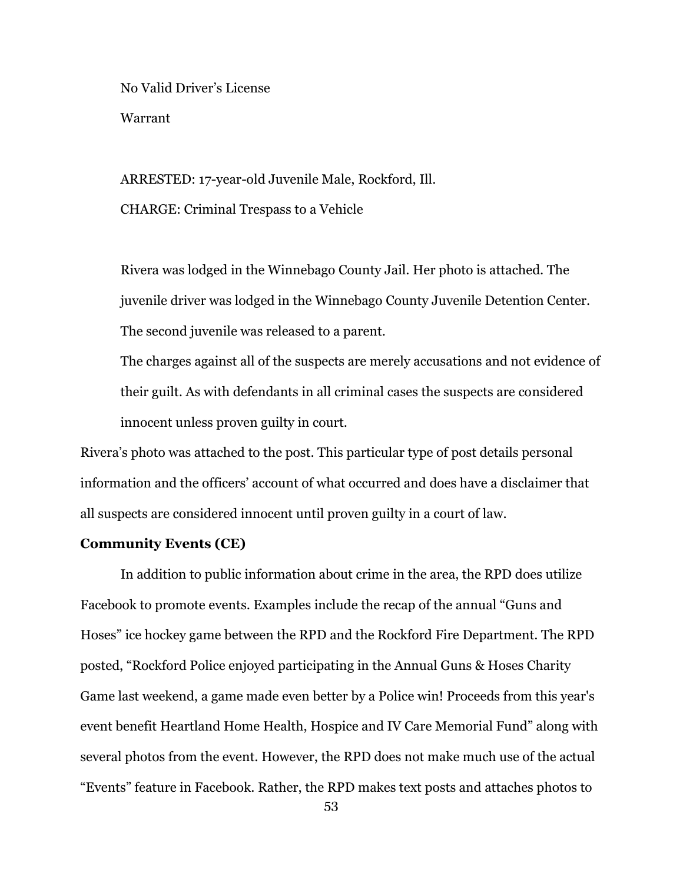No Valid Driver's License

Warrant

ARRESTED: 17-year-old Juvenile Male, Rockford, Ill.

CHARGE: Criminal Trespass to a Vehicle

Rivera was lodged in the Winnebago County Jail. Her photo is attached. The juvenile driver was lodged in the Winnebago County Juvenile Detention Center. The second juvenile was released to a parent.

The charges against all of the suspects are merely accusations and not evidence of their guilt. As with defendants in all criminal cases the suspects are considered innocent unless proven guilty in court.

Rivera's photo was attached to the post. This particular type of post details personal information and the officers' account of what occurred and does have a disclaimer that all suspects are considered innocent until proven guilty in a court of law.

**Community Events (CE)**

In addition to public information about crime in the area, the RPD does utilize Facebook to promote events. Examples include the recap of the annual "Guns and Hoses" ice hockey game between the RPD and the Rockford Fire Department. The RPD posted, "Rockford Police enjoyed participating in the Annual Guns & Hoses Charity Game last weekend, a game made even better by a Police win! Proceeds from this year's event benefit Heartland Home Health, Hospice and IV Care Memorial Fund" along with several photos from the event. However, the RPD does not make much use of the actual "Events" feature in Facebook. Rather, the RPD makes text posts and attaches photos to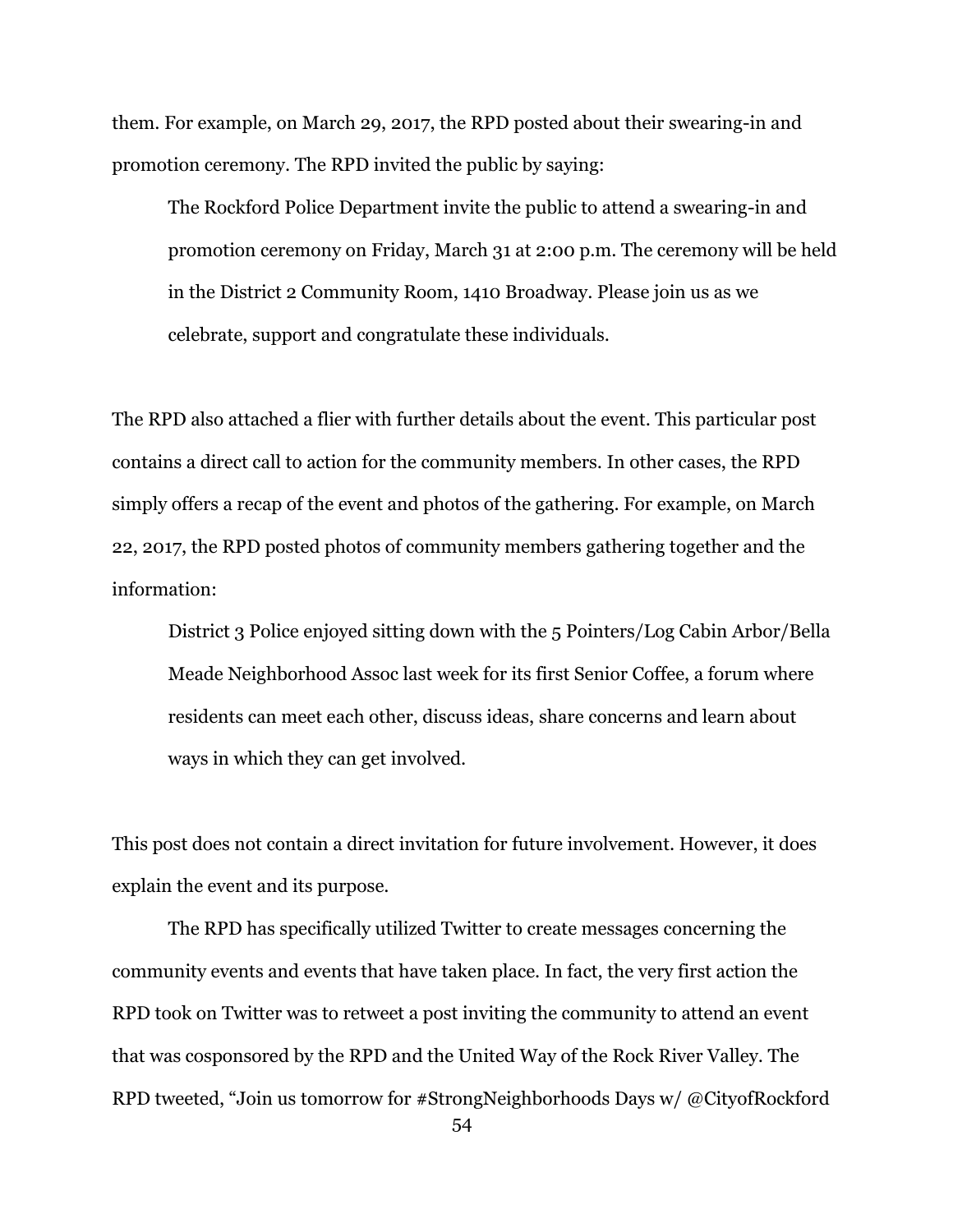them. For example, on March 29, 2017, the RPD posted about their swearing-in and promotion ceremony. The RPD invited the public by saying:

> The Rockford Police Department invite the public to attend a swearing-in and promotion ceremony on Friday, March 31 at 2:00 p.m. The ceremony will be held in the District 2 Community Room, 1410 Broadway. Please join us as we celebrate, support and congratulate these individuals.

The RPD also attached a flier with further details about the event. This particular post contains a direct call to action for the community members. In other cases, the RPD simply offers a recap of the event and photos of the gathering. For example, on March 22, 2017, the RPD posted photos of community members gathering together and the information:

> District 3 Police enjoyed sitting down with the 5 Pointers/Log Cabin Arbor/Bella Meade Neighborhood Assoc last week for its first Senior Coffee, a forum where residents can meet each other, discuss ideas, share concerns and learn about ways in which they can get involved.

This post does not contain a direct invitation for future involvement. However, it does explain the event and its purpose.

The RPD has specifically utilized Twitter to create messages concerning the community events and events that have taken place. In fact, the very first action the RPD took on Twitter was to retweet a post inviting the community to attend an event that was cosponsored by the RPD and the United Way of the Rock River Valley. The RPD tweeted, "Join us tomorrow for #StrongNeighborhoods Days w/ @CityofRockford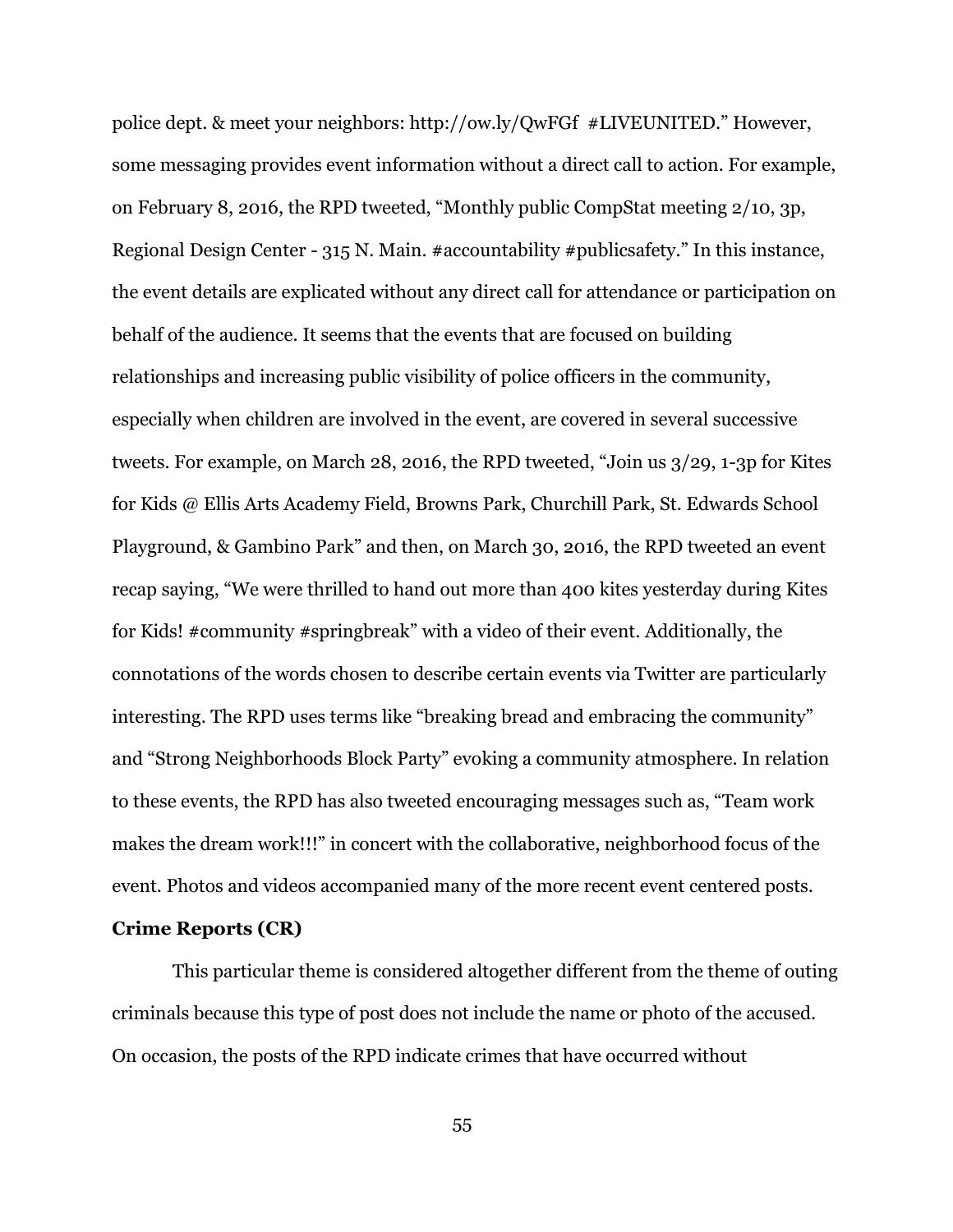police dept. & meet your neighbors: http://ow.ly/QwFGf  #LIVEUNITED." However, some messaging provides event information without a direct call to action. For example, on February 8, 2016, the RPD tweeted, "Monthly public CompStat meeting 2/10, 3p, Regional Design Center - 315 N. Main. #accountability #publicsafety." In this instance, the event details are explicated without any direct call for attendance or participation on behalf of the audience. It seems that the events that are focused on building relationships and increasing public visibility of police officers in the community, especially when children are involved in the event, are covered in several successive tweets. For example, on March 28, 2016, the RPD tweeted, "Join us 3/29, 1-3p for Kites for Kids @ Ellis Arts Academy Field, Browns Park, Churchill Park, St. Edwards School Playground, & Gambino Park" and then, on March 30, 2016, the RPD tweeted an event recap saying, "We were thrilled to hand out more than 400 kites yesterday during Kites for Kids! #community #springbreak" with a video of their event. Additionally, the connotations of the words chosen to describe certain events via Twitter are particularly interesting. The RPD uses terms like "breaking bread and embracing the community" and "Strong Neighborhoods Block Party" evoking a community atmosphere. In relation to these events, the RPD has also tweeted encouraging messages such as, "Team work makes the dream work!!!" in concert with the collaborative, neighborhood focus of the event. Photos and videos accompanied many of the more recent event centered posts.

**Crime Reports (CR)**

This particular theme is considered altogether different from the theme of outing criminals because this type of post does not include the name or photo of the accused. On occasion, the posts of the RPD indicate crimes that have occurred without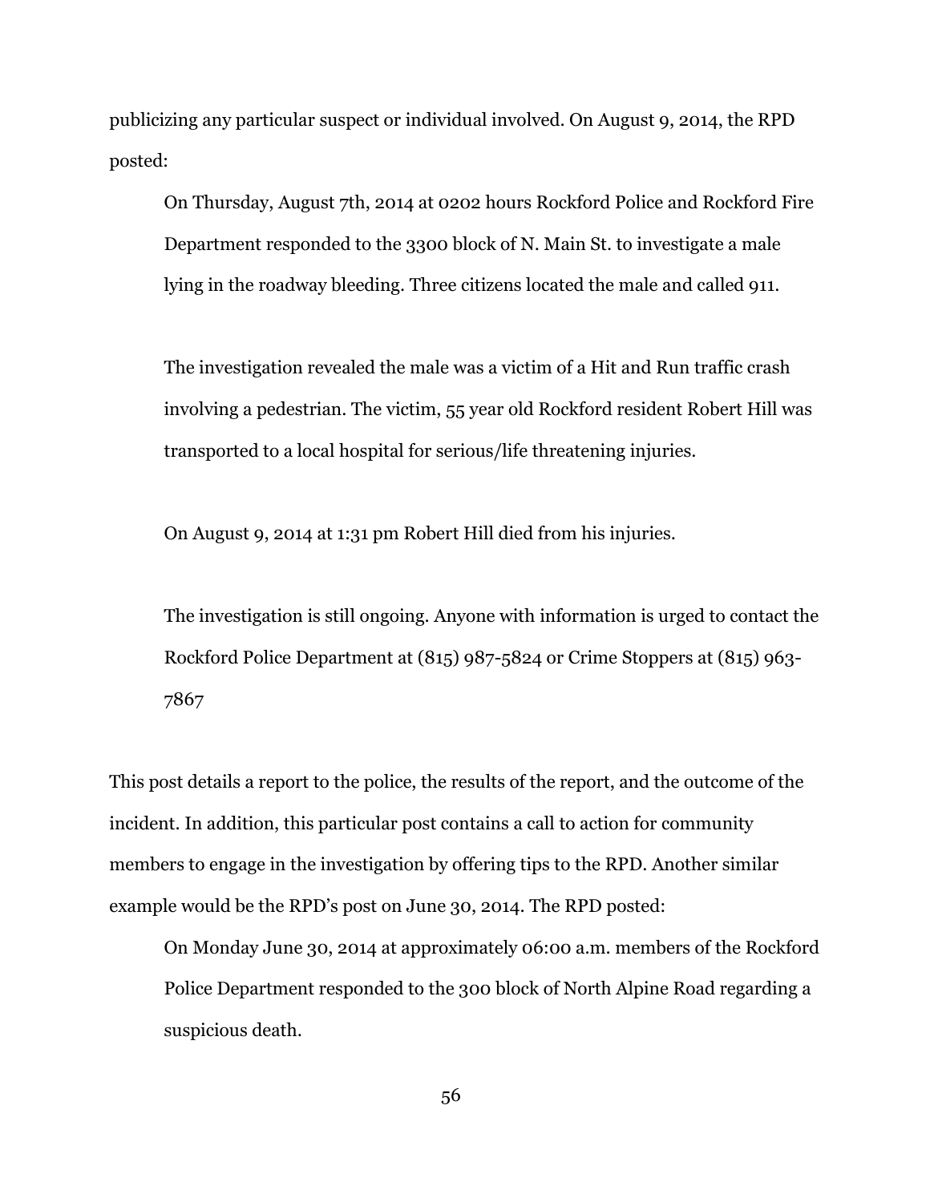publicizing any particular suspect or individual involved. On August 9, 2014, the RPD posted:

> On Thursday, August 7th, 2014 at 0202 hours Rockford Police and Rockford Fire Department responded to the 3300 block of N. Main St. to investigate a male lying in the roadway bleeding. Three citizens located the male and called 911.
>
> The investigation revealed the male was a victim of a Hit and Run traffic crash involving a pedestrian. The victim, 55 year old Rockford resident Robert Hill was transported to a local hospital for serious/life threatening injuries.
>
> On August 9, 2014 at 1:31 pm Robert Hill died from his injuries.
>
> The investigation is still ongoing. Anyone with information is urged to contact the Rockford Police Department at (815) 987-5824 or Crime Stoppers at (815) 963-7867

This post details a report to the police, the results of the report, and the outcome of the incident. In addition, this particular post contains a call to action for community members to engage in the investigation by offering tips to the RPD. Another similar example would be the RPD's post on June 30, 2014. The RPD posted:

> On Monday June 30, 2014 at approximately 06:00 a.m. members of the Rockford Police Department responded to the 300 block of North Alpine Road regarding a suspicious death.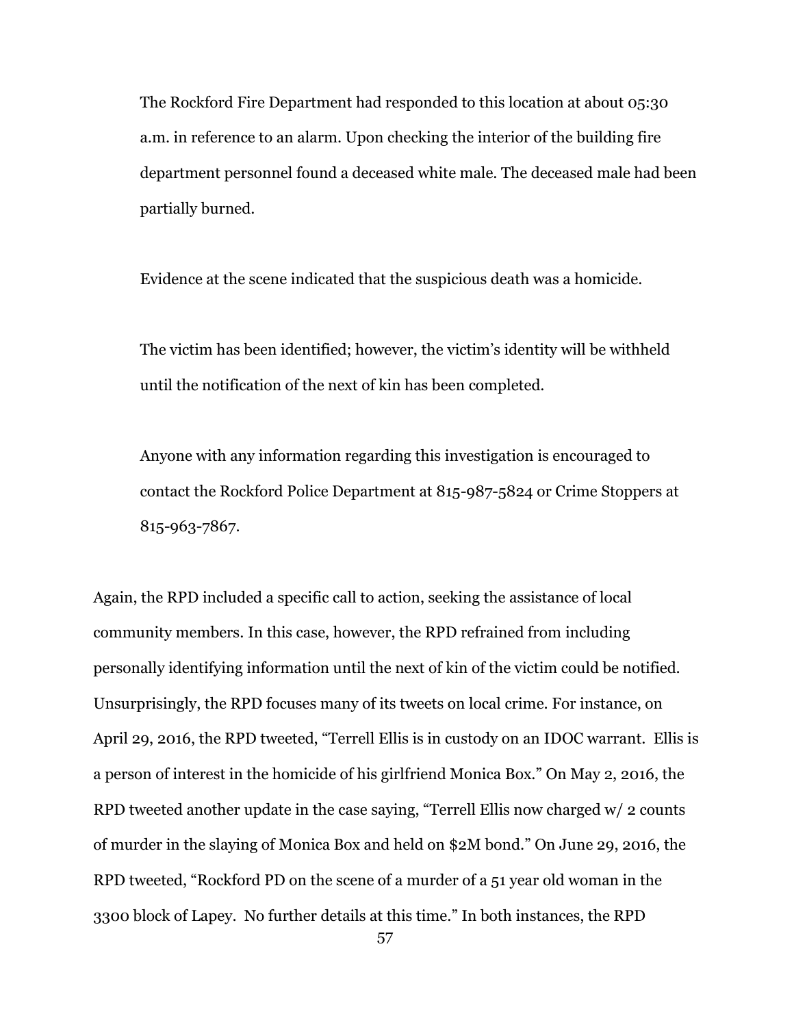> The Rockford Fire Department had responded to this location at about 05:30 a.m. in reference to an alarm. Upon checking the interior of the building fire department personnel found a deceased white male. The deceased male had been partially burned.
>
> Evidence at the scene indicated that the suspicious death was a homicide.
>
> The victim has been identified; however, the victim's identity will be withheld until the notification of the next of kin has been completed.
>
> Anyone with any information regarding this investigation is encouraged to contact the Rockford Police Department at 815-987-5824 or Crime Stoppers at 815-963-7867.

Again, the RPD included a specific call to action, seeking the assistance of local community members. In this case, however, the RPD refrained from including personally identifying information until the next of kin of the victim could be notified. Unsurprisingly, the RPD focuses many of its tweets on local crime. For instance, on April 29, 2016, the RPD tweeted, "Terrell Ellis is in custody on an IDOC warrant. Ellis is a person of interest in the homicide of his girlfriend Monica Box." On May 2, 2016, the RPD tweeted another update in the case saying, "Terrell Ellis now charged w/ 2 counts of murder in the slaying of Monica Box and held on $2M bond." On June 29, 2016, the RPD tweeted, "Rockford PD on the scene of a murder of a 51 year old woman in the 3300 block of Lapey. No further details at this time." In both instances, the RPD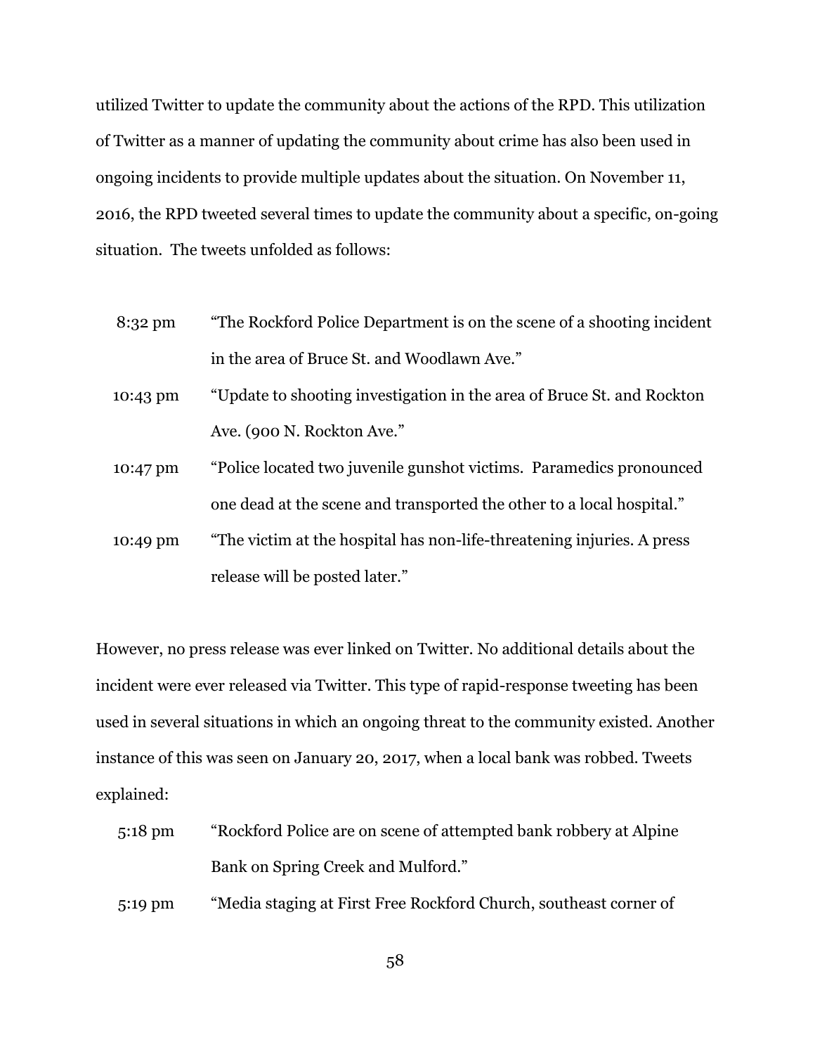utilized Twitter to update the community about the actions of the RPD. This utilization of Twitter as a manner of updating the community about crime has also been used in ongoing incidents to provide multiple updates about the situation. On November 11, 2016, the RPD tweeted several times to update the community about a specific, on-going situation. The tweets unfolded as follows:

| | |
|---|---|
| 8:32 pm | "The Rockford Police Department is on the scene of a shooting incident in the area of Bruce St. and Woodlawn Ave." |
| 10:43 pm | "Update to shooting investigation in the area of Bruce St. and Rockton Ave. (900 N. Rockton Ave." |
| 10:47 pm | "Police located two juvenile gunshot victims. Paramedics pronounced one dead at the scene and transported the other to a local hospital." |
| 10:49 pm | "The victim at the hospital has non-life-threatening injuries. A press release will be posted later." |

However, no press release was ever linked on Twitter. No additional details about the incident were ever released via Twitter. This type of rapid-response tweeting has been used in several situations in which an ongoing threat to the community existed. Another instance of this was seen on January 20, 2017, when a local bank was robbed. Tweets explained:

| | |
|---|---|
| 5:18 pm | "Rockford Police are on scene of attempted bank robbery at Alpine Bank on Spring Creek and Mulford." |
| 5:19 pm | "Media staging at First Free Rockford Church, southeast corner of |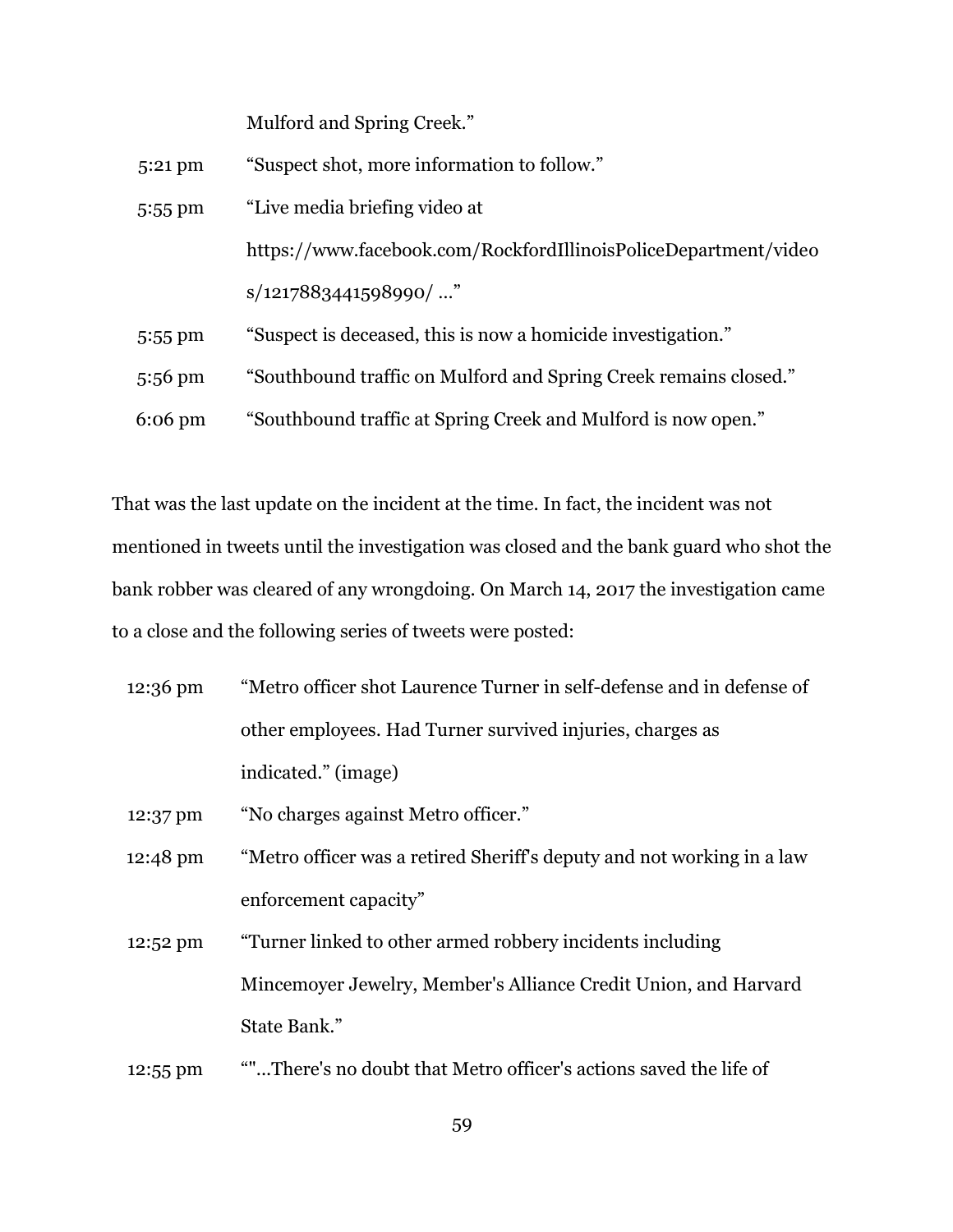| | |
|---|---|
| | Mulford and Spring Creek." |
| 5:21 pm | "Suspect shot, more information to follow." |
| 5:55 pm | "Live media briefing video at https://www.facebook.com/RockfordIllinoisPoliceDepartment/videos/1217883441598990/ …" |
| 5:55 pm | "Suspect is deceased, this is now a homicide investigation." |
| 5:56 pm | "Southbound traffic on Mulford and Spring Creek remains closed." |
| 6:06 pm | "Southbound traffic at Spring Creek and Mulford is now open." |

That was the last update on the incident at the time. In fact, the incident was not mentioned in tweets until the investigation was closed and the bank guard who shot the bank robber was cleared of any wrongdoing. On March 14, 2017 the investigation came to a close and the following series of tweets were posted:

| | |
|---|---|
| 12:36 pm | "Metro officer shot Laurence Turner in self-defense and in defense of other employees. Had Turner survived injuries, charges as indicated." (image) |
| 12:37 pm | "No charges against Metro officer." |
| 12:48 pm | "Metro officer was a retired Sheriff's deputy and not working in a law enforcement capacity" |
| 12:52 pm | "Turner linked to other armed robbery incidents including Mincemoyer Jewelry, Member's Alliance Credit Union, and Harvard State Bank." |
| 12:55 pm | ""...There's no doubt that Metro officer's actions saved the life of |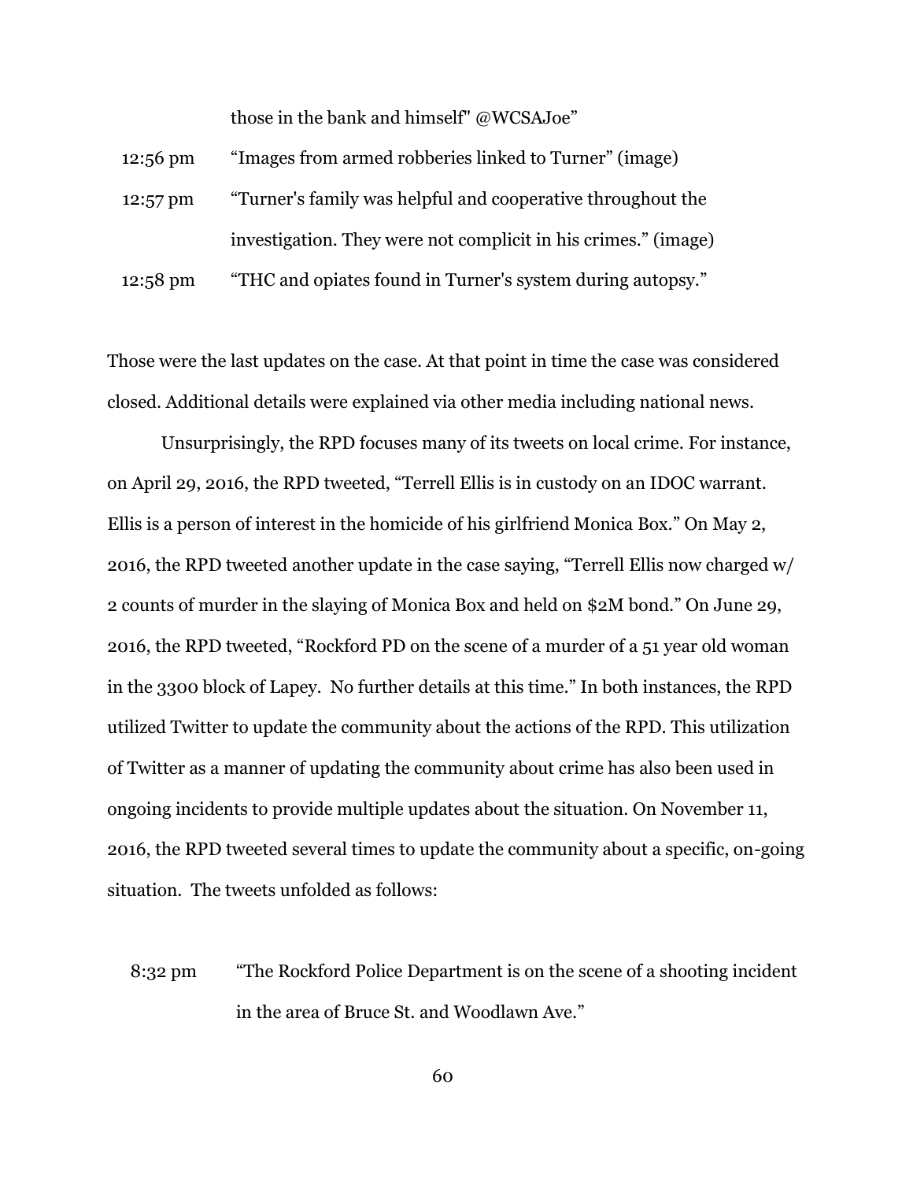those in the bank and himself" @WCSAJoe"

12:56 pm "Images from armed robberies linked to Turner" (image)

12:57 pm "Turner's family was helpful and cooperative throughout the investigation. They were not complicit in his crimes." (image)

12:58 pm "THC and opiates found in Turner's system during autopsy."

Those were the last updates on the case. At that point in time the case was considered closed. Additional details were explained via other media including national news.

Unsurprisingly, the RPD focuses many of its tweets on local crime. For instance, on April 29, 2016, the RPD tweeted, "Terrell Ellis is in custody on an IDOC warrant. Ellis is a person of interest in the homicide of his girlfriend Monica Box." On May 2, 2016, the RPD tweeted another update in the case saying, "Terrell Ellis now charged w/ 2 counts of murder in the slaying of Monica Box and held on $2M bond." On June 29, 2016, the RPD tweeted, "Rockford PD on the scene of a murder of a 51 year old woman in the 3300 block of Lapey. No further details at this time." In both instances, the RPD utilized Twitter to update the community about the actions of the RPD. This utilization of Twitter as a manner of updating the community about crime has also been used in ongoing incidents to provide multiple updates about the situation. On November 11, 2016, the RPD tweeted several times to update the community about a specific, on-going situation. The tweets unfolded as follows:

8:32 pm "The Rockford Police Department is on the scene of a shooting incident in the area of Bruce St. and Woodlawn Ave."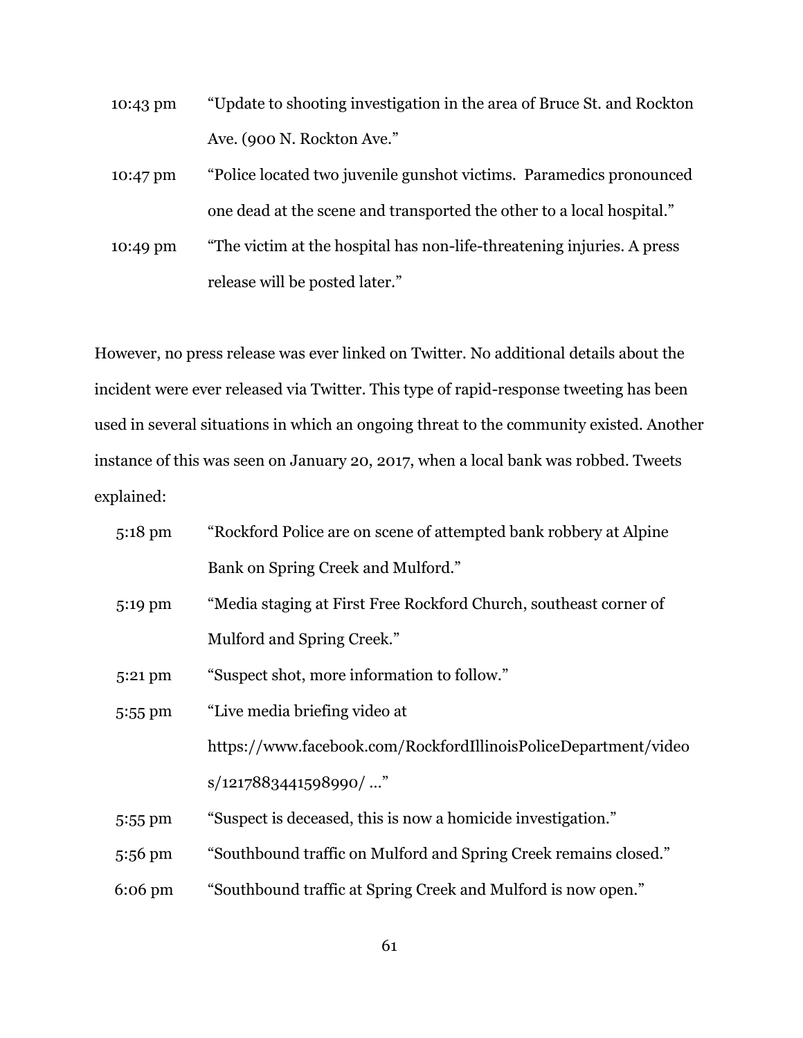| | |
|---|---|
| 10:43 pm | "Update to shooting investigation in the area of Bruce St. and Rockton Ave. (900 N. Rockton Ave." |
| 10:47 pm | "Police located two juvenile gunshot victims. Paramedics pronounced one dead at the scene and transported the other to a local hospital." |
| 10:49 pm | "The victim at the hospital has non-life-threatening injuries. A press release will be posted later." |

However, no press release was ever linked on Twitter. No additional details about the incident were ever released via Twitter. This type of rapid-response tweeting has been used in several situations in which an ongoing threat to the community existed. Another instance of this was seen on January 20, 2017, when a local bank was robbed. Tweets explained:

| | |
|---|---|
| 5:18 pm | "Rockford Police are on scene of attempted bank robbery at Alpine Bank on Spring Creek and Mulford." |
| 5:19 pm | "Media staging at First Free Rockford Church, southeast corner of Mulford and Spring Creek." |
| 5:21 pm | "Suspect shot, more information to follow." |
| 5:55 pm | "Live media briefing video at https://www.facebook.com/RockfordIllinoisPoliceDepartment/videos/1217883441598990/ …" |
| 5:55 pm | "Suspect is deceased, this is now a homicide investigation." |
| 5:56 pm | "Southbound traffic on Mulford and Spring Creek remains closed." |
| 6:06 pm | "Southbound traffic at Spring Creek and Mulford is now open." |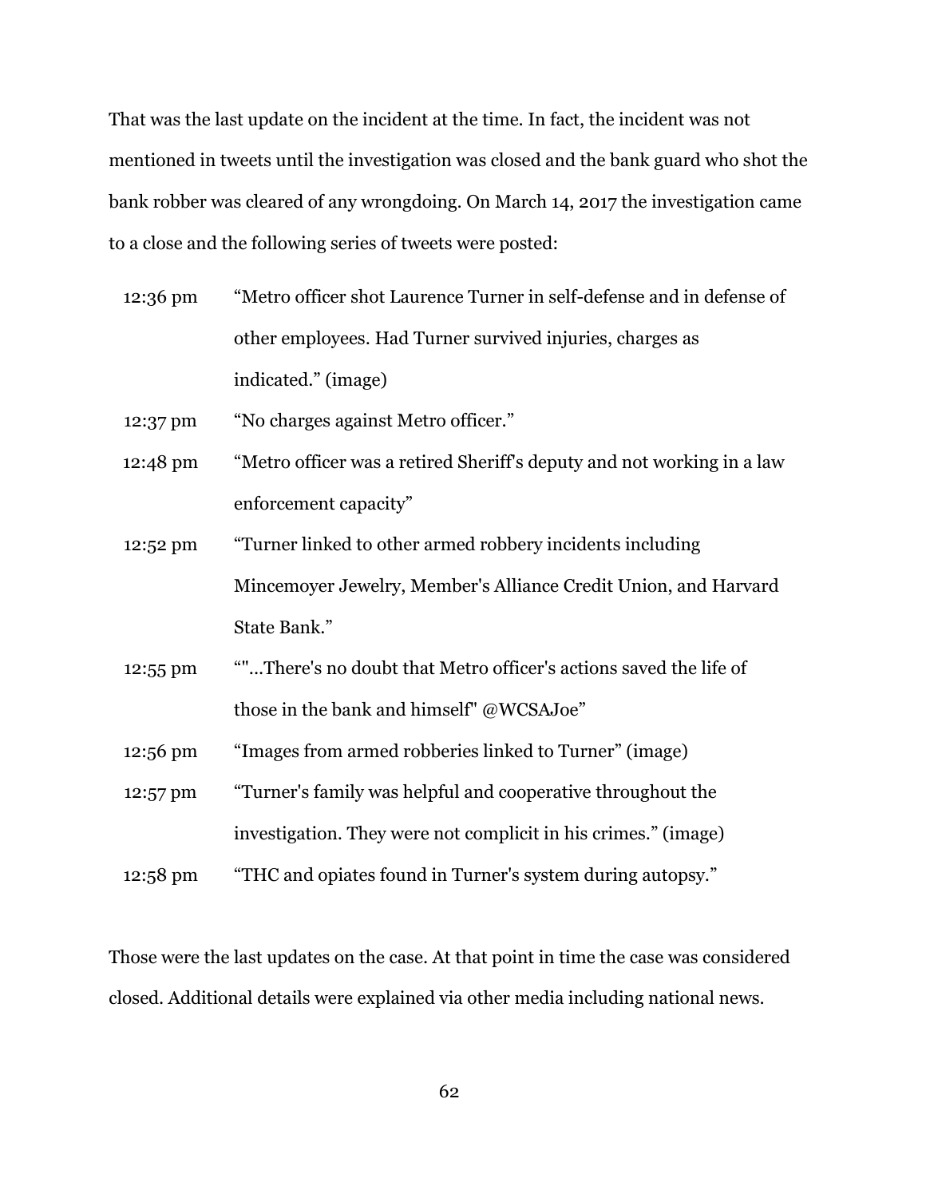That was the last update on the incident at the time. In fact, the incident was not mentioned in tweets until the investigation was closed and the bank guard who shot the bank robber was cleared of any wrongdoing. On March 14, 2017 the investigation came to a close and the following series of tweets were posted:

| | |
|---|---|
| 12:36 pm | "Metro officer shot Laurence Turner in self-defense and in defense of other employees. Had Turner survived injuries, charges as indicated." (image) |
| 12:37 pm | "No charges against Metro officer." |
| 12:48 pm | "Metro officer was a retired Sheriff's deputy and not working in a law enforcement capacity" |
| 12:52 pm | "Turner linked to other armed robbery incidents including Mincemoyer Jewelry, Member's Alliance Credit Union, and Harvard State Bank." |
| 12:55 pm | ""...There's no doubt that Metro officer's actions saved the life of those in the bank and himself" @WCSAJoe" |
| 12:56 pm | "Images from armed robberies linked to Turner" (image) |
| 12:57 pm | "Turner's family was helpful and cooperative throughout the investigation. They were not complicit in his crimes." (image) |
| 12:58 pm | "THC and opiates found in Turner's system during autopsy." |

Those were the last updates on the case. At that point in time the case was considered closed. Additional details were explained via other media including national news.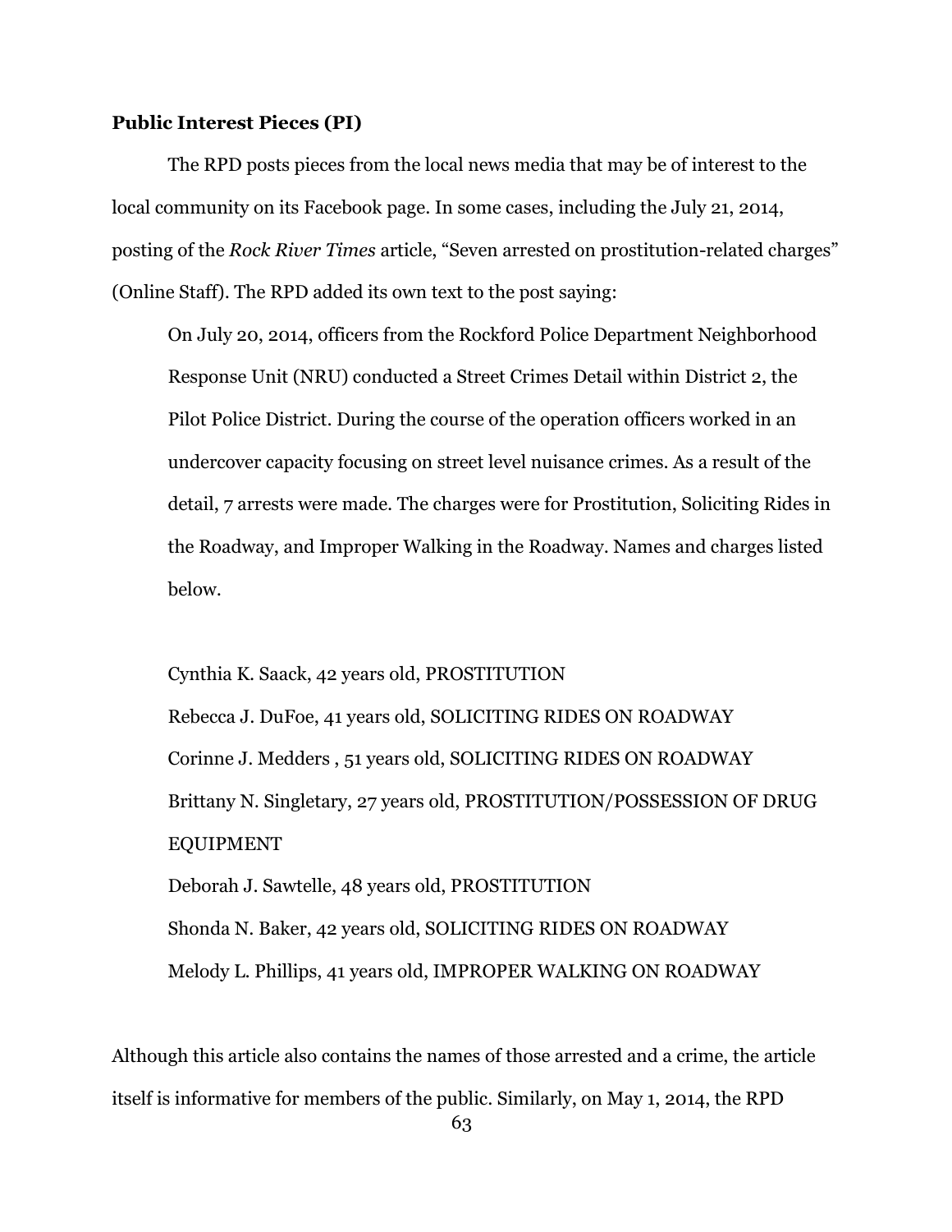**Public Interest Pieces (PI)**

The RPD posts pieces from the local news media that may be of interest to the local community on its Facebook page. In some cases, including the July 21, 2014, posting of the *Rock River Times* article, "Seven arrested on prostitution-related charges" (Online Staff). The RPD added its own text to the post saying:

> On July 20, 2014, officers from the Rockford Police Department Neighborhood Response Unit (NRU) conducted a Street Crimes Detail within District 2, the Pilot Police District. During the course of the operation officers worked in an undercover capacity focusing on street level nuisance crimes. As a result of the detail, 7 arrests were made. The charges were for Prostitution, Soliciting Rides in the Roadway, and Improper Walking in the Roadway. Names and charges listed below.
>
> Cynthia K. Saack, 42 years old, PROSTITUTION
> Rebecca J. DuFoe, 41 years old, SOLICITING RIDES ON ROADWAY
> Corinne J. Medders , 51 years old, SOLICITING RIDES ON ROADWAY
> Brittany N. Singletary, 27 years old, PROSTITUTION/POSSESSION OF DRUG EQUIPMENT
> Deborah J. Sawtelle, 48 years old, PROSTITUTION
> Shonda N. Baker, 42 years old, SOLICITING RIDES ON ROADWAY
> Melody L. Phillips, 41 years old, IMPROPER WALKING ON ROADWAY

Although this article also contains the names of those arrested and a crime, the article itself is informative for members of the public. Similarly, on May 1, 2014, the RPD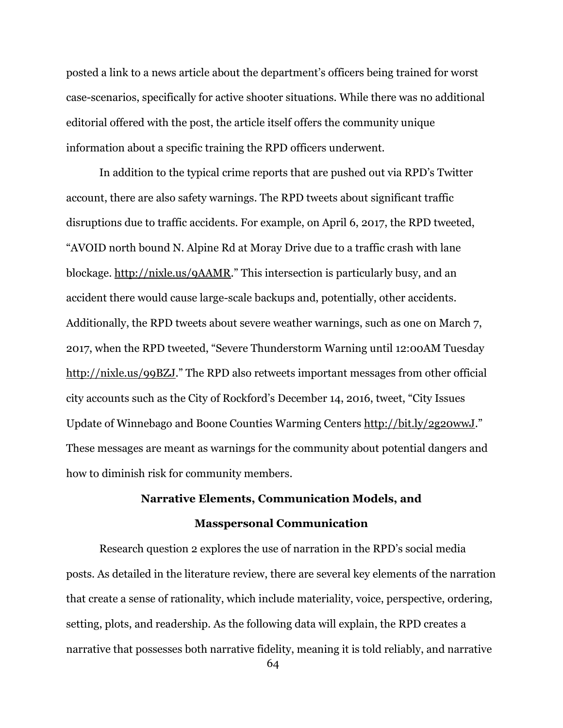posted a link to a news article about the department's officers being trained for worst case-scenarios, specifically for active shooter situations. While there was no additional editorial offered with the post, the article itself offers the community unique information about a specific training the RPD officers underwent.

In addition to the typical crime reports that are pushed out via RPD's Twitter account, there are also safety warnings. The RPD tweets about significant traffic disruptions due to traffic accidents. For example, on April 6, 2017, the RPD tweeted, "AVOID north bound N. Alpine Rd at Moray Drive due to a traffic crash with lane blockage. http://nixle.us/9AAMR." This intersection is particularly busy, and an accident there would cause large-scale backups and, potentially, other accidents. Additionally, the RPD tweets about severe weather warnings, such as one on March 7, 2017, when the RPD tweeted, "Severe Thunderstorm Warning until 12:00AM Tuesday http://nixle.us/99BZJ." The RPD also retweets important messages from other official city accounts such as the City of Rockford's December 14, 2016, tweet, "City Issues Update of Winnebago and Boone Counties Warming Centers http://bit.ly/2g20wwJ." These messages are meant as warnings for the community about potential dangers and how to diminish risk for community members.

## Narrative Elements, Communication Models, and Masspersonal Communication

Research question 2 explores the use of narration in the RPD's social media posts. As detailed in the literature review, there are several key elements of the narration that create a sense of rationality, which include materiality, voice, perspective, ordering, setting, plots, and readership. As the following data will explain, the RPD creates a narrative that possesses both narrative fidelity, meaning it is told reliably, and narrative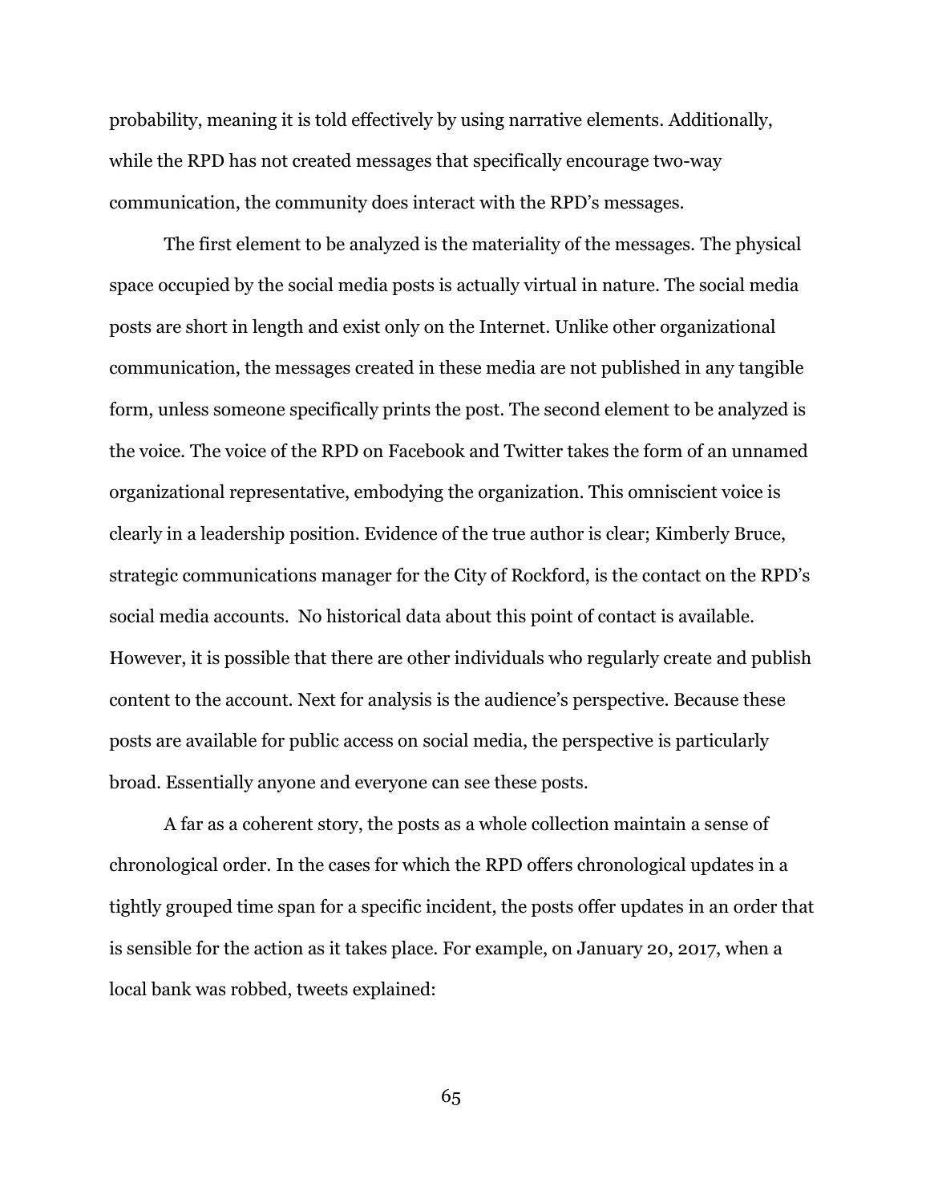probability, meaning it is told effectively by using narrative elements. Additionally, while the RPD has not created messages that specifically encourage two-way communication, the community does interact with the RPD's messages.

The first element to be analyzed is the materiality of the messages. The physical space occupied by the social media posts is actually virtual in nature. The social media posts are short in length and exist only on the Internet. Unlike other organizational communication, the messages created in these media are not published in any tangible form, unless someone specifically prints the post. The second element to be analyzed is the voice. The voice of the RPD on Facebook and Twitter takes the form of an unnamed organizational representative, embodying the organization. This omniscient voice is clearly in a leadership position. Evidence of the true author is clear; Kimberly Bruce, strategic communications manager for the City of Rockford, is the contact on the RPD's social media accounts. No historical data about this point of contact is available. However, it is possible that there are other individuals who regularly create and publish content to the account. Next for analysis is the audience's perspective. Because these posts are available for public access on social media, the perspective is particularly broad. Essentially anyone and everyone can see these posts.

A far as a coherent story, the posts as a whole collection maintain a sense of chronological order. In the cases for which the RPD offers chronological updates in a tightly grouped time span for a specific incident, the posts offer updates in an order that is sensible for the action as it takes place. For example, on January 20, 2017, when a local bank was robbed, tweets explained: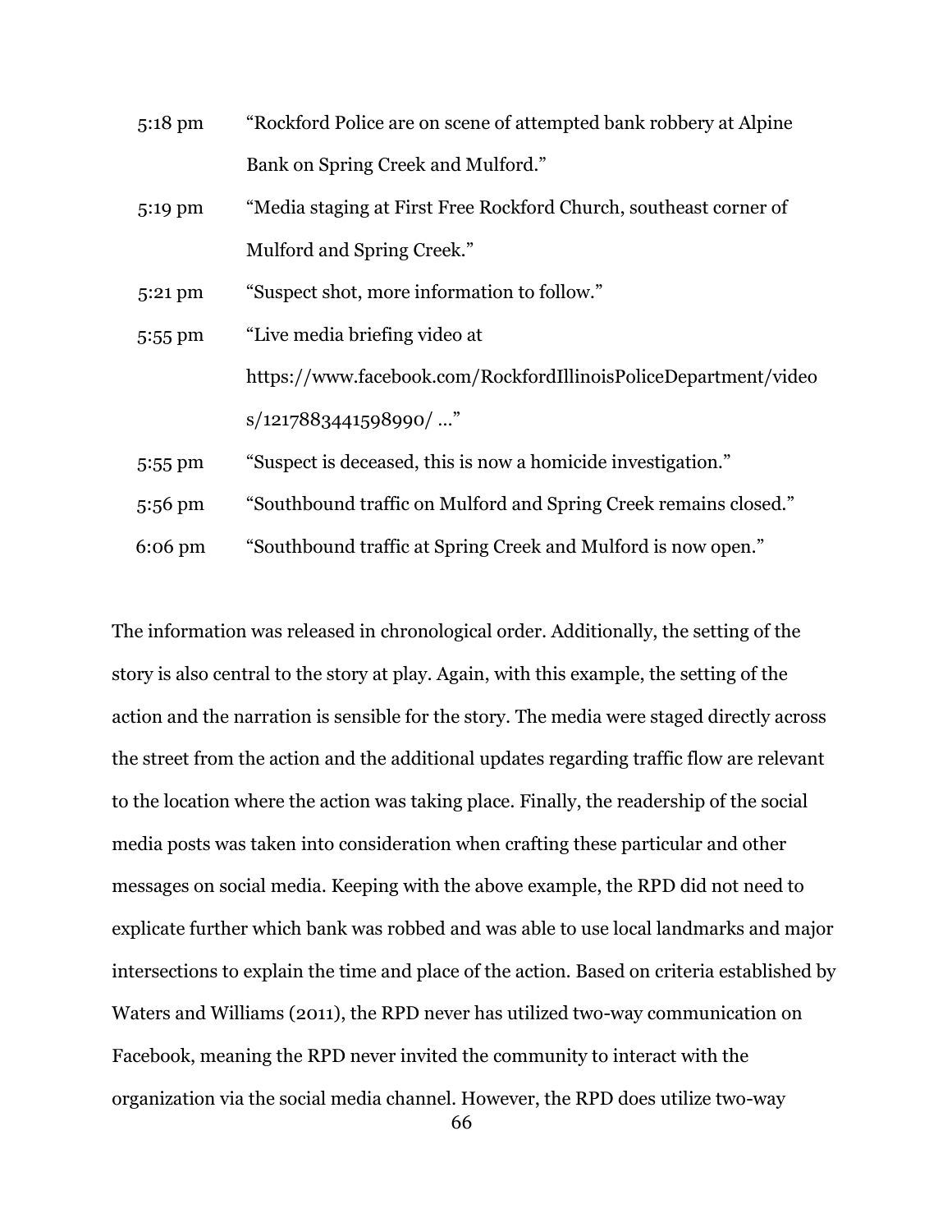| | |
|---|---|
| 5:18 pm | "Rockford Police are on scene of attempted bank robbery at Alpine Bank on Spring Creek and Mulford." |
| 5:19 pm | "Media staging at First Free Rockford Church, southeast corner of Mulford and Spring Creek." |
| 5:21 pm | "Suspect shot, more information to follow." |
| 5:55 pm | "Live media briefing video at https://www.facebook.com/RockfordIllinoisPoliceDepartment/videos/1217883441598990/ …" |
| 5:55 pm | "Suspect is deceased, this is now a homicide investigation." |
| 5:56 pm | "Southbound traffic on Mulford and Spring Creek remains closed." |
| 6:06 pm | "Southbound traffic at Spring Creek and Mulford is now open." |

The information was released in chronological order. Additionally, the setting of the story is also central to the story at play. Again, with this example, the setting of the action and the narration is sensible for the story. The media were staged directly across the street from the action and the additional updates regarding traffic flow are relevant to the location where the action was taking place. Finally, the readership of the social media posts was taken into consideration when crafting these particular and other messages on social media. Keeping with the above example, the RPD did not need to explicate further which bank was robbed and was able to use local landmarks and major intersections to explain the time and place of the action. Based on criteria established by Waters and Williams (2011), the RPD never has utilized two-way communication on Facebook, meaning the RPD never invited the community to interact with the organization via the social media channel. However, the RPD does utilize two-way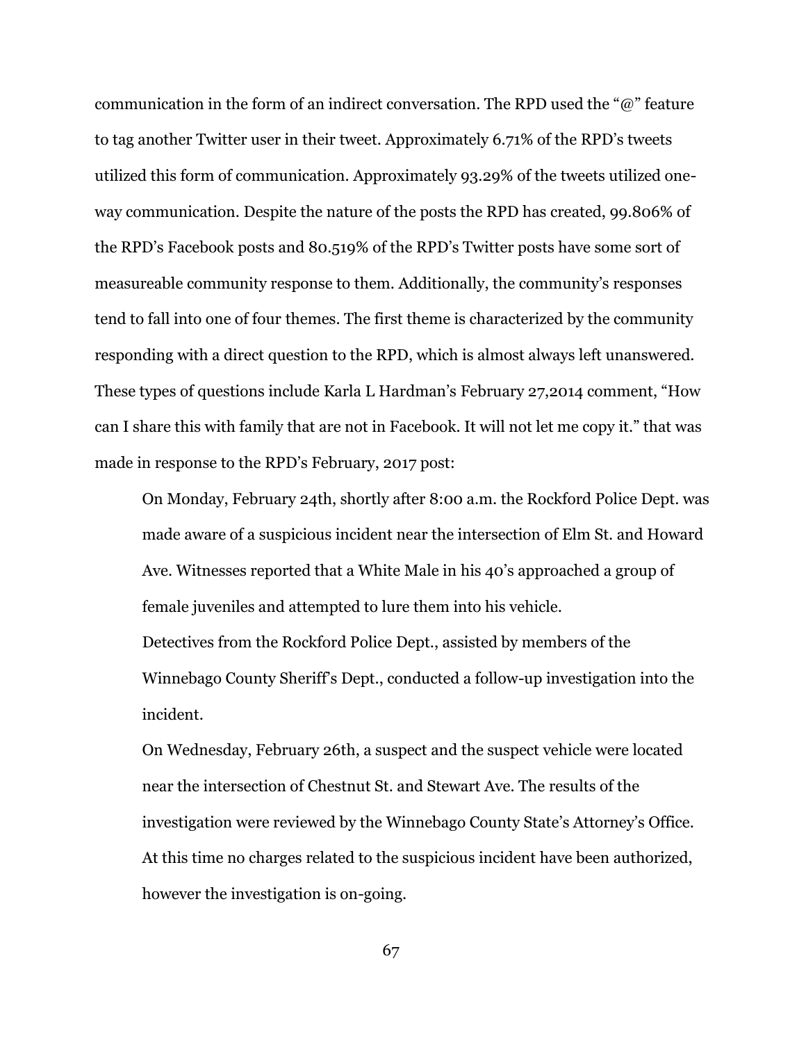communication in the form of an indirect conversation. The RPD used the "@" feature to tag another Twitter user in their tweet. Approximately 6.71% of the RPD's tweets utilized this form of communication. Approximately 93.29% of the tweets utilized one-way communication. Despite the nature of the posts the RPD has created, 99.806% of the RPD's Facebook posts and 80.519% of the RPD's Twitter posts have some sort of measureable community response to them. Additionally, the community's responses tend to fall into one of four themes. The first theme is characterized by the community responding with a direct question to the RPD, which is almost always left unanswered. These types of questions include Karla L Hardman's February 27,2014 comment, "How can I share this with family that are not in Facebook. It will not let me copy it." that was made in response to the RPD's February, 2017 post:

> On Monday, February 24th, shortly after 8:00 a.m. the Rockford Police Dept. was made aware of a suspicious incident near the intersection of Elm St. and Howard Ave. Witnesses reported that a White Male in his 40's approached a group of female juveniles and attempted to lure them into his vehicle.
>
> Detectives from the Rockford Police Dept., assisted by members of the Winnebago County Sheriff's Dept., conducted a follow-up investigation into the incident.
>
> On Wednesday, February 26th, a suspect and the suspect vehicle were located near the intersection of Chestnut St. and Stewart Ave. The results of the investigation were reviewed by the Winnebago County State's Attorney's Office. At this time no charges related to the suspicious incident have been authorized, however the investigation is on-going.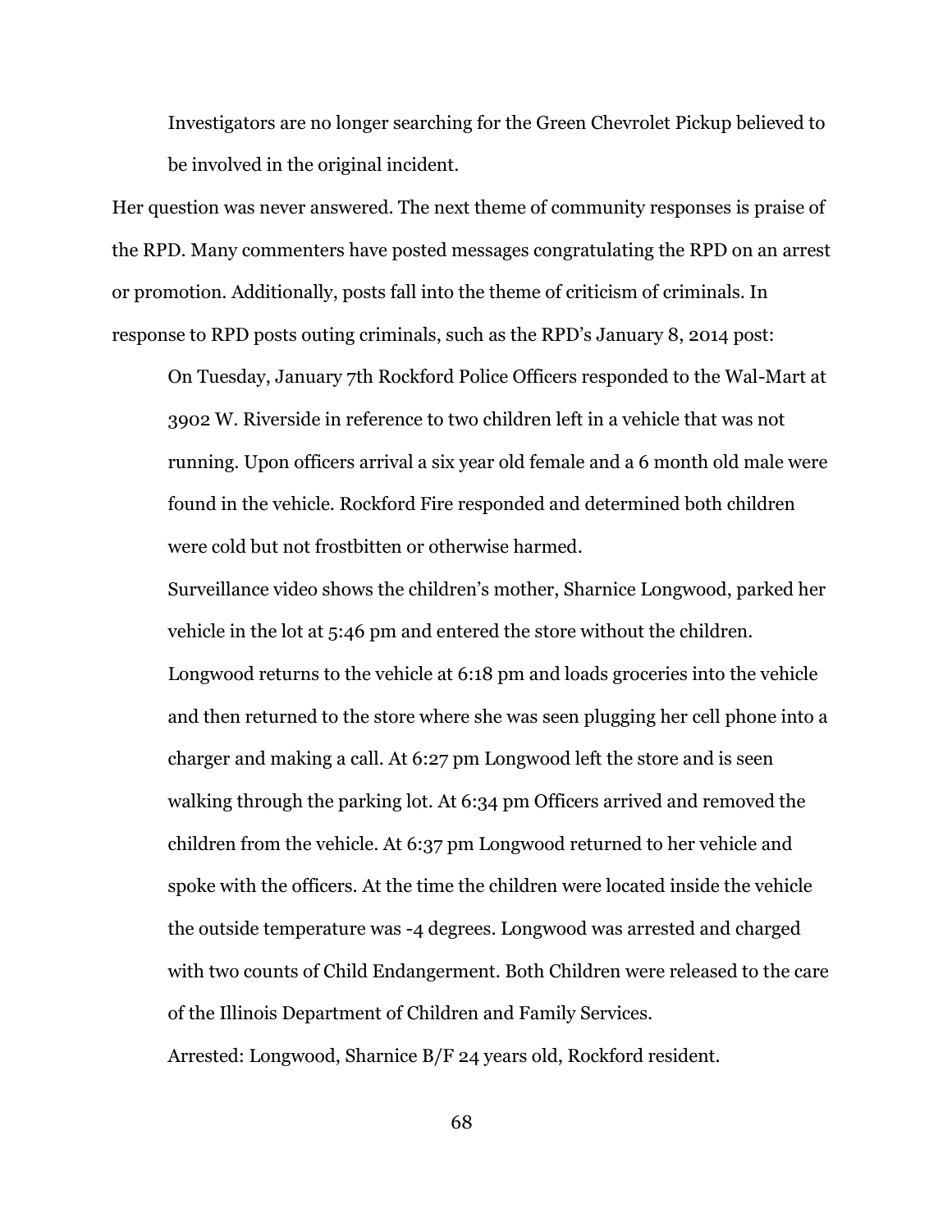> Investigators are no longer searching for the Green Chevrolet Pickup believed to be involved in the original incident.

Her question was never answered. The next theme of community responses is praise of the RPD. Many commenters have posted messages congratulating the RPD on an arrest or promotion. Additionally, posts fall into the theme of criticism of criminals. In response to RPD posts outing criminals, such as the RPD's January 8, 2014 post:

> On Tuesday, January 7th Rockford Police Officers responded to the Wal-Mart at 3902 W. Riverside in reference to two children left in a vehicle that was not running. Upon officers arrival a six year old female and a 6 month old male were found in the vehicle. Rockford Fire responded and determined both children were cold but not frostbitten or otherwise harmed.
>
> Surveillance video shows the children's mother, Sharnice Longwood, parked her vehicle in the lot at 5:46 pm and entered the store without the children. Longwood returns to the vehicle at 6:18 pm and loads groceries into the vehicle and then returned to the store where she was seen plugging her cell phone into a charger and making a call. At 6:27 pm Longwood left the store and is seen walking through the parking lot. At 6:34 pm Officers arrived and removed the children from the vehicle. At 6:37 pm Longwood returned to her vehicle and spoke with the officers. At the time the children were located inside the vehicle the outside temperature was -4 degrees. Longwood was arrested and charged with two counts of Child Endangerment. Both Children were released to the care of the Illinois Department of Children and Family Services.
>
> Arrested: Longwood, Sharnice B/F 24 years old, Rockford resident.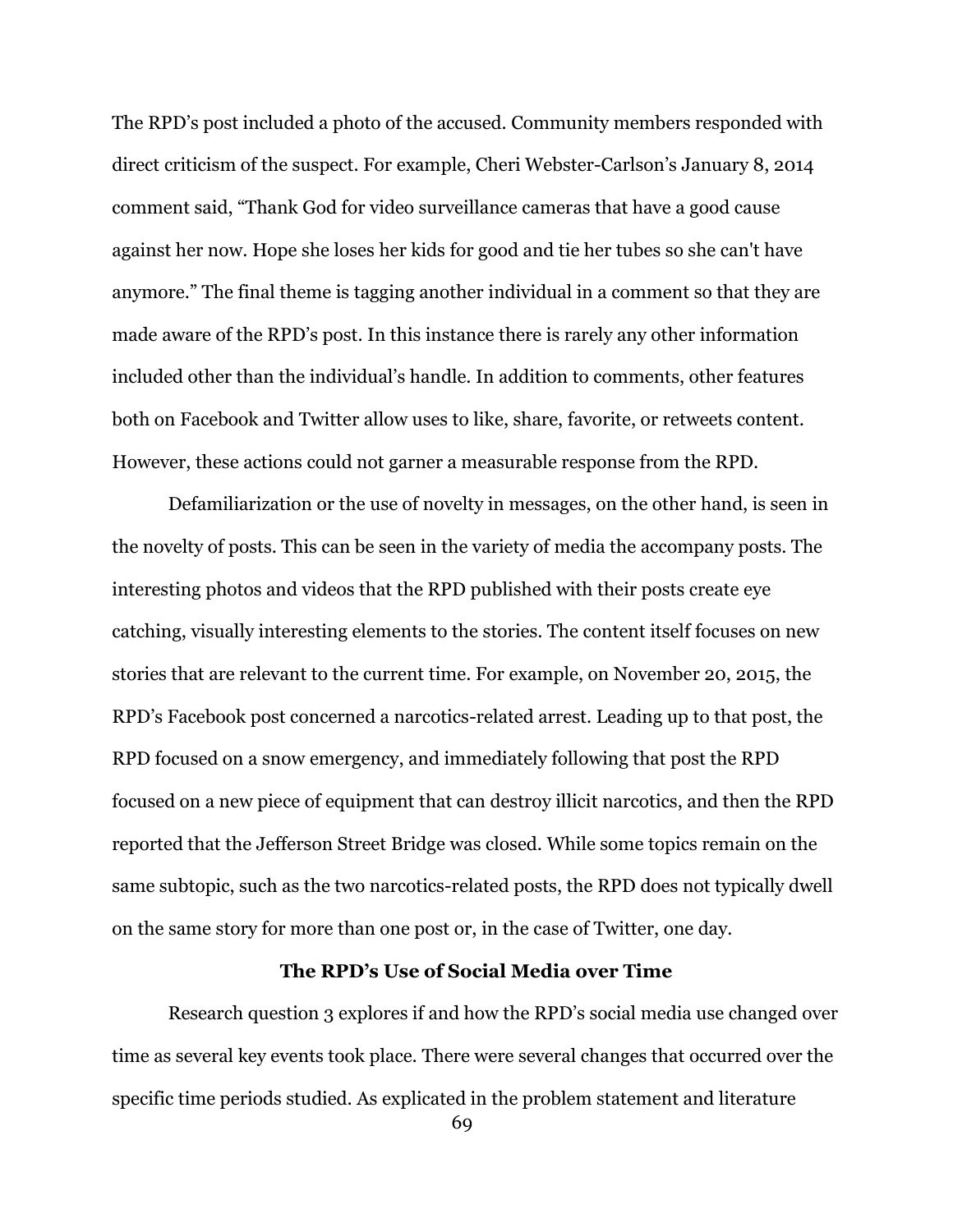The RPD's post included a photo of the accused. Community members responded with direct criticism of the suspect. For example, Cheri Webster-Carlson's January 8, 2014 comment said, "Thank God for video surveillance cameras that have a good cause against her now. Hope she loses her kids for good and tie her tubes so she can't have anymore." The final theme is tagging another individual in a comment so that they are made aware of the RPD's post. In this instance there is rarely any other information included other than the individual's handle. In addition to comments, other features both on Facebook and Twitter allow uses to like, share, favorite, or retweets content. However, these actions could not garner a measurable response from the RPD.

Defamiliarization or the use of novelty in messages, on the other hand, is seen in the novelty of posts. This can be seen in the variety of media the accompany posts. The interesting photos and videos that the RPD published with their posts create eye catching, visually interesting elements to the stories. The content itself focuses on new stories that are relevant to the current time. For example, on November 20, 2015, the RPD's Facebook post concerned a narcotics-related arrest. Leading up to that post, the RPD focused on a snow emergency, and immediately following that post the RPD focused on a new piece of equipment that can destroy illicit narcotics, and then the RPD reported that the Jefferson Street Bridge was closed. While some topics remain on the same subtopic, such as the two narcotics-related posts, the RPD does not typically dwell on the same story for more than one post or, in the case of Twitter, one day.

### The RPD's Use of Social Media over Time

Research question 3 explores if and how the RPD's social media use changed over time as several key events took place. There were several changes that occurred over the specific time periods studied. As explicated in the problem statement and literature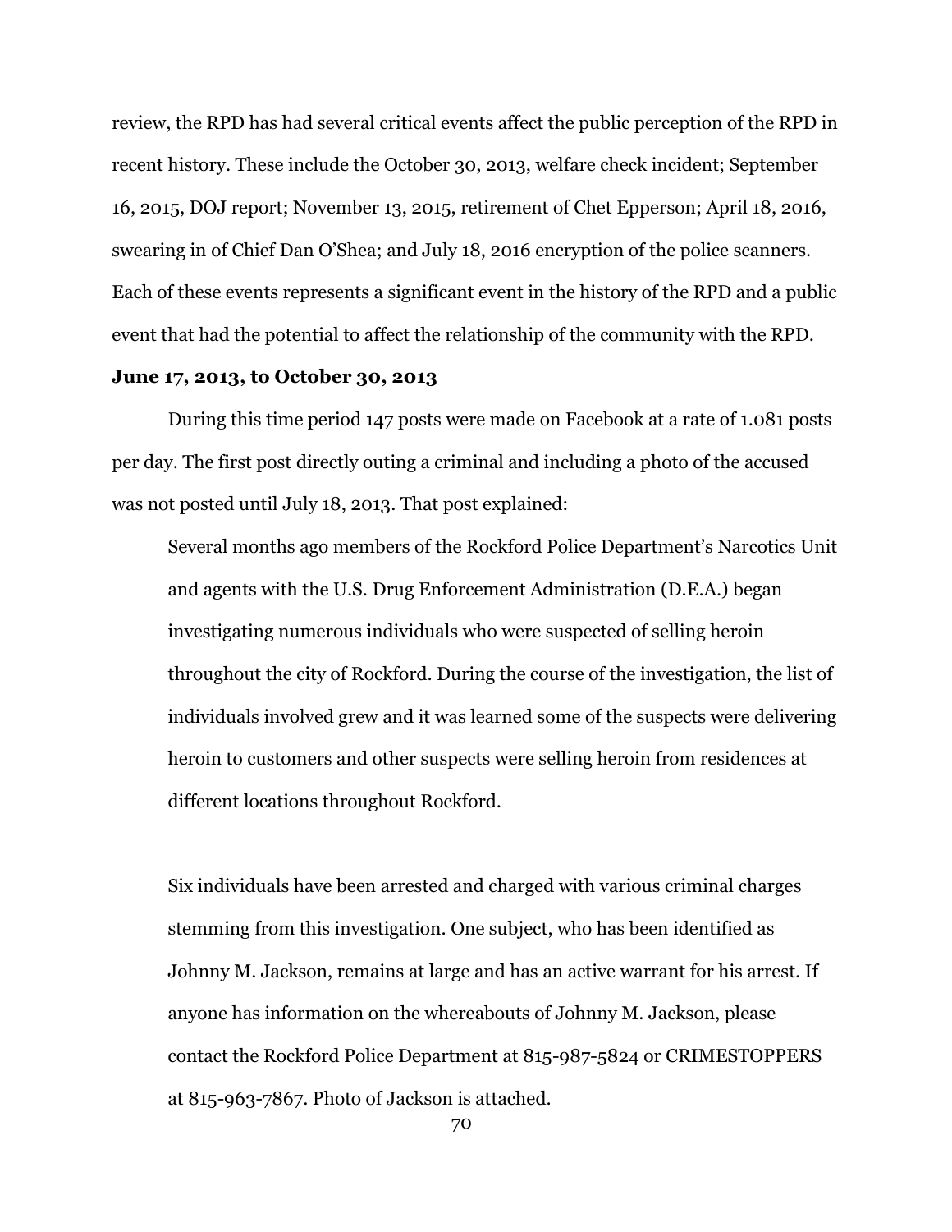review, the RPD has had several critical events affect the public perception of the RPD in recent history. These include the October 30, 2013, welfare check incident; September 16, 2015, DOJ report; November 13, 2015, retirement of Chet Epperson; April 18, 2016, swearing in of Chief Dan O'Shea; and July 18, 2016 encryption of the police scanners. Each of these events represents a significant event in the history of the RPD and a public event that had the potential to affect the relationship of the community with the RPD.

**June 17, 2013, to October 30, 2013**

During this time period 147 posts were made on Facebook at a rate of 1.081 posts per day. The first post directly outing a criminal and including a photo of the accused was not posted until July 18, 2013. That post explained:

> Several months ago members of the Rockford Police Department's Narcotics Unit and agents with the U.S. Drug Enforcement Administration (D.E.A.) began investigating numerous individuals who were suspected of selling heroin throughout the city of Rockford. During the course of the investigation, the list of individuals involved grew and it was learned some of the suspects were delivering heroin to customers and other suspects were selling heroin from residences at different locations throughout Rockford.
>
> Six individuals have been arrested and charged with various criminal charges stemming from this investigation. One subject, who has been identified as Johnny M. Jackson, remains at large and has an active warrant for his arrest. If anyone has information on the whereabouts of Johnny M. Jackson, please contact the Rockford Police Department at 815-987-5824 or CRIMESTOPPERS at 815-963-7867. Photo of Jackson is attached.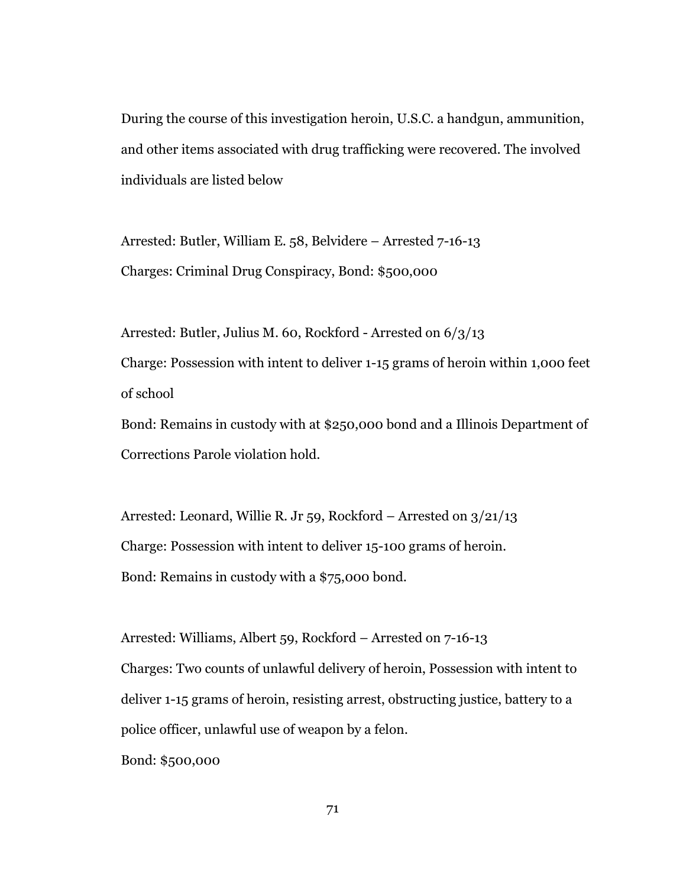During the course of this investigation heroin, U.S.C. a handgun, ammunition, and other items associated with drug trafficking were recovered. The involved individuals are listed below

Arrested: Butler, William E. 58, Belvidere – Arrested 7-16-13
Charges: Criminal Drug Conspiracy, Bond: $500,000

Arrested: Butler, Julius M. 60, Rockford - Arrested on 6/3/13
Charge: Possession with intent to deliver 1-15 grams of heroin within 1,000 feet of school
Bond: Remains in custody with at $250,000 bond and a Illinois Department of Corrections Parole violation hold.

Arrested: Leonard, Willie R. Jr 59, Rockford – Arrested on 3/21/13
Charge: Possession with intent to deliver 15-100 grams of heroin.
Bond: Remains in custody with a $75,000 bond.

Arrested: Williams, Albert 59, Rockford – Arrested on 7-16-13
Charges: Two counts of unlawful delivery of heroin, Possession with intent to deliver 1-15 grams of heroin, resisting arrest, obstructing justice, battery to a police officer, unlawful use of weapon by a felon.
Bond: $500,000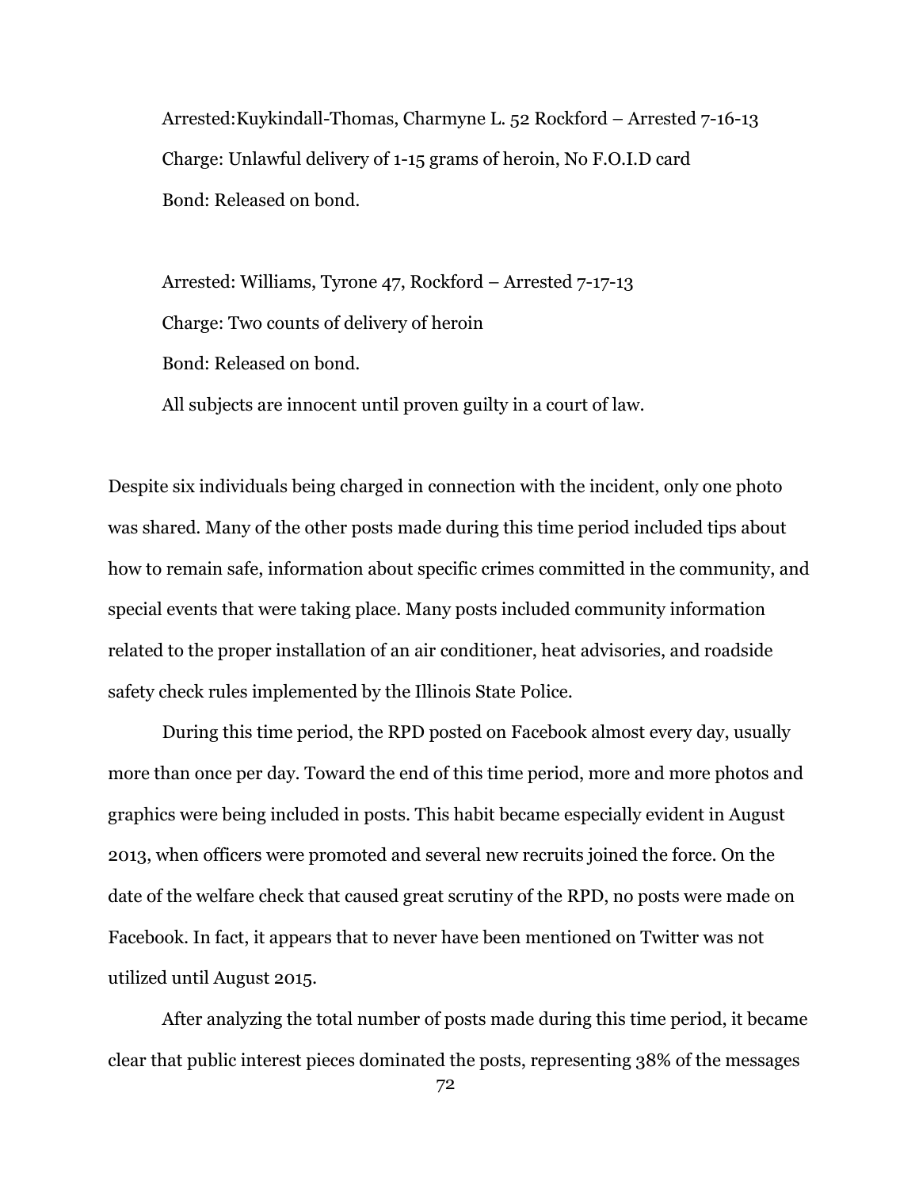Arrested:Kuykindall-Thomas, Charmyne L. 52 Rockford – Arrested 7-16-13

Charge: Unlawful delivery of 1-15 grams of heroin, No F.O.I.D card

Bond: Released on bond.

Arrested: Williams, Tyrone 47, Rockford – Arrested 7-17-13

Charge: Two counts of delivery of heroin

Bond: Released on bond.

All subjects are innocent until proven guilty in a court of law.

Despite six individuals being charged in connection with the incident, only one photo was shared. Many of the other posts made during this time period included tips about how to remain safe, information about specific crimes committed in the community, and special events that were taking place. Many posts included community information related to the proper installation of an air conditioner, heat advisories, and roadside safety check rules implemented by the Illinois State Police.

During this time period, the RPD posted on Facebook almost every day, usually more than once per day. Toward the end of this time period, more and more photos and graphics were being included in posts. This habit became especially evident in August 2013, when officers were promoted and several new recruits joined the force. On the date of the welfare check that caused great scrutiny of the RPD, no posts were made on Facebook. In fact, it appears that to never have been mentioned on Twitter was not utilized until August 2015.

After analyzing the total number of posts made during this time period, it became clear that public interest pieces dominated the posts, representing 38% of the messages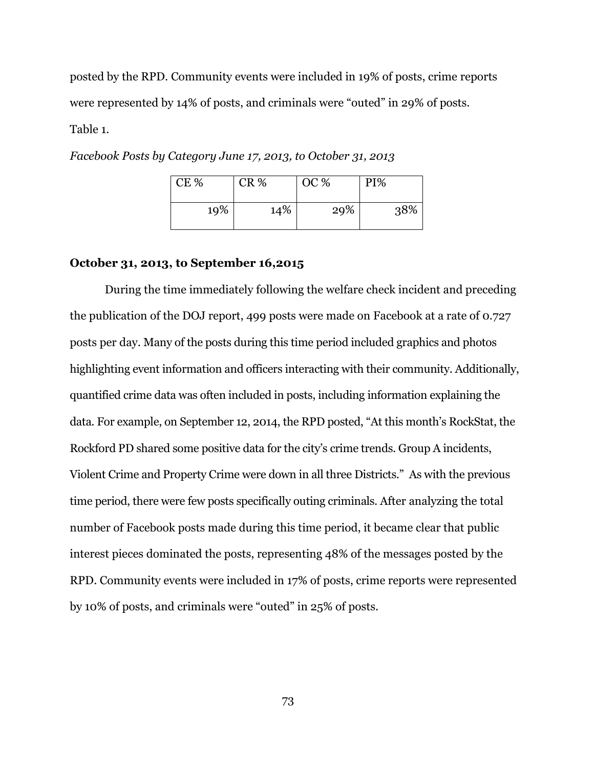posted by the RPD. Community events were included in 19% of posts, crime reports were represented by 14% of posts, and criminals were "outed" in 29% of posts.

Table 1.

*Facebook Posts by Category June 17, 2013, to October 31, 2013*

| CE % | CR % | OC % | PI% |
|---|---|---|---|
| 19% | 14% | 29% | 38% |

**October 31, 2013, to September 16,2015**

During the time immediately following the welfare check incident and preceding the publication of the DOJ report, 499 posts were made on Facebook at a rate of 0.727 posts per day. Many of the posts during this time period included graphics and photos highlighting event information and officers interacting with their community. Additionally, quantified crime data was often included in posts, including information explaining the data. For example, on September 12, 2014, the RPD posted, "At this month's RockStat, the Rockford PD shared some positive data for the city's crime trends. Group A incidents, Violent Crime and Property Crime were down in all three Districts." As with the previous time period, there were few posts specifically outing criminals. After analyzing the total number of Facebook posts made during this time period, it became clear that public interest pieces dominated the posts, representing 48% of the messages posted by the RPD. Community events were included in 17% of posts, crime reports were represented by 10% of posts, and criminals were "outed" in 25% of posts.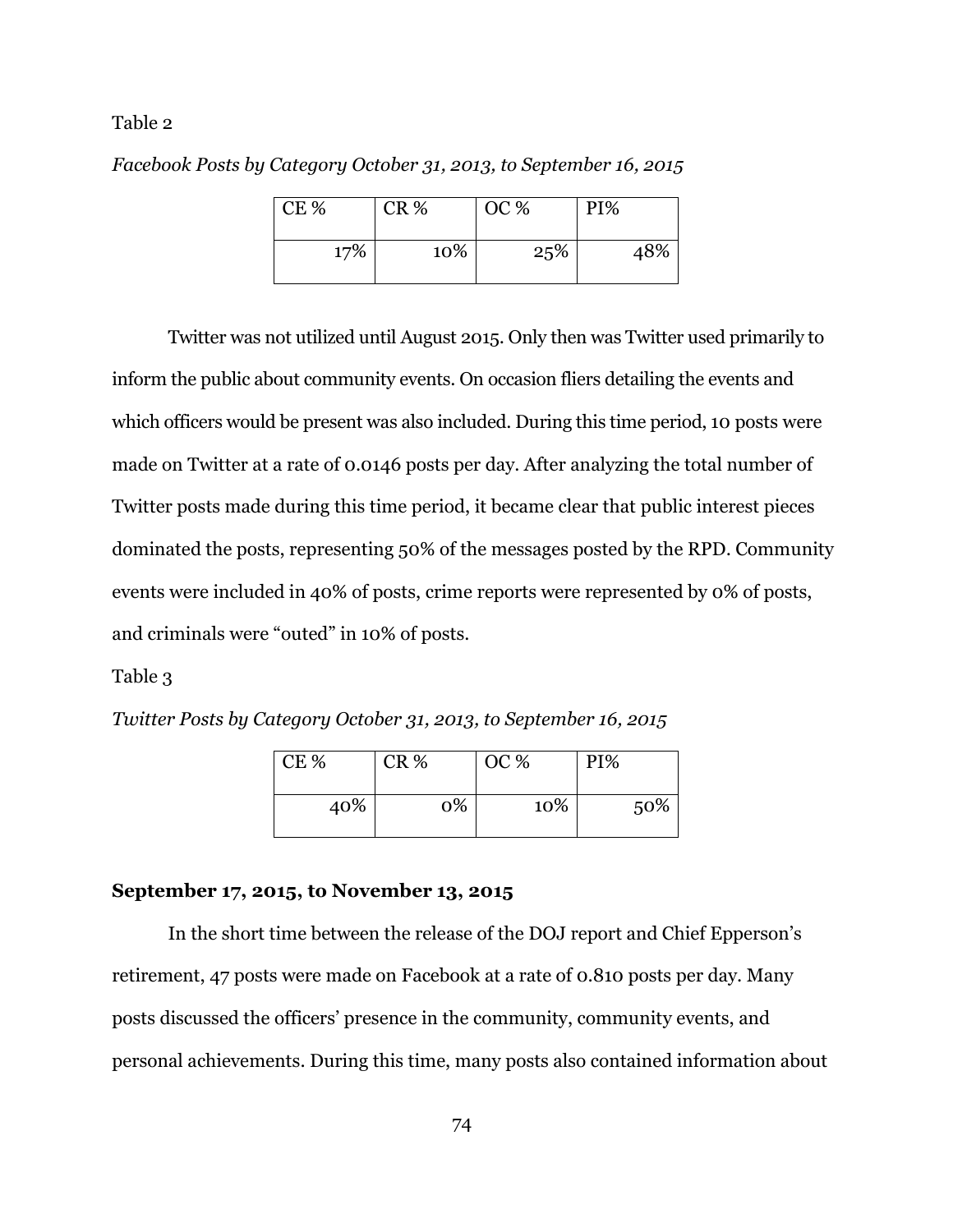Table 2

*Facebook Posts by Category October 31, 2013, to September 16, 2015*

| CE % | CR % | OC % | PI% |
|---|---|---|---|
| 17% | 10% | 25% | 48% |

Twitter was not utilized until August 2015. Only then was Twitter used primarily to inform the public about community events. On occasion fliers detailing the events and which officers would be present was also included. During this time period, 10 posts were made on Twitter at a rate of 0.0146 posts per day. After analyzing the total number of Twitter posts made during this time period, it became clear that public interest pieces dominated the posts, representing 50% of the messages posted by the RPD. Community events were included in 40% of posts, crime reports were represented by 0% of posts, and criminals were "outed" in 10% of posts.

Table 3

*Twitter Posts by Category October 31, 2013, to September 16, 2015*

| CE % | CR % | OC % | PI% |
|---|---|---|---|
| 40% | 0% | 10% | 50% |

### September 17, 2015, to November 13, 2015

In the short time between the release of the DOJ report and Chief Epperson's retirement, 47 posts were made on Facebook at a rate of 0.810 posts per day. Many posts discussed the officers' presence in the community, community events, and personal achievements. During this time, many posts also contained information about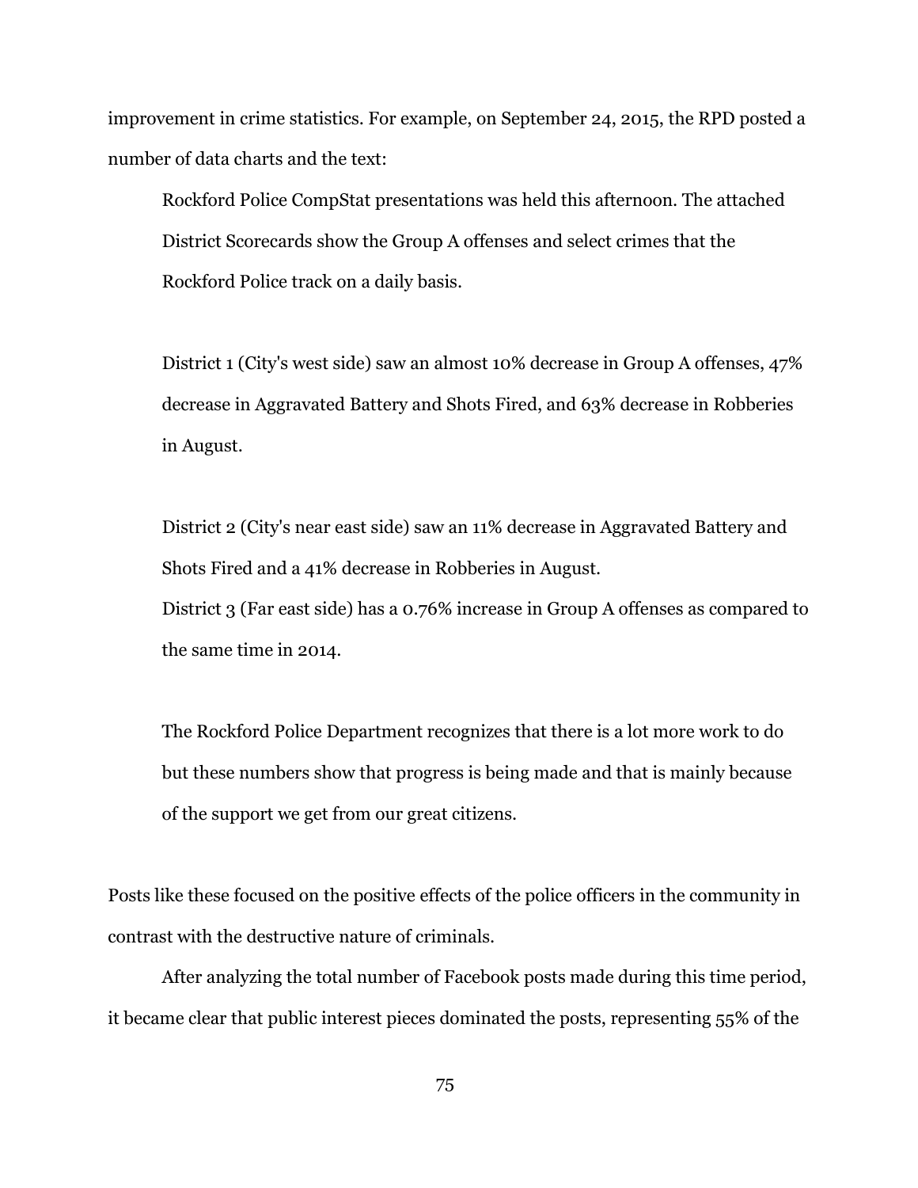improvement in crime statistics. For example, on September 24, 2015, the RPD posted a number of data charts and the text:

> Rockford Police CompStat presentations was held this afternoon. The attached District Scorecards show the Group A offenses and select crimes that the Rockford Police track on a daily basis.
>
> District 1 (City's west side) saw an almost 10% decrease in Group A offenses, 47% decrease in Aggravated Battery and Shots Fired, and 63% decrease in Robberies in August.
>
> District 2 (City's near east side) saw an 11% decrease in Aggravated Battery and Shots Fired and a 41% decrease in Robberies in August.
> District 3 (Far east side) has a 0.76% increase in Group A offenses as compared to the same time in 2014.
>
> The Rockford Police Department recognizes that there is a lot more work to do but these numbers show that progress is being made and that is mainly because of the support we get from our great citizens.

Posts like these focused on the positive effects of the police officers in the community in contrast with the destructive nature of criminals.

After analyzing the total number of Facebook posts made during this time period, it became clear that public interest pieces dominated the posts, representing 55% of the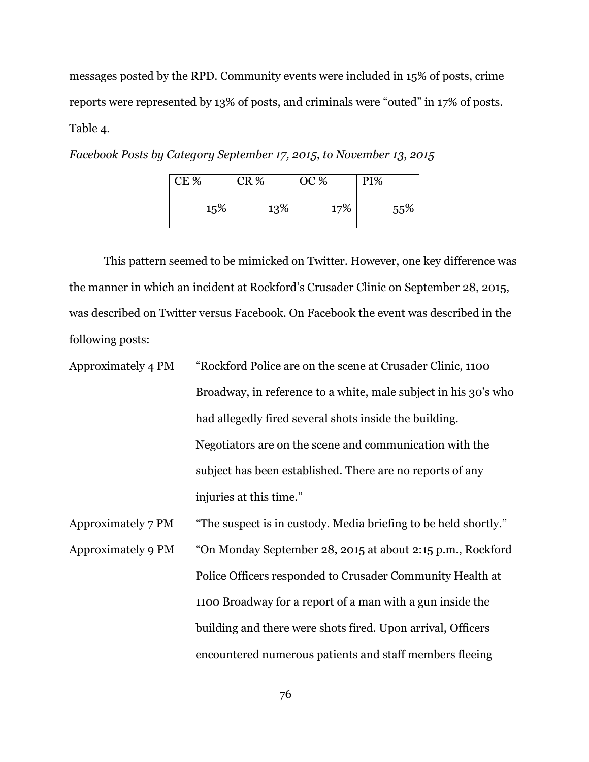messages posted by the RPD. Community events were included in 15% of posts, crime reports were represented by 13% of posts, and criminals were "outed" in 17% of posts.

Table 4.

*Facebook Posts by Category September 17, 2015, to November 13, 2015*

| CE % | CR % | OC % | PI% |
|---|---|---|---|
| 15% | 13% | 17% | 55% |

This pattern seemed to be mimicked on Twitter. However, one key difference was the manner in which an incident at Rockford's Crusader Clinic on September 28, 2015, was described on Twitter versus Facebook. On Facebook the event was described in the following posts:

Approximately 4 PM "Rockford Police are on the scene at Crusader Clinic, 1100 Broadway, in reference to a white, male subject in his 30's who had allegedly fired several shots inside the building. Negotiators are on the scene and communication with the subject has been established. There are no reports of any injuries at this time."

Approximately 7 PM "The suspect is in custody. Media briefing to be held shortly."

Approximately 9 PM "On Monday September 28, 2015 at about 2:15 p.m., Rockford Police Officers responded to Crusader Community Health at 1100 Broadway for a report of a man with a gun inside the building and there were shots fired. Upon arrival, Officers encountered numerous patients and staff members fleeing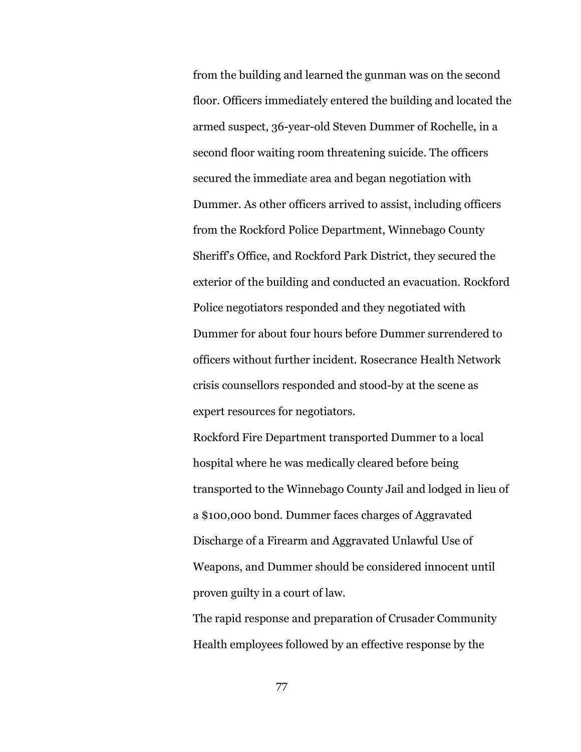from the building and learned the gunman was on the second floor. Officers immediately entered the building and located the armed suspect, 36-year-old Steven Dummer of Rochelle, in a second floor waiting room threatening suicide. The officers secured the immediate area and began negotiation with Dummer. As other officers arrived to assist, including officers from the Rockford Police Department, Winnebago County Sheriff's Office, and Rockford Park District, they secured the exterior of the building and conducted an evacuation. Rockford Police negotiators responded and they negotiated with Dummer for about four hours before Dummer surrendered to officers without further incident. Rosecrance Health Network crisis counsellors responded and stood-by at the scene as expert resources for negotiators.

Rockford Fire Department transported Dummer to a local hospital where he was medically cleared before being transported to the Winnebago County Jail and lodged in lieu of a $100,000 bond. Dummer faces charges of Aggravated Discharge of a Firearm and Aggravated Unlawful Use of Weapons, and Dummer should be considered innocent until proven guilty in a court of law.

The rapid response and preparation of Crusader Community Health employees followed by an effective response by the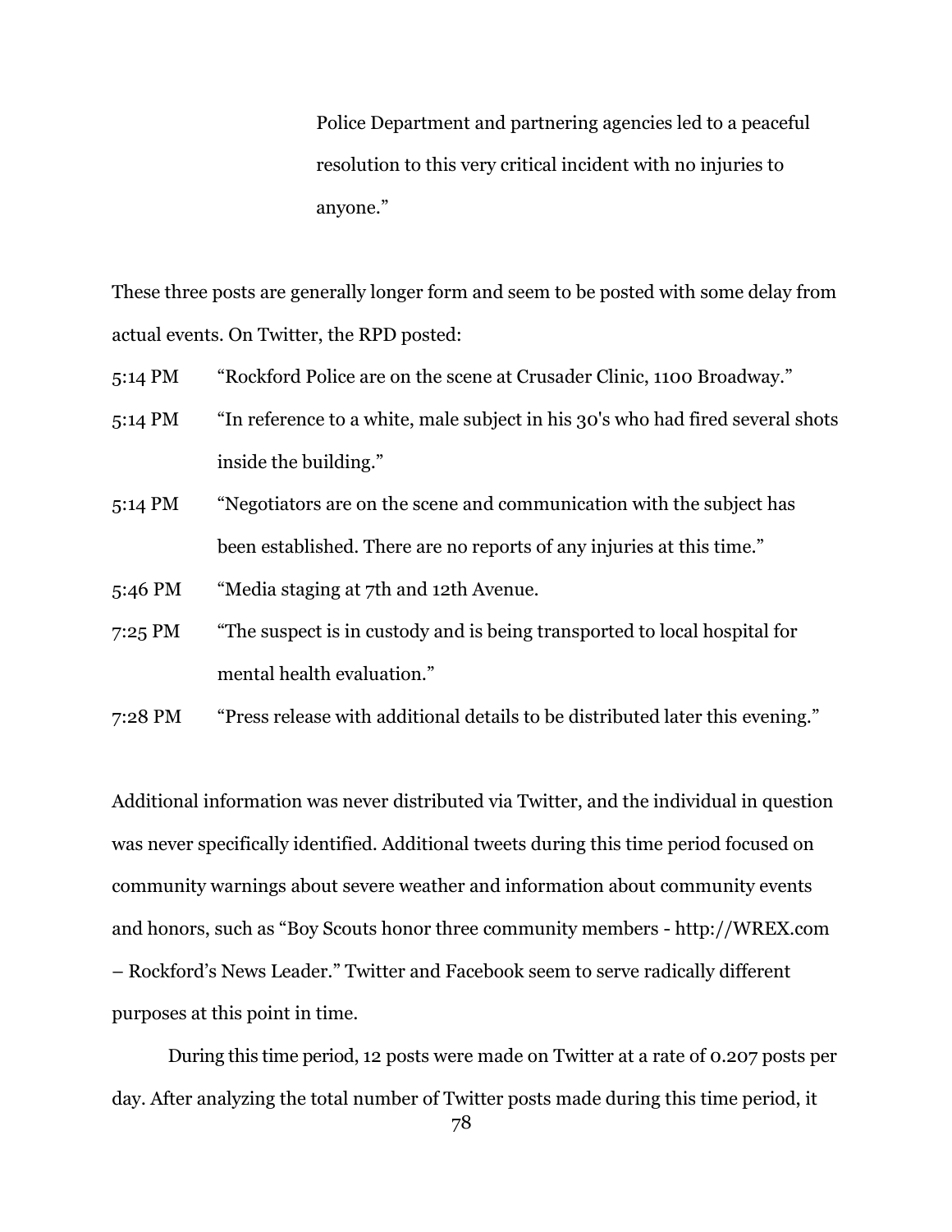> Police Department and partnering agencies led to a peaceful resolution to this very critical incident with no injuries to anyone."

These three posts are generally longer form and seem to be posted with some delay from actual events. On Twitter, the RPD posted:

5:14 PM "Rockford Police are on the scene at Crusader Clinic, 1100 Broadway."

5:14 PM "In reference to a white, male subject in his 30's who had fired several shots inside the building."

5:14 PM "Negotiators are on the scene and communication with the subject has been established. There are no reports of any injuries at this time."

5:46 PM "Media staging at 7th and 12th Avenue.

7:25 PM "The suspect is in custody and is being transported to local hospital for mental health evaluation."

7:28 PM "Press release with additional details to be distributed later this evening."

Additional information was never distributed via Twitter, and the individual in question was never specifically identified. Additional tweets during this time period focused on community warnings about severe weather and information about community events and honors, such as "Boy Scouts honor three community members - http://WREX.com – Rockford's News Leader." Twitter and Facebook seem to serve radically different purposes at this point in time.

During this time period, 12 posts were made on Twitter at a rate of 0.207 posts per day. After analyzing the total number of Twitter posts made during this time period, it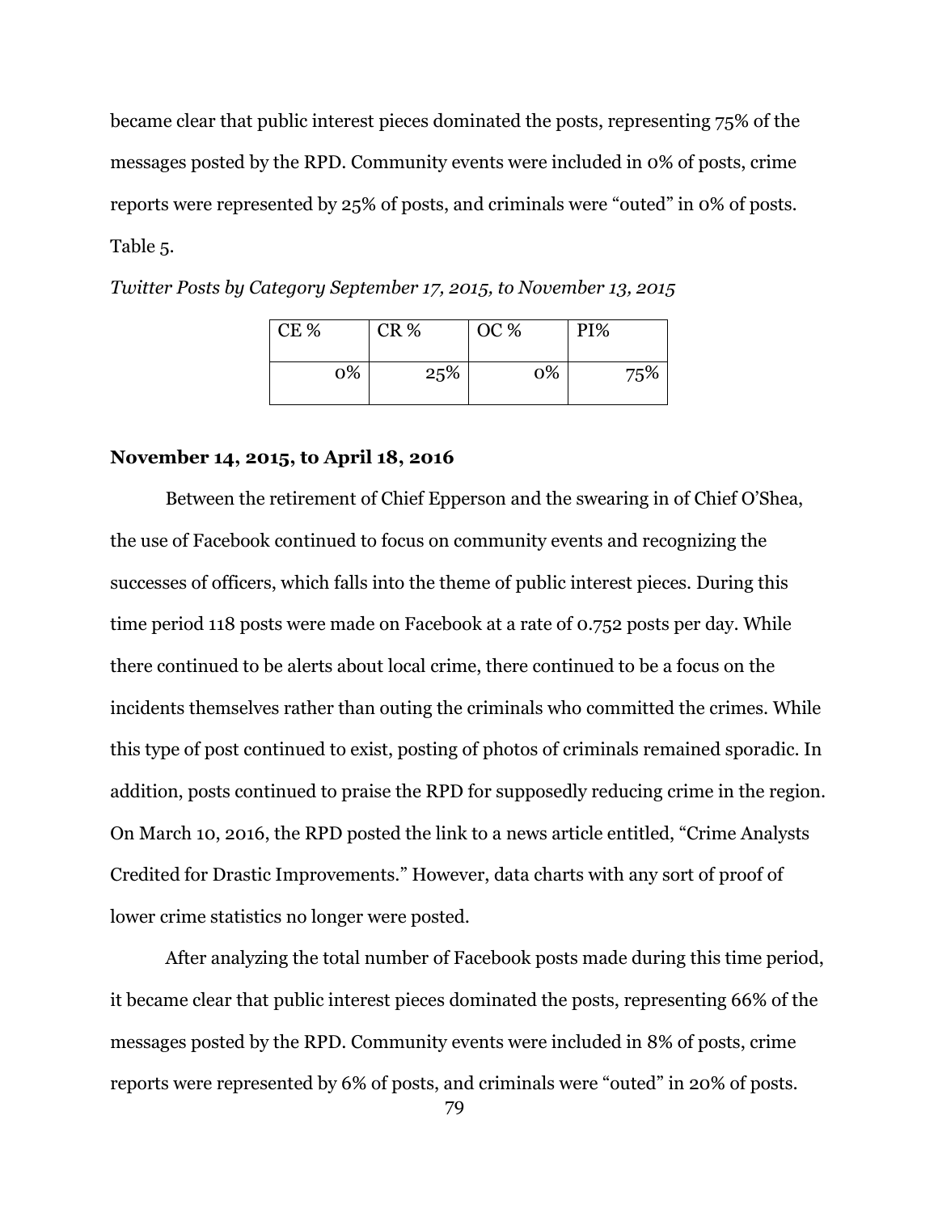became clear that public interest pieces dominated the posts, representing 75% of the messages posted by the RPD. Community events were included in 0% of posts, crime reports were represented by 25% of posts, and criminals were "outed" in 0% of posts.

Table 5.

*Twitter Posts by Category September 17, 2015, to November 13, 2015*

| CE % | CR % | OC % | PI% |
|---|---|---|---|
| 0% | 25% | 0% | 75% |

**November 14, 2015, to April 18, 2016**

Between the retirement of Chief Epperson and the swearing in of Chief O'Shea, the use of Facebook continued to focus on community events and recognizing the successes of officers, which falls into the theme of public interest pieces. During this time period 118 posts were made on Facebook at a rate of 0.752 posts per day. While there continued to be alerts about local crime, there continued to be a focus on the incidents themselves rather than outing the criminals who committed the crimes. While this type of post continued to exist, posting of photos of criminals remained sporadic. In addition, posts continued to praise the RPD for supposedly reducing crime in the region. On March 10, 2016, the RPD posted the link to a news article entitled, "Crime Analysts Credited for Drastic Improvements." However, data charts with any sort of proof of lower crime statistics no longer were posted.

After analyzing the total number of Facebook posts made during this time period, it became clear that public interest pieces dominated the posts, representing 66% of the messages posted by the RPD. Community events were included in 8% of posts, crime reports were represented by 6% of posts, and criminals were "outed" in 20% of posts.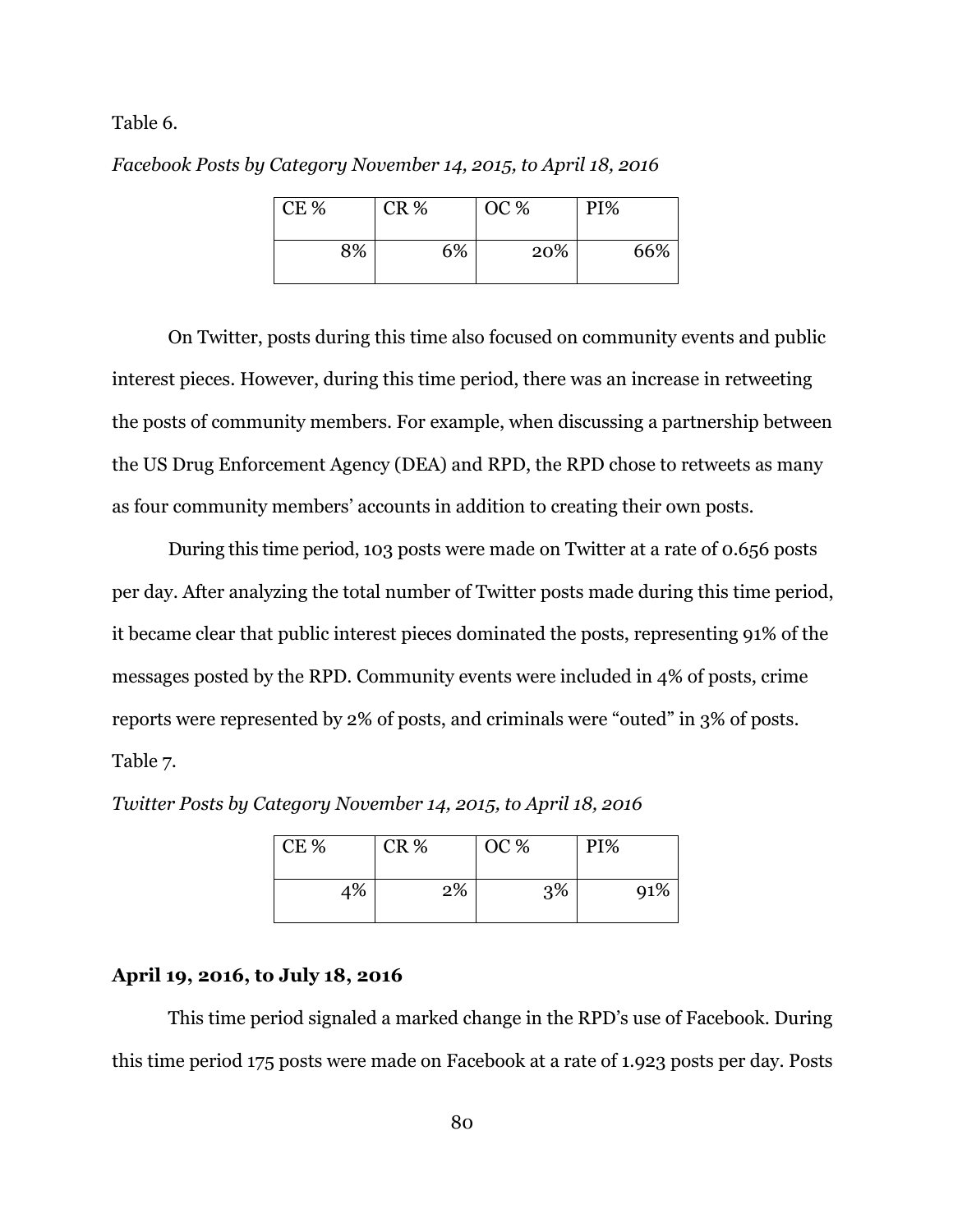Table 6.

*Facebook Posts by Category November 14, 2015, to April 18, 2016*

| CE % | CR % | OC % | PI% |
|---|---|---|---|
| 8% | 6% | 20% | 66% |

On Twitter, posts during this time also focused on community events and public interest pieces. However, during this time period, there was an increase in retweeting the posts of community members. For example, when discussing a partnership between the US Drug Enforcement Agency (DEA) and RPD, the RPD chose to retweets as many as four community members' accounts in addition to creating their own posts.

During this time period, 103 posts were made on Twitter at a rate of 0.656 posts per day. After analyzing the total number of Twitter posts made during this time period, it became clear that public interest pieces dominated the posts, representing 91% of the messages posted by the RPD. Community events were included in 4% of posts, crime reports were represented by 2% of posts, and criminals were "outed" in 3% of posts.

Table 7.

*Twitter Posts by Category November 14, 2015, to April 18, 2016*

| CE % | CR % | OC % | PI% |
|---|---|---|---|
| 4% | 2% | 3% | 91% |

**April 19, 2016, to July 18, 2016**

This time period signaled a marked change in the RPD's use of Facebook. During this time period 175 posts were made on Facebook at a rate of 1.923 posts per day. Posts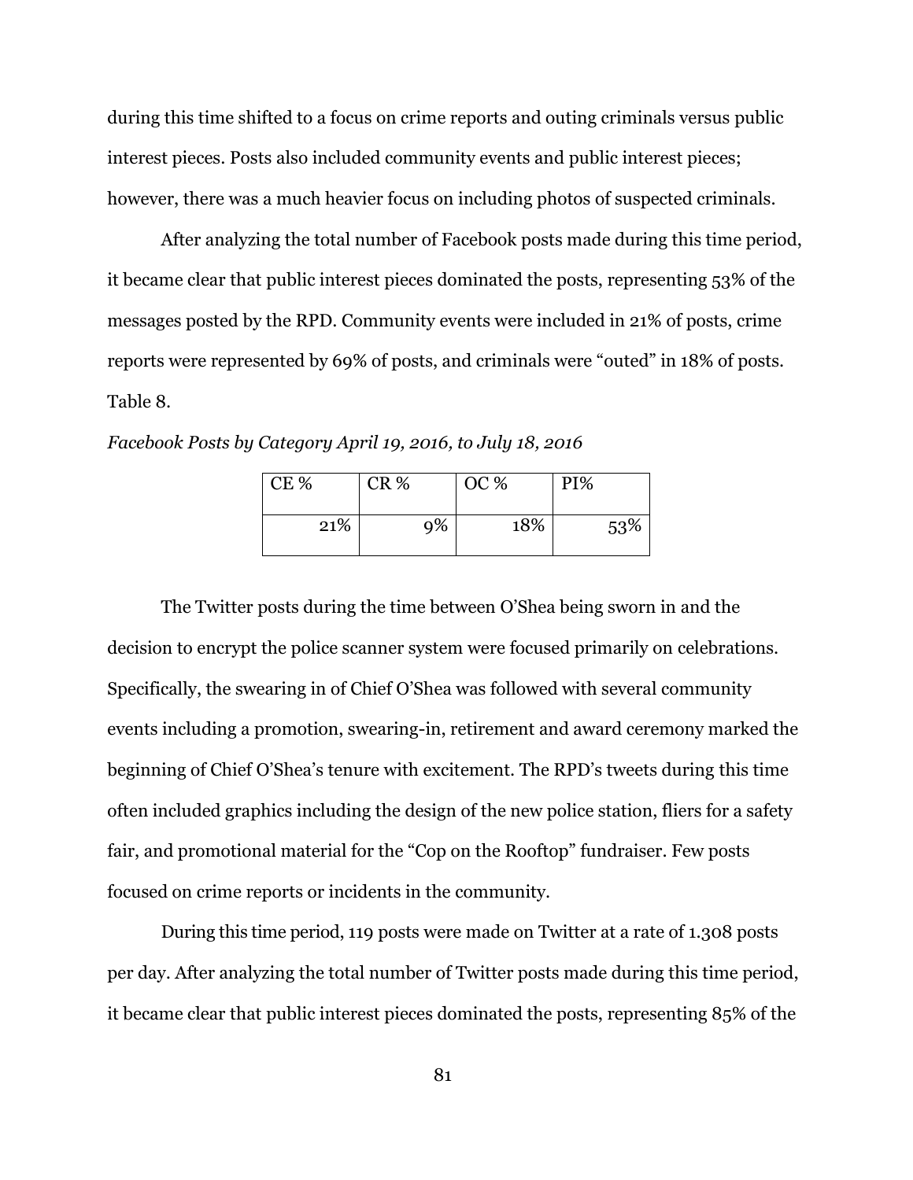during this time shifted to a focus on crime reports and outing criminals versus public interest pieces. Posts also included community events and public interest pieces; however, there was a much heavier focus on including photos of suspected criminals.

After analyzing the total number of Facebook posts made during this time period, it became clear that public interest pieces dominated the posts, representing 53% of the messages posted by the RPD. Community events were included in 21% of posts, crime reports were represented by 69% of posts, and criminals were "outed" in 18% of posts.

Table 8.

*Facebook Posts by Category April 19, 2016, to July 18, 2016*

| CE % | CR % | OC % | PI% |
|---|---|---|---|
| 21% | 9% | 18% | 53% |

The Twitter posts during the time between O'Shea being sworn in and the decision to encrypt the police scanner system were focused primarily on celebrations. Specifically, the swearing in of Chief O'Shea was followed with several community events including a promotion, swearing-in, retirement and award ceremony marked the beginning of Chief O'Shea's tenure with excitement. The RPD's tweets during this time often included graphics including the design of the new police station, fliers for a safety fair, and promotional material for the "Cop on the Rooftop" fundraiser. Few posts focused on crime reports or incidents in the community.

During this time period, 119 posts were made on Twitter at a rate of 1.308 posts per day. After analyzing the total number of Twitter posts made during this time period, it became clear that public interest pieces dominated the posts, representing 85% of the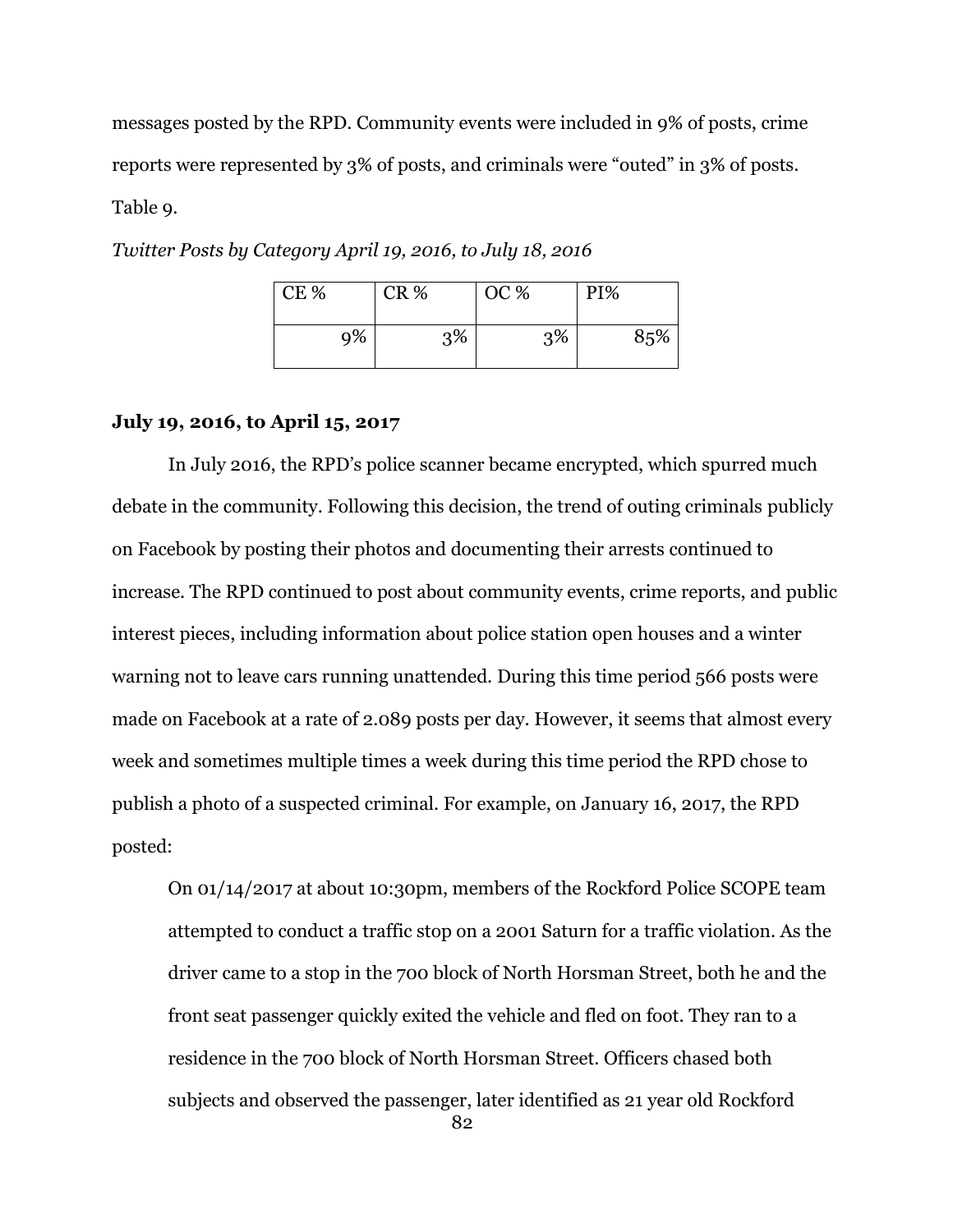messages posted by the RPD. Community events were included in 9% of posts, crime reports were represented by 3% of posts, and criminals were "outed" in 3% of posts.

Table 9.

*Twitter Posts by Category April 19, 2016, to July 18, 2016*

| CE % | CR % | OC % | PI% |
|---|---|---|---|
| 9% | 3% | 3% | 85% |

**July 19, 2016, to April 15, 2017**

In July 2016, the RPD's police scanner became encrypted, which spurred much debate in the community. Following this decision, the trend of outing criminals publicly on Facebook by posting their photos and documenting their arrests continued to increase. The RPD continued to post about community events, crime reports, and public interest pieces, including information about police station open houses and a winter warning not to leave cars running unattended. During this time period 566 posts were made on Facebook at a rate of 2.089 posts per day. However, it seems that almost every week and sometimes multiple times a week during this time period the RPD chose to publish a photo of a suspected criminal. For example, on January 16, 2017, the RPD posted:

> On 01/14/2017 at about 10:30pm, members of the Rockford Police SCOPE team attempted to conduct a traffic stop on a 2001 Saturn for a traffic violation. As the driver came to a stop in the 700 block of North Horsman Street, both he and the front seat passenger quickly exited the vehicle and fled on foot. They ran to a residence in the 700 block of North Horsman Street. Officers chased both subjects and observed the passenger, later identified as 21 year old Rockford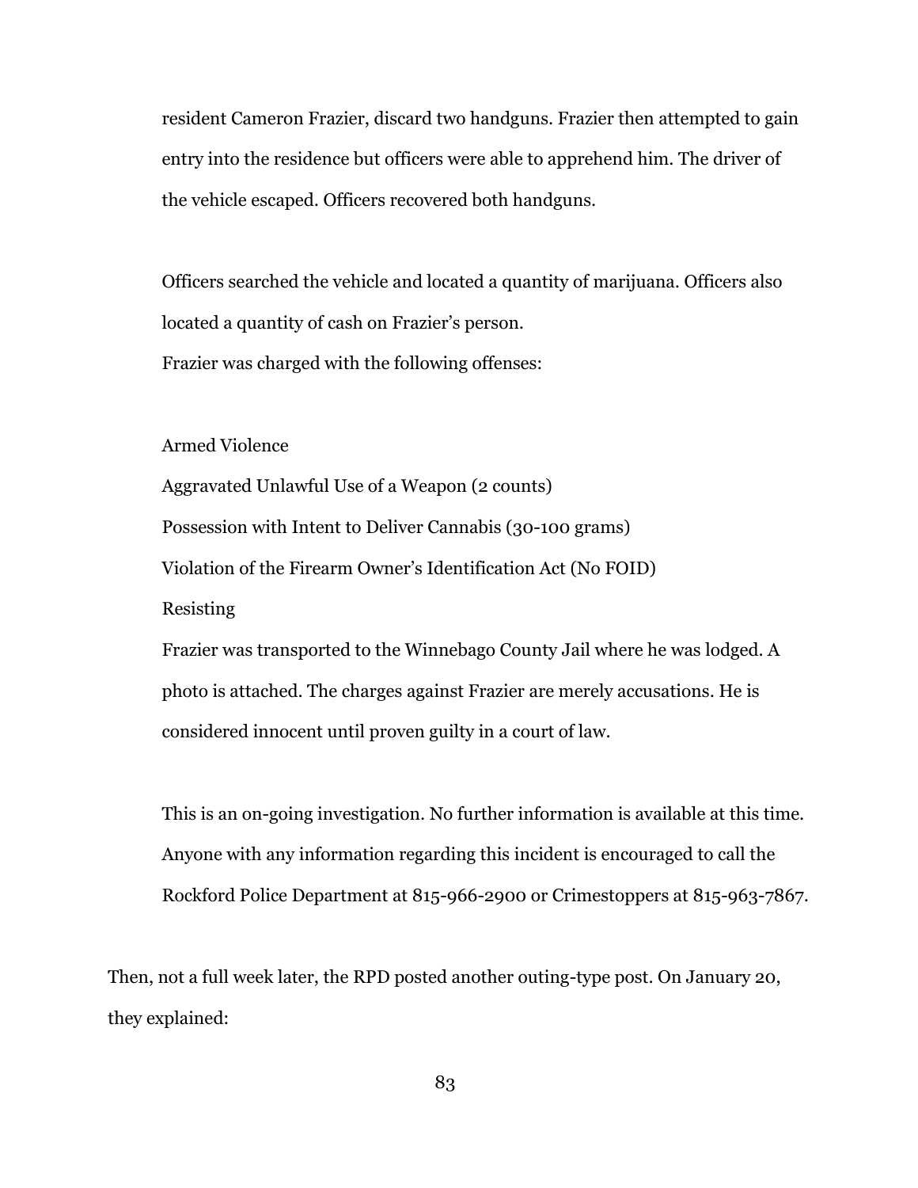> resident Cameron Frazier, discard two handguns. Frazier then attempted to gain entry into the residence but officers were able to apprehend him. The driver of the vehicle escaped. Officers recovered both handguns.
>
> Officers searched the vehicle and located a quantity of marijuana. Officers also located a quantity of cash on Frazier's person.
>
> Frazier was charged with the following offenses:
>
> Armed Violence
>
> Aggravated Unlawful Use of a Weapon (2 counts)
>
> Possession with Intent to Deliver Cannabis (30-100 grams)
>
> Violation of the Firearm Owner's Identification Act (No FOID)
>
> Resisting
>
> Frazier was transported to the Winnebago County Jail where he was lodged. A photo is attached. The charges against Frazier are merely accusations. He is considered innocent until proven guilty in a court of law.
>
> This is an on-going investigation. No further information is available at this time. Anyone with any information regarding this incident is encouraged to call the Rockford Police Department at 815-966-2900 or Crimestoppers at 815-963-7867.

Then, not a full week later, the RPD posted another outing-type post. On January 20, they explained: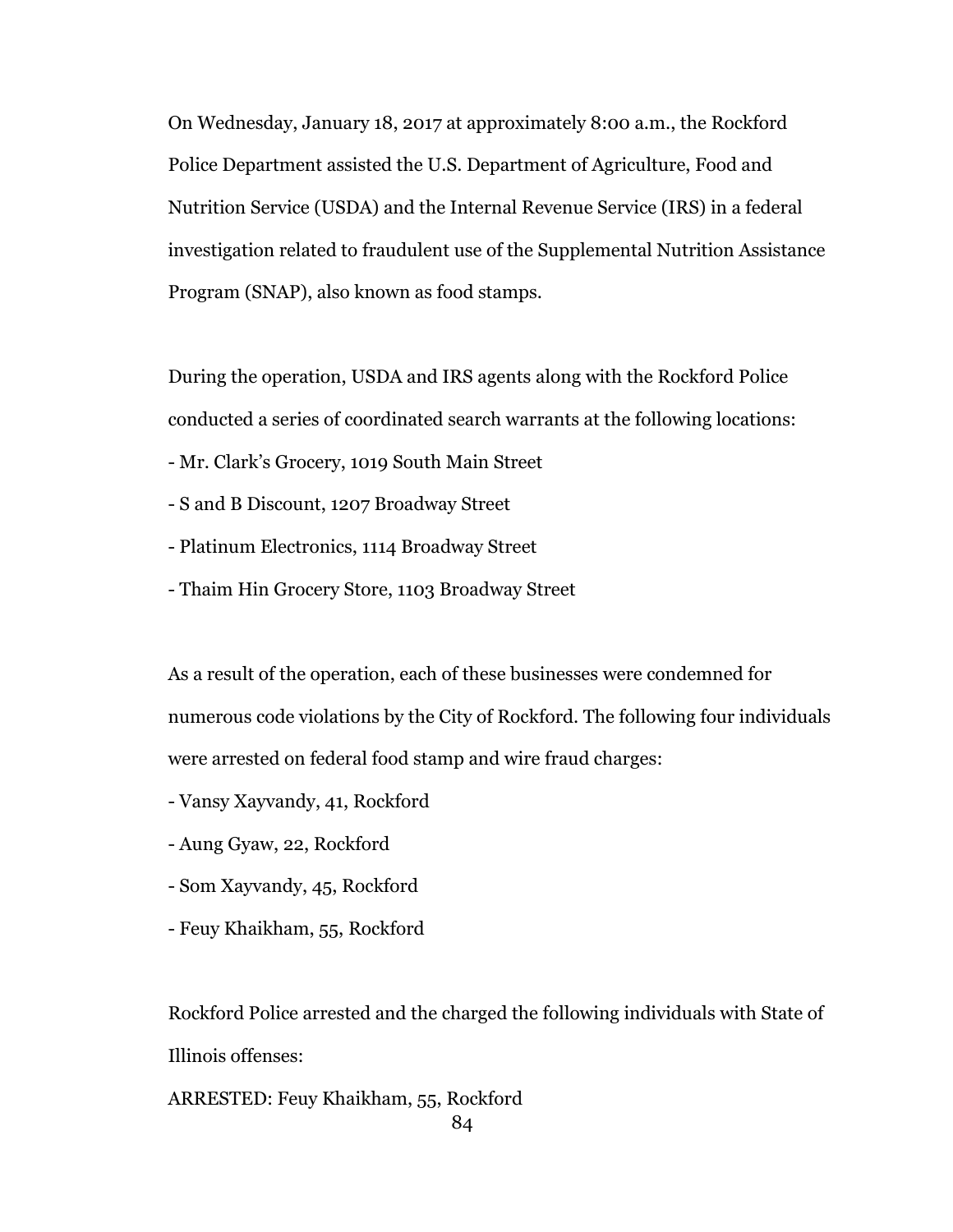On Wednesday, January 18, 2017 at approximately 8:00 a.m., the Rockford Police Department assisted the U.S. Department of Agriculture, Food and Nutrition Service (USDA) and the Internal Revenue Service (IRS) in a federal investigation related to fraudulent use of the Supplemental Nutrition Assistance Program (SNAP), also known as food stamps.

During the operation, USDA and IRS agents along with the Rockford Police conducted a series of coordinated search warrants at the following locations:

- Mr. Clark's Grocery, 1019 South Main Street
- S and B Discount, 1207 Broadway Street
- Platinum Electronics, 1114 Broadway Street
- Thaim Hin Grocery Store, 1103 Broadway Street

As a result of the operation, each of these businesses were condemned for numerous code violations by the City of Rockford. The following four individuals were arrested on federal food stamp and wire fraud charges:

- Vansy Xayvandy, 41, Rockford
- Aung Gyaw, 22, Rockford
- Som Xayvandy, 45, Rockford
- Feuy Khaikham, 55, Rockford

Rockford Police arrested and the charged the following individuals with State of Illinois offenses:

ARRESTED: Feuy Khaikham, 55, Rockford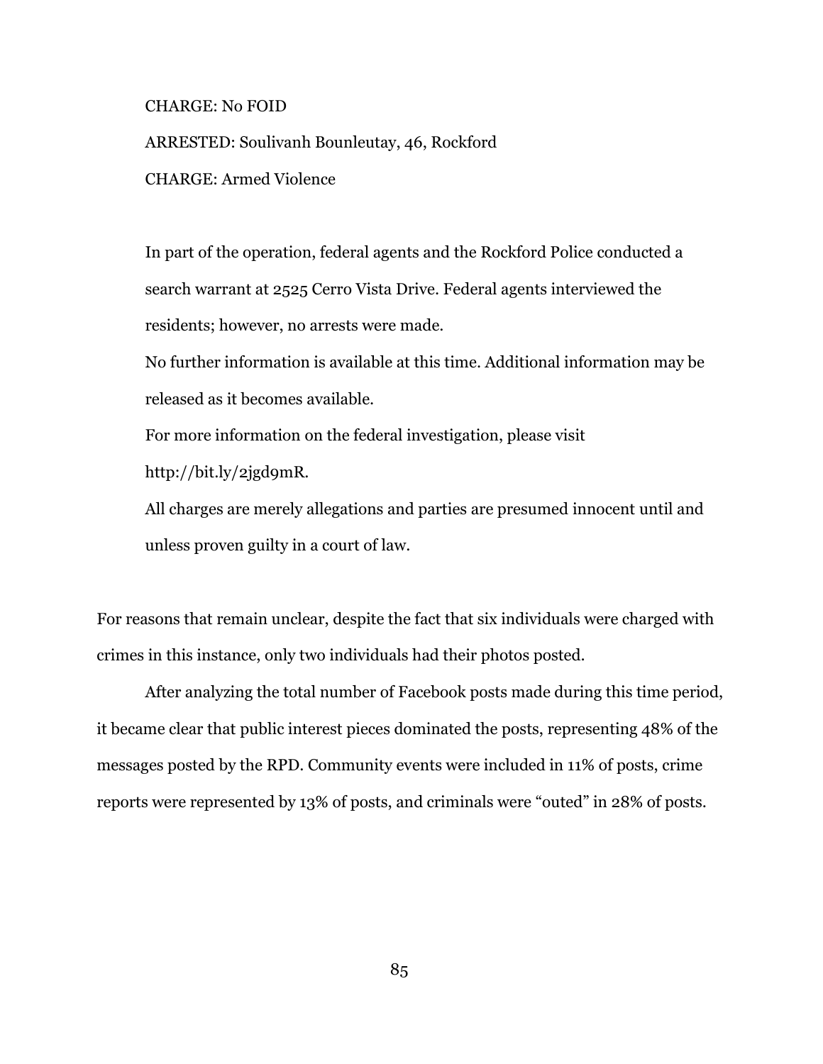CHARGE: No FOID

ARRESTED: Soulivanh Bounleutay, 46, Rockford

CHARGE: Armed Violence

In part of the operation, federal agents and the Rockford Police conducted a search warrant at 2525 Cerro Vista Drive. Federal agents interviewed the residents; however, no arrests were made.

No further information is available at this time. Additional information may be released as it becomes available.

For more information on the federal investigation, please visit http://bit.ly/2jgd9mR.

All charges are merely allegations and parties are presumed innocent until and unless proven guilty in a court of law.

For reasons that remain unclear, despite the fact that six individuals were charged with crimes in this instance, only two individuals had their photos posted.

After analyzing the total number of Facebook posts made during this time period, it became clear that public interest pieces dominated the posts, representing 48% of the messages posted by the RPD. Community events were included in 11% of posts, crime reports were represented by 13% of posts, and criminals were "outed" in 28% of posts.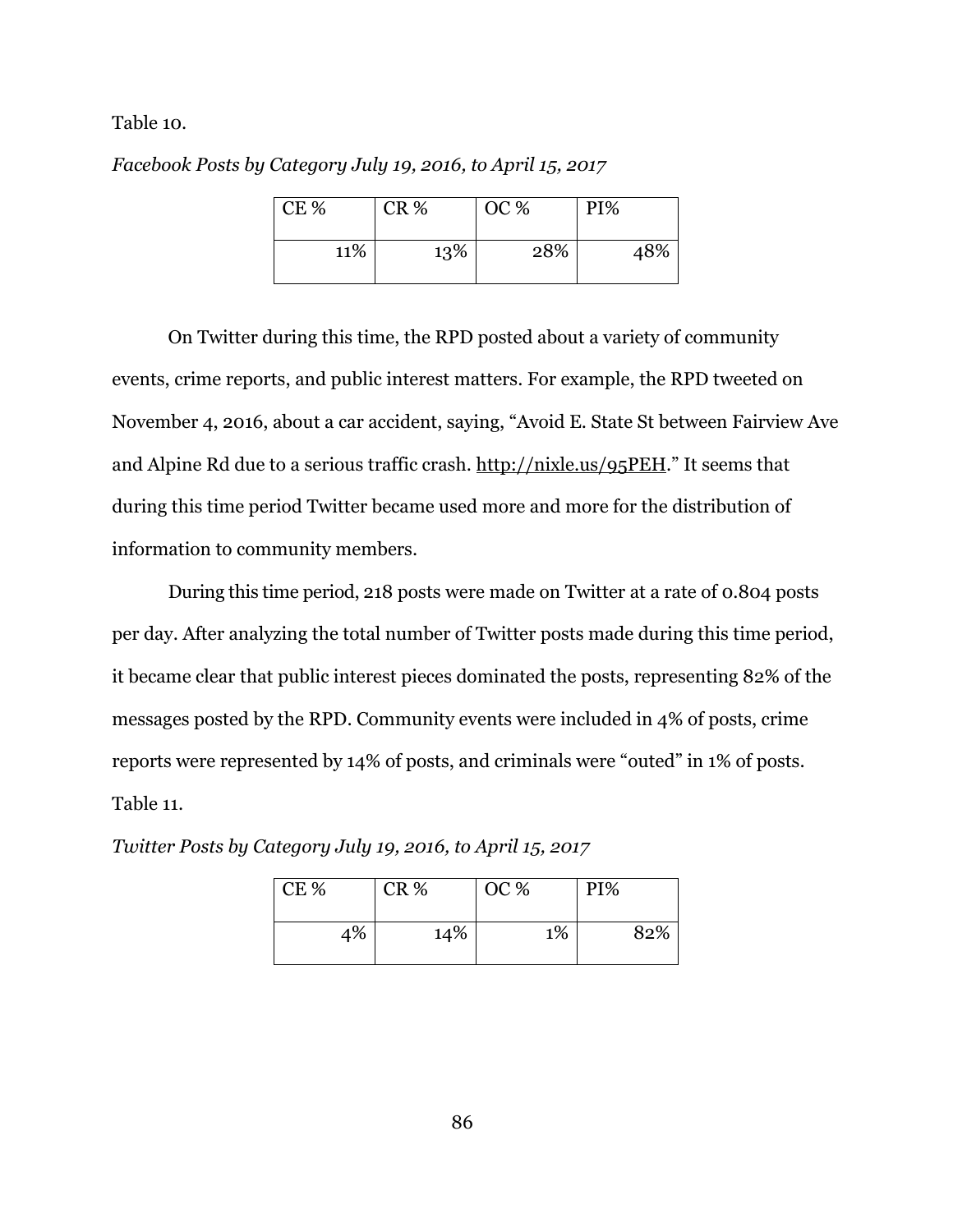Table 10.

*Facebook Posts by Category July 19, 2016, to April 15, 2017*

| CE % | CR % | OC % | PI% |
|---|---|---|---|
| 11% | 13% | 28% | 48% |

On Twitter during this time, the RPD posted about a variety of community events, crime reports, and public interest matters. For example, the RPD tweeted on November 4, 2016, about a car accident, saying, "Avoid E. State St between Fairview Ave and Alpine Rd due to a serious traffic crash. http://nixle.us/95PEH." It seems that during this time period Twitter became used more and more for the distribution of information to community members.

During this time period, 218 posts were made on Twitter at a rate of 0.804 posts per day. After analyzing the total number of Twitter posts made during this time period, it became clear that public interest pieces dominated the posts, representing 82% of the messages posted by the RPD. Community events were included in 4% of posts, crime reports were represented by 14% of posts, and criminals were "outed" in 1% of posts.

Table 11.

*Twitter Posts by Category July 19, 2016, to April 15, 2017*

| CE % | CR % | OC % | PI% |
|---|---|---|---|
| 4% | 14% | 1% | 82% |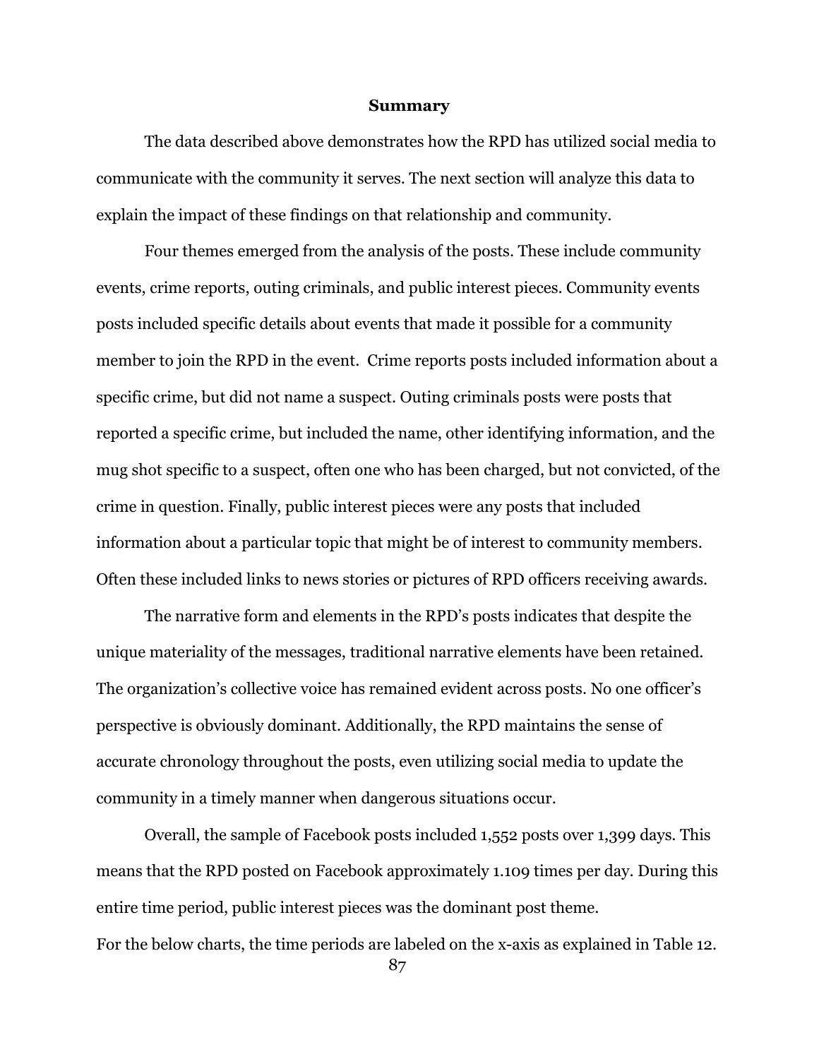## Summary

The data described above demonstrates how the RPD has utilized social media to communicate with the community it serves. The next section will analyze this data to explain the impact of these findings on that relationship and community.

Four themes emerged from the analysis of the posts. These include community events, crime reports, outing criminals, and public interest pieces. Community events posts included specific details about events that made it possible for a community member to join the RPD in the event. Crime reports posts included information about a specific crime, but did not name a suspect. Outing criminals posts were posts that reported a specific crime, but included the name, other identifying information, and the mug shot specific to a suspect, often one who has been charged, but not convicted, of the crime in question. Finally, public interest pieces were any posts that included information about a particular topic that might be of interest to community members. Often these included links to news stories or pictures of RPD officers receiving awards.

The narrative form and elements in the RPD's posts indicates that despite the unique materiality of the messages, traditional narrative elements have been retained. The organization's collective voice has remained evident across posts. No one officer's perspective is obviously dominant. Additionally, the RPD maintains the sense of accurate chronology throughout the posts, even utilizing social media to update the community in a timely manner when dangerous situations occur.

Overall, the sample of Facebook posts included 1,552 posts over 1,399 days. This means that the RPD posted on Facebook approximately 1.109 times per day. During this entire time period, public interest pieces was the dominant post theme.

For the below charts, the time periods are labeled on the x-axis as explained in Table 12.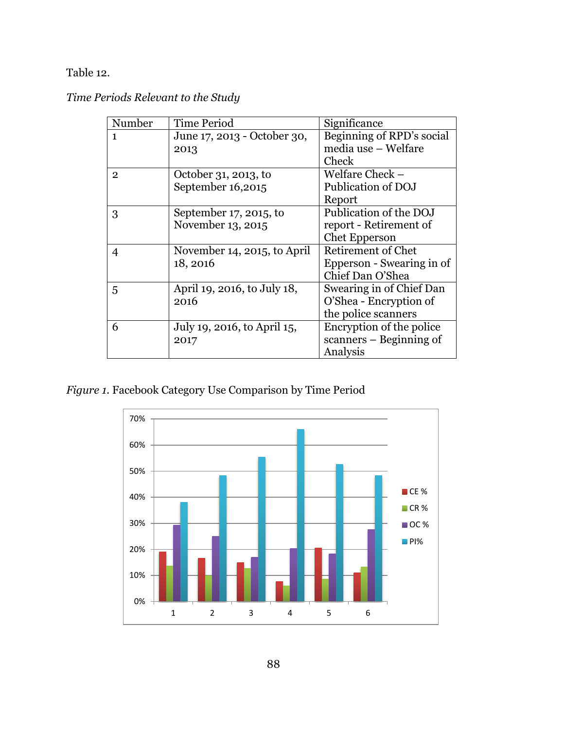Table 12.

*Time Periods Relevant to the Study*

| Number | Time Period | Significance |
|---|---|---|
| 1 | June 17, 2013 - October 30, 2013 | Beginning of RPD's social media use – Welfare Check |
| 2 | October 31, 2013, to September 16,2015 | Welfare Check – Publication of DOJ Report |
| 3 | September 17, 2015, to November 13, 2015 | Publication of the DOJ report - Retirement of Chet Epperson |
| 4 | November 14, 2015, to April 18, 2016 | Retirement of Chet Epperson - Swearing in of Chief Dan O'Shea |
| 5 | April 19, 2016, to July 18, 2016 | Swearing in of Chief Dan O'Shea - Encryption of the police scanners |
| 6 | July 19, 2016, to April 15, 2017 | Encryption of the police scanners – Beginning of Analysis |

*Figure 1.* Facebook Category Use Comparison by Time Period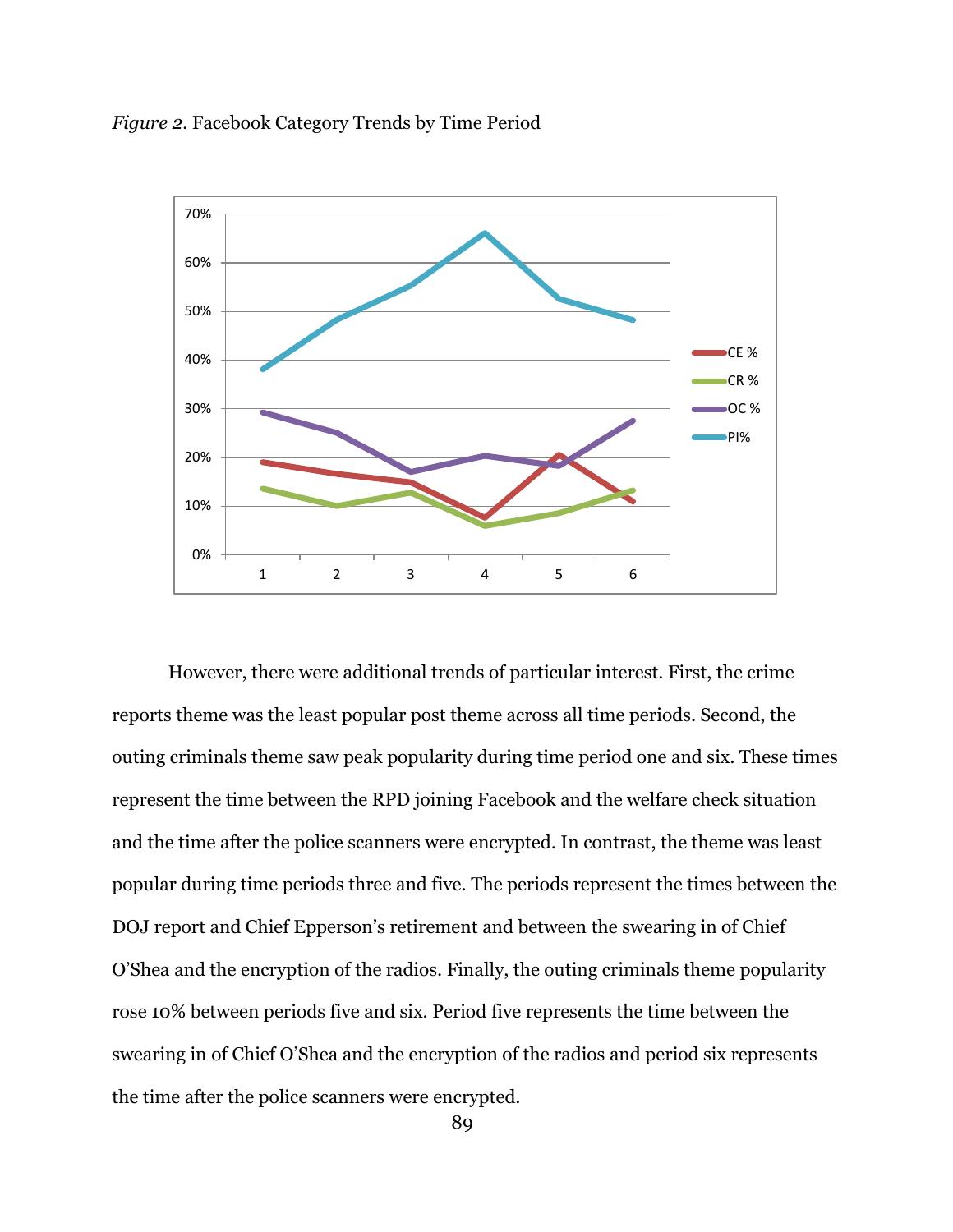*Figure 2*. Facebook Category Trends by Time Period

However, there were additional trends of particular interest. First, the crime reports theme was the least popular post theme across all time periods. Second, the outing criminals theme saw peak popularity during time period one and six. These times represent the time between the RPD joining Facebook and the welfare check situation and the time after the police scanners were encrypted. In contrast, the theme was least popular during time periods three and five. The periods represent the times between the DOJ report and Chief Epperson's retirement and between the swearing in of Chief O'Shea and the encryption of the radios. Finally, the outing criminals theme popularity rose 10% between periods five and six. Period five represents the time between the swearing in of Chief O'Shea and the encryption of the radios and period six represents the time after the police scanners were encrypted.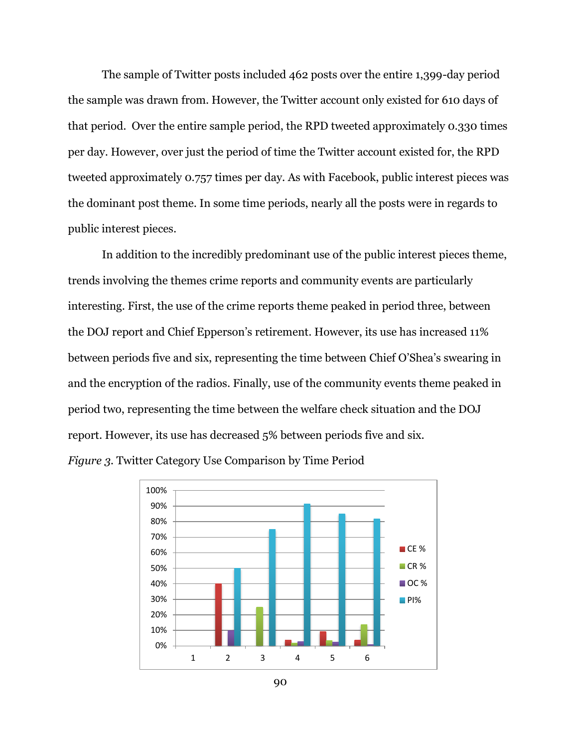The sample of Twitter posts included 462 posts over the entire 1,399-day period the sample was drawn from. However, the Twitter account only existed for 610 days of that period. Over the entire sample period, the RPD tweeted approximately 0.330 times per day. However, over just the period of time the Twitter account existed for, the RPD tweeted approximately 0.757 times per day. As with Facebook, public interest pieces was the dominant post theme. In some time periods, nearly all the posts were in regards to public interest pieces.

In addition to the incredibly predominant use of the public interest pieces theme, trends involving the themes crime reports and community events are particularly interesting. First, the use of the crime reports theme peaked in period three, between the DOJ report and Chief Epperson's retirement. However, its use has increased 11% between periods five and six, representing the time between Chief O'Shea's swearing in and the encryption of the radios. Finally, use of the community events theme peaked in period two, representing the time between the welfare check situation and the DOJ report. However, its use has decreased 5% between periods five and six.

*Figure 3.* Twitter Category Use Comparison by Time Period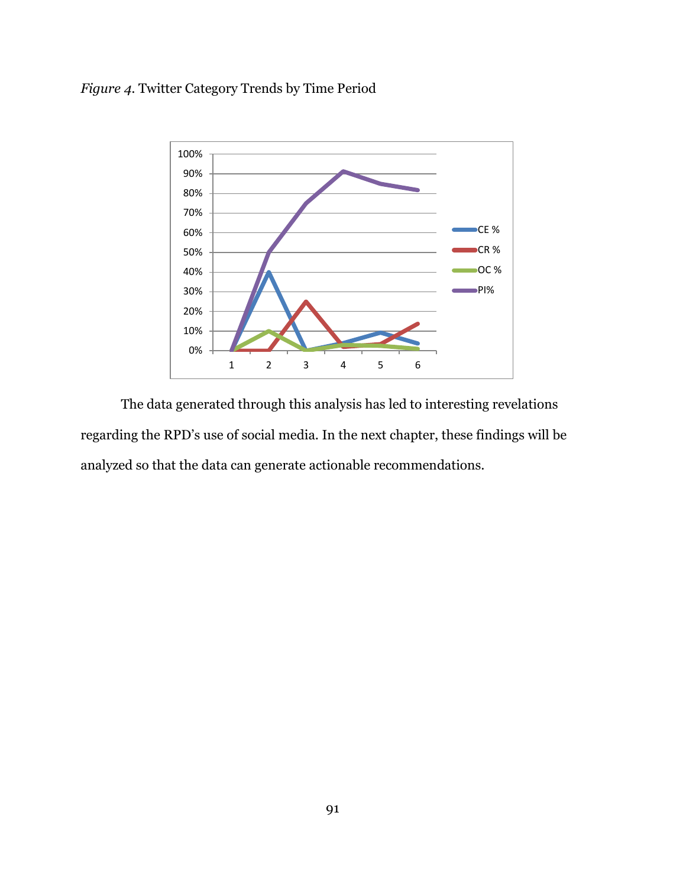*Figure 4*. Twitter Category Trends by Time Period

The data generated through this analysis has led to interesting revelations regarding the RPD's use of social media. In the next chapter, these findings will be analyzed so that the data can generate actionable recommendations.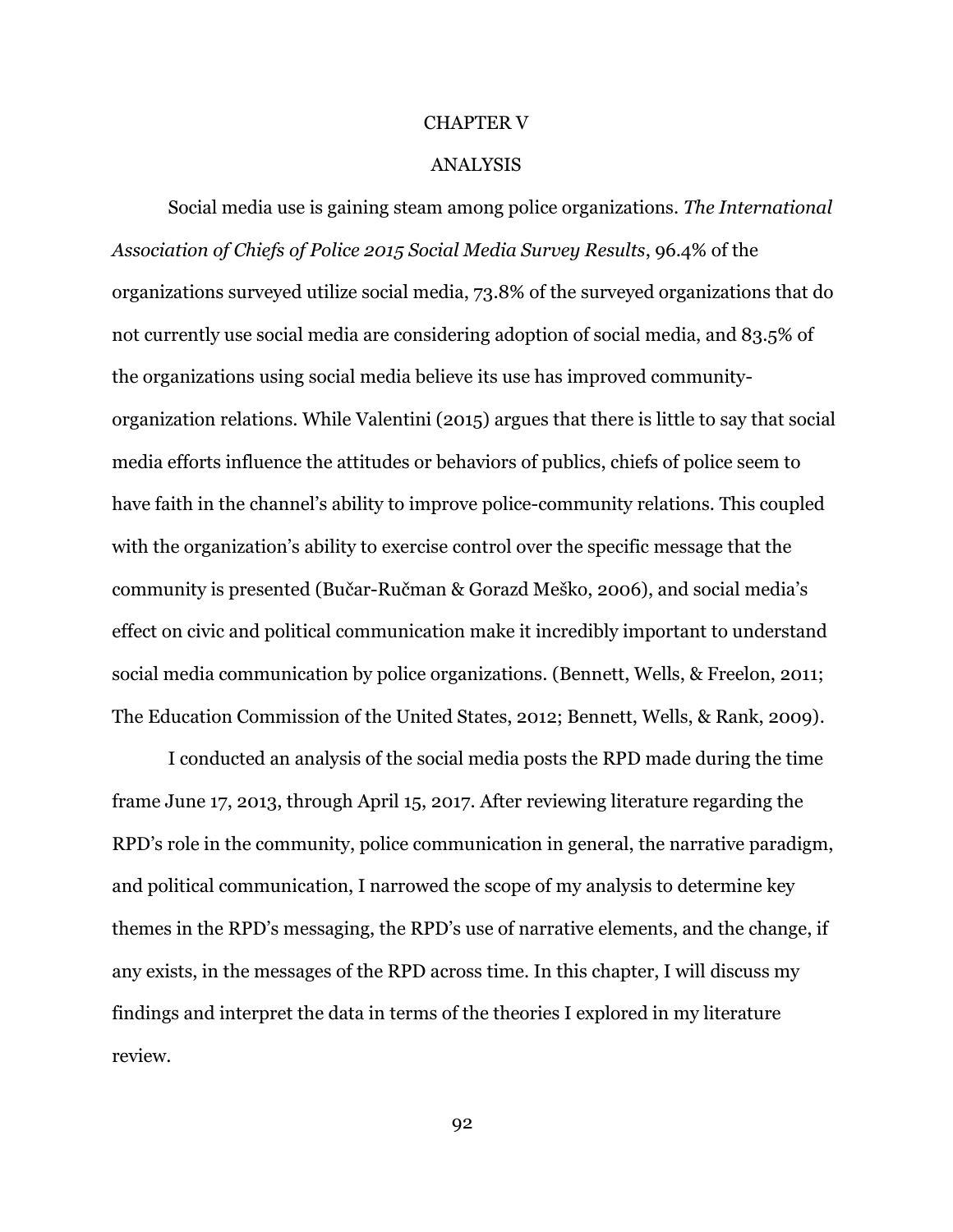# CHAPTER V

# ANALYSIS

Social media use is gaining steam among police organizations. *The International Association of Chiefs of Police 2015 Social Media Survey Results*, 96.4% of the organizations surveyed utilize social media, 73.8% of the surveyed organizations that do not currently use social media are considering adoption of social media, and 83.5% of the organizations using social media believe its use has improved community-organization relations. While Valentini (2015) argues that there is little to say that social media efforts influence the attitudes or behaviors of publics, chiefs of police seem to have faith in the channel's ability to improve police-community relations. This coupled with the organization's ability to exercise control over the specific message that the community is presented (Bučar-Ručman & Gorazd Meško, 2006), and social media's effect on civic and political communication make it incredibly important to understand social media communication by police organizations. (Bennett, Wells, & Freelon, 2011; The Education Commission of the United States, 2012; Bennett, Wells, & Rank, 2009).

I conducted an analysis of the social media posts the RPD made during the time frame June 17, 2013, through April 15, 2017. After reviewing literature regarding the RPD's role in the community, police communication in general, the narrative paradigm, and political communication, I narrowed the scope of my analysis to determine key themes in the RPD's messaging, the RPD's use of narrative elements, and the change, if any exists, in the messages of the RPD across time. In this chapter, I will discuss my findings and interpret the data in terms of the theories I explored in my literature review.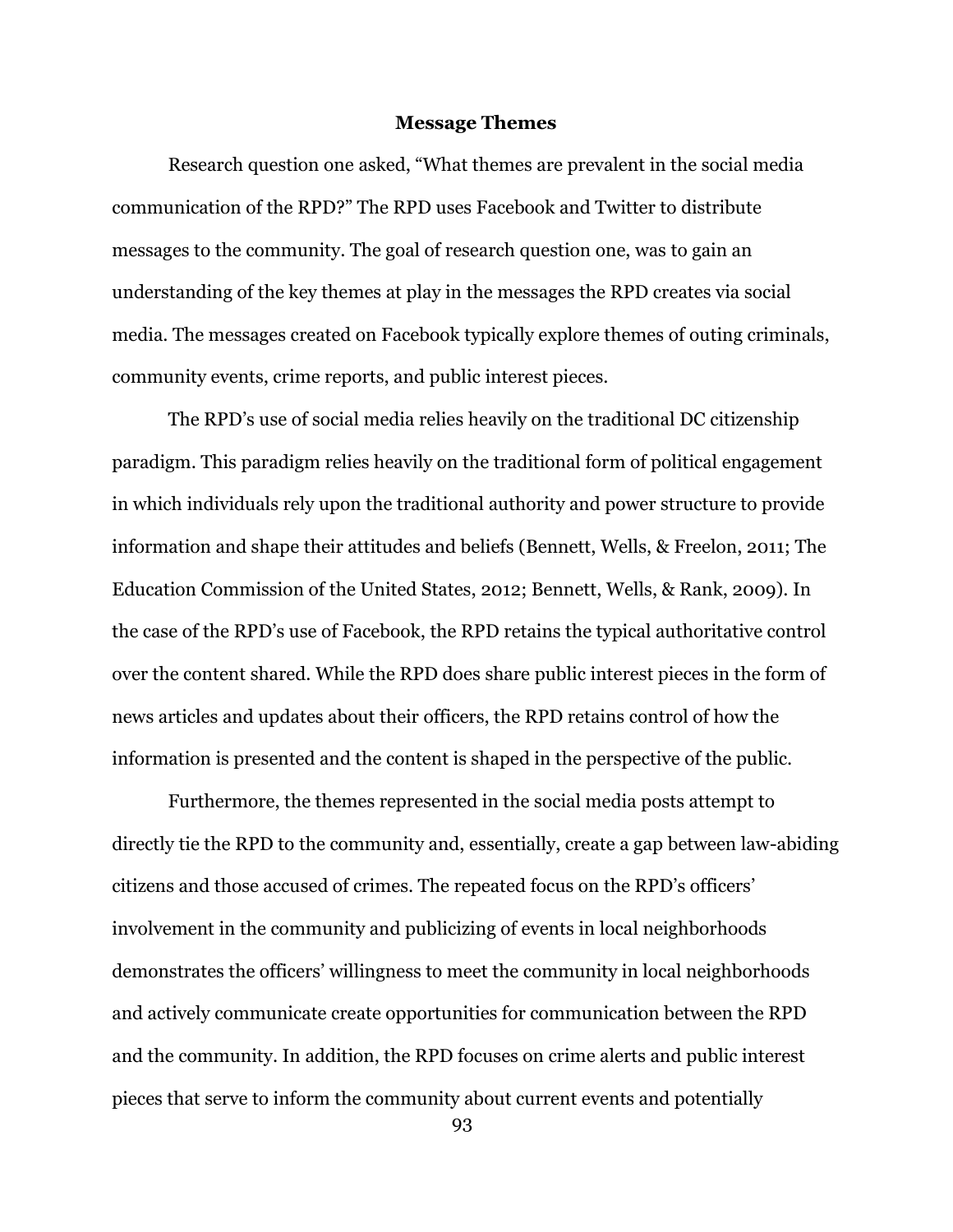## Message Themes

Research question one asked, "What themes are prevalent in the social media communication of the RPD?" The RPD uses Facebook and Twitter to distribute messages to the community. The goal of research question one, was to gain an understanding of the key themes at play in the messages the RPD creates via social media. The messages created on Facebook typically explore themes of outing criminals, community events, crime reports, and public interest pieces.

The RPD's use of social media relies heavily on the traditional DC citizenship paradigm. This paradigm relies heavily on the traditional form of political engagement in which individuals rely upon the traditional authority and power structure to provide information and shape their attitudes and beliefs (Bennett, Wells, & Freelon, 2011; The Education Commission of the United States, 2012; Bennett, Wells, & Rank, 2009). In the case of the RPD's use of Facebook, the RPD retains the typical authoritative control over the content shared. While the RPD does share public interest pieces in the form of news articles and updates about their officers, the RPD retains control of how the information is presented and the content is shaped in the perspective of the public.

Furthermore, the themes represented in the social media posts attempt to directly tie the RPD to the community and, essentially, create a gap between law-abiding citizens and those accused of crimes. The repeated focus on the RPD's officers' involvement in the community and publicizing of events in local neighborhoods demonstrates the officers' willingness to meet the community in local neighborhoods and actively communicate create opportunities for communication between the RPD and the community. In addition, the RPD focuses on crime alerts and public interest pieces that serve to inform the community about current events and potentially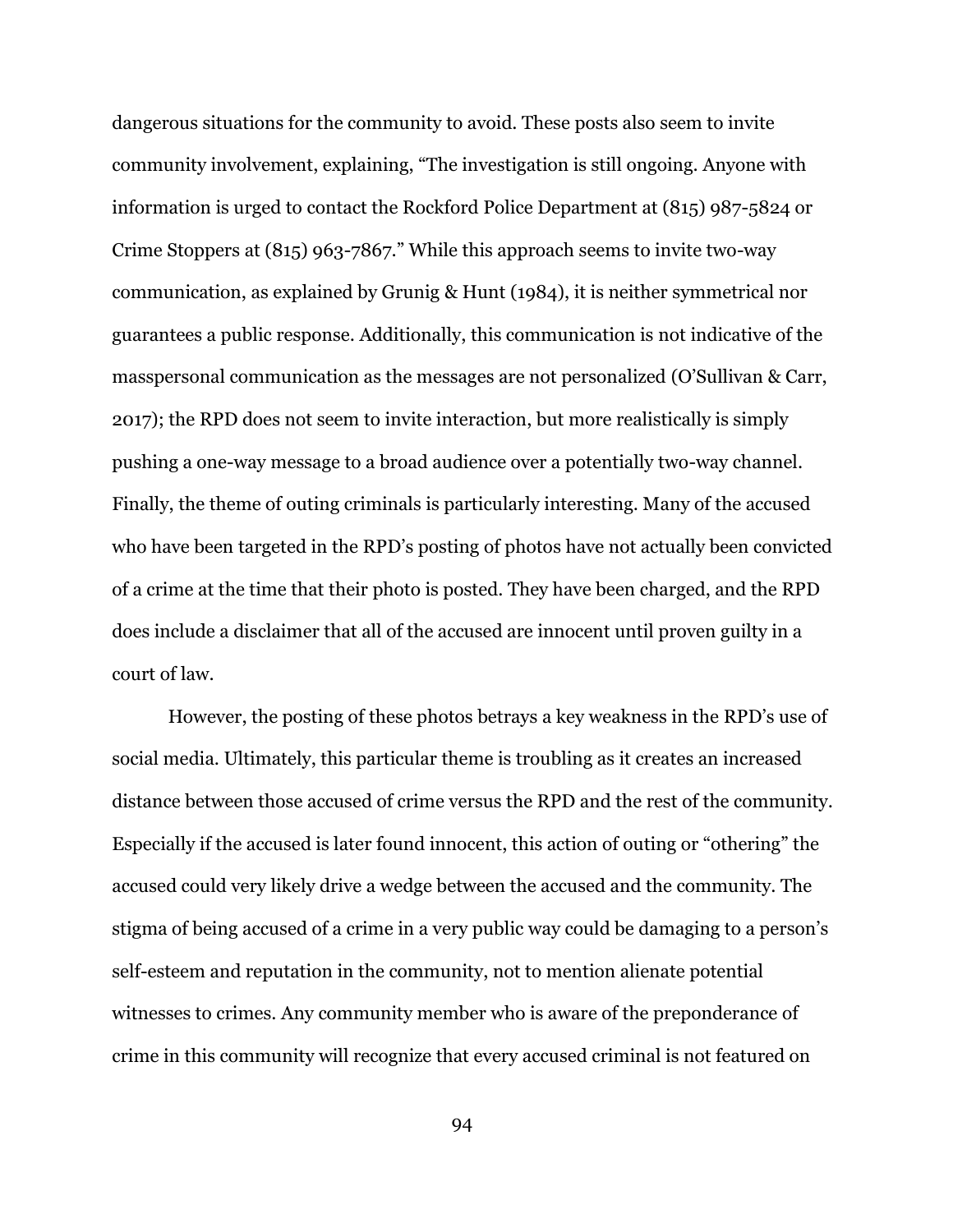dangerous situations for the community to avoid. These posts also seem to invite community involvement, explaining, "The investigation is still ongoing. Anyone with information is urged to contact the Rockford Police Department at (815) 987-5824 or Crime Stoppers at (815) 963-7867." While this approach seems to invite two-way communication, as explained by Grunig & Hunt (1984), it is neither symmetrical nor guarantees a public response. Additionally, this communication is not indicative of the masspersonal communication as the messages are not personalized (O'Sullivan & Carr, 2017); the RPD does not seem to invite interaction, but more realistically is simply pushing a one-way message to a broad audience over a potentially two-way channel. Finally, the theme of outing criminals is particularly interesting. Many of the accused who have been targeted in the RPD's posting of photos have not actually been convicted of a crime at the time that their photo is posted. They have been charged, and the RPD does include a disclaimer that all of the accused are innocent until proven guilty in a court of law.

However, the posting of these photos betrays a key weakness in the RPD's use of social media. Ultimately, this particular theme is troubling as it creates an increased distance between those accused of crime versus the RPD and the rest of the community. Especially if the accused is later found innocent, this action of outing or "othering" the accused could very likely drive a wedge between the accused and the community. The stigma of being accused of a crime in a very public way could be damaging to a person's self-esteem and reputation in the community, not to mention alienate potential witnesses to crimes. Any community member who is aware of the preponderance of crime in this community will recognize that every accused criminal is not featured on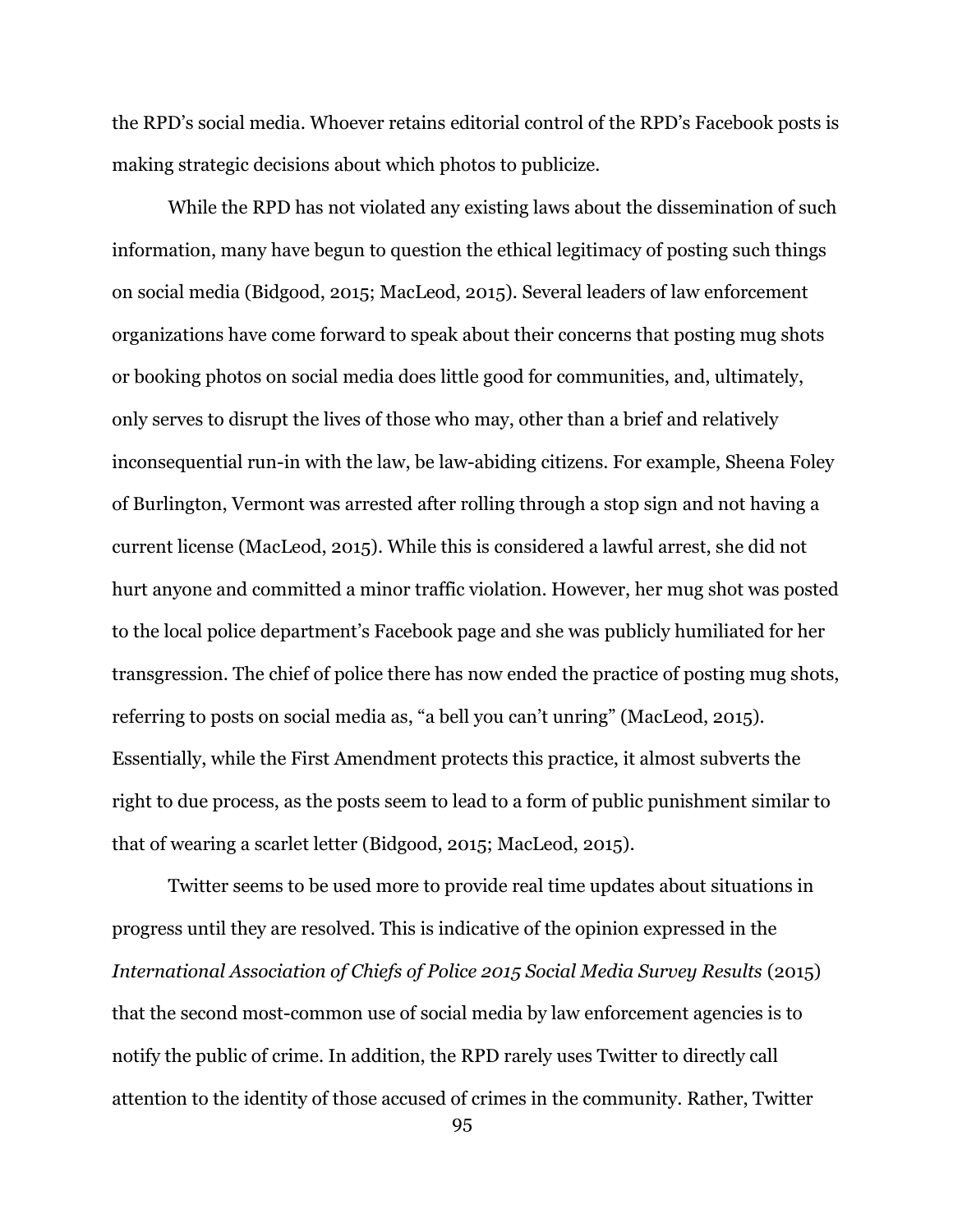the RPD's social media. Whoever retains editorial control of the RPD's Facebook posts is making strategic decisions about which photos to publicize.

While the RPD has not violated any existing laws about the dissemination of such information, many have begun to question the ethical legitimacy of posting such things on social media (Bidgood, 2015; MacLeod, 2015). Several leaders of law enforcement organizations have come forward to speak about their concerns that posting mug shots or booking photos on social media does little good for communities, and, ultimately, only serves to disrupt the lives of those who may, other than a brief and relatively inconsequential run-in with the law, be law-abiding citizens. For example, Sheena Foley of Burlington, Vermont was arrested after rolling through a stop sign and not having a current license (MacLeod, 2015). While this is considered a lawful arrest, she did not hurt anyone and committed a minor traffic violation. However, her mug shot was posted to the local police department's Facebook page and she was publicly humiliated for her transgression. The chief of police there has now ended the practice of posting mug shots, referring to posts on social media as, "a bell you can't unring" (MacLeod, 2015). Essentially, while the First Amendment protects this practice, it almost subverts the right to due process, as the posts seem to lead to a form of public punishment similar to that of wearing a scarlet letter (Bidgood, 2015; MacLeod, 2015).

Twitter seems to be used more to provide real time updates about situations in progress until they are resolved. This is indicative of the opinion expressed in the *International Association of Chiefs of Police 2015 Social Media Survey Results* (2015) that the second most-common use of social media by law enforcement agencies is to notify the public of crime. In addition, the RPD rarely uses Twitter to directly call attention to the identity of those accused of crimes in the community. Rather, Twitter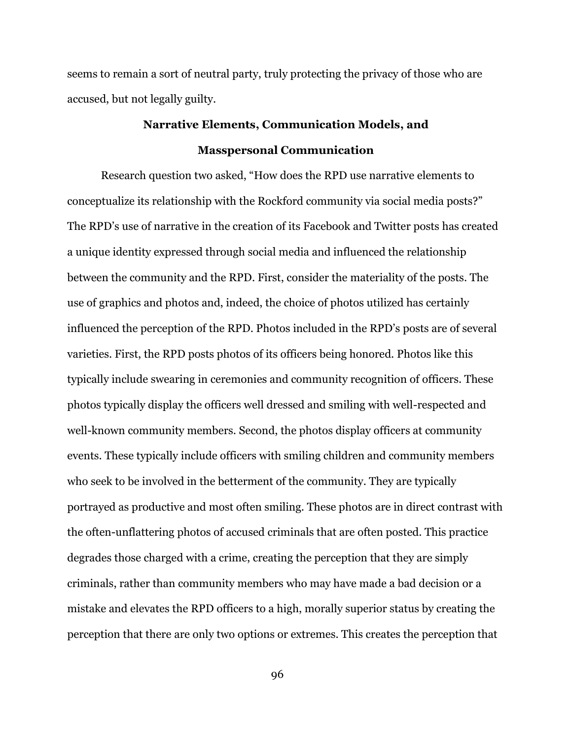seems to remain a sort of neutral party, truly protecting the privacy of those who are accused, but not legally guilty.

## Narrative Elements, Communication Models, and Masspersonal Communication

Research question two asked, "How does the RPD use narrative elements to conceptualize its relationship with the Rockford community via social media posts?" The RPD's use of narrative in the creation of its Facebook and Twitter posts has created a unique identity expressed through social media and influenced the relationship between the community and the RPD. First, consider the materiality of the posts. The use of graphics and photos and, indeed, the choice of photos utilized has certainly influenced the perception of the RPD. Photos included in the RPD's posts are of several varieties. First, the RPD posts photos of its officers being honored. Photos like this typically include swearing in ceremonies and community recognition of officers. These photos typically display the officers well dressed and smiling with well-respected and well-known community members. Second, the photos display officers at community events. These typically include officers with smiling children and community members who seek to be involved in the betterment of the community. They are typically portrayed as productive and most often smiling. These photos are in direct contrast with the often-unflattering photos of accused criminals that are often posted. This practice degrades those charged with a crime, creating the perception that they are simply criminals, rather than community members who may have made a bad decision or a mistake and elevates the RPD officers to a high, morally superior status by creating the perception that there are only two options or extremes. This creates the perception that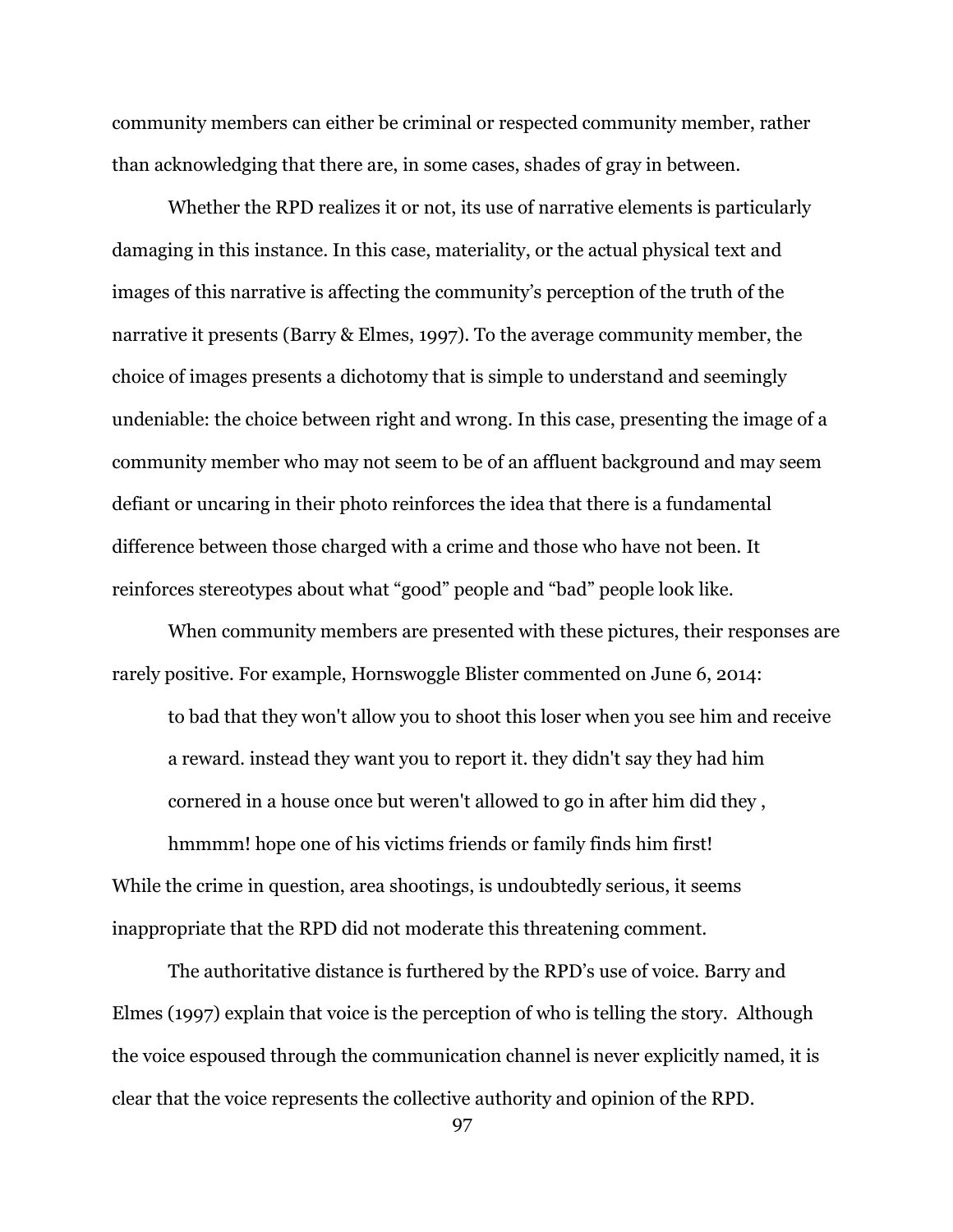community members can either be criminal or respected community member, rather than acknowledging that there are, in some cases, shades of gray in between.

Whether the RPD realizes it or not, its use of narrative elements is particularly damaging in this instance. In this case, materiality, or the actual physical text and images of this narrative is affecting the community's perception of the truth of the narrative it presents (Barry & Elmes, 1997). To the average community member, the choice of images presents a dichotomy that is simple to understand and seemingly undeniable: the choice between right and wrong. In this case, presenting the image of a community member who may not seem to be of an affluent background and may seem defiant or uncaring in their photo reinforces the idea that there is a fundamental difference between those charged with a crime and those who have not been. It reinforces stereotypes about what "good" people and "bad" people look like.

When community members are presented with these pictures, their responses are rarely positive. For example, Hornswoggle Blister commented on June 6, 2014:

> to bad that they won't allow you to shoot this loser when you see him and receive a reward. instead they want you to report it. they didn't say they had him cornered in a house once but weren't allowed to go in after him did they , hmmmm! hope one of his victims friends or family finds him first!

While the crime in question, area shootings, is undoubtedly serious, it seems inappropriate that the RPD did not moderate this threatening comment.

The authoritative distance is furthered by the RPD's use of voice. Barry and Elmes (1997) explain that voice is the perception of who is telling the story. Although the voice espoused through the communication channel is never explicitly named, it is clear that the voice represents the collective authority and opinion of the RPD.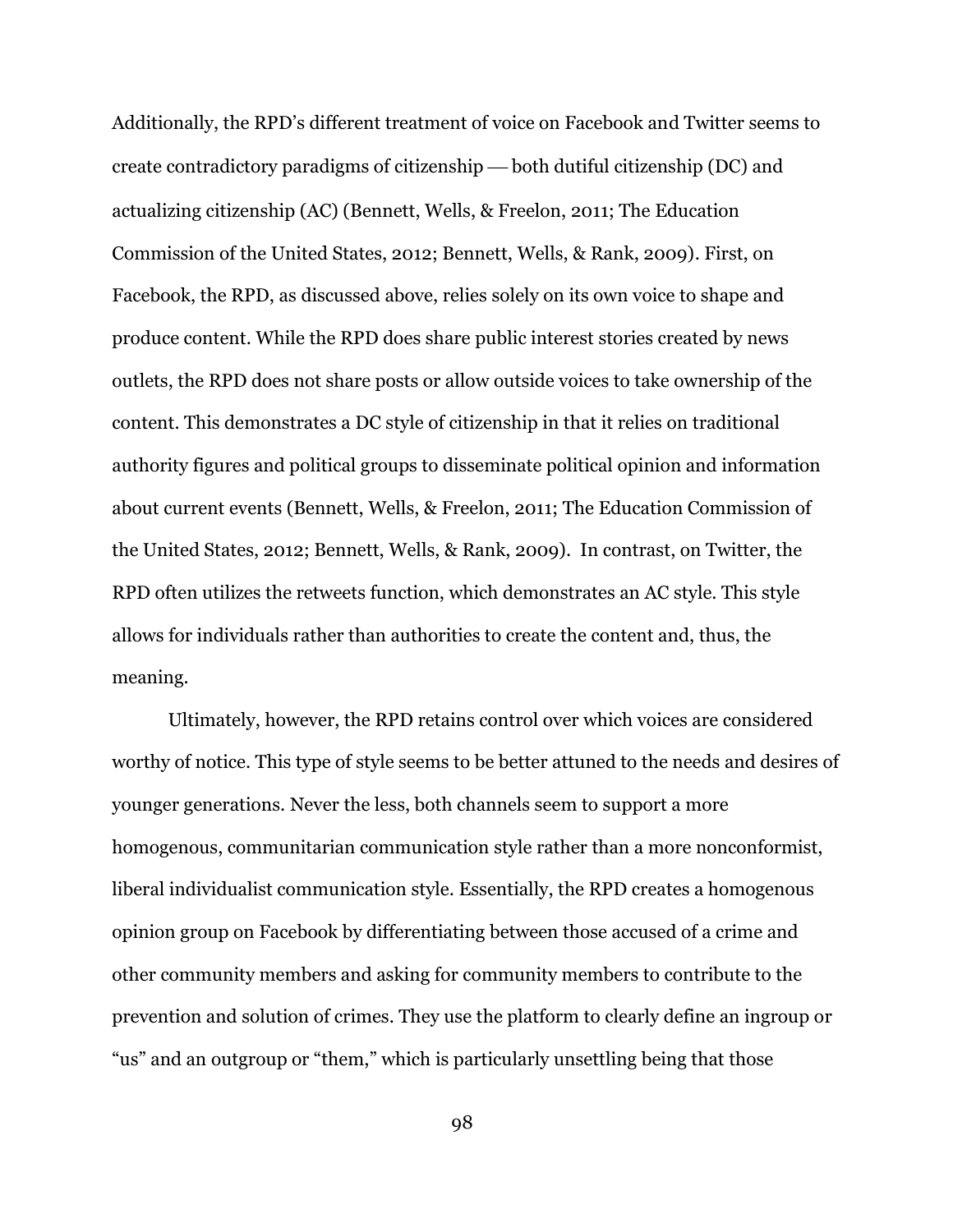Additionally, the RPD's different treatment of voice on Facebook and Twitter seems to create contradictory paradigms of citizenship — both dutiful citizenship (DC) and actualizing citizenship (AC) (Bennett, Wells, & Freelon, 2011; The Education Commission of the United States, 2012; Bennett, Wells, & Rank, 2009). First, on Facebook, the RPD, as discussed above, relies solely on its own voice to shape and produce content. While the RPD does share public interest stories created by news outlets, the RPD does not share posts or allow outside voices to take ownership of the content. This demonstrates a DC style of citizenship in that it relies on traditional authority figures and political groups to disseminate political opinion and information about current events (Bennett, Wells, & Freelon, 2011; The Education Commission of the United States, 2012; Bennett, Wells, & Rank, 2009). In contrast, on Twitter, the RPD often utilizes the retweets function, which demonstrates an AC style. This style allows for individuals rather than authorities to create the content and, thus, the meaning.

Ultimately, however, the RPD retains control over which voices are considered worthy of notice. This type of style seems to be better attuned to the needs and desires of younger generations. Never the less, both channels seem to support a more homogenous, communitarian communication style rather than a more nonconformist, liberal individualist communication style. Essentially, the RPD creates a homogenous opinion group on Facebook by differentiating between those accused of a crime and other community members and asking for community members to contribute to the prevention and solution of crimes. They use the platform to clearly define an ingroup or "us" and an outgroup or "them," which is particularly unsettling being that those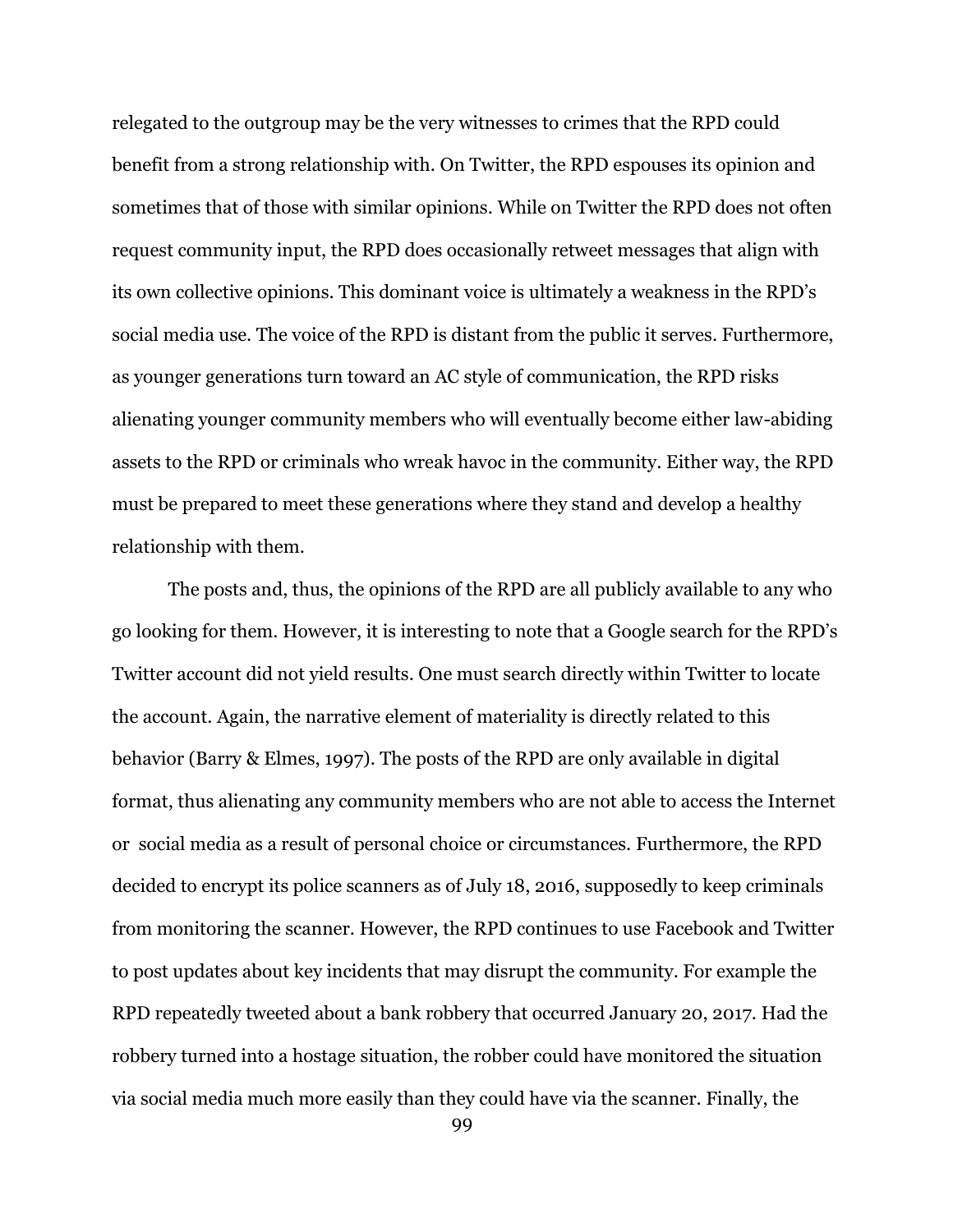relegated to the outgroup may be the very witnesses to crimes that the RPD could benefit from a strong relationship with. On Twitter, the RPD espouses its opinion and sometimes that of those with similar opinions. While on Twitter the RPD does not often request community input, the RPD does occasionally retweet messages that align with its own collective opinions. This dominant voice is ultimately a weakness in the RPD's social media use. The voice of the RPD is distant from the public it serves. Furthermore, as younger generations turn toward an AC style of communication, the RPD risks alienating younger community members who will eventually become either law-abiding assets to the RPD or criminals who wreak havoc in the community. Either way, the RPD must be prepared to meet these generations where they stand and develop a healthy relationship with them.

The posts and, thus, the opinions of the RPD are all publicly available to any who go looking for them. However, it is interesting to note that a Google search for the RPD's Twitter account did not yield results. One must search directly within Twitter to locate the account. Again, the narrative element of materiality is directly related to this behavior (Barry & Elmes, 1997). The posts of the RPD are only available in digital format, thus alienating any community members who are not able to access the Internet or social media as a result of personal choice or circumstances. Furthermore, the RPD decided to encrypt its police scanners as of July 18, 2016, supposedly to keep criminals from monitoring the scanner. However, the RPD continues to use Facebook and Twitter to post updates about key incidents that may disrupt the community. For example the RPD repeatedly tweeted about a bank robbery that occurred January 20, 2017. Had the robbery turned into a hostage situation, the robber could have monitored the situation via social media much more easily than they could have via the scanner. Finally, the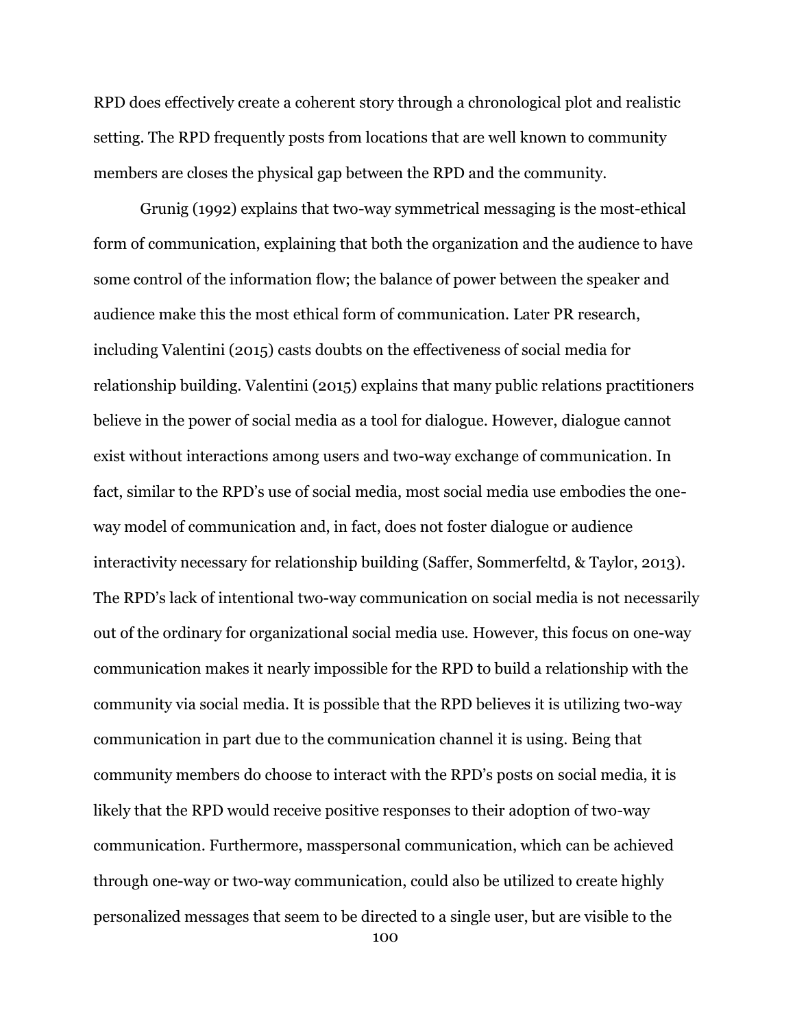RPD does effectively create a coherent story through a chronological plot and realistic setting. The RPD frequently posts from locations that are well known to community members are closes the physical gap between the RPD and the community.

Grunig (1992) explains that two-way symmetrical messaging is the most-ethical form of communication, explaining that both the organization and the audience to have some control of the information flow; the balance of power between the speaker and audience make this the most ethical form of communication. Later PR research, including Valentini (2015) casts doubts on the effectiveness of social media for relationship building. Valentini (2015) explains that many public relations practitioners believe in the power of social media as a tool for dialogue. However, dialogue cannot exist without interactions among users and two-way exchange of communication. In fact, similar to the RPD's use of social media, most social media use embodies the one-way model of communication and, in fact, does not foster dialogue or audience interactivity necessary for relationship building (Saffer, Sommerfeltd, & Taylor, 2013). The RPD's lack of intentional two-way communication on social media is not necessarily out of the ordinary for organizational social media use. However, this focus on one-way communication makes it nearly impossible for the RPD to build a relationship with the community via social media. It is possible that the RPD believes it is utilizing two-way communication in part due to the communication channel it is using. Being that community members do choose to interact with the RPD's posts on social media, it is likely that the RPD would receive positive responses to their adoption of two-way communication. Furthermore, masspersonal communication, which can be achieved through one-way or two-way communication, could also be utilized to create highly personalized messages that seem to be directed to a single user, but are visible to the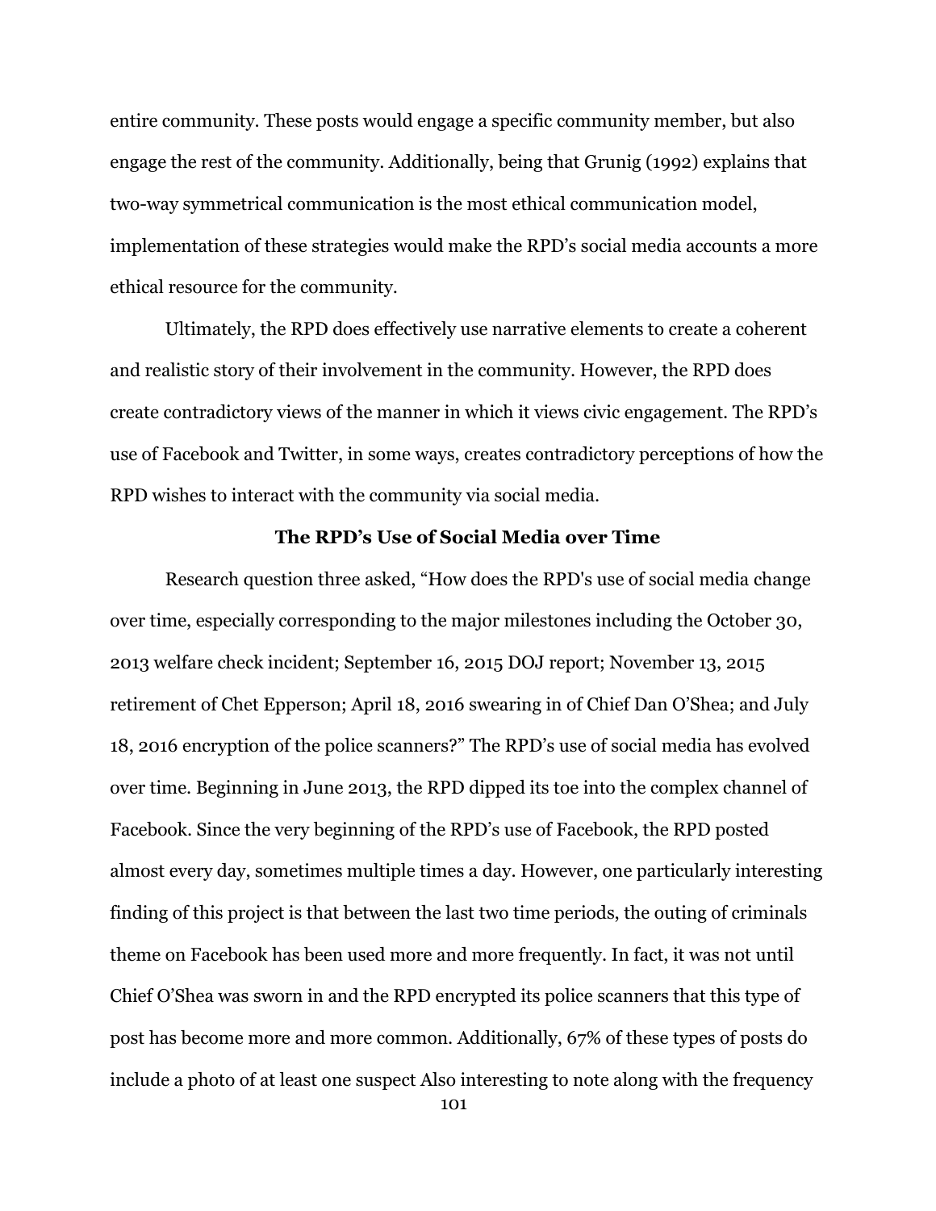entire community. These posts would engage a specific community member, but also engage the rest of the community. Additionally, being that Grunig (1992) explains that two-way symmetrical communication is the most ethical communication model, implementation of these strategies would make the RPD's social media accounts a more ethical resource for the community.

Ultimately, the RPD does effectively use narrative elements to create a coherent and realistic story of their involvement in the community. However, the RPD does create contradictory views of the manner in which it views civic engagement. The RPD's use of Facebook and Twitter, in some ways, creates contradictory perceptions of how the RPD wishes to interact with the community via social media.

### The RPD's Use of Social Media over Time

Research question three asked, "How does the RPD's use of social media change over time, especially corresponding to the major milestones including the October 30, 2013 welfare check incident; September 16, 2015 DOJ report; November 13, 2015 retirement of Chet Epperson; April 18, 2016 swearing in of Chief Dan O'Shea; and July 18, 2016 encryption of the police scanners?" The RPD's use of social media has evolved over time. Beginning in June 2013, the RPD dipped its toe into the complex channel of Facebook. Since the very beginning of the RPD's use of Facebook, the RPD posted almost every day, sometimes multiple times a day. However, one particularly interesting finding of this project is that between the last two time periods, the outing of criminals theme on Facebook has been used more and more frequently. In fact, it was not until Chief O'Shea was sworn in and the RPD encrypted its police scanners that this type of post has become more and more common. Additionally, 67% of these types of posts do include a photo of at least one suspect Also interesting to note along with the frequency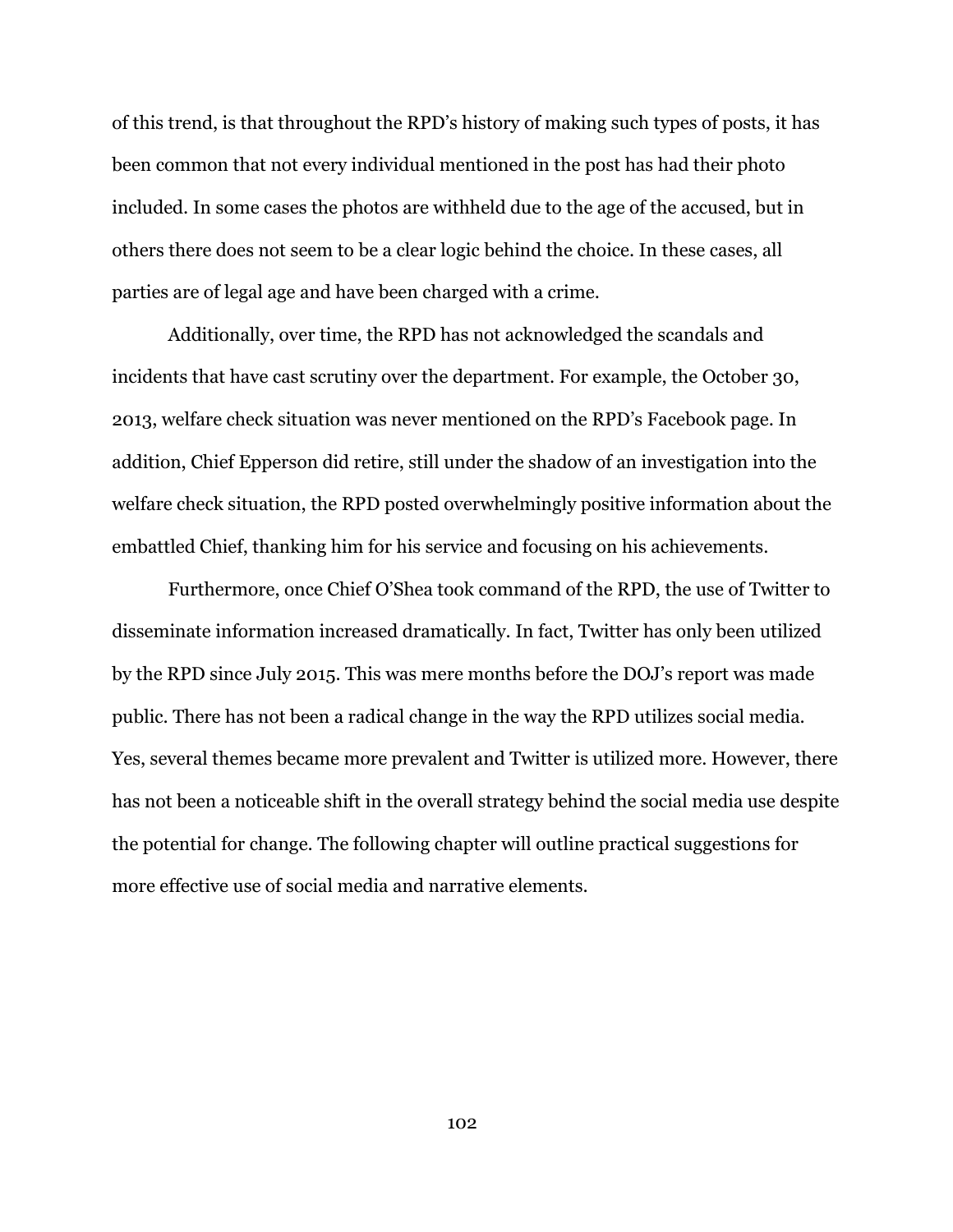of this trend, is that throughout the RPD's history of making such types of posts, it has been common that not every individual mentioned in the post has had their photo included. In some cases the photos are withheld due to the age of the accused, but in others there does not seem to be a clear logic behind the choice. In these cases, all parties are of legal age and have been charged with a crime.

Additionally, over time, the RPD has not acknowledged the scandals and incidents that have cast scrutiny over the department. For example, the October 30, 2013, welfare check situation was never mentioned on the RPD's Facebook page. In addition, Chief Epperson did retire, still under the shadow of an investigation into the welfare check situation, the RPD posted overwhelmingly positive information about the embattled Chief, thanking him for his service and focusing on his achievements.

Furthermore, once Chief O'Shea took command of the RPD, the use of Twitter to disseminate information increased dramatically. In fact, Twitter has only been utilized by the RPD since July 2015. This was mere months before the DOJ's report was made public. There has not been a radical change in the way the RPD utilizes social media. Yes, several themes became more prevalent and Twitter is utilized more. However, there has not been a noticeable shift in the overall strategy behind the social media use despite the potential for change. The following chapter will outline practical suggestions for more effective use of social media and narrative elements.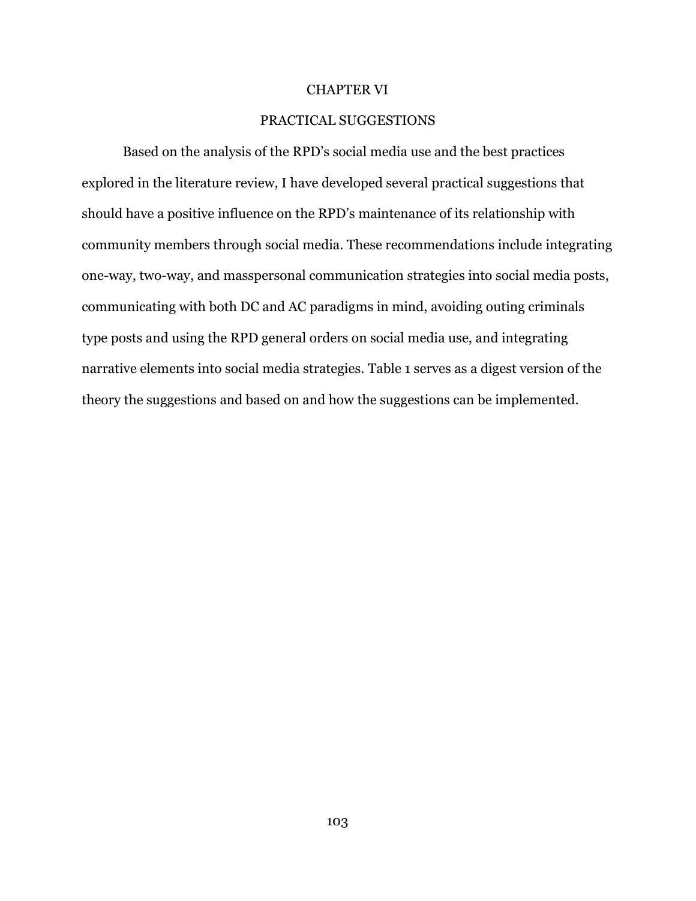# CHAPTER VI

## PRACTICAL SUGGESTIONS

Based on the analysis of the RPD's social media use and the best practices explored in the literature review, I have developed several practical suggestions that should have a positive influence on the RPD's maintenance of its relationship with community members through social media. These recommendations include integrating one-way, two-way, and masspersonal communication strategies into social media posts, communicating with both DC and AC paradigms in mind, avoiding outing criminals type posts and using the RPD general orders on social media use, and integrating narrative elements into social media strategies. Table 1 serves as a digest version of the theory the suggestions and based on and how the suggestions can be implemented.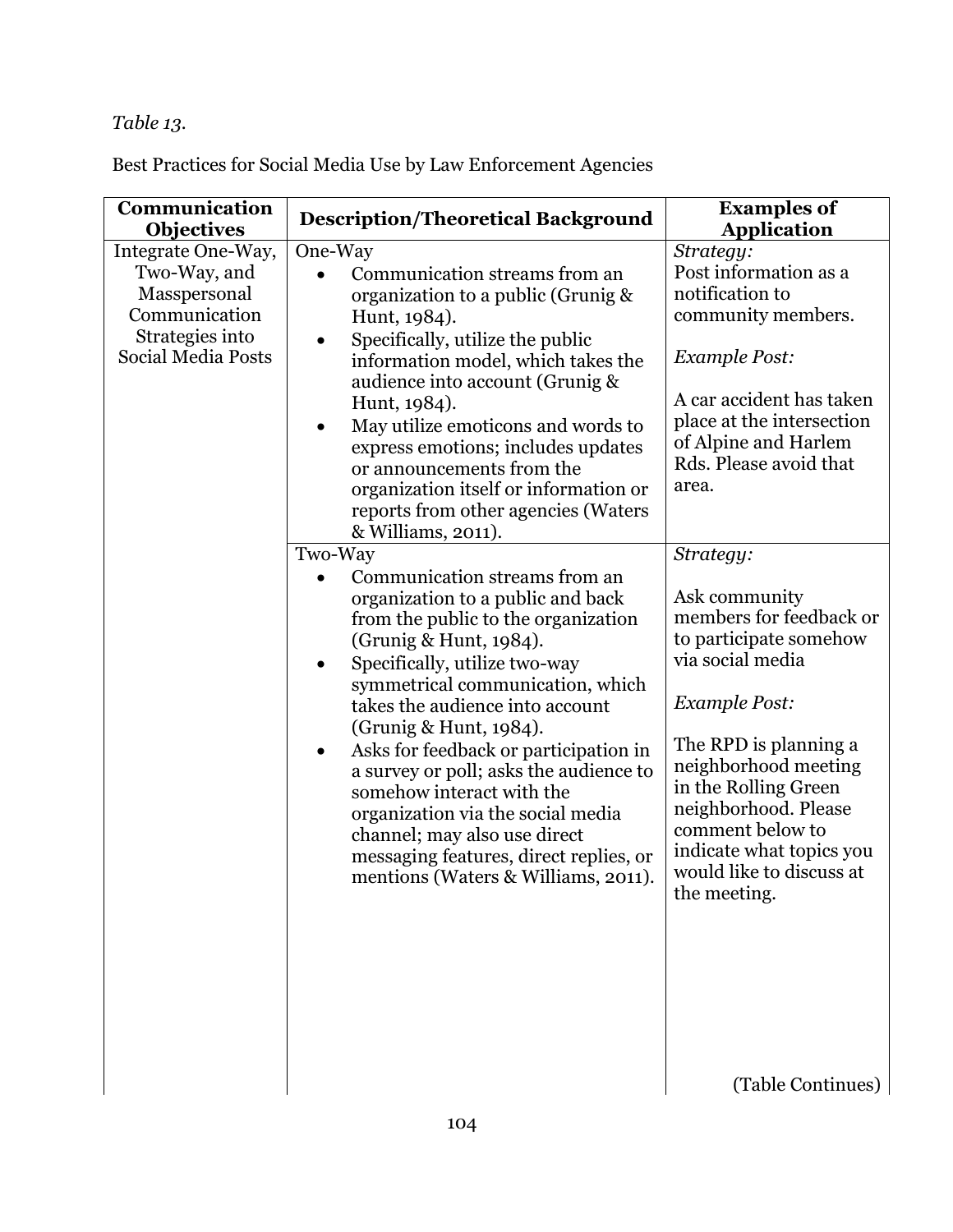*Table 13.*

Best Practices for Social Media Use by Law Enforcement Agencies

| Communication Objectives | Description/Theoretical Background | Examples of Application |
|---|---|---|
| Integrate One-Way, Two-Way, and Masspersonal Communication Strategies into Social Media Posts | One-Way<br>• Communication streams from an organization to a public (Grunig & Hunt, 1984).<br>• Specifically, utilize the public information model, which takes the audience into account (Grunig & Hunt, 1984).<br>• May utilize emoticons and words to express emotions; includes updates or announcements from the organization itself or information or reports from other agencies (Waters & Williams, 2011). | *Strategy:*<br>Post information as a notification to community members.<br><br>*Example Post:*<br><br>A car accident has taken place at the intersection of Alpine and Harlem Rds. Please avoid that area. |
| | Two-Way<br>• Communication streams from an organization to a public and back from the public to the organization (Grunig & Hunt, 1984).<br>• Specifically, utilize two-way symmetrical communication, which takes the audience into account (Grunig & Hunt, 1984).<br>• Asks for feedback or participation in a survey or poll; asks the audience to somehow interact with the organization via the social media channel; may also use direct messaging features, direct replies, or mentions (Waters & Williams, 2011). | *Strategy:*<br><br>Ask community members for feedback or to participate somehow via social media<br><br>*Example Post:*<br><br>The RPD is planning a neighborhood meeting in the Rolling Green neighborhood. Please comment below to indicate what topics you would like to discuss at the meeting. |

(Table Continues)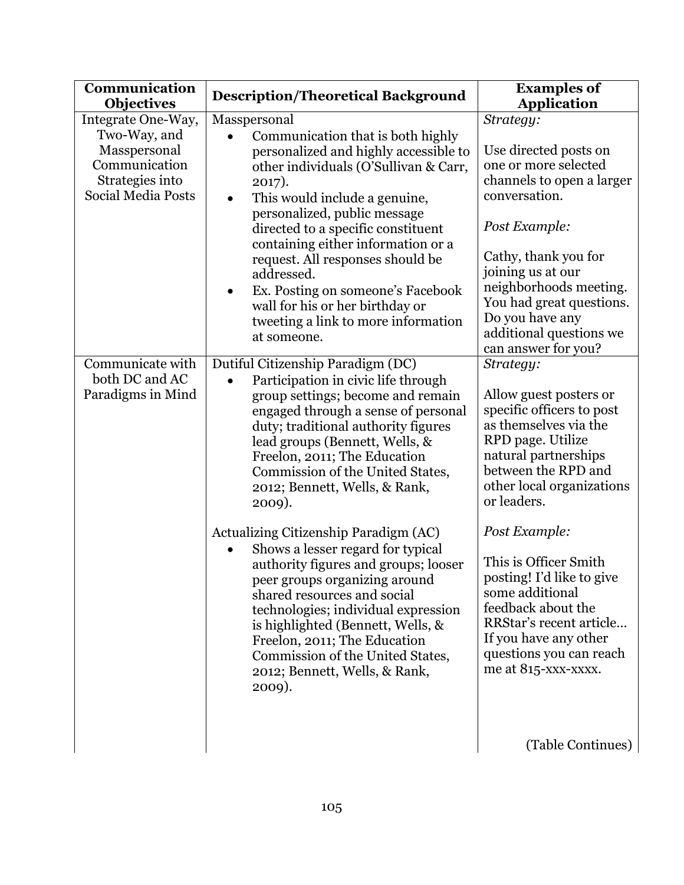| Communication Objectives | Description/Theoretical Background | Examples of Application |
|---|---|---|
| Integrate One-Way, Two-Way, and Masspersonal Communication Strategies into Social Media Posts | Masspersonal<br>• Communication that is both highly personalized and highly accessible to other individuals (O'Sullivan & Carr, 2017).<br>• This would include a genuine, personalized, public message directed to a specific constituent containing either information or a request. All responses should be addressed.<br>• Ex. Posting on someone's Facebook wall for his or her birthday or tweeting a link to more information at someone. | *Strategy:*<br><br>Use directed posts on one or more selected channels to open a larger conversation.<br><br>*Post Example:*<br><br>Cathy, thank you for joining us at our neighborhoods meeting. You had great questions. Do you have any additional questions we can answer for you? |
| Communicate with both DC and AC Paradigms in Mind | Dutiful Citizenship Paradigm (DC)<br>• Participation in civic life through group settings; become and remain engaged through a sense of personal duty; traditional authority figures lead groups (Bennett, Wells, & Freelon, 2011; The Education Commission of the United States, 2012; Bennett, Wells, & Rank, 2009).<br><br>Actualizing Citizenship Paradigm (AC)<br>• Shows a lesser regard for typical authority figures and groups; looser peer groups organizing around shared resources and social technologies; individual expression is highlighted (Bennett, Wells, & Freelon, 2011; The Education Commission of the United States, 2012; Bennett, Wells, & Rank, 2009). | *Strategy:*<br><br>Allow guest posters or specific officers to post as themselves via the RPD page. Utilize natural partnerships between the RPD and other local organizations or leaders.<br><br>*Post Example:*<br><br>This is Officer Smith posting! I'd like to give some additional feedback about the RRStar's recent article… If you have any other questions you can reach me at 815-xxx-xxxx.<br><br>(Table Continues) |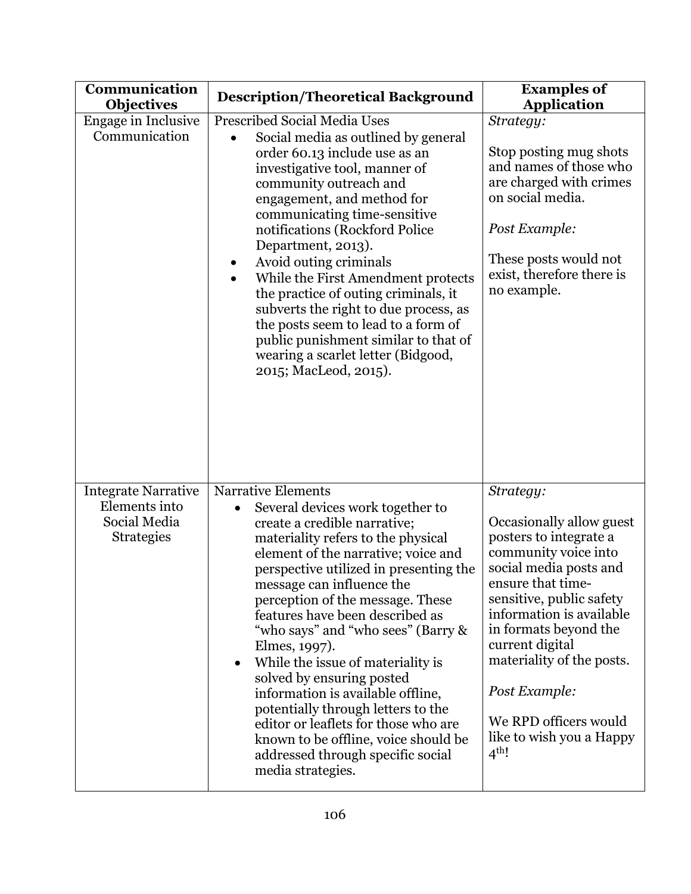| Communication Objectives | Description/Theoretical Background | Examples of Application |
| --- | --- | --- |
| Engage in Inclusive Communication | Prescribed Social Media Uses<br>• Social media as outlined by general order 60.13 include use as an investigative tool, manner of community outreach and engagement, and method for communicating time-sensitive notifications (Rockford Police Department, 2013).<br>• Avoid outing criminals<br>• While the First Amendment protects the practice of outing criminals, it subverts the right to due process, as the posts seem to lead to a form of public punishment similar to that of wearing a scarlet letter (Bidgood, 2015; MacLeod, 2015). | *Strategy:*<br><br>Stop posting mug shots and names of those who are charged with crimes on social media.<br><br>*Post Example:*<br><br>These posts would not exist, therefore there is no example. |
| Integrate Narrative Elements into Social Media Strategies | Narrative Elements<br>• Several devices work together to create a credible narrative; materiality refers to the physical element of the narrative; voice and perspective utilized in presenting the message can influence the perception of the message. These features have been described as "who says" and "who sees" (Barry & Elmes, 1997).<br>• While the issue of materiality is solved by ensuring posted information is available offline, potentially through letters to the editor or leaflets for those who are known to be offline, voice should be addressed through specific social media strategies. | *Strategy:*<br><br>Occasionally allow guest posters to integrate a community voice into social media posts and ensure that time-sensitive, public safety information is available in formats beyond the current digital materiality of the posts.<br><br>*Post Example:*<br><br>We RPD officers would like to wish you a Happy 4th! |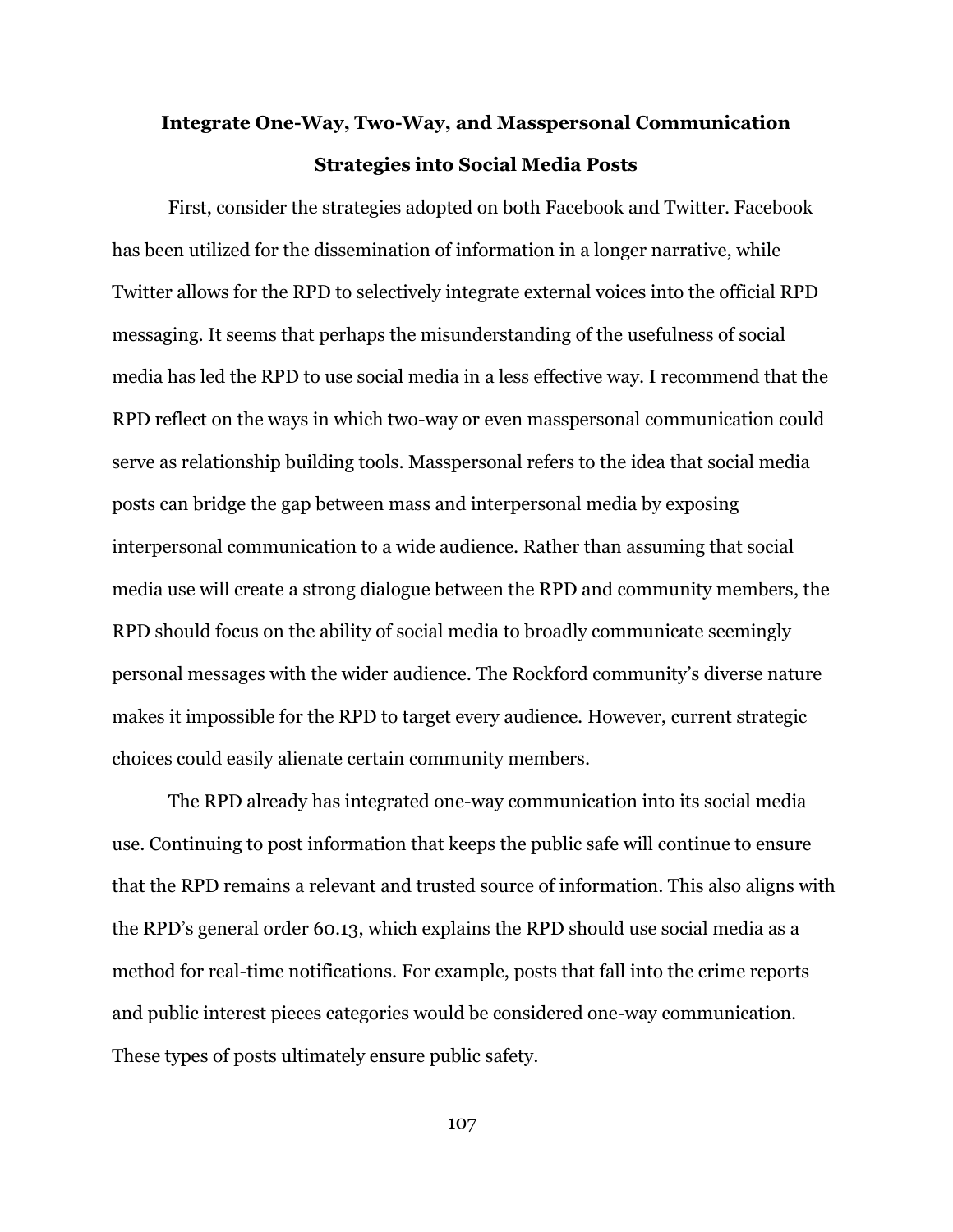## Integrate One-Way, Two-Way, and Masspersonal Communication Strategies into Social Media Posts

First, consider the strategies adopted on both Facebook and Twitter. Facebook has been utilized for the dissemination of information in a longer narrative, while Twitter allows for the RPD to selectively integrate external voices into the official RPD messaging. It seems that perhaps the misunderstanding of the usefulness of social media has led the RPD to use social media in a less effective way. I recommend that the RPD reflect on the ways in which two-way or even masspersonal communication could serve as relationship building tools. Masspersonal refers to the idea that social media posts can bridge the gap between mass and interpersonal media by exposing interpersonal communication to a wide audience. Rather than assuming that social media use will create a strong dialogue between the RPD and community members, the RPD should focus on the ability of social media to broadly communicate seemingly personal messages with the wider audience. The Rockford community's diverse nature makes it impossible for the RPD to target every audience. However, current strategic choices could easily alienate certain community members.

The RPD already has integrated one-way communication into its social media use. Continuing to post information that keeps the public safe will continue to ensure that the RPD remains a relevant and trusted source of information. This also aligns with the RPD's general order 60.13, which explains the RPD should use social media as a method for real-time notifications. For example, posts that fall into the crime reports and public interest pieces categories would be considered one-way communication. These types of posts ultimately ensure public safety.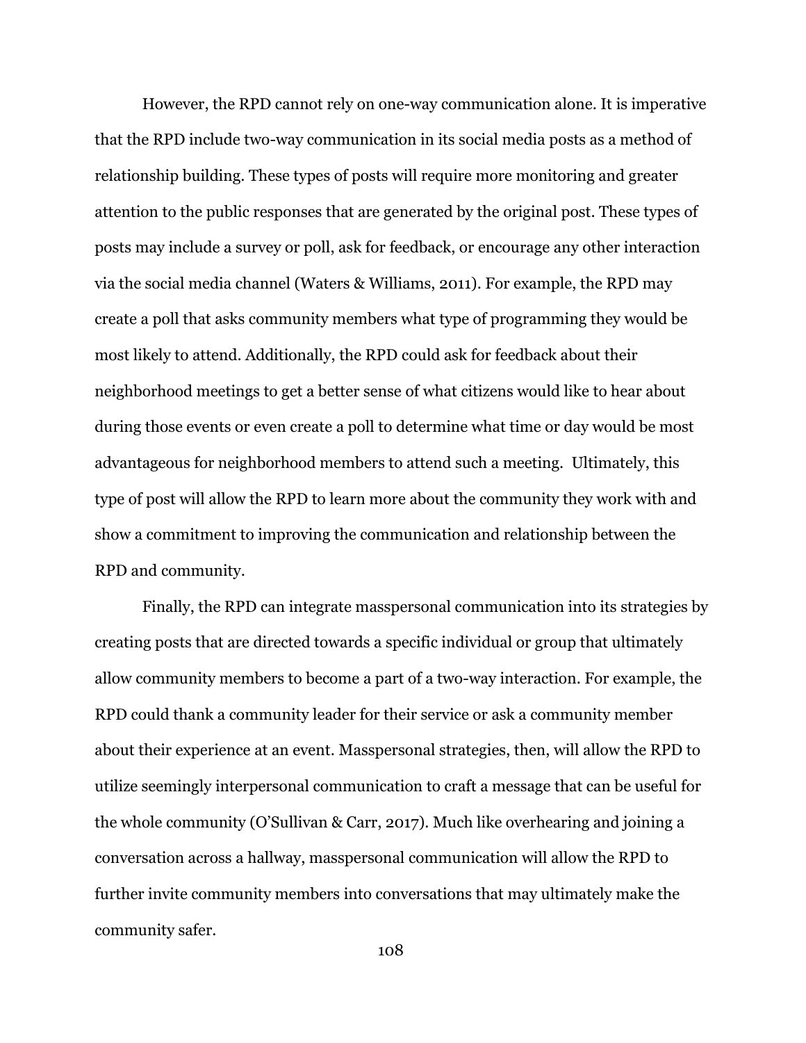However, the RPD cannot rely on one-way communication alone. It is imperative that the RPD include two-way communication in its social media posts as a method of relationship building. These types of posts will require more monitoring and greater attention to the public responses that are generated by the original post. These types of posts may include a survey or poll, ask for feedback, or encourage any other interaction via the social media channel (Waters & Williams, 2011). For example, the RPD may create a poll that asks community members what type of programming they would be most likely to attend. Additionally, the RPD could ask for feedback about their neighborhood meetings to get a better sense of what citizens would like to hear about during those events or even create a poll to determine what time or day would be most advantageous for neighborhood members to attend such a meeting. Ultimately, this type of post will allow the RPD to learn more about the community they work with and show a commitment to improving the communication and relationship between the RPD and community.

Finally, the RPD can integrate masspersonal communication into its strategies by creating posts that are directed towards a specific individual or group that ultimately allow community members to become a part of a two-way interaction. For example, the RPD could thank a community leader for their service or ask a community member about their experience at an event. Masspersonal strategies, then, will allow the RPD to utilize seemingly interpersonal communication to craft a message that can be useful for the whole community (O'Sullivan & Carr, 2017). Much like overhearing and joining a conversation across a hallway, masspersonal communication will allow the RPD to further invite community members into conversations that may ultimately make the community safer.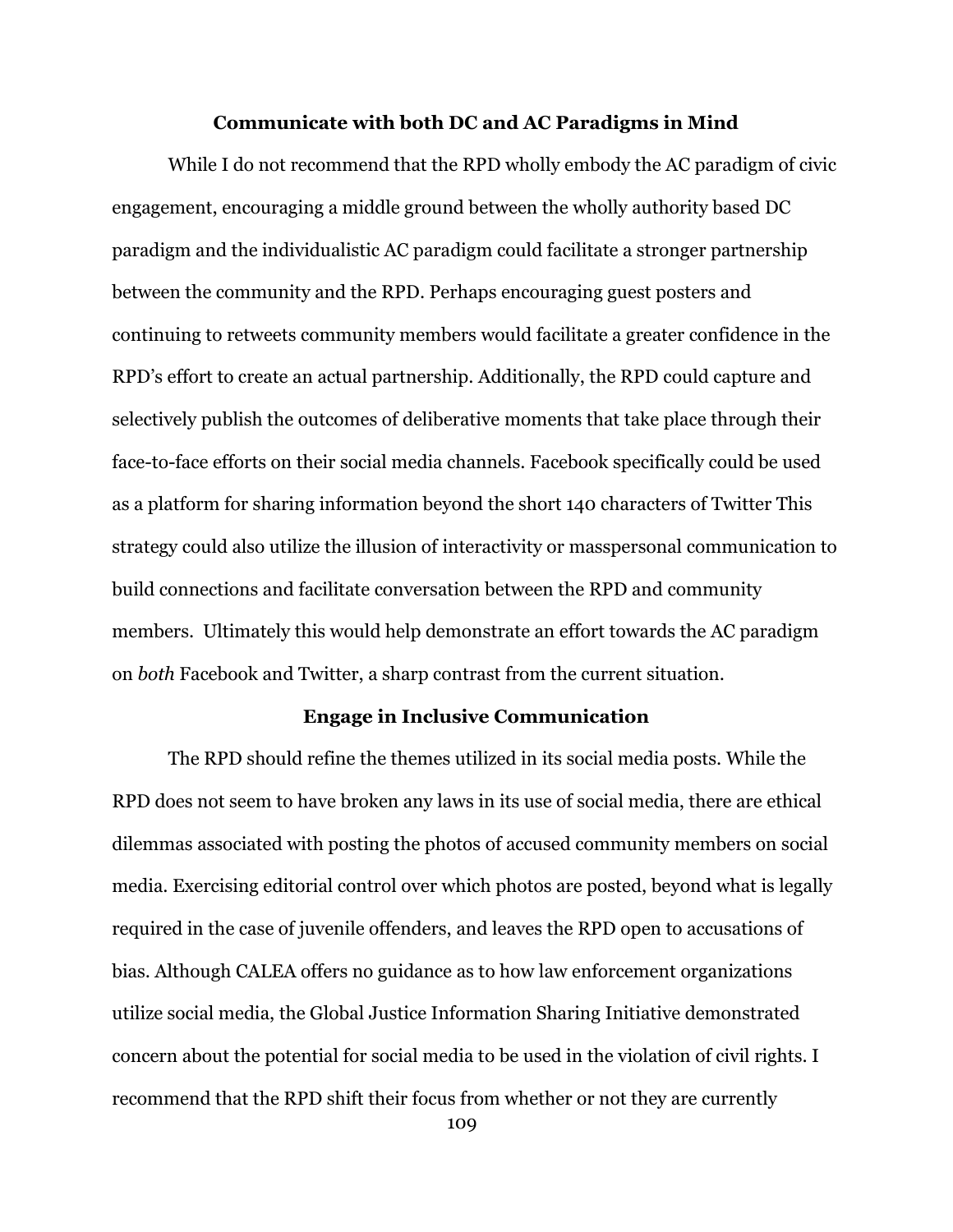### Communicate with both DC and AC Paradigms in Mind

While I do not recommend that the RPD wholly embody the AC paradigm of civic engagement, encouraging a middle ground between the wholly authority based DC paradigm and the individualistic AC paradigm could facilitate a stronger partnership between the community and the RPD. Perhaps encouraging guest posters and continuing to retweets community members would facilitate a greater confidence in the RPD's effort to create an actual partnership. Additionally, the RPD could capture and selectively publish the outcomes of deliberative moments that take place through their face-to-face efforts on their social media channels. Facebook specifically could be used as a platform for sharing information beyond the short 140 characters of Twitter This strategy could also utilize the illusion of interactivity or masspersonal communication to build connections and facilitate conversation between the RPD and community members. Ultimately this would help demonstrate an effort towards the AC paradigm on *both* Facebook and Twitter, a sharp contrast from the current situation.

### Engage in Inclusive Communication

The RPD should refine the themes utilized in its social media posts. While the RPD does not seem to have broken any laws in its use of social media, there are ethical dilemmas associated with posting the photos of accused community members on social media. Exercising editorial control over which photos are posted, beyond what is legally required in the case of juvenile offenders, and leaves the RPD open to accusations of bias. Although CALEA offers no guidance as to how law enforcement organizations utilize social media, the Global Justice Information Sharing Initiative demonstrated concern about the potential for social media to be used in the violation of civil rights. I recommend that the RPD shift their focus from whether or not they are currently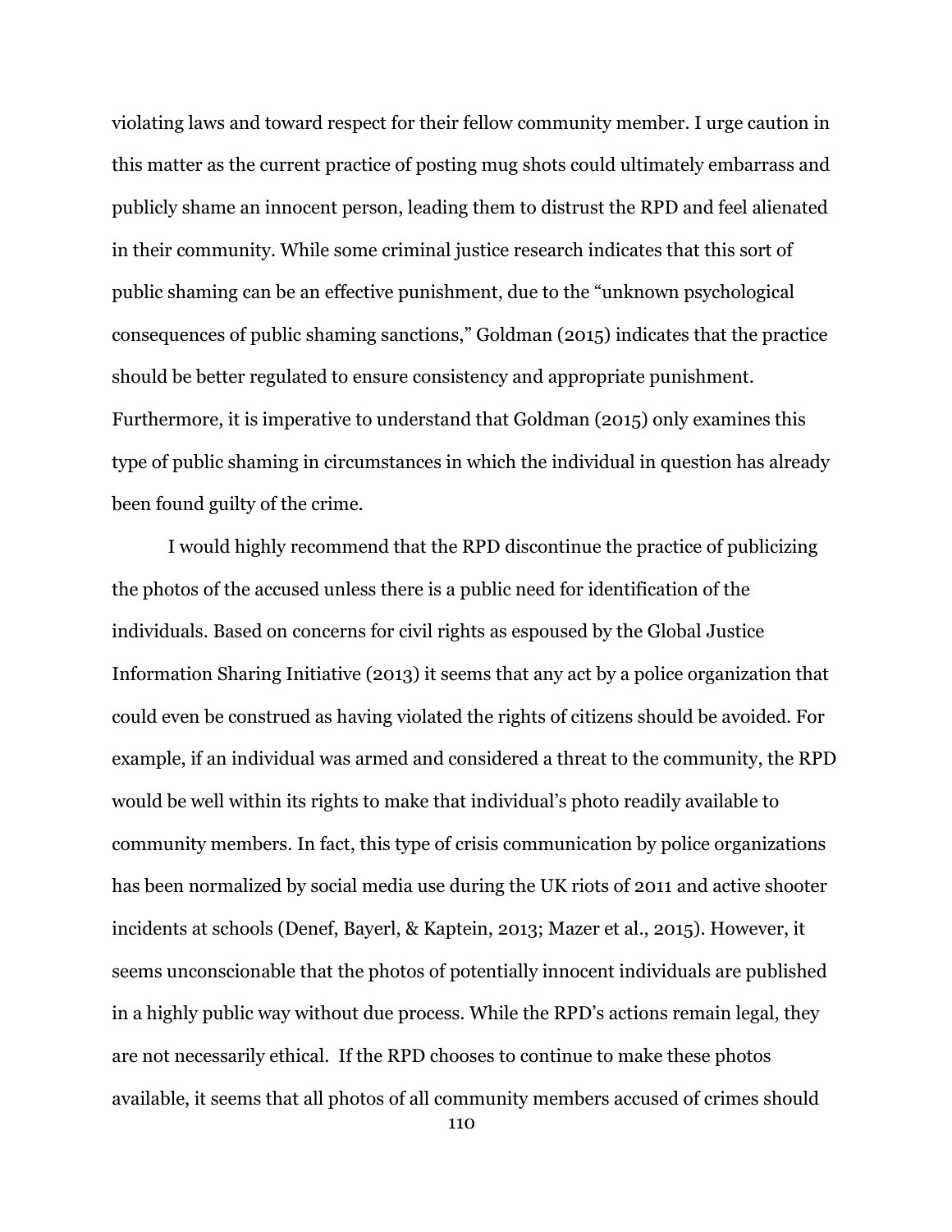violating laws and toward respect for their fellow community member. I urge caution in this matter as the current practice of posting mug shots could ultimately embarrass and publicly shame an innocent person, leading them to distrust the RPD and feel alienated in their community. While some criminal justice research indicates that this sort of public shaming can be an effective punishment, due to the "unknown psychological consequences of public shaming sanctions," Goldman (2015) indicates that the practice should be better regulated to ensure consistency and appropriate punishment. Furthermore, it is imperative to understand that Goldman (2015) only examines this type of public shaming in circumstances in which the individual in question has already been found guilty of the crime.

I would highly recommend that the RPD discontinue the practice of publicizing the photos of the accused unless there is a public need for identification of the individuals. Based on concerns for civil rights as espoused by the Global Justice Information Sharing Initiative (2013) it seems that any act by a police organization that could even be construed as having violated the rights of citizens should be avoided. For example, if an individual was armed and considered a threat to the community, the RPD would be well within its rights to make that individual's photo readily available to community members. In fact, this type of crisis communication by police organizations has been normalized by social media use during the UK riots of 2011 and active shooter incidents at schools (Denef, Bayerl, & Kaptein, 2013; Mazer et al., 2015). However, it seems unconscionable that the photos of potentially innocent individuals are published in a highly public way without due process. While the RPD's actions remain legal, they are not necessarily ethical. If the RPD chooses to continue to make these photos available, it seems that all photos of all community members accused of crimes should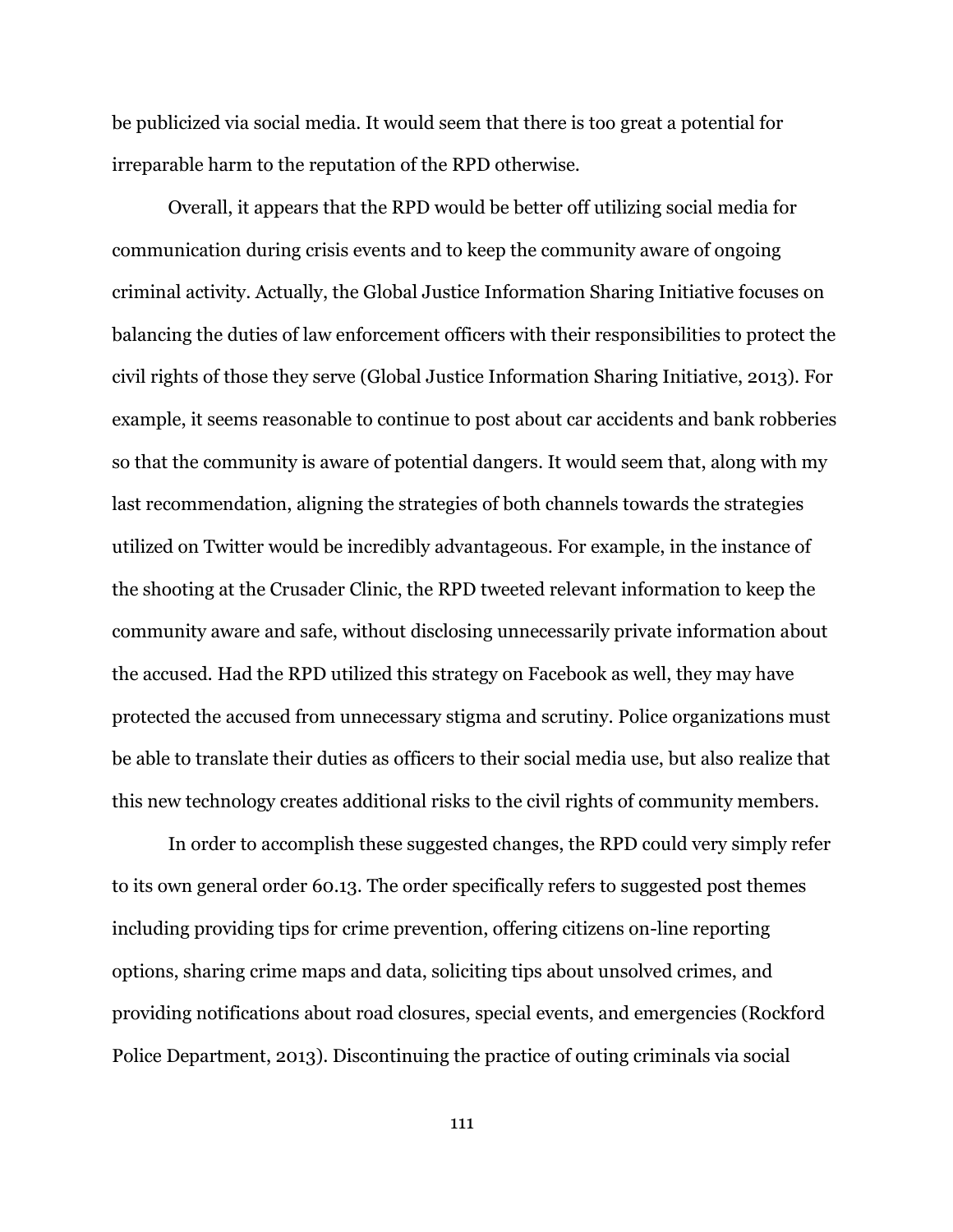be publicized via social media. It would seem that there is too great a potential for irreparable harm to the reputation of the RPD otherwise.

Overall, it appears that the RPD would be better off utilizing social media for communication during crisis events and to keep the community aware of ongoing criminal activity. Actually, the Global Justice Information Sharing Initiative focuses on balancing the duties of law enforcement officers with their responsibilities to protect the civil rights of those they serve (Global Justice Information Sharing Initiative, 2013). For example, it seems reasonable to continue to post about car accidents and bank robberies so that the community is aware of potential dangers. It would seem that, along with my last recommendation, aligning the strategies of both channels towards the strategies utilized on Twitter would be incredibly advantageous. For example, in the instance of the shooting at the Crusader Clinic, the RPD tweeted relevant information to keep the community aware and safe, without disclosing unnecessarily private information about the accused. Had the RPD utilized this strategy on Facebook as well, they may have protected the accused from unnecessary stigma and scrutiny. Police organizations must be able to translate their duties as officers to their social media use, but also realize that this new technology creates additional risks to the civil rights of community members.

In order to accomplish these suggested changes, the RPD could very simply refer to its own general order 60.13. The order specifically refers to suggested post themes including providing tips for crime prevention, offering citizens on-line reporting options, sharing crime maps and data, soliciting tips about unsolved crimes, and providing notifications about road closures, special events, and emergencies (Rockford Police Department, 2013). Discontinuing the practice of outing criminals via social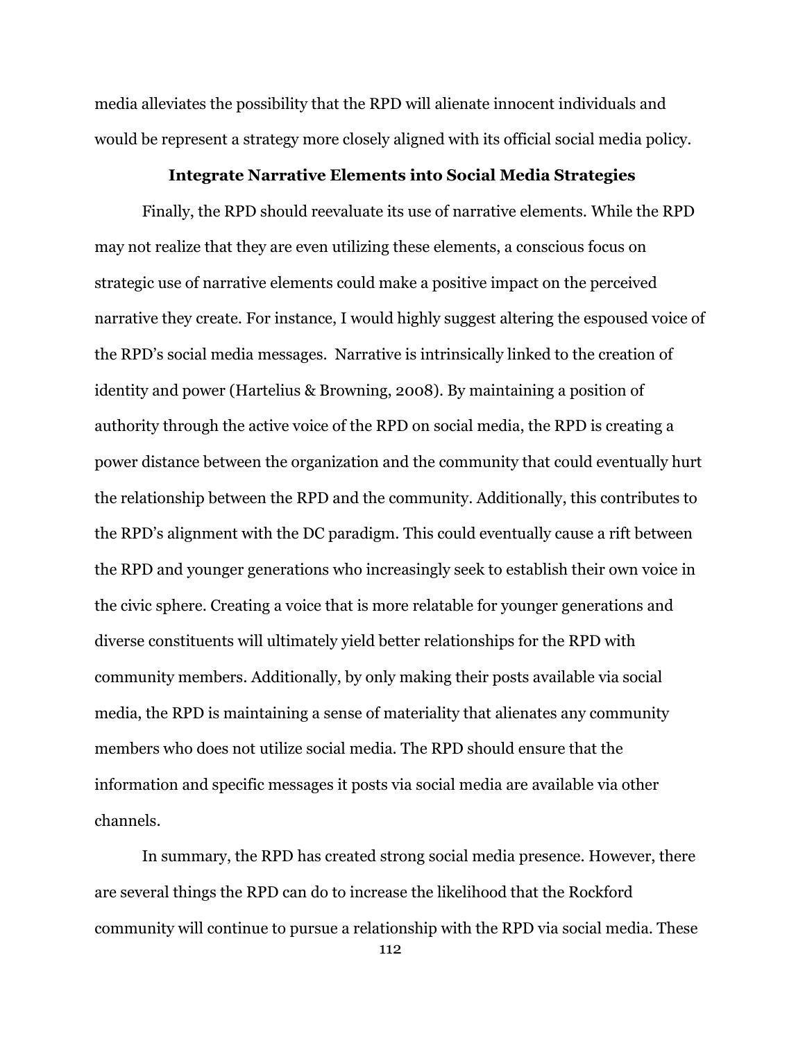media alleviates the possibility that the RPD will alienate innocent individuals and would be represent a strategy more closely aligned with its official social media policy.

### Integrate Narrative Elements into Social Media Strategies

Finally, the RPD should reevaluate its use of narrative elements. While the RPD may not realize that they are even utilizing these elements, a conscious focus on strategic use of narrative elements could make a positive impact on the perceived narrative they create. For instance, I would highly suggest altering the espoused voice of the RPD's social media messages. Narrative is intrinsically linked to the creation of identity and power (Hartelius & Browning, 2008). By maintaining a position of authority through the active voice of the RPD on social media, the RPD is creating a power distance between the organization and the community that could eventually hurt the relationship between the RPD and the community. Additionally, this contributes to the RPD's alignment with the DC paradigm. This could eventually cause a rift between the RPD and younger generations who increasingly seek to establish their own voice in the civic sphere. Creating a voice that is more relatable for younger generations and diverse constituents will ultimately yield better relationships for the RPD with community members. Additionally, by only making their posts available via social media, the RPD is maintaining a sense of materiality that alienates any community members who does not utilize social media. The RPD should ensure that the information and specific messages it posts via social media are available via other channels.

In summary, the RPD has created strong social media presence. However, there are several things the RPD can do to increase the likelihood that the Rockford community will continue to pursue a relationship with the RPD via social media. These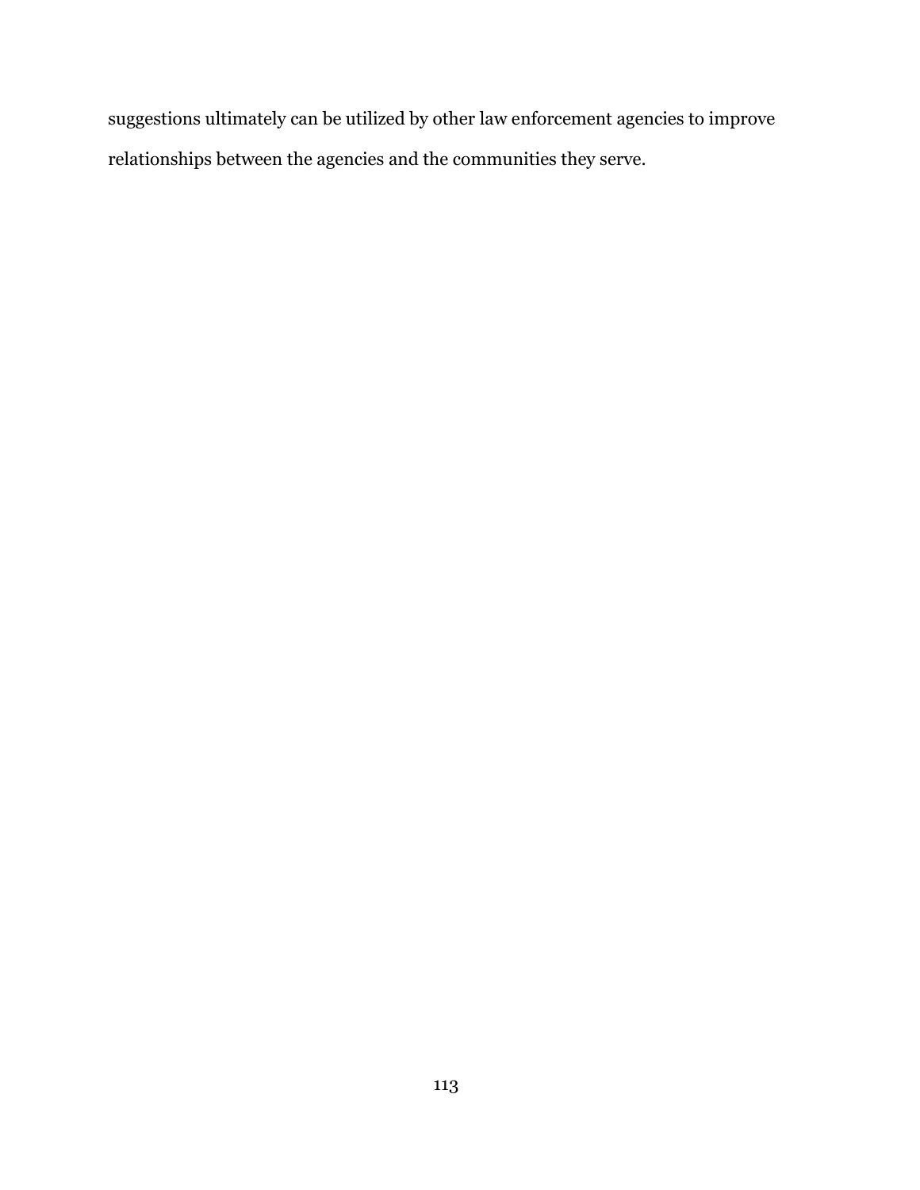suggestions ultimately can be utilized by other law enforcement agencies to improve relationships between the agencies and the communities they serve.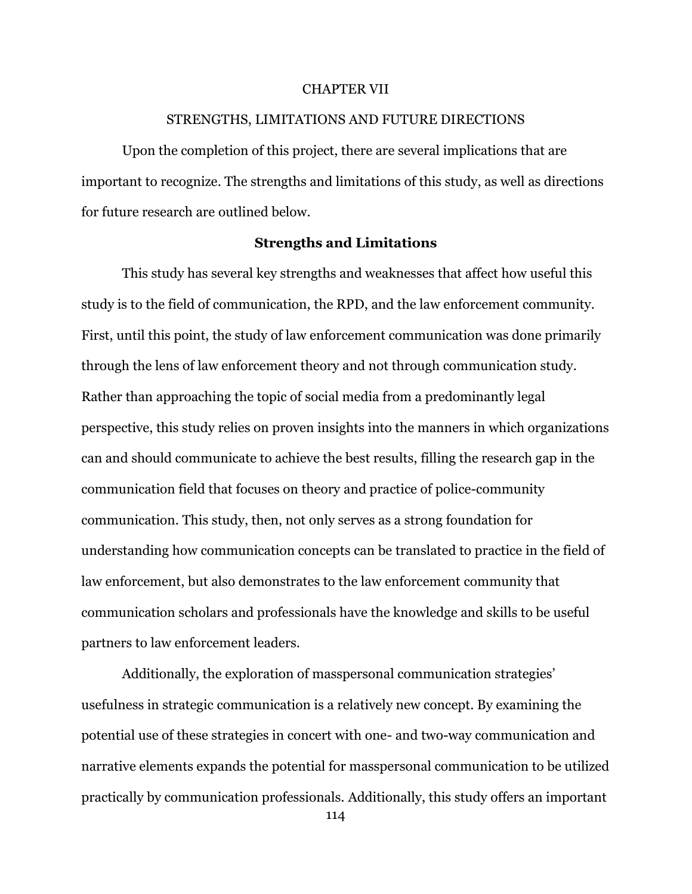# CHAPTER VII

# STRENGTHS, LIMITATIONS AND FUTURE DIRECTIONS

Upon the completion of this project, there are several implications that are important to recognize. The strengths and limitations of this study, as well as directions for future research are outlined below.

## Strengths and Limitations

This study has several key strengths and weaknesses that affect how useful this study is to the field of communication, the RPD, and the law enforcement community. First, until this point, the study of law enforcement communication was done primarily through the lens of law enforcement theory and not through communication study. Rather than approaching the topic of social media from a predominantly legal perspective, this study relies on proven insights into the manners in which organizations can and should communicate to achieve the best results, filling the research gap in the communication field that focuses on theory and practice of police-community communication. This study, then, not only serves as a strong foundation for understanding how communication concepts can be translated to practice in the field of law enforcement, but also demonstrates to the law enforcement community that communication scholars and professionals have the knowledge and skills to be useful partners to law enforcement leaders.

Additionally, the exploration of masspersonal communication strategies' usefulness in strategic communication is a relatively new concept. By examining the potential use of these strategies in concert with one- and two-way communication and narrative elements expands the potential for masspersonal communication to be utilized practically by communication professionals. Additionally, this study offers an important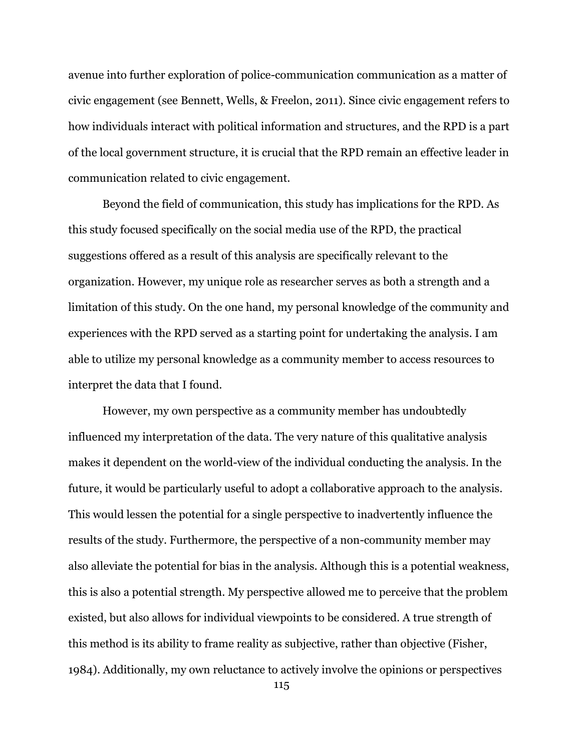avenue into further exploration of police-communication communication as a matter of civic engagement (see Bennett, Wells, & Freelon, 2011). Since civic engagement refers to how individuals interact with political information and structures, and the RPD is a part of the local government structure, it is crucial that the RPD remain an effective leader in communication related to civic engagement.

Beyond the field of communication, this study has implications for the RPD. As this study focused specifically on the social media use of the RPD, the practical suggestions offered as a result of this analysis are specifically relevant to the organization. However, my unique role as researcher serves as both a strength and a limitation of this study. On the one hand, my personal knowledge of the community and experiences with the RPD served as a starting point for undertaking the analysis. I am able to utilize my personal knowledge as a community member to access resources to interpret the data that I found.

However, my own perspective as a community member has undoubtedly influenced my interpretation of the data. The very nature of this qualitative analysis makes it dependent on the world-view of the individual conducting the analysis. In the future, it would be particularly useful to adopt a collaborative approach to the analysis. This would lessen the potential for a single perspective to inadvertently influence the results of the study. Furthermore, the perspective of a non-community member may also alleviate the potential for bias in the analysis. Although this is a potential weakness, this is also a potential strength. My perspective allowed me to perceive that the problem existed, but also allows for individual viewpoints to be considered. A true strength of this method is its ability to frame reality as subjective, rather than objective (Fisher, 1984). Additionally, my own reluctance to actively involve the opinions or perspectives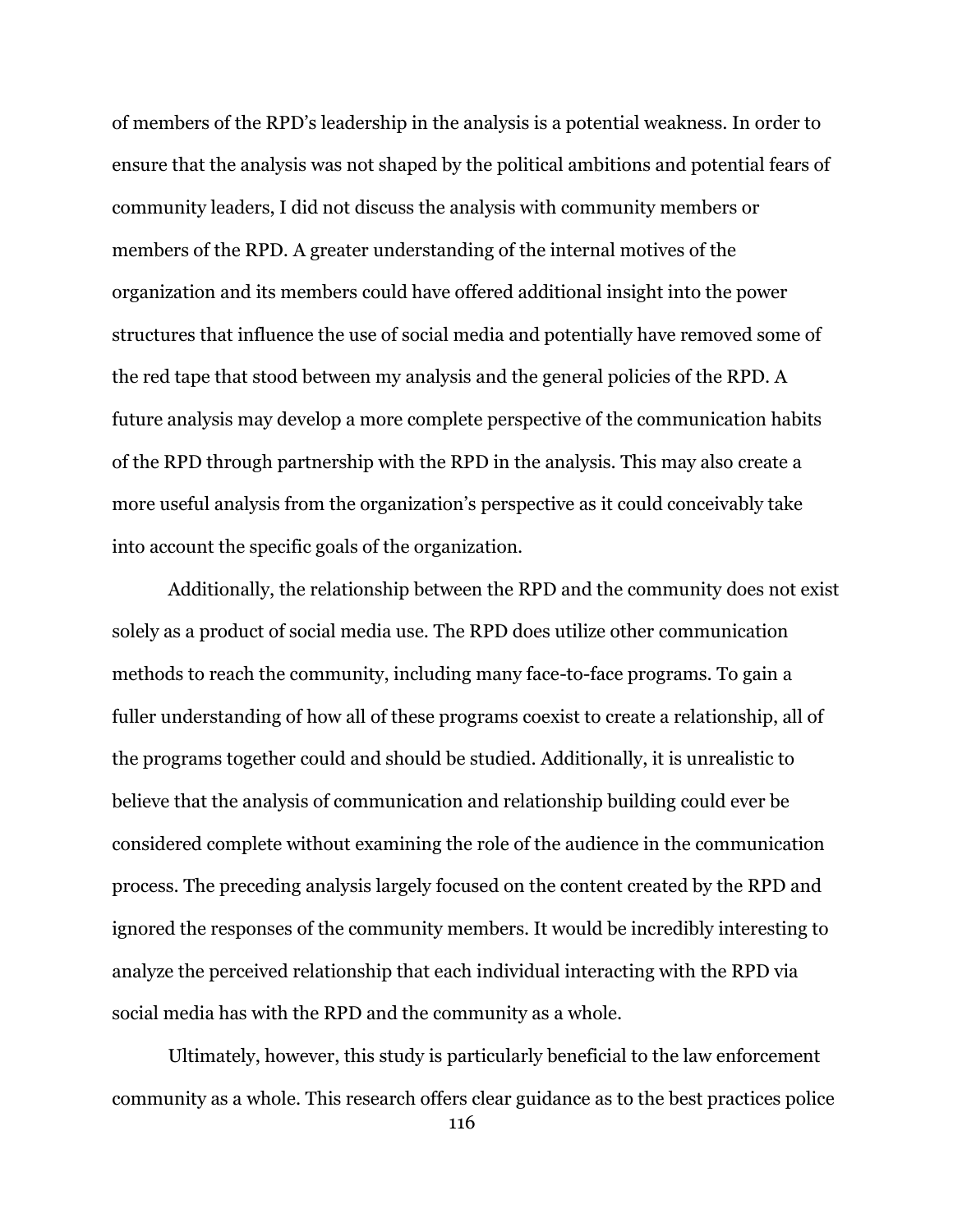of members of the RPD's leadership in the analysis is a potential weakness. In order to ensure that the analysis was not shaped by the political ambitions and potential fears of community leaders, I did not discuss the analysis with community members or members of the RPD. A greater understanding of the internal motives of the organization and its members could have offered additional insight into the power structures that influence the use of social media and potentially have removed some of the red tape that stood between my analysis and the general policies of the RPD. A future analysis may develop a more complete perspective of the communication habits of the RPD through partnership with the RPD in the analysis. This may also create a more useful analysis from the organization's perspective as it could conceivably take into account the specific goals of the organization.

Additionally, the relationship between the RPD and the community does not exist solely as a product of social media use. The RPD does utilize other communication methods to reach the community, including many face-to-face programs. To gain a fuller understanding of how all of these programs coexist to create a relationship, all of the programs together could and should be studied. Additionally, it is unrealistic to believe that the analysis of communication and relationship building could ever be considered complete without examining the role of the audience in the communication process. The preceding analysis largely focused on the content created by the RPD and ignored the responses of the community members. It would be incredibly interesting to analyze the perceived relationship that each individual interacting with the RPD via social media has with the RPD and the community as a whole.

Ultimately, however, this study is particularly beneficial to the law enforcement community as a whole. This research offers clear guidance as to the best practices police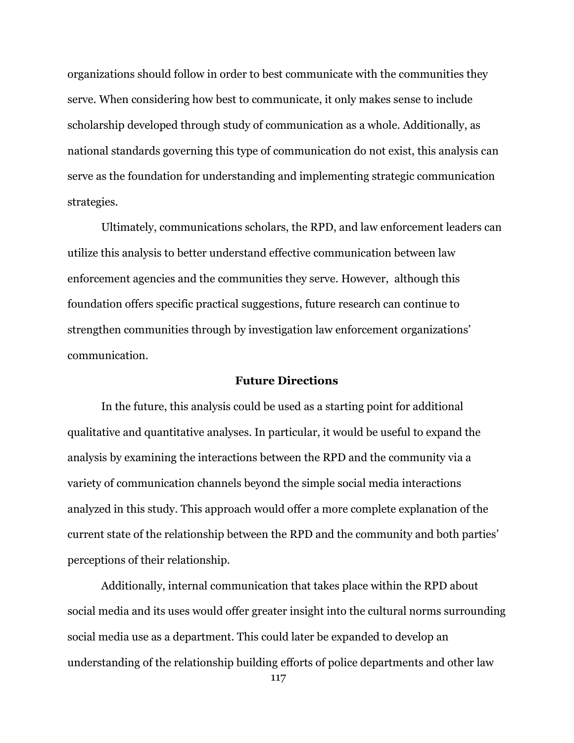organizations should follow in order to best communicate with the communities they serve. When considering how best to communicate, it only makes sense to include scholarship developed through study of communication as a whole. Additionally, as national standards governing this type of communication do not exist, this analysis can serve as the foundation for understanding and implementing strategic communication strategies.

Ultimately, communications scholars, the RPD, and law enforcement leaders can utilize this analysis to better understand effective communication between law enforcement agencies and the communities they serve. However, although this foundation offers specific practical suggestions, future research can continue to strengthen communities through by investigation law enforcement organizations' communication.

## Future Directions

In the future, this analysis could be used as a starting point for additional qualitative and quantitative analyses. In particular, it would be useful to expand the analysis by examining the interactions between the RPD and the community via a variety of communication channels beyond the simple social media interactions analyzed in this study. This approach would offer a more complete explanation of the current state of the relationship between the RPD and the community and both parties' perceptions of their relationship.

Additionally, internal communication that takes place within the RPD about social media and its uses would offer greater insight into the cultural norms surrounding social media use as a department. This could later be expanded to develop an understanding of the relationship building efforts of police departments and other law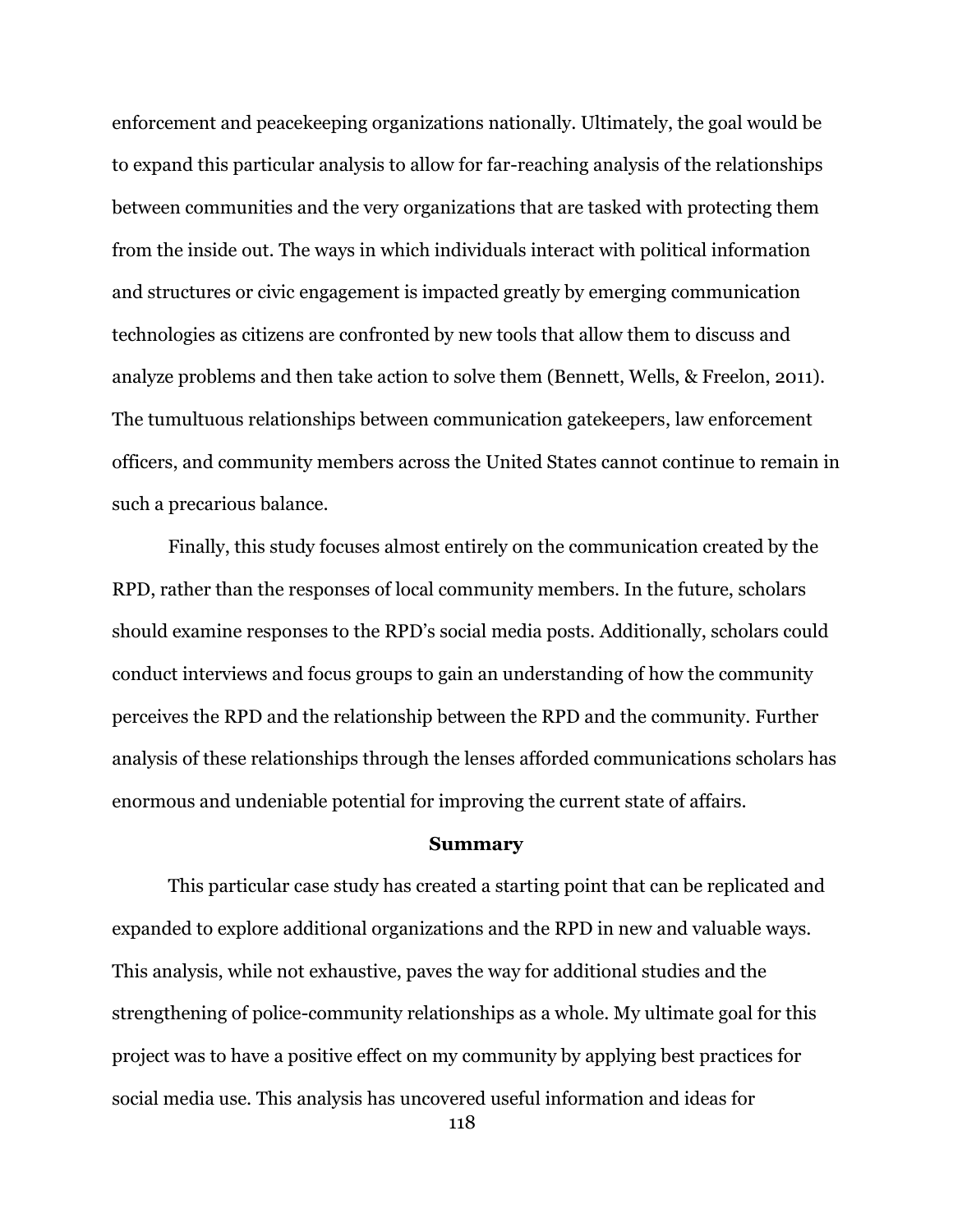enforcement and peacekeeping organizations nationally. Ultimately, the goal would be to expand this particular analysis to allow for far-reaching analysis of the relationships between communities and the very organizations that are tasked with protecting them from the inside out. The ways in which individuals interact with political information and structures or civic engagement is impacted greatly by emerging communication technologies as citizens are confronted by new tools that allow them to discuss and analyze problems and then take action to solve them (Bennett, Wells, & Freelon, 2011). The tumultuous relationships between communication gatekeepers, law enforcement officers, and community members across the United States cannot continue to remain in such a precarious balance.

Finally, this study focuses almost entirely on the communication created by the RPD, rather than the responses of local community members. In the future, scholars should examine responses to the RPD's social media posts. Additionally, scholars could conduct interviews and focus groups to gain an understanding of how the community perceives the RPD and the relationship between the RPD and the community. Further analysis of these relationships through the lenses afforded communications scholars has enormous and undeniable potential for improving the current state of affairs.

## Summary

This particular case study has created a starting point that can be replicated and expanded to explore additional organizations and the RPD in new and valuable ways. This analysis, while not exhaustive, paves the way for additional studies and the strengthening of police-community relationships as a whole. My ultimate goal for this project was to have a positive effect on my community by applying best practices for social media use. This analysis has uncovered useful information and ideas for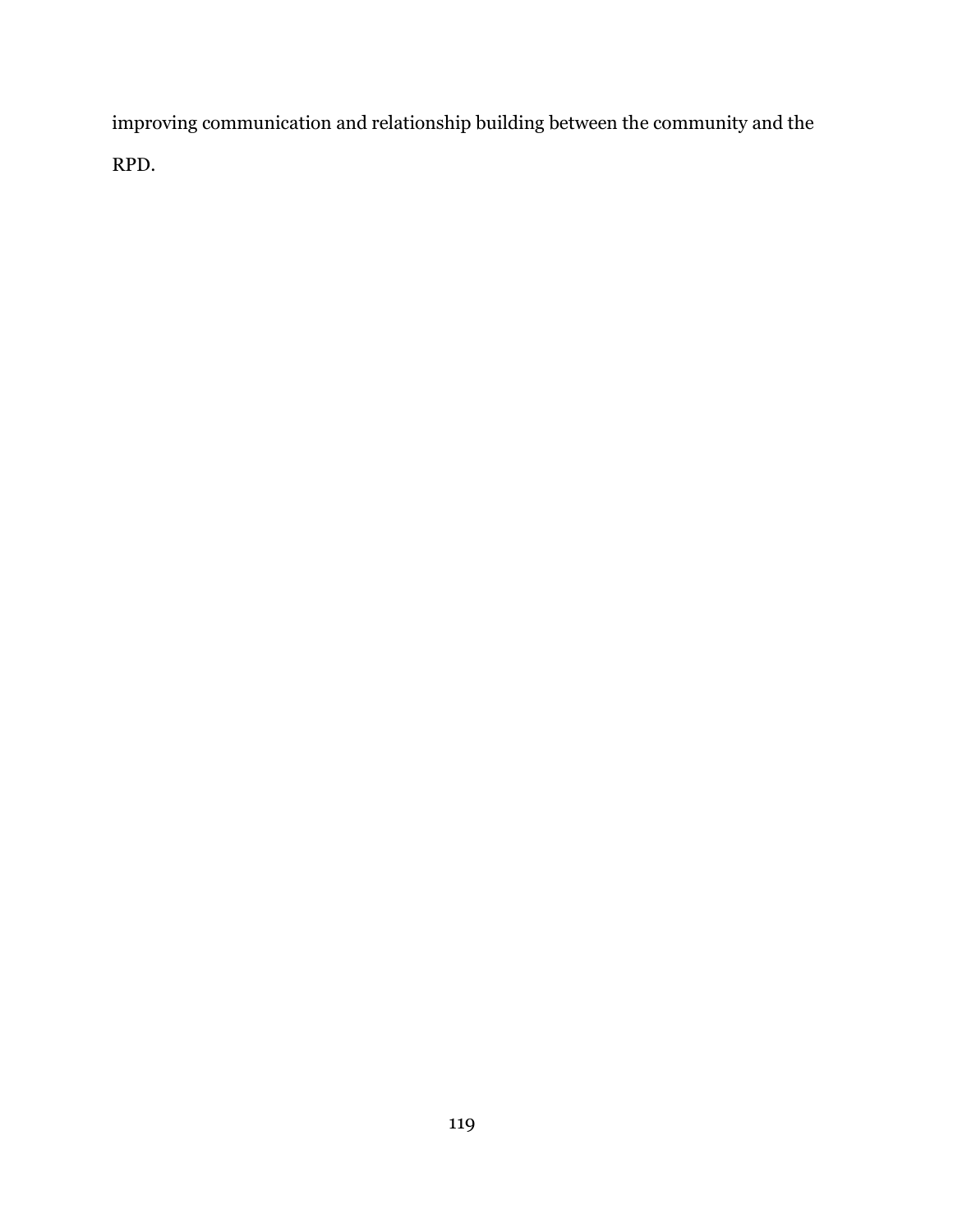improving communication and relationship building between the community and the RPD.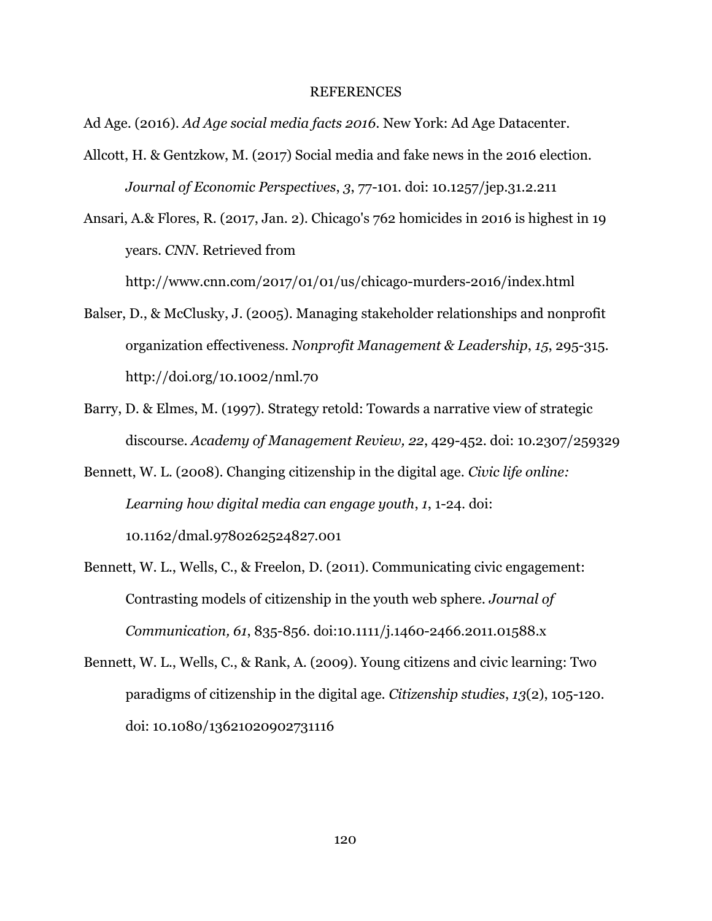# REFERENCES

Ad Age. (2016). *Ad Age social media facts 2016*. New York: Ad Age Datacenter.

Allcott, H. & Gentzkow, M. (2017) Social media and fake news in the 2016 election. *Journal of Economic Perspectives*, *3*, 77-101. doi: 10.1257/jep.31.2.211

Ansari, A.& Flores, R. (2017, Jan. 2). Chicago's 762 homicides in 2016 is highest in 19 years. *CNN*. Retrieved from http://www.cnn.com/2017/01/01/us/chicago-murders-2016/index.html

Balser, D., & McClusky, J. (2005). Managing stakeholder relationships and nonprofit organization effectiveness. *Nonprofit Management & Leadership*, *15*, 295-315. http://doi.org/10.1002/nml.70

Barry, D. & Elmes, M. (1997). Strategy retold: Towards a narrative view of strategic discourse. *Academy of Management Review, 22*, 429-452. doi: 10.2307/259329

Bennett, W. L. (2008). Changing citizenship in the digital age. *Civic life online: Learning how digital media can engage youth*, *1*, 1-24. doi: 10.1162/dmal.9780262524827.001

Bennett, W. L., Wells, C., & Freelon, D. (2011). Communicating civic engagement: Contrasting models of citizenship in the youth web sphere. *Journal of Communication, 61*, 835-856. doi:10.1111/j.1460-2466.2011.01588.x

Bennett, W. L., Wells, C., & Rank, A. (2009). Young citizens and civic learning: Two paradigms of citizenship in the digital age. *Citizenship studies*, *13*(2), 105-120. doi: 10.1080/13621020902731116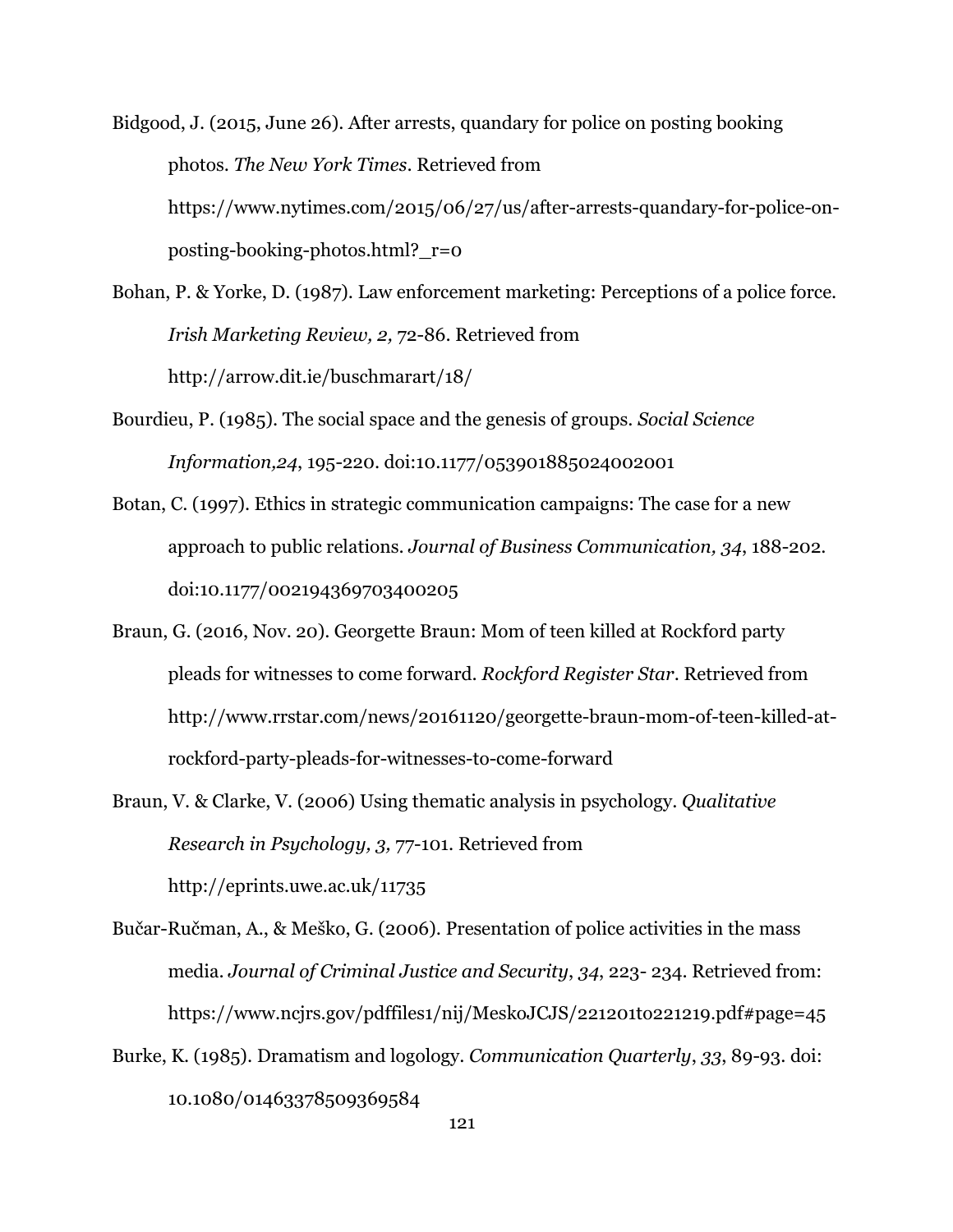Bidgood, J. (2015, June 26). After arrests, quandary for police on posting booking photos. *The New York Times*. Retrieved from https://www.nytimes.com/2015/06/27/us/after-arrests-quandary-for-police-on-posting-booking-photos.html?_r=0

Bohan, P. & Yorke, D. (1987). Law enforcement marketing: Perceptions of a police force. *Irish Marketing Review, 2,* 72-86. Retrieved from http://arrow.dit.ie/buschmarart/18/

Bourdieu, P. (1985). The social space and the genesis of groups. *Social Science Information,24*, 195-220. doi:10.1177/053901885024002001

Botan, C. (1997). Ethics in strategic communication campaigns: The case for a new approach to public relations. *Journal of Business Communication, 34*, 188-202. doi:10.1177/002194369703400205

Braun, G. (2016, Nov. 20). Georgette Braun: Mom of teen killed at Rockford party pleads for witnesses to come forward. *Rockford Register Star*. Retrieved from http://www.rrstar.com/news/20161120/georgette-braun-mom-of-teen-killed-at-rockford-party-pleads-for-witnesses-to-come-forward

Braun, V. & Clarke, V. (2006) Using thematic analysis in psychology. *Qualitative Research in Psychology, 3,* 77-101. Retrieved from http://eprints.uwe.ac.uk/11735

Bučar-Ručman, A., & Meško, G. (2006). Presentation of police activities in the mass media. *Journal of Criminal Justice and Security*, *34*, 223- 234. Retrieved from: https://www.ncjrs.gov/pdffiles1/nij/MeskoJCJS/221201to221219.pdf#page=45

Burke, K. (1985). Dramatism and logology. *Communication Quarterly*, *33*, 89-93. doi: 10.1080/01463378509369584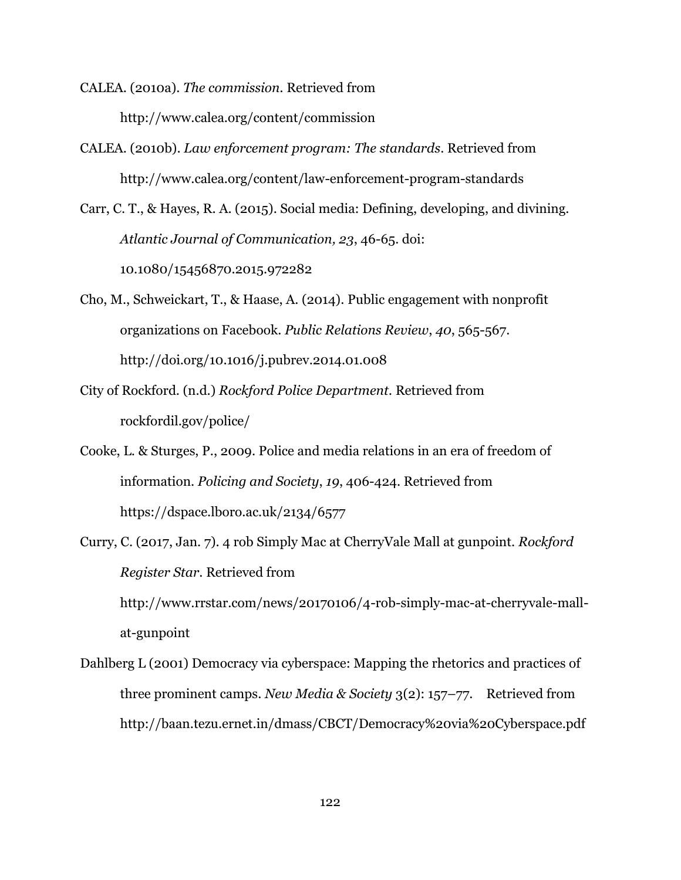CALEA. (2010a). *The commission*. Retrieved from http://www.calea.org/content/commission

CALEA. (2010b). *Law enforcement program: The standards*. Retrieved from http://www.calea.org/content/law-enforcement-program-standards

Carr, C. T., & Hayes, R. A. (2015). Social media: Defining, developing, and divining. *Atlantic Journal of Communication, 23*, 46-65. doi: 10.1080/15456870.2015.972282

Cho, M., Schweickart, T., & Haase, A. (2014). Public engagement with nonprofit organizations on Facebook. *Public Relations Review*, *40*, 565-567. http://doi.org/10.1016/j.pubrev.2014.01.008

City of Rockford. (n.d.) *Rockford Police Department*. Retrieved from rockfordil.gov/police/

Cooke, L. & Sturges, P., 2009. Police and media relations in an era of freedom of information. *Policing and Society*, *19*, 406-424. Retrieved from https://dspace.lboro.ac.uk/2134/6577

Curry, C. (2017, Jan. 7). 4 rob Simply Mac at CherryVale Mall at gunpoint. *Rockford Register Star*. Retrieved from http://www.rrstar.com/news/20170106/4-rob-simply-mac-at-cherryvale-mall-at-gunpoint

Dahlberg L (2001) Democracy via cyberspace: Mapping the rhetorics and practices of three prominent camps. *New Media & Society* 3(2): 157–77. Retrieved from http://baan.tezu.ernet.in/dmass/CBCT/Democracy%20via%20Cyberspace.pdf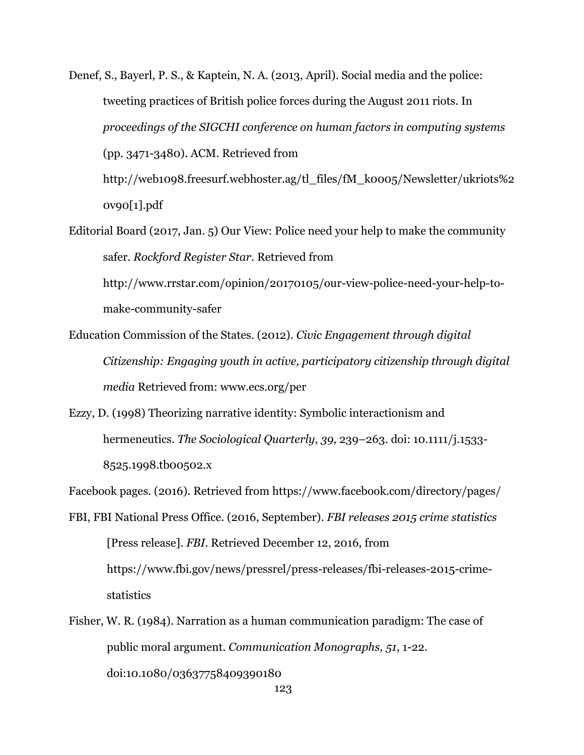Denef, S., Bayerl, P. S., & Kaptein, N. A. (2013, April). Social media and the police: tweeting practices of British police forces during the August 2011 riots. In *proceedings of the SIGCHI conference on human factors in computing systems* (pp. 3471-3480). ACM. Retrieved from http://web1098.freesurf.webhoster.ag/tl_files/fM_k0005/Newsletter/ukriots%20v90[1].pdf

Editorial Board (2017, Jan. 5) Our View: Police need your help to make the community safer. *Rockford Register Star.* Retrieved from http://www.rrstar.com/opinion/20170105/our-view-police-need-your-help-to-make-community-safer

Education Commission of the States. (2012). *Civic Engagement through digital Citizenship: Engaging youth in active, participatory citizenship through digital media* Retrieved from: www.ecs.org/per

Ezzy, D. (1998) Theorizing narrative identity: Symbolic interactionism and hermeneutics. *The Sociological Quarterly, 39*, 239–263. doi: 10.1111/j.1533-8525.1998.tb00502.x

Facebook pages. (2016). Retrieved from https://www.facebook.com/directory/pages/

FBI, FBI National Press Office. (2016, September). *FBI releases 2015 crime statistics* [Press release]. *FBI*. Retrieved December 12, 2016, from https://www.fbi.gov/news/pressrel/press-releases/fbi-releases-2015-crime-statistics

Fisher, W. R. (1984). Narration as a human communication paradigm: The case of public moral argument. *Communication Monographs, 51*, 1-22. doi:10.1080/03637758409390180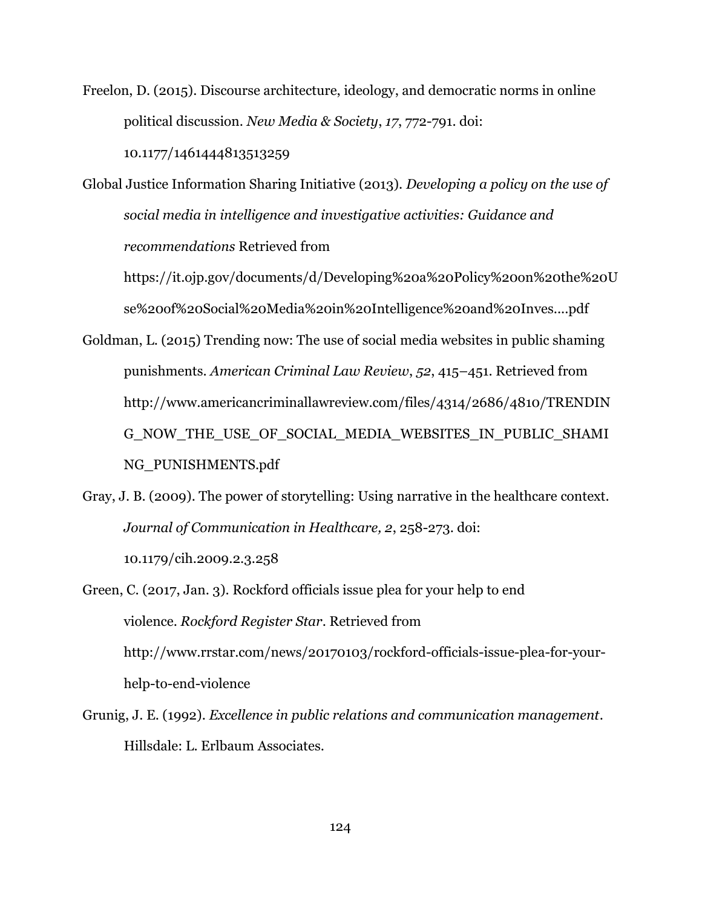Freelon, D. (2015). Discourse architecture, ideology, and democratic norms in online political discussion. *New Media & Society*, *17*, 772-791. doi: 10.1177/1461444813513259

Global Justice Information Sharing Initiative (2013). *Developing a policy on the use of social media in intelligence and investigative activities: Guidance and recommendations* Retrieved from https://it.ojp.gov/documents/d/Developing%20a%20Policy%20on%20the%20Use%20of%20Social%20Media%20in%20Intelligence%20and%20Inves....pdf

Goldman, L. (2015) Trending now: The use of social media websites in public shaming punishments. *American Criminal Law Review*, *52*, 415–451. Retrieved from http://www.americancriminallawreview.com/files/4314/2686/4810/TRENDING_NOW_THE_USE_OF_SOCIAL_MEDIA_WEBSITES_IN_PUBLIC_SHAMING_PUNISHMENTS.pdf

Gray, J. B. (2009). The power of storytelling: Using narrative in the healthcare context. *Journal of Communication in Healthcare, 2*, 258-273. doi: 10.1179/cih.2009.2.3.258

Green, C. (2017, Jan. 3). Rockford officials issue plea for your help to end violence. *Rockford Register Star*. Retrieved from http://www.rrstar.com/news/20170103/rockford-officials-issue-plea-for-your-help-to-end-violence

Grunig, J. E. (1992). *Excellence in public relations and communication management*. Hillsdale: L. Erlbaum Associates.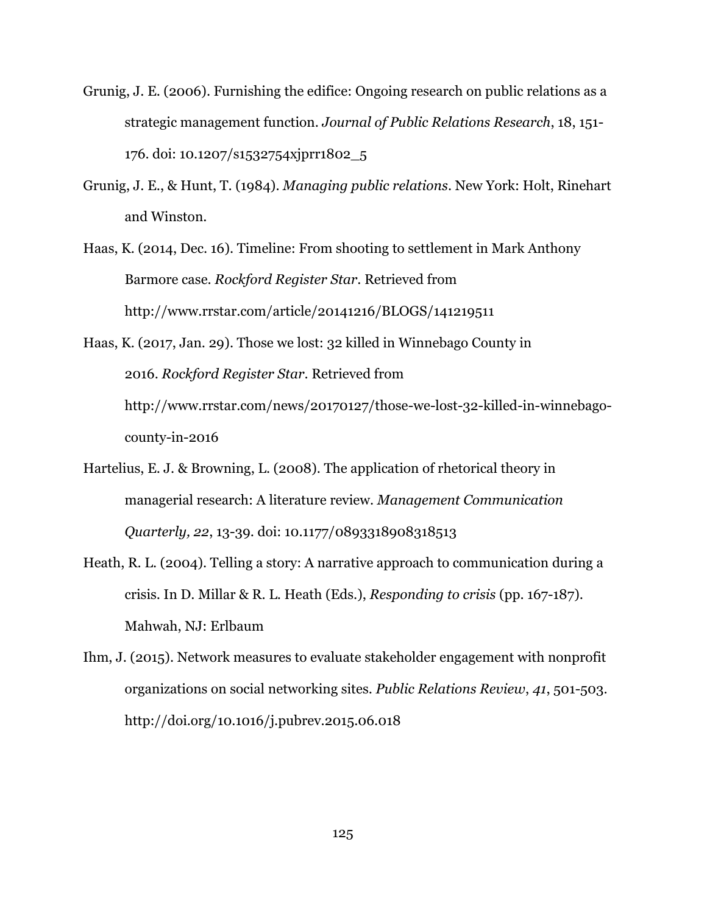Grunig, J. E. (2006). Furnishing the edifice: Ongoing research on public relations as a strategic management function. *Journal of Public Relations Research*, 18, 151-176. doi: 10.1207/s1532754xjprr1802_5

Grunig, J. E., & Hunt, T. (1984). *Managing public relations*. New York: Holt, Rinehart and Winston.

Haas, K. (2014, Dec. 16). Timeline: From shooting to settlement in Mark Anthony Barmore case. *Rockford Register Star*. Retrieved from http://www.rrstar.com/article/20141216/BLOGS/141219511

Haas, K. (2017, Jan. 29). Those we lost: 32 killed in Winnebago County in 2016. *Rockford Register Star*. Retrieved from http://www.rrstar.com/news/20170127/those-we-lost-32-killed-in-winnebago-county-in-2016

Hartelius, E. J. & Browning, L. (2008). The application of rhetorical theory in managerial research: A literature review. *Management Communication Quarterly, 22*, 13-39. doi: 10.1177/0893318908318513

Heath, R. L. (2004). Telling a story: A narrative approach to communication during a crisis. In D. Millar & R. L. Heath (Eds.), *Responding to crisis* (pp. 167-187). Mahwah, NJ: Erlbaum

Ihm, J. (2015). Network measures to evaluate stakeholder engagement with nonprofit organizations on social networking sites. *Public Relations Review*, *41*, 501-503. http://doi.org/10.1016/j.pubrev.2015.06.018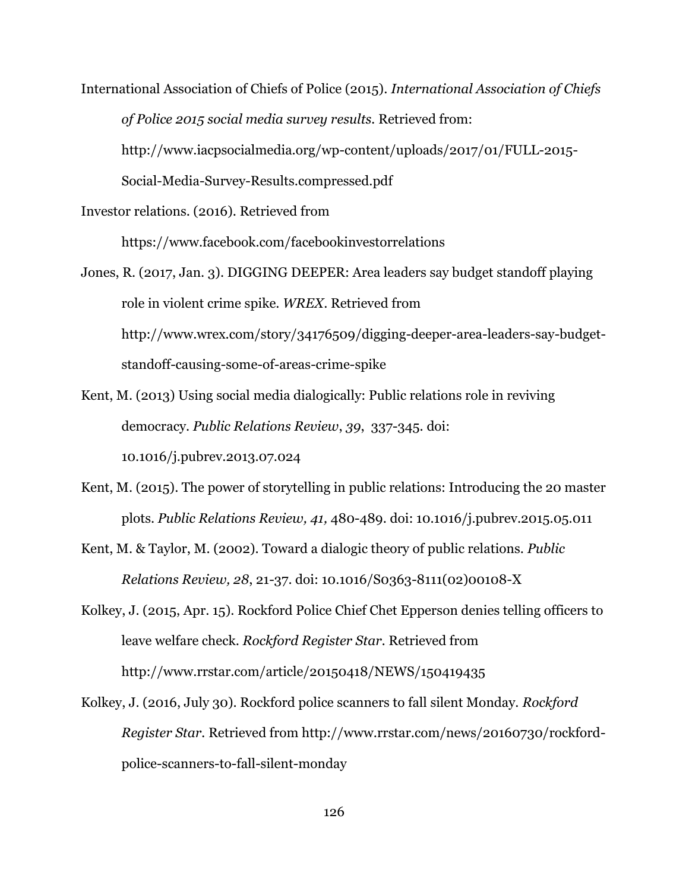International Association of Chiefs of Police (2015). *International Association of Chiefs of Police 2015 social media survey results.* Retrieved from: http://www.iacpsocialmedia.org/wp-content/uploads/2017/01/FULL-2015-Social-Media-Survey-Results.compressed.pdf

Investor relations. (2016). Retrieved from https://www.facebook.com/facebookinvestorrelations

Jones, R. (2017, Jan. 3). DIGGING DEEPER: Area leaders say budget standoff playing role in violent crime spike. *WREX*. Retrieved from http://www.wrex.com/story/34176509/digging-deeper-area-leaders-say-budget-standoff-causing-some-of-areas-crime-spike

Kent, M. (2013) Using social media dialogically: Public relations role in reviving democracy. *Public Relations Review*, *39*, 337-345. doi: 10.1016/j.pubrev.2013.07.024

Kent, M. (2015). The power of storytelling in public relations: Introducing the 20 master plots. *Public Relations Review, 41,* 480-489. doi: 10.1016/j.pubrev.2015.05.011

Kent, M. & Taylor, M. (2002). Toward a dialogic theory of public relations. *Public Relations Review, 28*, 21-37. doi: 10.1016/S0363-8111(02)00108-X

Kolkey, J. (2015, Apr. 15). Rockford Police Chief Chet Epperson denies telling officers to leave welfare check. *Rockford Register Star*. Retrieved from http://www.rrstar.com/article/20150418/NEWS/150419435

Kolkey, J. (2016, July 30). Rockford police scanners to fall silent Monday. *Rockford Register Star*. Retrieved from http://www.rrstar.com/news/20160730/rockford-police-scanners-to-fall-silent-monday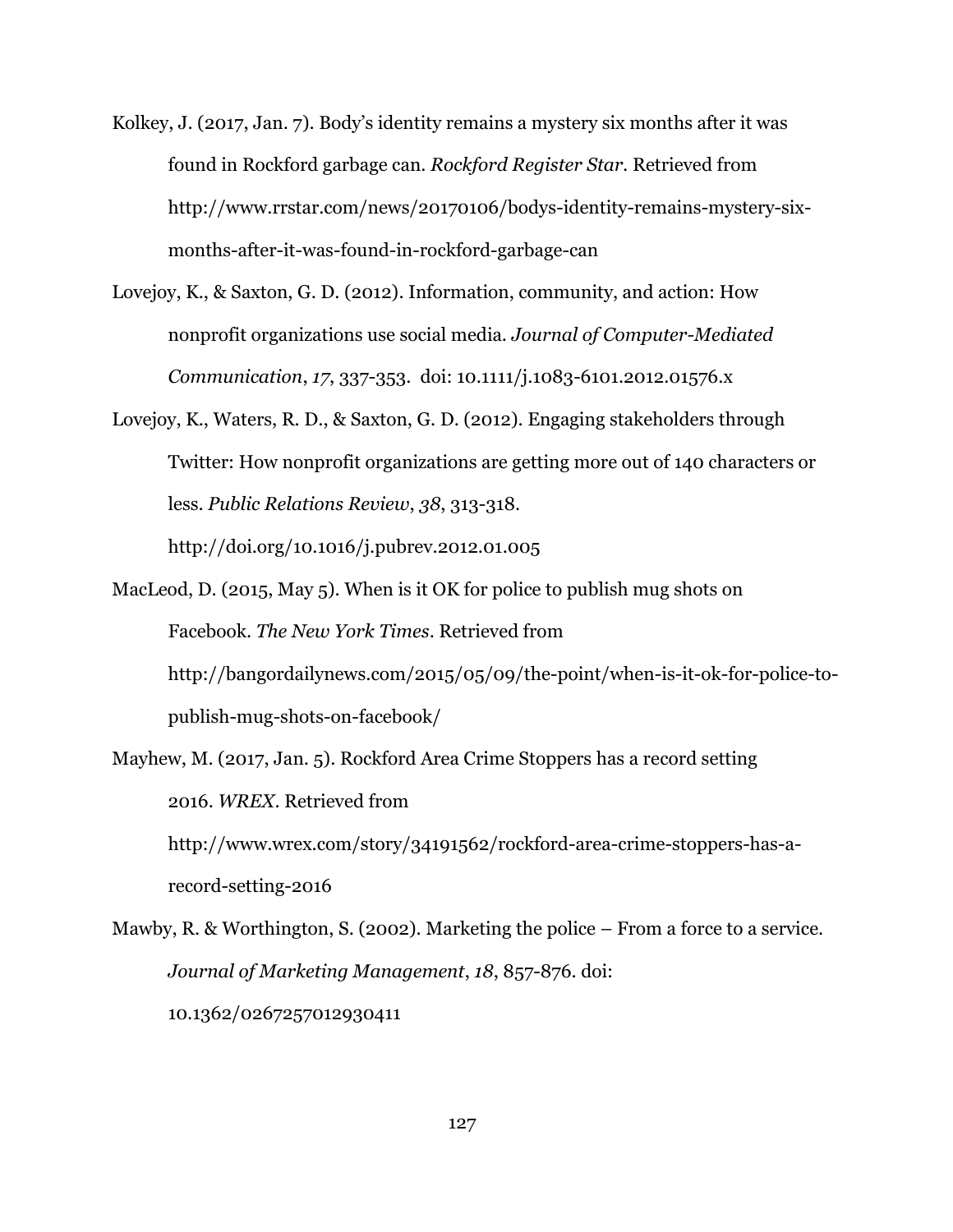Kolkey, J. (2017, Jan. 7). Body's identity remains a mystery six months after it was found in Rockford garbage can. *Rockford Register Star*. Retrieved from http://www.rrstar.com/news/20170106/bodys-identity-remains-mystery-six-months-after-it-was-found-in-rockford-garbage-can

Lovejoy, K., & Saxton, G. D. (2012). Information, community, and action: How nonprofit organizations use social media. *Journal of Computer-Mediated Communication*, *17*, 337-353. doi: 10.1111/j.1083-6101.2012.01576.x

Lovejoy, K., Waters, R. D., & Saxton, G. D. (2012). Engaging stakeholders through Twitter: How nonprofit organizations are getting more out of 140 characters or less. *Public Relations Review*, *38*, 313-318. http://doi.org/10.1016/j.pubrev.2012.01.005

MacLeod, D. (2015, May 5). When is it OK for police to publish mug shots on Facebook. *The New York Times*. Retrieved from http://bangordailynews.com/2015/05/09/the-point/when-is-it-ok-for-police-to-publish-mug-shots-on-facebook/

Mayhew, M. (2017, Jan. 5). Rockford Area Crime Stoppers has a record setting 2016. *WREX*. Retrieved from http://www.wrex.com/story/34191562/rockford-area-crime-stoppers-has-a-record-setting-2016

Mawby, R. & Worthington, S. (2002). Marketing the police – From a force to a service. *Journal of Marketing Management*, *18*, 857-876. doi: 10.1362/0267257012930411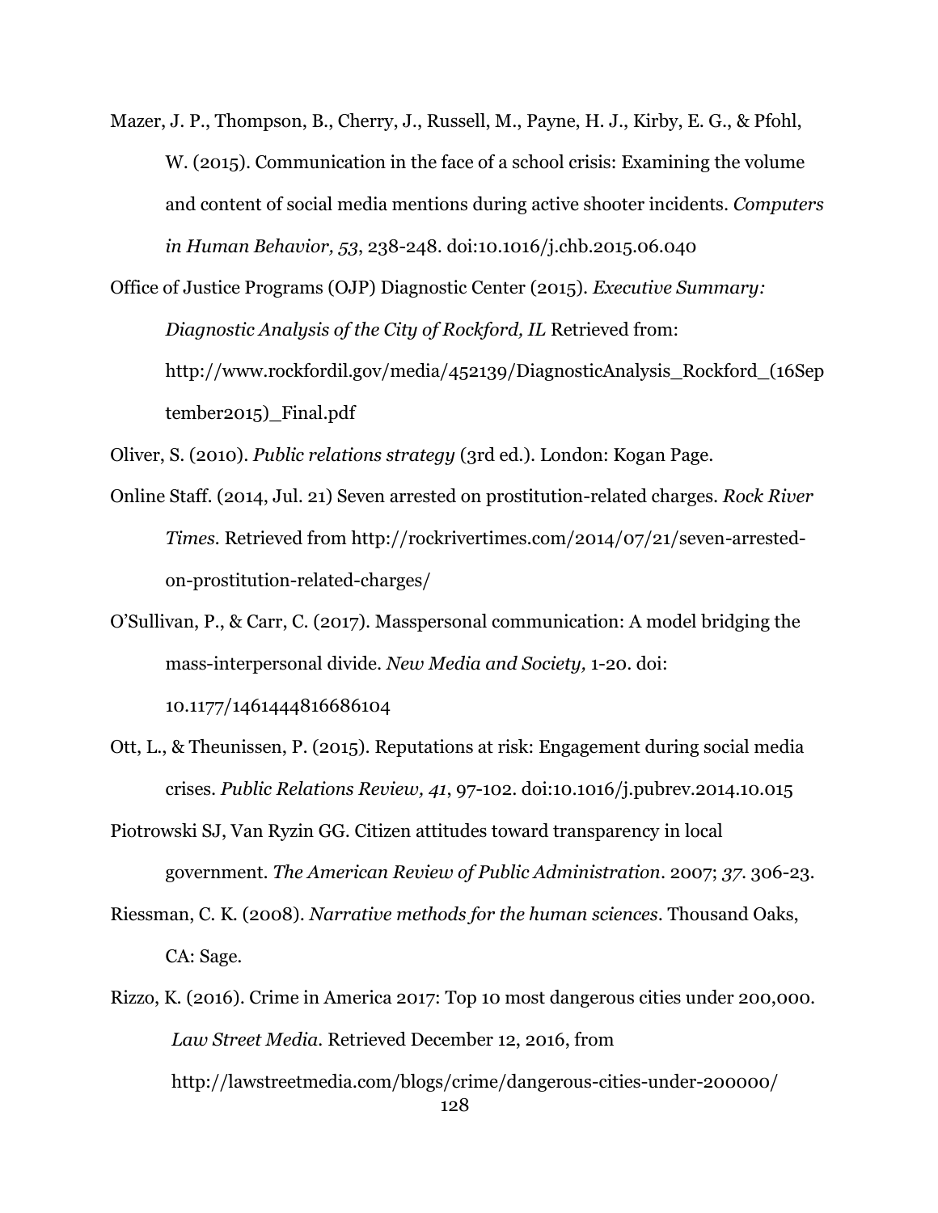Mazer, J. P., Thompson, B., Cherry, J., Russell, M., Payne, H. J., Kirby, E. G., & Pfohl, W. (2015). Communication in the face of a school crisis: Examining the volume and content of social media mentions during active shooter incidents. *Computers in Human Behavior, 53*, 238-248. doi:10.1016/j.chb.2015.06.040

Office of Justice Programs (OJP) Diagnostic Center (2015). *Executive Summary: Diagnostic Analysis of the City of Rockford, IL* Retrieved from: http://www.rockfordil.gov/media/452139/DiagnosticAnalysis_Rockford_(16September2015)_Final.pdf

Oliver, S. (2010). *Public relations strategy* (3rd ed.). London: Kogan Page.

Online Staff. (2014, Jul. 21) Seven arrested on prostitution-related charges. *Rock River Times*. Retrieved from http://rockrivertimes.com/2014/07/21/seven-arrested-on-prostitution-related-charges/

O'Sullivan, P., & Carr, C. (2017). Masspersonal communication: A model bridging the mass-interpersonal divide. *New Media and Society,* 1-20. doi: 10.1177/1461444816686104

Ott, L., & Theunissen, P. (2015). Reputations at risk: Engagement during social media crises. *Public Relations Review, 41*, 97-102. doi:10.1016/j.pubrev.2014.10.015

Piotrowski SJ, Van Ryzin GG. Citizen attitudes toward transparency in local government. *The American Review of Public Administration*. 2007; *37*. 306-23.

Riessman, C. K. (2008). *Narrative methods for the human sciences*. Thousand Oaks, CA: Sage.

Rizzo, K. (2016). Crime in America 2017: Top 10 most dangerous cities under 200,000. *Law Street Media*. Retrieved December 12, 2016, from http://lawstreetmedia.com/blogs/crime/dangerous-cities-under-200000/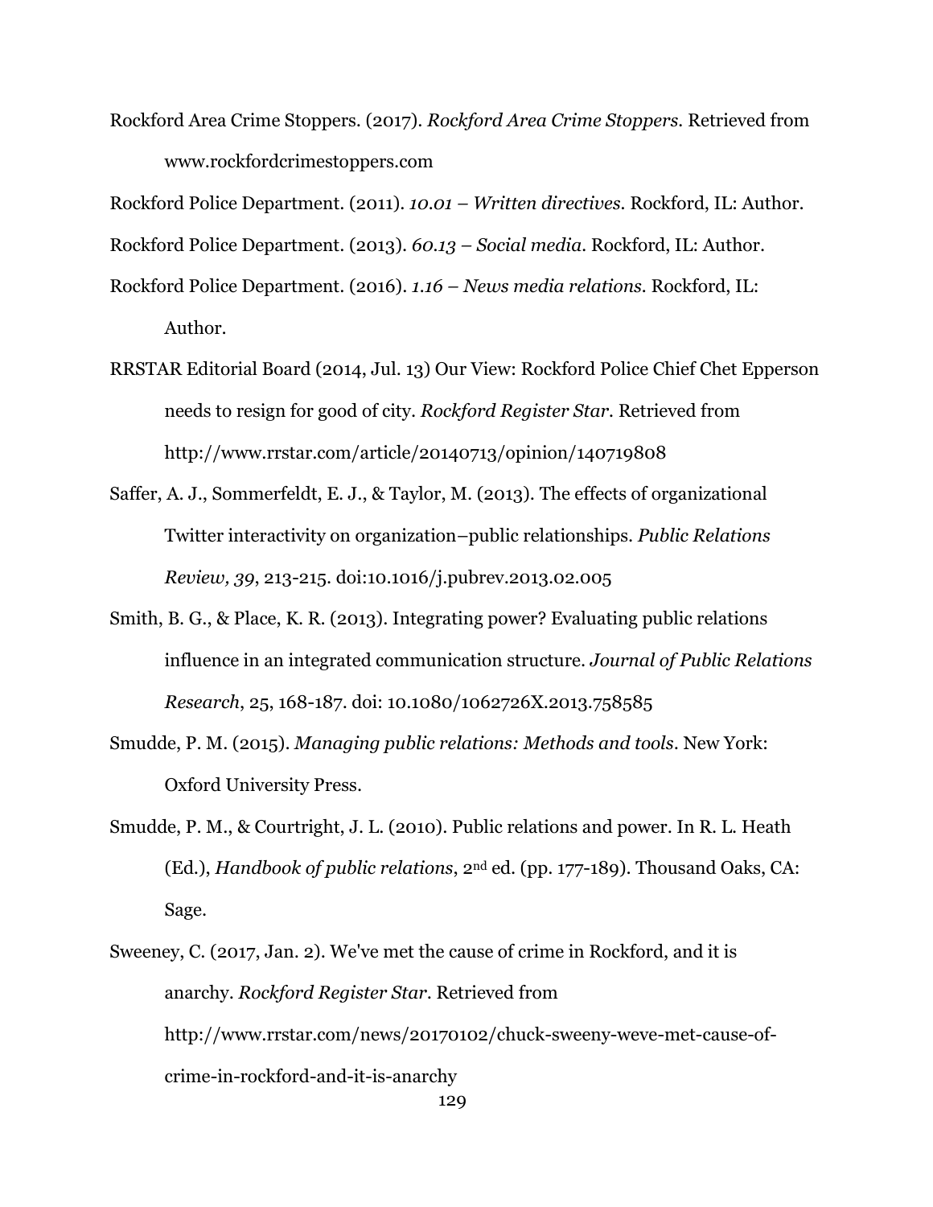Rockford Area Crime Stoppers. (2017). *Rockford Area Crime Stoppers.* Retrieved from www.rockfordcrimestoppers.com

Rockford Police Department. (2011). *10.01 – Written directives.* Rockford, IL: Author.

Rockford Police Department. (2013). *60.13 – Social media.* Rockford, IL: Author.

Rockford Police Department. (2016). *1.16 – News media relations.* Rockford, IL: Author.

RRSTAR Editorial Board (2014, Jul. 13) Our View: Rockford Police Chief Chet Epperson needs to resign for good of city. *Rockford Register Star.* Retrieved from http://www.rrstar.com/article/20140713/opinion/140719808

Saffer, A. J., Sommerfeldt, E. J., & Taylor, M. (2013). The effects of organizational Twitter interactivity on organization–public relationships. *Public Relations Review, 39*, 213-215. doi:10.1016/j.pubrev.2013.02.005

Smith, B. G., & Place, K. R. (2013). Integrating power? Evaluating public relations influence in an integrated communication structure. *Journal of Public Relations Research*, 25, 168-187. doi: 10.1080/1062726X.2013.758585

Smudde, P. M. (2015). *Managing public relations: Methods and tools*. New York: Oxford University Press.

Smudde, P. M., & Courtright, J. L. (2010). Public relations and power. In R. L. Heath (Ed.), *Handbook of public relations*, 2nd ed. (pp. 177-189). Thousand Oaks, CA: Sage.

Sweeney, C. (2017, Jan. 2). We've met the cause of crime in Rockford, and it is anarchy. *Rockford Register Star.* Retrieved from http://www.rrstar.com/news/20170102/chuck-sweeny-weve-met-cause-of-crime-in-rockford-and-it-is-anarchy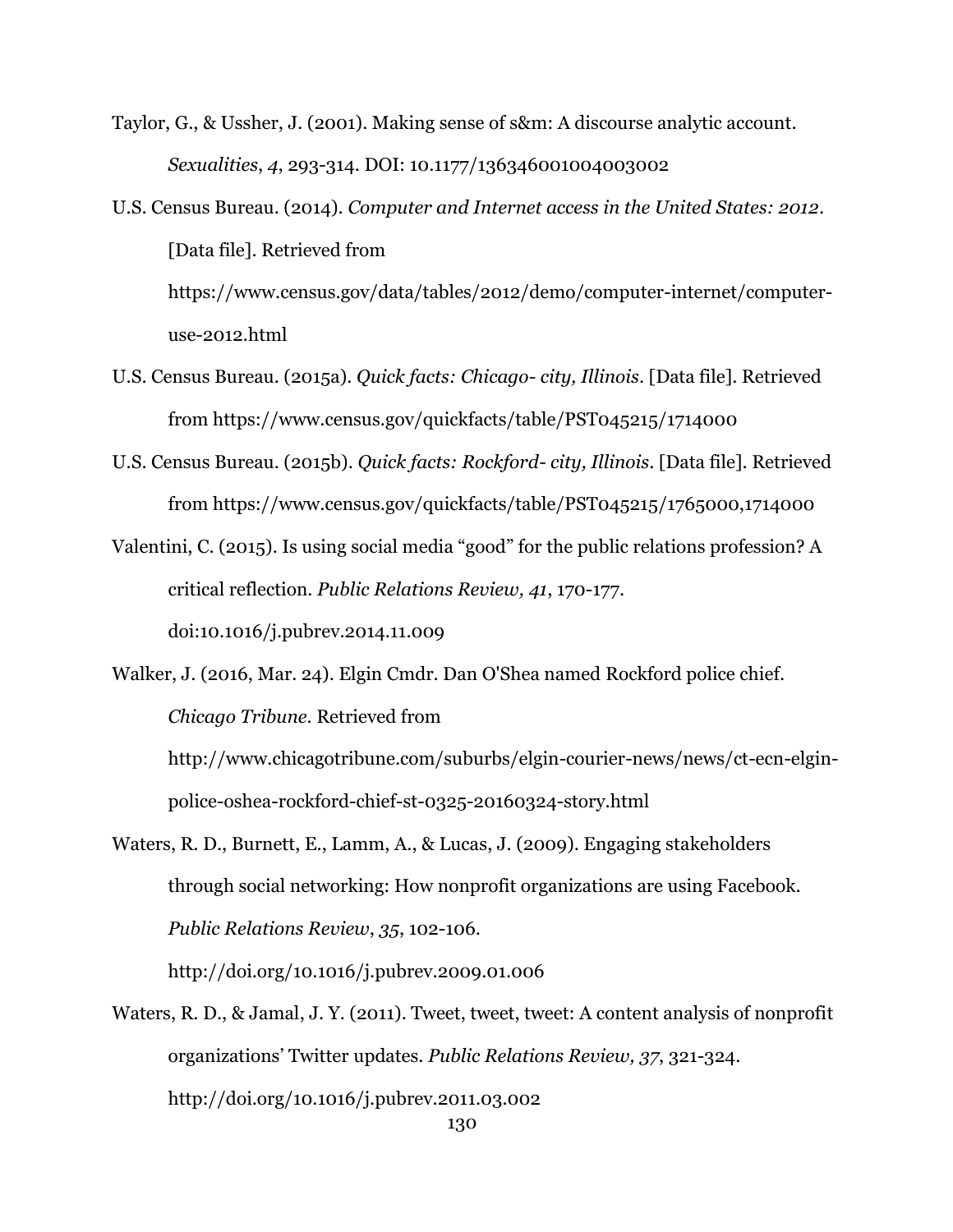Taylor, G., & Ussher, J. (2001). Making sense of s&m: A discourse analytic account. *Sexualities*, *4*, 293-314. DOI: 10.1177/136346001004003002

U.S. Census Bureau. (2014). *Computer and Internet access in the United States: 2012*. [Data file]. Retrieved from https://www.census.gov/data/tables/2012/demo/computer-internet/computer-use-2012.html

U.S. Census Bureau. (2015a). *Quick facts: Chicago- city, Illinois*. [Data file]. Retrieved from https://www.census.gov/quickfacts/table/PST045215/1714000

U.S. Census Bureau. (2015b). *Quick facts: Rockford- city, Illinois*. [Data file]. Retrieved from https://www.census.gov/quickfacts/table/PST045215/1765000,1714000

Valentini, C. (2015). Is using social media "good" for the public relations profession? A critical reflection. *Public Relations Review, 41*, 170-177. doi:10.1016/j.pubrev.2014.11.009

Walker, J. (2016, Mar. 24). Elgin Cmdr. Dan O'Shea named Rockford police chief. *Chicago Tribune*. Retrieved from http://www.chicagotribune.com/suburbs/elgin-courier-news/news/ct-ecn-elgin-police-oshea-rockford-chief-st-0325-20160324-story.html

Waters, R. D., Burnett, E., Lamm, A., & Lucas, J. (2009). Engaging stakeholders through social networking: How nonprofit organizations are using Facebook. *Public Relations Review*, *35*, 102-106. http://doi.org/10.1016/j.pubrev.2009.01.006

Waters, R. D., & Jamal, J. Y. (2011). Tweet, tweet, tweet: A content analysis of nonprofit organizations' Twitter updates. *Public Relations Review, 37*, 321-324. http://doi.org/10.1016/j.pubrev.2011.03.002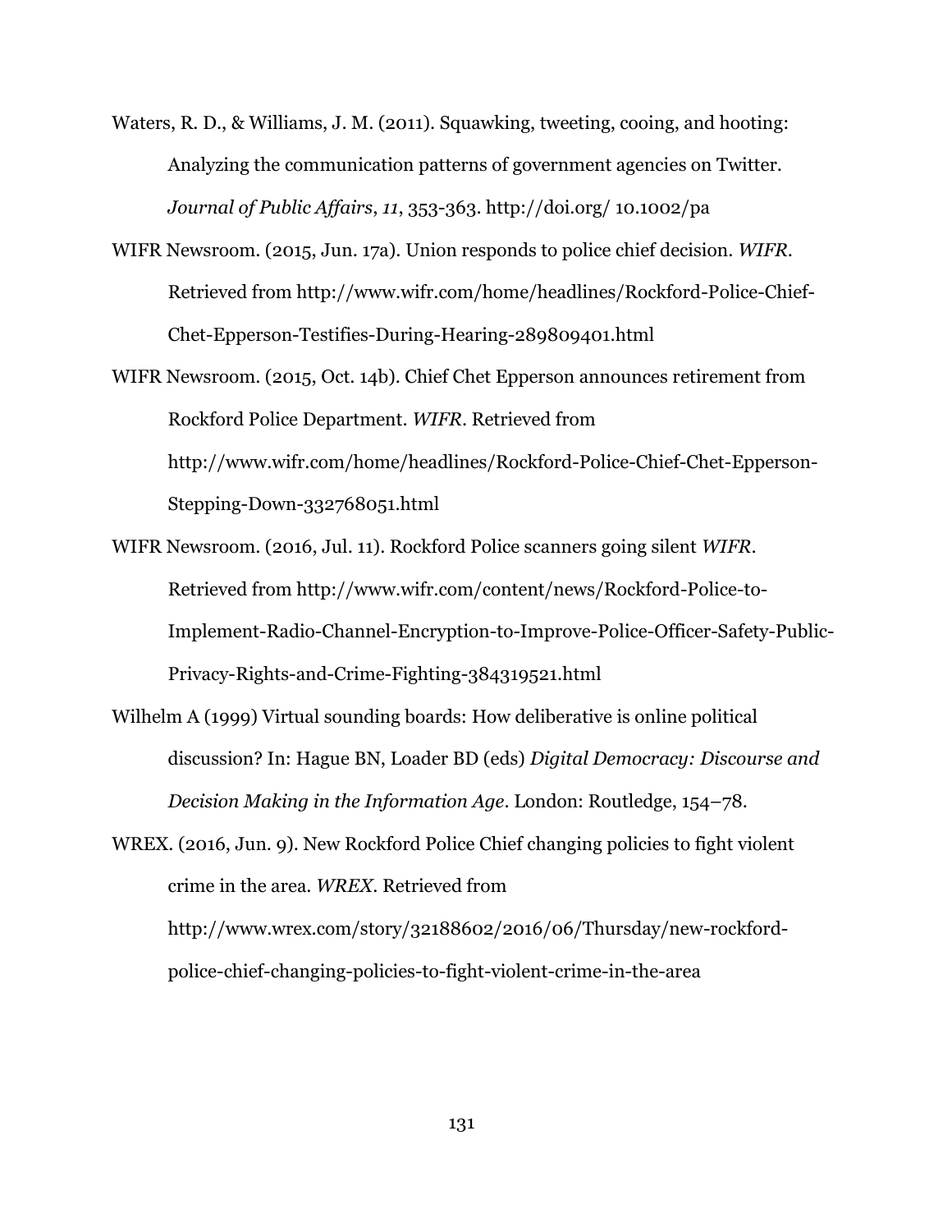Waters, R. D., & Williams, J. M. (2011). Squawking, tweeting, cooing, and hooting: Analyzing the communication patterns of government agencies on Twitter. *Journal of Public Affairs*, *11*, 353-363. http://doi.org/ 10.1002/pa

WIFR Newsroom. (2015, Jun. 17a). Union responds to police chief decision. *WIFR*. Retrieved from http://www.wifr.com/home/headlines/Rockford-Police-Chief-Chet-Epperson-Testifies-During-Hearing-289809401.html

WIFR Newsroom. (2015, Oct. 14b). Chief Chet Epperson announces retirement from Rockford Police Department. *WIFR*. Retrieved from http://www.wifr.com/home/headlines/Rockford-Police-Chief-Chet-Epperson-Stepping-Down-332768051.html

WIFR Newsroom. (2016, Jul. 11). Rockford Police scanners going silent *WIFR*. Retrieved from http://www.wifr.com/content/news/Rockford-Police-to-Implement-Radio-Channel-Encryption-to-Improve-Police-Officer-Safety-Public-Privacy-Rights-and-Crime-Fighting-384319521.html

Wilhelm A (1999) Virtual sounding boards: How deliberative is online political discussion? In: Hague BN, Loader BD (eds) *Digital Democracy: Discourse and Decision Making in the Information Age*. London: Routledge, 154–78.

WREX. (2016, Jun. 9). New Rockford Police Chief changing policies to fight violent crime in the area. *WREX*. Retrieved from http://www.wrex.com/story/32188602/2016/06/Thursday/new-rockford-police-chief-changing-policies-to-fight-violent-crime-in-the-area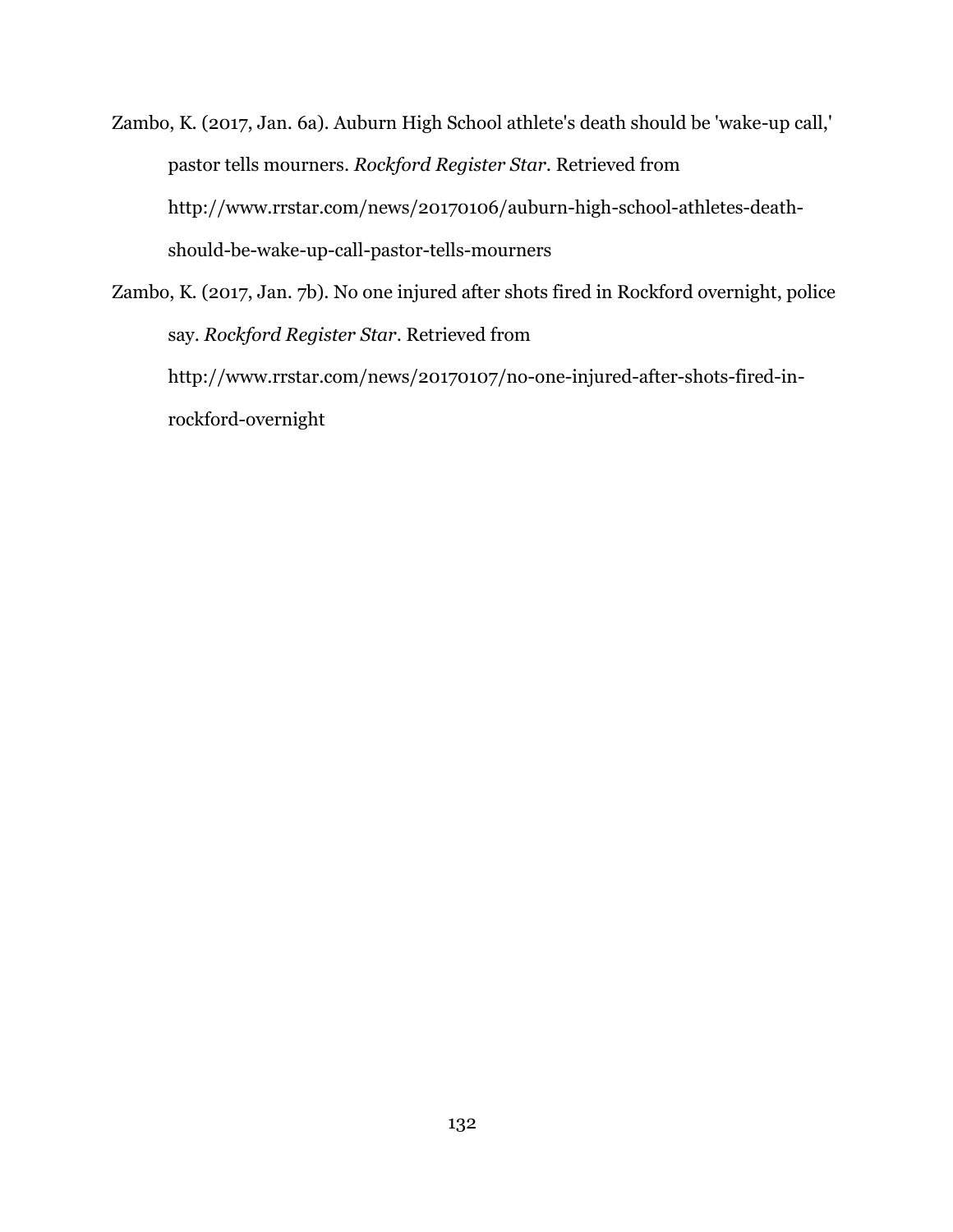Zambo, K. (2017, Jan. 6a). Auburn High School athlete's death should be 'wake-up call,' pastor tells mourners. *Rockford Register Star*. Retrieved from http://www.rrstar.com/news/20170106/auburn-high-school-athletes-death-should-be-wake-up-call-pastor-tells-mourners

Zambo, K. (2017, Jan. 7b). No one injured after shots fired in Rockford overnight, police say. *Rockford Register Star*. Retrieved from http://www.rrstar.com/news/20170107/no-one-injured-after-shots-fired-in-rockford-overnight